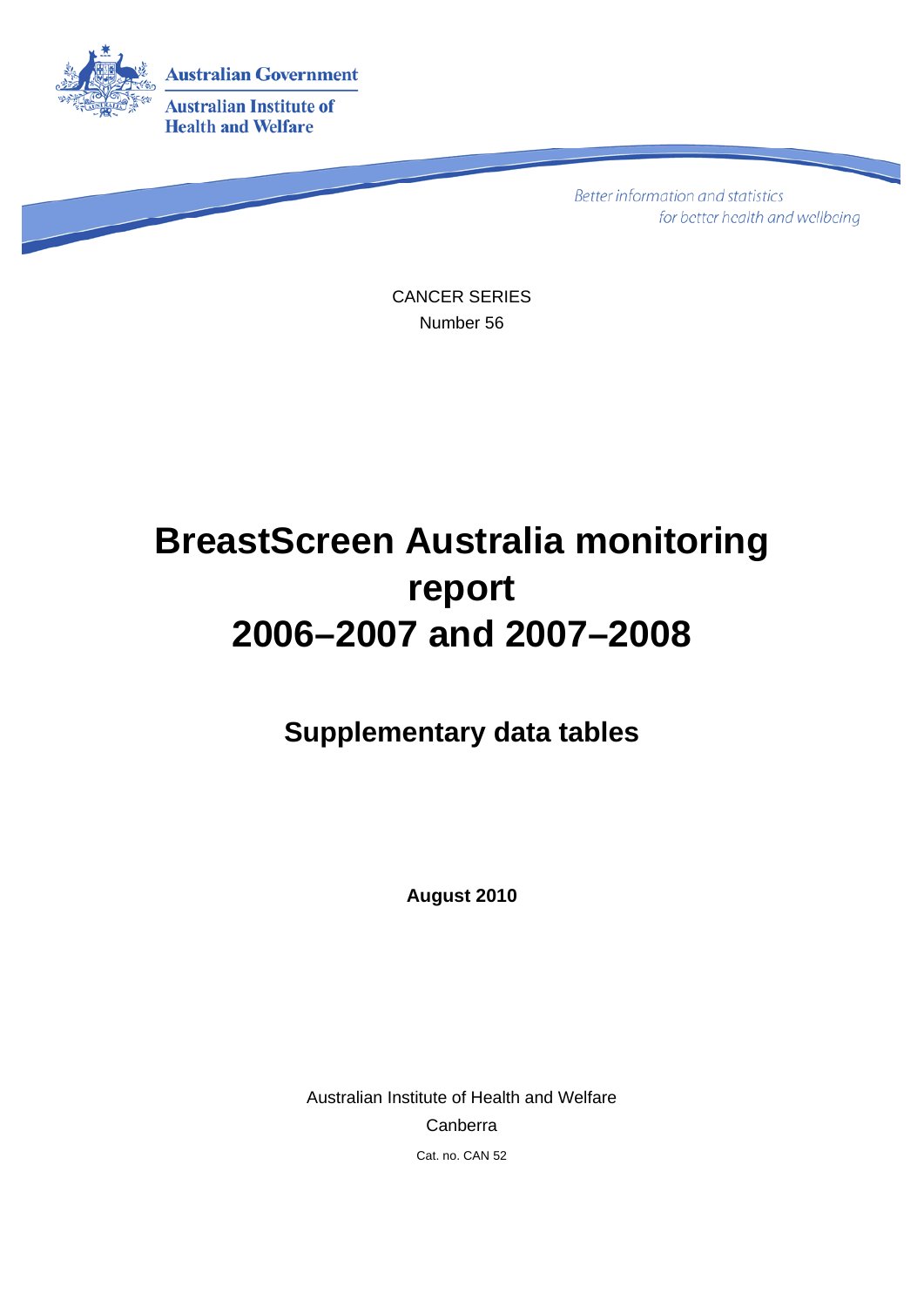Australian Government

Australian Institute of Health and Welfare

*Better information and statistics for better health and wellbeing*

CANCER SERIES

Number 56

# BreastScreen Australia monitoring report 2006–2007 and 2007–2008

## Supplementary data tables

**August 2010**

Australian Institute of Health and Welfare

Canberra

Cat. no. CAN 52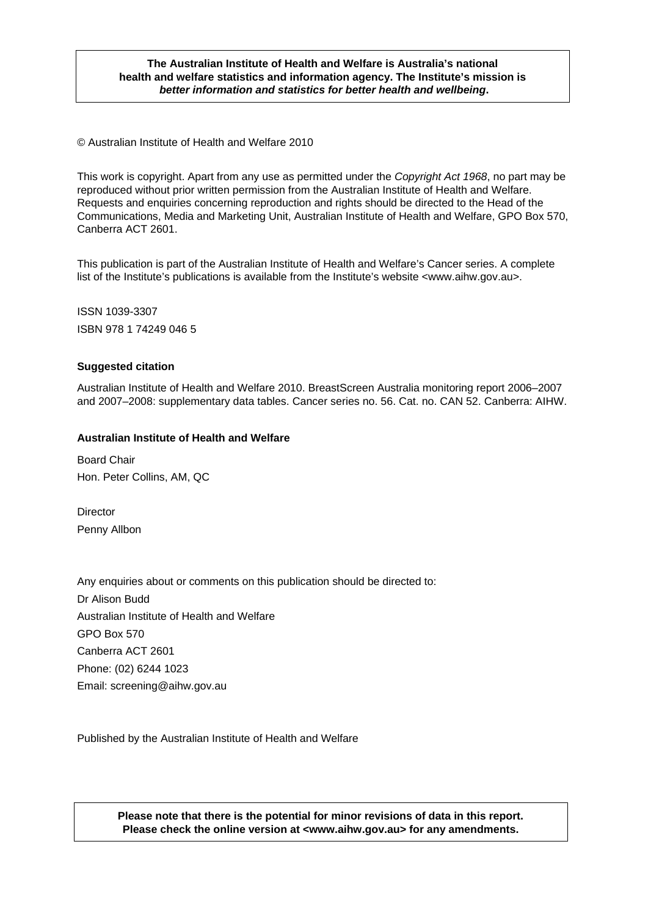**The Australian Institute of Health and Welfare is Australia's national health and welfare statistics and information agency. The Institute's mission is *better information and statistics for better health and wellbeing*.**

© Australian Institute of Health and Welfare 2010

This work is copyright. Apart from any use as permitted under the *Copyright Act 1968*, no part may be reproduced without prior written permission from the Australian Institute of Health and Welfare. Requests and enquiries concerning reproduction and rights should be directed to the Head of the Communications, Media and Marketing Unit, Australian Institute of Health and Welfare, GPO Box 570, Canberra ACT 2601.

This publication is part of the Australian Institute of Health and Welfare's Cancer series. A complete list of the Institute's publications is available from the Institute's website <www.aihw.gov.au>.

ISSN 1039-3307

ISBN 978 1 74249 046 5

**Suggested citation**

Australian Institute of Health and Welfare 2010. BreastScreen Australia monitoring report 2006–2007 and 2007–2008: supplementary data tables. Cancer series no. 56. Cat. no. CAN 52. Canberra: AIHW.

**Australian Institute of Health and Welfare**

Board Chair
Hon. Peter Collins, AM, QC

Director
Penny Allbon

Any enquiries about or comments on this publication should be directed to:
Dr Alison Budd
Australian Institute of Health and Welfare
GPO Box 570
Canberra ACT 2601
Phone: (02) 6244 1023
Email: screening@aihw.gov.au

Published by the Australian Institute of Health and Welfare

**Please note that there is the potential for minor revisions of data in this report. Please check the online version at <www.aihw.gov.au> for any amendments.**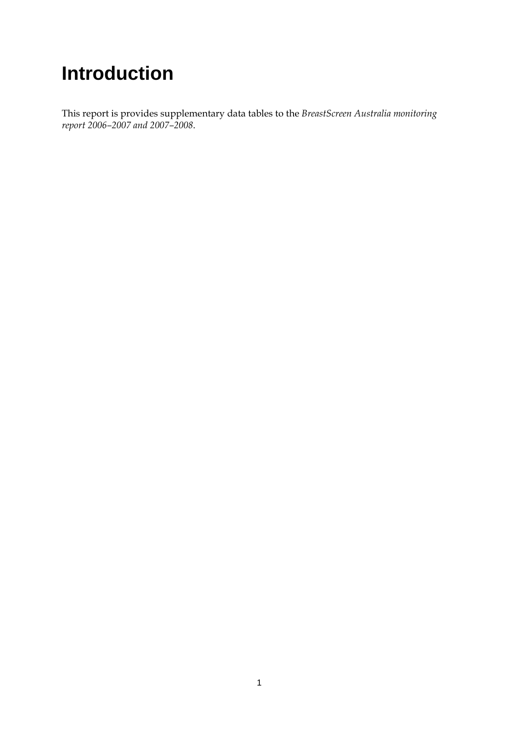# Introduction

This report is provides supplementary data tables to the *BreastScreen Australia monitoring report 2006–2007 and 2007–2008*.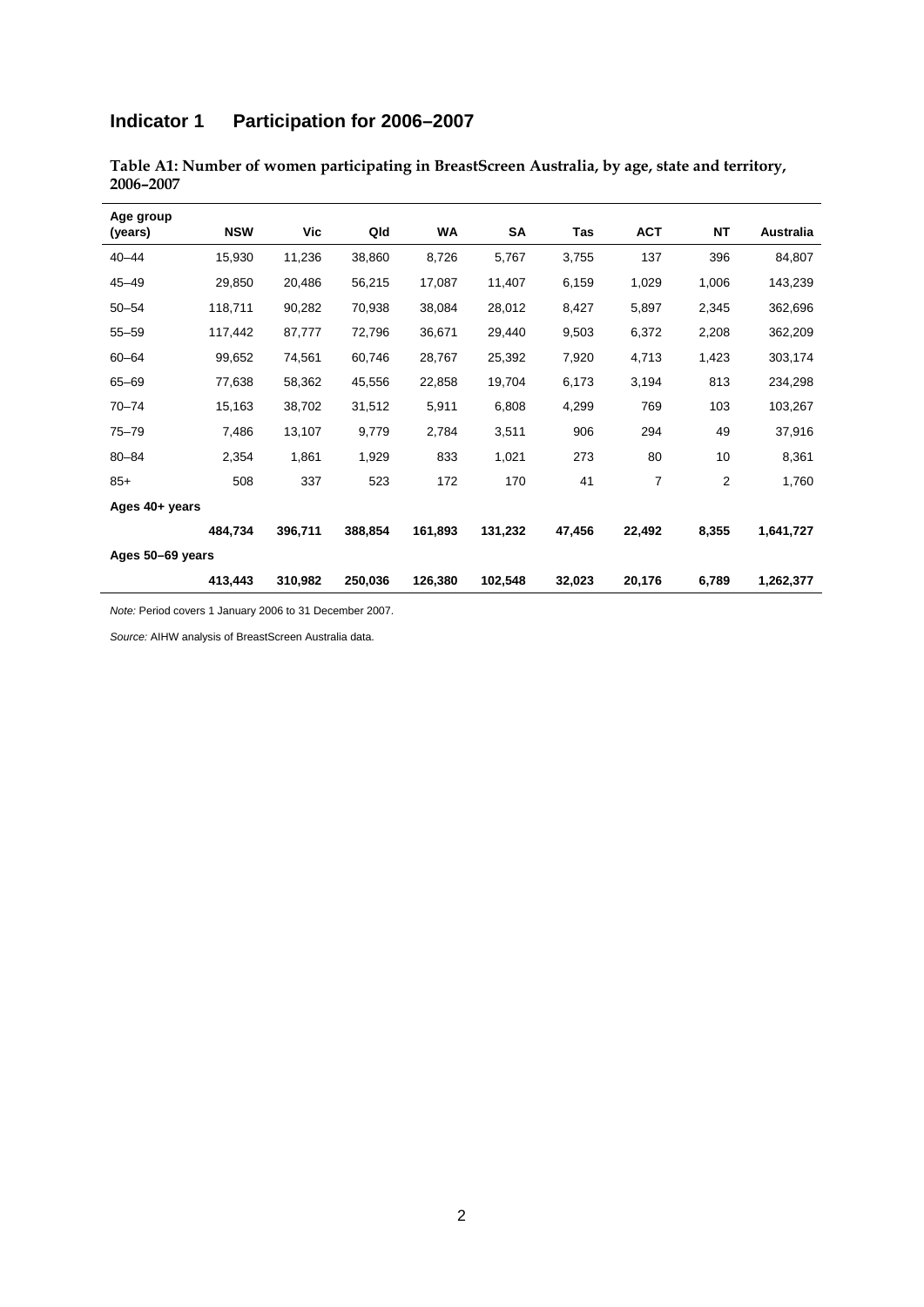## Indicator 1 Participation for 2006–2007

**Table A1: Number of women participating in BreastScreen Australia, by age, state and territory, 2006–2007**

| Age group (years) | NSW | Vic | Qld | WA | SA | Tas | ACT | NT | Australia |
|---|---|---|---|---|---|---|---|---|---|
| 40–44 | 15,930 | 11,236 | 38,860 | 8,726 | 5,767 | 3,755 | 137 | 396 | 84,807 |
| 45–49 | 29,850 | 20,486 | 56,215 | 17,087 | 11,407 | 6,159 | 1,029 | 1,006 | 143,239 |
| 50–54 | 118,711 | 90,282 | 70,938 | 38,084 | 28,012 | 8,427 | 5,897 | 2,345 | 362,696 |
| 55–59 | 117,442 | 87,777 | 72,796 | 36,671 | 29,440 | 9,503 | 6,372 | 2,208 | 362,209 |
| 60–64 | 99,652 | 74,561 | 60,746 | 28,767 | 25,392 | 7,920 | 4,713 | 1,423 | 303,174 |
| 65–69 | 77,638 | 58,362 | 45,556 | 22,858 | 19,704 | 6,173 | 3,194 | 813 | 234,298 |
| 70–74 | 15,163 | 38,702 | 31,512 | 5,911 | 6,808 | 4,299 | 769 | 103 | 103,267 |
| 75–79 | 7,486 | 13,107 | 9,779 | 2,784 | 3,511 | 906 | 294 | 49 | 37,916 |
| 80–84 | 2,354 | 1,861 | 1,929 | 833 | 1,021 | 273 | 80 | 10 | 8,361 |
| 85+ | 508 | 337 | 523 | 172 | 170 | 41 | 7 | 2 | 1,760 |
| **Ages 40+ years** | | | | | | | | | |
| | **484,734** | **396,711** | **388,854** | **161,893** | **131,232** | **47,456** | **22,492** | **8,355** | **1,641,727** |
| **Ages 50–69 years** | | | | | | | | | |
| | **413,443** | **310,982** | **250,036** | **126,380** | **102,548** | **32,023** | **20,176** | **6,789** | **1,262,377** |

*Note:* Period covers 1 January 2006 to 31 December 2007.

*Source:* AIHW analysis of BreastScreen Australia data.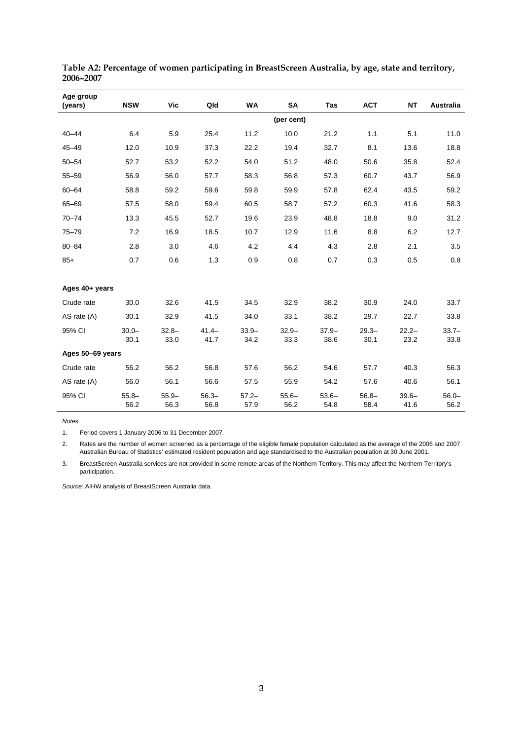**Table A2: Percentage of women participating in BreastScreen Australia, by age, state and territory, 2006–2007**

| Age group (years) | NSW | Vic | Qld | WA | SA | Tas | ACT | NT | Australia |
|---|---|---|---|---|---|---|---|---|---|
| | | | | | (per cent) | | | | |
| 40–44 | 6.4 | 5.9 | 25.4 | 11.2 | 10.0 | 21.2 | 1.1 | 5.1 | 11.0 |
| 45–49 | 12.0 | 10.9 | 37.3 | 22.2 | 19.4 | 32.7 | 8.1 | 13.6 | 18.8 |
| 50–54 | 52.7 | 53.2 | 52.2 | 54.0 | 51.2 | 48.0 | 50.6 | 35.8 | 52.4 |
| 55–59 | 56.9 | 56.0 | 57.7 | 58.3 | 56.8 | 57.3 | 60.7 | 43.7 | 56.9 |
| 60–64 | 58.8 | 59.2 | 59.6 | 59.8 | 59.9 | 57.8 | 62.4 | 43.5 | 59.2 |
| 65–69 | 57.5 | 58.0 | 59.4 | 60.5 | 58.7 | 57.2 | 60.3 | 41.6 | 58.3 |
| 70–74 | 13.3 | 45.5 | 52.7 | 19.6 | 23.9 | 48.8 | 18.8 | 9.0 | 31.2 |
| 75–79 | 7.2 | 16.9 | 18.5 | 10.7 | 12.9 | 11.6 | 8.8 | 6.2 | 12.7 |
| 80–84 | 2.8 | 3.0 | 4.6 | 4.2 | 4.4 | 4.3 | 2.8 | 2.1 | 3.5 |
| 85+ | 0.7 | 0.6 | 1.3 | 0.9 | 0.8 | 0.7 | 0.3 | 0.5 | 0.8 |
| **Ages 40+ years** | | | | | | | | | |
| Crude rate | 30.0 | 32.6 | 41.5 | 34.5 | 32.9 | 38.2 | 30.9 | 24.0 | 33.7 |
| AS rate (A) | 30.1 | 32.9 | 41.5 | 34.0 | 33.1 | 38.2 | 29.7 | 22.7 | 33.8 |
| 95% CI | 30.0–30.1 | 32.8–33.0 | 41.4–41.7 | 33.9–34.2 | 32.9–33.3 | 37.9–38.6 | 29.3–30.1 | 22.2–23.2 | 33.7–33.8 |
| **Ages 50–69 years** | | | | | | | | | |
| Crude rate | 56.2 | 56.2 | 56.8 | 57.6 | 56.2 | 54.6 | 57.7 | 40.3 | 56.3 |
| AS rate (A) | 56.0 | 56.1 | 56.6 | 57.5 | 55.9 | 54.2 | 57.6 | 40.6 | 56.1 |
| 95% CI | 55.8–56.2 | 55.9–56.3 | 56.3–56.8 | 57.2–57.9 | 55.6–56.2 | 53.6–54.8 | 56.8–58.4 | 39.6–41.6 | 56.0–56.2 |

*Notes*

1. Period covers 1 January 2006 to 31 December 2007.
2. Rates are the number of women screened as a percentage of the eligible female population calculated as the average of the 2006 and 2007 Australian Bureau of Statistics' estimated resident population and age standardised to the Australian population at 30 June 2001.
3. BreastScreen Australia services are not provided in some remote areas of the Northern Territory. This may affect the Northern Territory's participation.

*Source:* AIHW analysis of BreastScreen Australia data.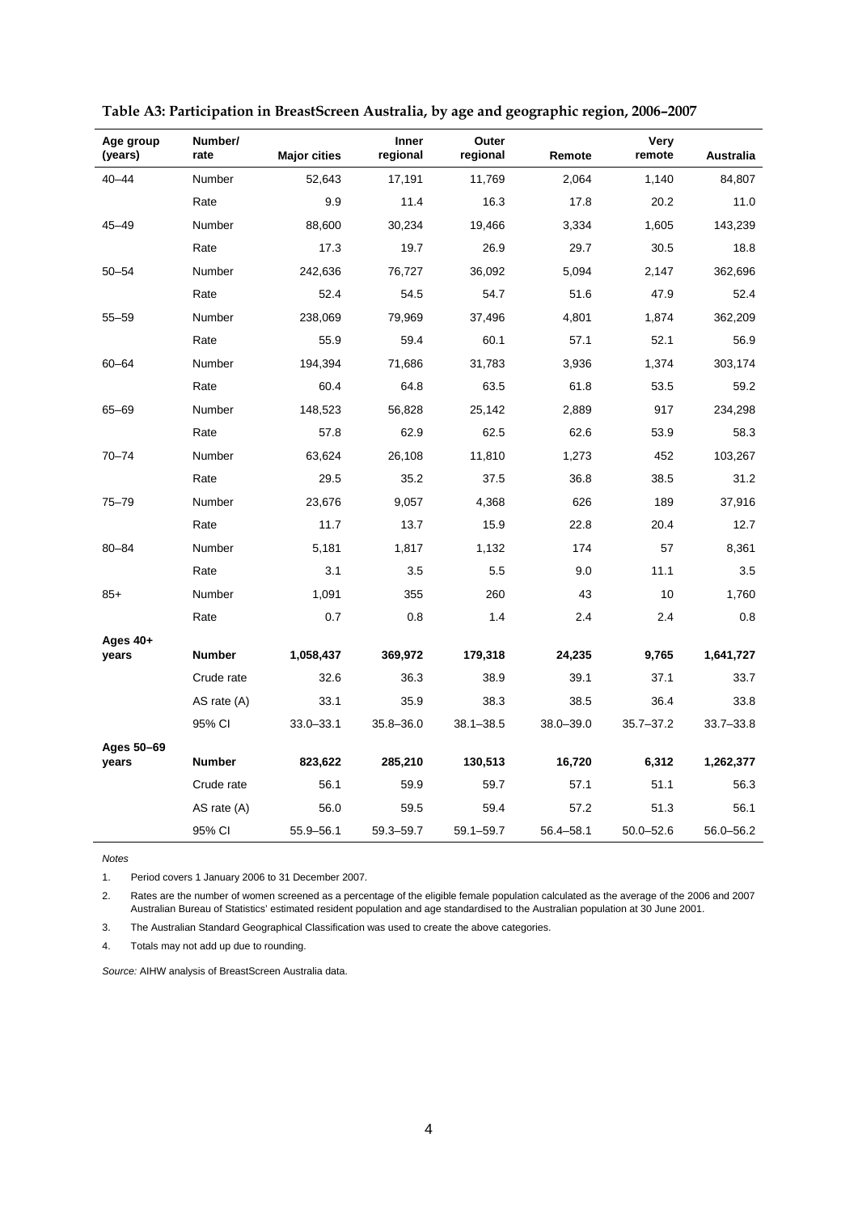**Table A3: Participation in BreastScreen Australia, by age and geographic region, 2006–2007**

| Age group (years) | Number/ rate | Major cities | Inner regional | Outer regional | Remote | Very remote | Australia |
|---|---|---|---|---|---|---|---|
| 40–44 | Number | 52,643 | 17,191 | 11,769 | 2,064 | 1,140 | 84,807 |
| | Rate | 9.9 | 11.4 | 16.3 | 17.8 | 20.2 | 11.0 |
| 45–49 | Number | 88,600 | 30,234 | 19,466 | 3,334 | 1,605 | 143,239 |
| | Rate | 17.3 | 19.7 | 26.9 | 29.7 | 30.5 | 18.8 |
| 50–54 | Number | 242,636 | 76,727 | 36,092 | 5,094 | 2,147 | 362,696 |
| | Rate | 52.4 | 54.5 | 54.7 | 51.6 | 47.9 | 52.4 |
| 55–59 | Number | 238,069 | 79,969 | 37,496 | 4,801 | 1,874 | 362,209 |
| | Rate | 55.9 | 59.4 | 60.1 | 57.1 | 52.1 | 56.9 |
| 60–64 | Number | 194,394 | 71,686 | 31,783 | 3,936 | 1,374 | 303,174 |
| | Rate | 60.4 | 64.8 | 63.5 | 61.8 | 53.5 | 59.2 |
| 65–69 | Number | 148,523 | 56,828 | 25,142 | 2,889 | 917 | 234,298 |
| | Rate | 57.8 | 62.9 | 62.5 | 62.6 | 53.9 | 58.3 |
| 70–74 | Number | 63,624 | 26,108 | 11,810 | 1,273 | 452 | 103,267 |
| | Rate | 29.5 | 35.2 | 37.5 | 36.8 | 38.5 | 31.2 |
| 75–79 | Number | 23,676 | 9,057 | 4,368 | 626 | 189 | 37,916 |
| | Rate | 11.7 | 13.7 | 15.9 | 22.8 | 20.4 | 12.7 |
| 80–84 | Number | 5,181 | 1,817 | 1,132 | 174 | 57 | 8,361 |
| | Rate | 3.1 | 3.5 | 5.5 | 9.0 | 11.1 | 3.5 |
| 85+ | Number | 1,091 | 355 | 260 | 43 | 10 | 1,760 |
| | Rate | 0.7 | 0.8 | 1.4 | 2.4 | 2.4 | 0.8 |
| **Ages 40+ years** | **Number** | **1,058,437** | **369,972** | **179,318** | **24,235** | **9,765** | **1,641,727** |
| | Crude rate | 32.6 | 36.3 | 38.9 | 39.1 | 37.1 | 33.7 |
| | AS rate (A) | 33.1 | 35.9 | 38.3 | 38.5 | 36.4 | 33.8 |
| | 95% CI | 33.0–33.1 | 35.8–36.0 | 38.1–38.5 | 38.0–39.0 | 35.7–37.2 | 33.7–33.8 |
| **Ages 50–69 years** | **Number** | **823,622** | **285,210** | **130,513** | **16,720** | **6,312** | **1,262,377** |
| | Crude rate | 56.1 | 59.9 | 59.7 | 57.1 | 51.1 | 56.3 |
| | AS rate (A) | 56.0 | 59.5 | 59.4 | 57.2 | 51.3 | 56.1 |
| | 95% CI | 55.9–56.1 | 59.3–59.7 | 59.1–59.7 | 56.4–58.1 | 50.0–52.6 | 56.0–56.2 |

*Notes*

1. Period covers 1 January 2006 to 31 December 2007.
2. Rates are the number of women screened as a percentage of the eligible female population calculated as the average of the 2006 and 2007 Australian Bureau of Statistics' estimated resident population and age standardised to the Australian population at 30 June 2001.
3. The Australian Standard Geographical Classification was used to create the above categories.
4. Totals may not add up due to rounding.

*Source:* AIHW analysis of BreastScreen Australia data.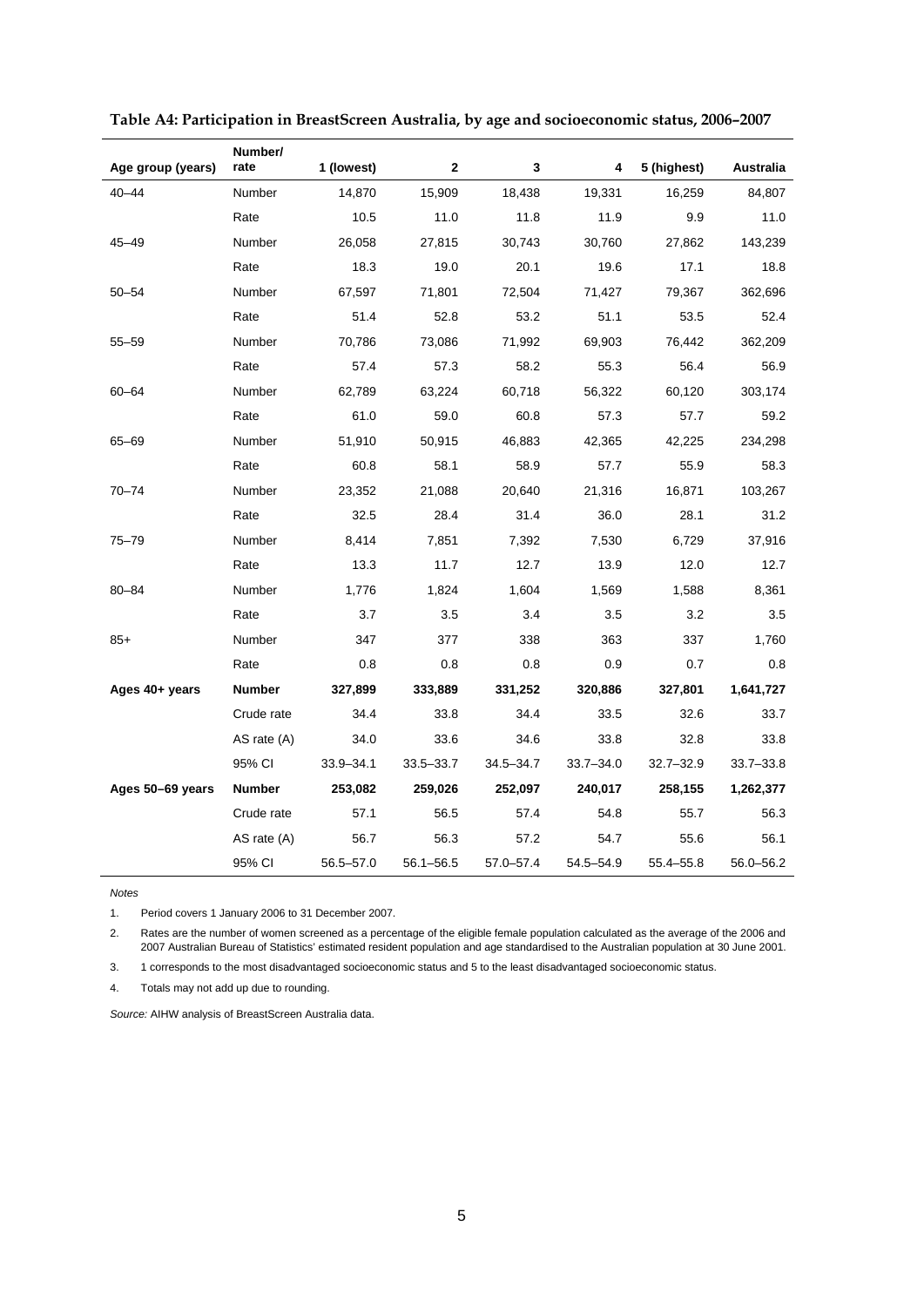**Table A4: Participation in BreastScreen Australia, by age and socioeconomic status, 2006–2007**

| Age group (years) | Number/ rate | 1 (lowest) | 2 | 3 | 4 | 5 (highest) | Australia |
|---|---|---|---|---|---|---|---|
| 40–44 | Number | 14,870 | 15,909 | 18,438 | 19,331 | 16,259 | 84,807 |
| | Rate | 10.5 | 11.0 | 11.8 | 11.9 | 9.9 | 11.0 |
| 45–49 | Number | 26,058 | 27,815 | 30,743 | 30,760 | 27,862 | 143,239 |
| | Rate | 18.3 | 19.0 | 20.1 | 19.6 | 17.1 | 18.8 |
| 50–54 | Number | 67,597 | 71,801 | 72,504 | 71,427 | 79,367 | 362,696 |
| | Rate | 51.4 | 52.8 | 53.2 | 51.1 | 53.5 | 52.4 |
| 55–59 | Number | 70,786 | 73,086 | 71,992 | 69,903 | 76,442 | 362,209 |
| | Rate | 57.4 | 57.3 | 58.2 | 55.3 | 56.4 | 56.9 |
| 60–64 | Number | 62,789 | 63,224 | 60,718 | 56,322 | 60,120 | 303,174 |
| | Rate | 61.0 | 59.0 | 60.8 | 57.3 | 57.7 | 59.2 |
| 65–69 | Number | 51,910 | 50,915 | 46,883 | 42,365 | 42,225 | 234,298 |
| | Rate | 60.8 | 58.1 | 58.9 | 57.7 | 55.9 | 58.3 |
| 70–74 | Number | 23,352 | 21,088 | 20,640 | 21,316 | 16,871 | 103,267 |
| | Rate | 32.5 | 28.4 | 31.4 | 36.0 | 28.1 | 31.2 |
| 75–79 | Number | 8,414 | 7,851 | 7,392 | 7,530 | 6,729 | 37,916 |
| | Rate | 13.3 | 11.7 | 12.7 | 13.9 | 12.0 | 12.7 |
| 80–84 | Number | 1,776 | 1,824 | 1,604 | 1,569 | 1,588 | 8,361 |
| | Rate | 3.7 | 3.5 | 3.4 | 3.5 | 3.2 | 3.5 |
| 85+ | Number | 347 | 377 | 338 | 363 | 337 | 1,760 |
| | Rate | 0.8 | 0.8 | 0.8 | 0.9 | 0.7 | 0.8 |
| **Ages 40+ years** | **Number** | **327,899** | **333,889** | **331,252** | **320,886** | **327,801** | **1,641,727** |
| | Crude rate | 34.4 | 33.8 | 34.4 | 33.5 | 32.6 | 33.7 |
| | AS rate (A) | 34.0 | 33.6 | 34.6 | 33.8 | 32.8 | 33.8 |
| | 95% CI | 33.9–34.1 | 33.5–33.7 | 34.5–34.7 | 33.7–34.0 | 32.7–32.9 | 33.7–33.8 |
| **Ages 50–69 years** | **Number** | **253,082** | **259,026** | **252,097** | **240,017** | **258,155** | **1,262,377** |
| | Crude rate | 57.1 | 56.5 | 57.4 | 54.8 | 55.7 | 56.3 |
| | AS rate (A) | 56.7 | 56.3 | 57.2 | 54.7 | 55.6 | 56.1 |
| | 95% CI | 56.5–57.0 | 56.1–56.5 | 57.0–57.4 | 54.5–54.9 | 55.4–55.8 | 56.0–56.2 |

*Notes*

1. Period covers 1 January 2006 to 31 December 2007.
2. Rates are the number of women screened as a percentage of the eligible female population calculated as the average of the 2006 and 2007 Australian Bureau of Statistics' estimated resident population and age standardised to the Australian population at 30 June 2001.
3. 1 corresponds to the most disadvantaged socioeconomic status and 5 to the least disadvantaged socioeconomic status.
4. Totals may not add up due to rounding.

*Source:* AIHW analysis of BreastScreen Australia data.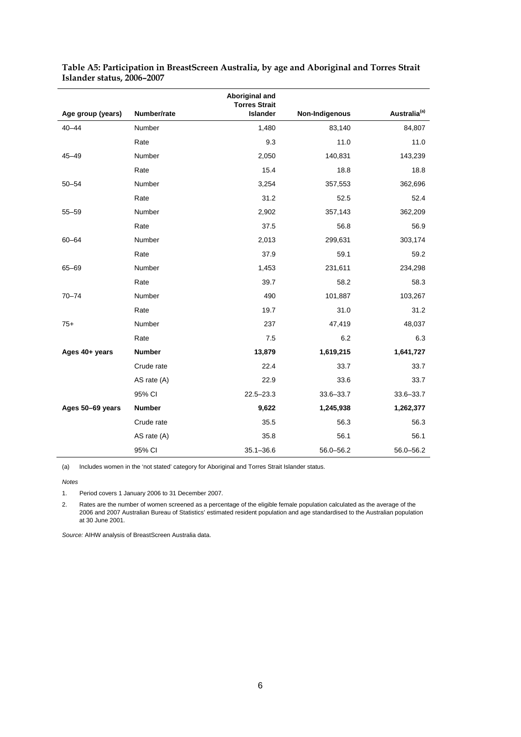**Table A5: Participation in BreastScreen Australia, by age and Aboriginal and Torres Strait Islander status, 2006–2007**

| Age group (years) | Number/rate | Aboriginal and Torres Strait Islander | Non-Indigenous | Australia[(a)] |
|---|---|---|---|---|
| 40–44 | Number | 1,480 | 83,140 | 84,807 |
| | Rate | 9.3 | 11.0 | 11.0 |
| 45–49 | Number | 2,050 | 140,831 | 143,239 |
| | Rate | 15.4 | 18.8 | 18.8 |
| 50–54 | Number | 3,254 | 357,553 | 362,696 |
| | Rate | 31.2 | 52.5 | 52.4 |
| 55–59 | Number | 2,902 | 357,143 | 362,209 |
| | Rate | 37.5 | 56.8 | 56.9 |
| 60–64 | Number | 2,013 | 299,631 | 303,174 |
| | Rate | 37.9 | 59.1 | 59.2 |
| 65–69 | Number | 1,453 | 231,611 | 234,298 |
| | Rate | 39.7 | 58.2 | 58.3 |
| 70–74 | Number | 490 | 101,887 | 103,267 |
| | Rate | 19.7 | 31.0 | 31.2 |
| 75+ | Number | 237 | 47,419 | 48,037 |
| | Rate | 7.5 | 6.2 | 6.3 |
| **Ages 40+ years** | **Number** | **13,879** | **1,619,215** | **1,641,727** |
| | Crude rate | 22.4 | 33.7 | 33.7 |
| | AS rate (A) | 22.9 | 33.6 | 33.7 |
| | 95% CI | 22.5–23.3 | 33.6–33.7 | 33.6–33.7 |
| **Ages 50–69 years** | **Number** | **9,622** | **1,245,938** | **1,262,377** |
| | Crude rate | 35.5 | 56.3 | 56.3 |
| | AS rate (A) | 35.8 | 56.1 | 56.1 |
| | 95% CI | 35.1–36.6 | 56.0–56.2 | 56.0–56.2 |

(a) Includes women in the 'not stated' category for Aboriginal and Torres Strait Islander status.

*Notes*

1. Period covers 1 January 2006 to 31 December 2007.
2. Rates are the number of women screened as a percentage of the eligible female population calculated as the average of the 2006 and 2007 Australian Bureau of Statistics' estimated resident population and age standardised to the Australian population at 30 June 2001.

*Source:* AIHW analysis of BreastScreen Australia data.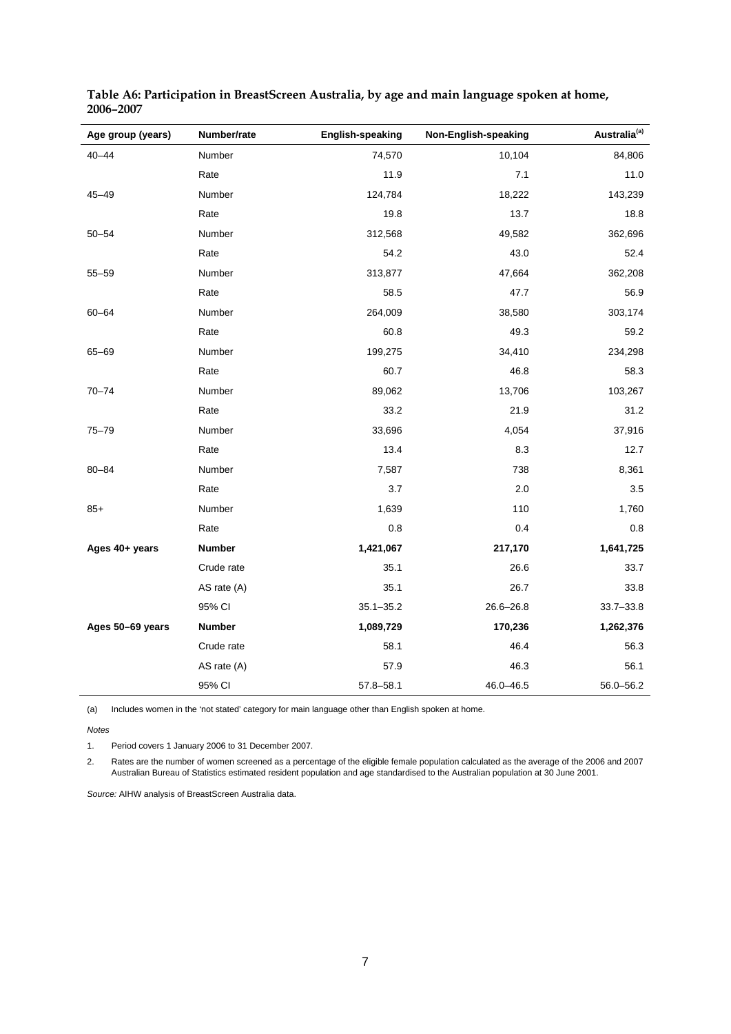**Table A6: Participation in BreastScreen Australia, by age and main language spoken at home, 2006–2007**

| Age group (years) | Number/rate | English-speaking | Non-English-speaking | Australia[(a)] |
|---|---|---|---|---|
| 40–44 | Number | 74,570 | 10,104 | 84,806 |
| | Rate | 11.9 | 7.1 | 11.0 |
| 45–49 | Number | 124,784 | 18,222 | 143,239 |
| | Rate | 19.8 | 13.7 | 18.8 |
| 50–54 | Number | 312,568 | 49,582 | 362,696 |
| | Rate | 54.2 | 43.0 | 52.4 |
| 55–59 | Number | 313,877 | 47,664 | 362,208 |
| | Rate | 58.5 | 47.7 | 56.9 |
| 60–64 | Number | 264,009 | 38,580 | 303,174 |
| | Rate | 60.8 | 49.3 | 59.2 |
| 65–69 | Number | 199,275 | 34,410 | 234,298 |
| | Rate | 60.7 | 46.8 | 58.3 |
| 70–74 | Number | 89,062 | 13,706 | 103,267 |
| | Rate | 33.2 | 21.9 | 31.2 |
| 75–79 | Number | 33,696 | 4,054 | 37,916 |
| | Rate | 13.4 | 8.3 | 12.7 |
| 80–84 | Number | 7,587 | 738 | 8,361 |
| | Rate | 3.7 | 2.0 | 3.5 |
| 85+ | Number | 1,639 | 110 | 1,760 |
| | Rate | 0.8 | 0.4 | 0.8 |
| **Ages 40+ years** | **Number** | **1,421,067** | **217,170** | **1,641,725** |
| | Crude rate | 35.1 | 26.6 | 33.7 |
| | AS rate (A) | 35.1 | 26.7 | 33.8 |
| | 95% CI | 35.1–35.2 | 26.6–26.8 | 33.7–33.8 |
| **Ages 50–69 years** | **Number** | **1,089,729** | **170,236** | **1,262,376** |
| | Crude rate | 58.1 | 46.4 | 56.3 |
| | AS rate (A) | 57.9 | 46.3 | 56.1 |
| | 95% CI | 57.8–58.1 | 46.0–46.5 | 56.0–56.2 |

(a) Includes women in the 'not stated' category for main language other than English spoken at home.

*Notes*

1. Period covers 1 January 2006 to 31 December 2007.
2. Rates are the number of women screened as a percentage of the eligible female population calculated as the average of the 2006 and 2007 Australian Bureau of Statistics estimated resident population and age standardised to the Australian population at 30 June 2001.

*Source:* AIHW analysis of BreastScreen Australia data.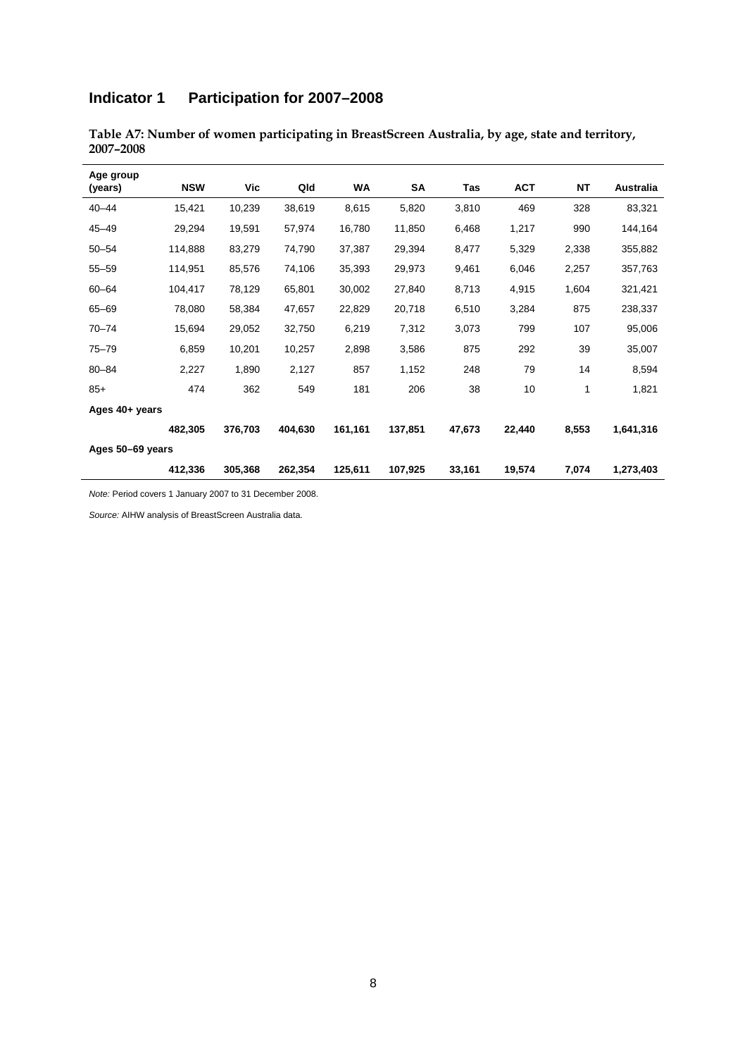## Indicator 1 Participation for 2007–2008

**Table A7: Number of women participating in BreastScreen Australia, by age, state and territory, 2007–2008**

| Age group (years) | NSW | Vic | Qld | WA | SA | Tas | ACT | NT | Australia |
|---|---|---|---|---|---|---|---|---|---|
| 40–44 | 15,421 | 10,239 | 38,619 | 8,615 | 5,820 | 3,810 | 469 | 328 | 83,321 |
| 45–49 | 29,294 | 19,591 | 57,974 | 16,780 | 11,850 | 6,468 | 1,217 | 990 | 144,164 |
| 50–54 | 114,888 | 83,279 | 74,790 | 37,387 | 29,394 | 8,477 | 5,329 | 2,338 | 355,882 |
| 55–59 | 114,951 | 85,576 | 74,106 | 35,393 | 29,973 | 9,461 | 6,046 | 2,257 | 357,763 |
| 60–64 | 104,417 | 78,129 | 65,801 | 30,002 | 27,840 | 8,713 | 4,915 | 1,604 | 321,421 |
| 65–69 | 78,080 | 58,384 | 47,657 | 22,829 | 20,718 | 6,510 | 3,284 | 875 | 238,337 |
| 70–74 | 15,694 | 29,052 | 32,750 | 6,219 | 7,312 | 3,073 | 799 | 107 | 95,006 |
| 75–79 | 6,859 | 10,201 | 10,257 | 2,898 | 3,586 | 875 | 292 | 39 | 35,007 |
| 80–84 | 2,227 | 1,890 | 2,127 | 857 | 1,152 | 248 | 79 | 14 | 8,594 |
| 85+ | 474 | 362 | 549 | 181 | 206 | 38 | 10 | 1 | 1,821 |
| **Ages 40+ years** | | | | | | | | | |
| | **482,305** | **376,703** | **404,630** | **161,161** | **137,851** | **47,673** | **22,440** | **8,553** | **1,641,316** |
| **Ages 50–69 years** | | | | | | | | | |
| | **412,336** | **305,368** | **262,354** | **125,611** | **107,925** | **33,161** | **19,574** | **7,074** | **1,273,403** |

*Note:* Period covers 1 January 2007 to 31 December 2008.

*Source:* AIHW analysis of BreastScreen Australia data.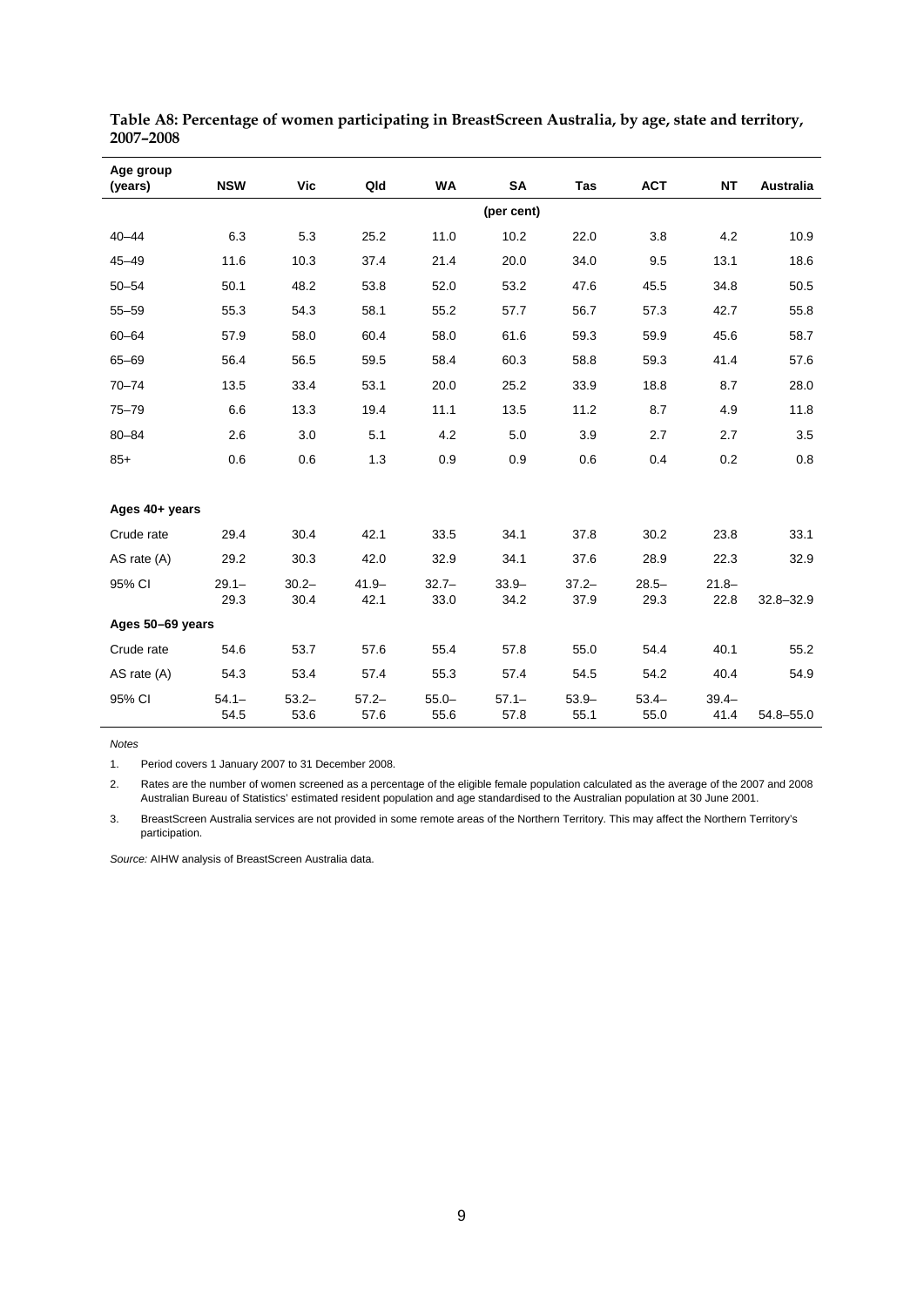**Table A8: Percentage of women participating in BreastScreen Australia, by age, state and territory, 2007–2008**

| Age group (years) | NSW | Vic | Qld | WA | SA | Tas | ACT | NT | Australia |
|---|---|---|---|---|---|---|---|---|---|
| | | | | | (per cent) | | | | |
| 40–44 | 6.3 | 5.3 | 25.2 | 11.0 | 10.2 | 22.0 | 3.8 | 4.2 | 10.9 |
| 45–49 | 11.6 | 10.3 | 37.4 | 21.4 | 20.0 | 34.0 | 9.5 | 13.1 | 18.6 |
| 50–54 | 50.1 | 48.2 | 53.8 | 52.0 | 53.2 | 47.6 | 45.5 | 34.8 | 50.5 |
| 55–59 | 55.3 | 54.3 | 58.1 | 55.2 | 57.7 | 56.7 | 57.3 | 42.7 | 55.8 |
| 60–64 | 57.9 | 58.0 | 60.4 | 58.0 | 61.6 | 59.3 | 59.9 | 45.6 | 58.7 |
| 65–69 | 56.4 | 56.5 | 59.5 | 58.4 | 60.3 | 58.8 | 59.3 | 41.4 | 57.6 |
| 70–74 | 13.5 | 33.4 | 53.1 | 20.0 | 25.2 | 33.9 | 18.8 | 8.7 | 28.0 |
| 75–79 | 6.6 | 13.3 | 19.4 | 11.1 | 13.5 | 11.2 | 8.7 | 4.9 | 11.8 |
| 80–84 | 2.6 | 3.0 | 5.1 | 4.2 | 5.0 | 3.9 | 2.7 | 2.7 | 3.5 |
| 85+ | 0.6 | 0.6 | 1.3 | 0.9 | 0.9 | 0.6 | 0.4 | 0.2 | 0.8 |
| **Ages 40+ years** | | | | | | | | | |
| Crude rate | 29.4 | 30.4 | 42.1 | 33.5 | 34.1 | 37.8 | 30.2 | 23.8 | 33.1 |
| AS rate (A) | 29.2 | 30.3 | 42.0 | 32.9 | 34.1 | 37.6 | 28.9 | 22.3 | 32.9 |
| 95% CI | 29.1–29.3 | 30.2–30.4 | 41.9–42.1 | 32.7–33.0 | 33.9–34.2 | 37.2–37.9 | 28.5–29.3 | 21.8–22.8 | 32.8–32.9 |
| **Ages 50–69 years** | | | | | | | | | |
| Crude rate | 54.6 | 53.7 | 57.6 | 55.4 | 57.8 | 55.0 | 54.4 | 40.1 | 55.2 |
| AS rate (A) | 54.3 | 53.4 | 57.4 | 55.3 | 57.4 | 54.5 | 54.2 | 40.4 | 54.9 |
| 95% CI | 54.1–54.5 | 53.2–53.6 | 57.2–57.6 | 55.0–55.6 | 57.1–57.8 | 53.9–55.1 | 53.4–55.0 | 39.4–41.4 | 54.8–55.0 |

*Notes*

1. Period covers 1 January 2007 to 31 December 2008.
2. Rates are the number of women screened as a percentage of the eligible female population calculated as the average of the 2007 and 2008 Australian Bureau of Statistics' estimated resident population and age standardised to the Australian population at 30 June 2001.
3. BreastScreen Australia services are not provided in some remote areas of the Northern Territory. This may affect the Northern Territory's participation.

*Source:* AIHW analysis of BreastScreen Australia data.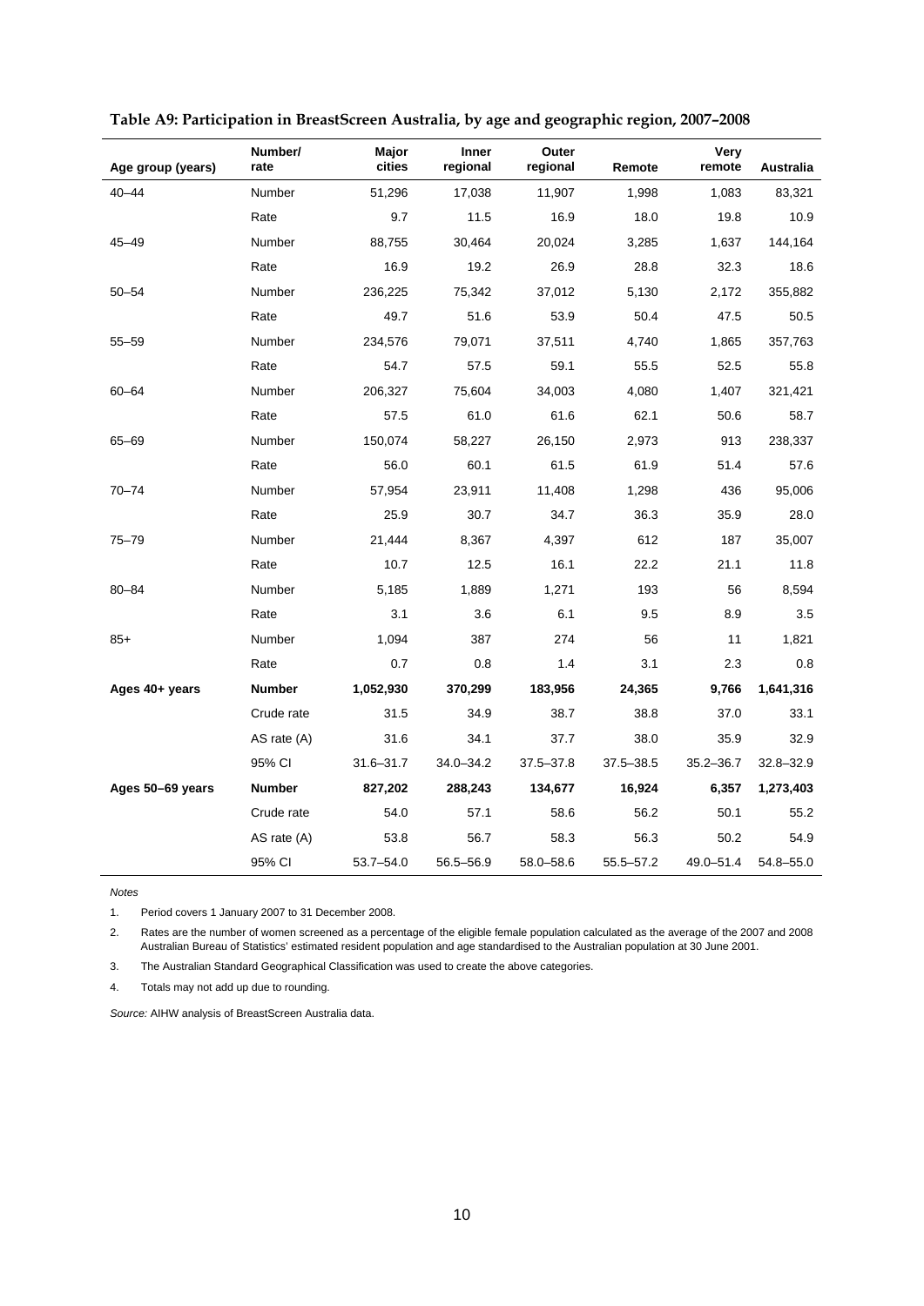**Table A9: Participation in BreastScreen Australia, by age and geographic region, 2007–2008**

| Age group (years) | Number/ rate | Major cities | Inner regional | Outer regional | Remote | Very remote | Australia |
|---|---|---|---|---|---|---|---|
| 40–44 | Number | 51,296 | 17,038 | 11,907 | 1,998 | 1,083 | 83,321 |
| | Rate | 9.7 | 11.5 | 16.9 | 18.0 | 19.8 | 10.9 |
| 45–49 | Number | 88,755 | 30,464 | 20,024 | 3,285 | 1,637 | 144,164 |
| | Rate | 16.9 | 19.2 | 26.9 | 28.8 | 32.3 | 18.6 |
| 50–54 | Number | 236,225 | 75,342 | 37,012 | 5,130 | 2,172 | 355,882 |
| | Rate | 49.7 | 51.6 | 53.9 | 50.4 | 47.5 | 50.5 |
| 55–59 | Number | 234,576 | 79,071 | 37,511 | 4,740 | 1,865 | 357,763 |
| | Rate | 54.7 | 57.5 | 59.1 | 55.5 | 52.5 | 55.8 |
| 60–64 | Number | 206,327 | 75,604 | 34,003 | 4,080 | 1,407 | 321,421 |
| | Rate | 57.5 | 61.0 | 61.6 | 62.1 | 50.6 | 58.7 |
| 65–69 | Number | 150,074 | 58,227 | 26,150 | 2,973 | 913 | 238,337 |
| | Rate | 56.0 | 60.1 | 61.5 | 61.9 | 51.4 | 57.6 |
| 70–74 | Number | 57,954 | 23,911 | 11,408 | 1,298 | 436 | 95,006 |
| | Rate | 25.9 | 30.7 | 34.7 | 36.3 | 35.9 | 28.0 |
| 75–79 | Number | 21,444 | 8,367 | 4,397 | 612 | 187 | 35,007 |
| | Rate | 10.7 | 12.5 | 16.1 | 22.2 | 21.1 | 11.8 |
| 80–84 | Number | 5,185 | 1,889 | 1,271 | 193 | 56 | 8,594 |
| | Rate | 3.1 | 3.6 | 6.1 | 9.5 | 8.9 | 3.5 |
| 85+ | Number | 1,094 | 387 | 274 | 56 | 11 | 1,821 |
| | Rate | 0.7 | 0.8 | 1.4 | 3.1 | 2.3 | 0.8 |
| **Ages 40+ years** | **Number** | **1,052,930** | **370,299** | **183,956** | **24,365** | **9,766** | **1,641,316** |
| | Crude rate | 31.5 | 34.9 | 38.7 | 38.8 | 37.0 | 33.1 |
| | AS rate (A) | 31.6 | 34.1 | 37.7 | 38.0 | 35.9 | 32.9 |
| | 95% CI | 31.6–31.7 | 34.0–34.2 | 37.5–37.8 | 37.5–38.5 | 35.2–36.7 | 32.8–32.9 |
| **Ages 50–69 years** | **Number** | **827,202** | **288,243** | **134,677** | **16,924** | **6,357** | **1,273,403** |
| | Crude rate | 54.0 | 57.1 | 58.6 | 56.2 | 50.1 | 55.2 |
| | AS rate (A) | 53.8 | 56.7 | 58.3 | 56.3 | 50.2 | 54.9 |
| | 95% CI | 53.7–54.0 | 56.5–56.9 | 58.0–58.6 | 55.5–57.2 | 49.0–51.4 | 54.8–55.0 |

*Notes*

1. Period covers 1 January 2007 to 31 December 2008.
2. Rates are the number of women screened as a percentage of the eligible female population calculated as the average of the 2007 and 2008 Australian Bureau of Statistics' estimated resident population and age standardised to the Australian population at 30 June 2001.
3. The Australian Standard Geographical Classification was used to create the above categories.
4. Totals may not add up due to rounding.

*Source:* AIHW analysis of BreastScreen Australia data.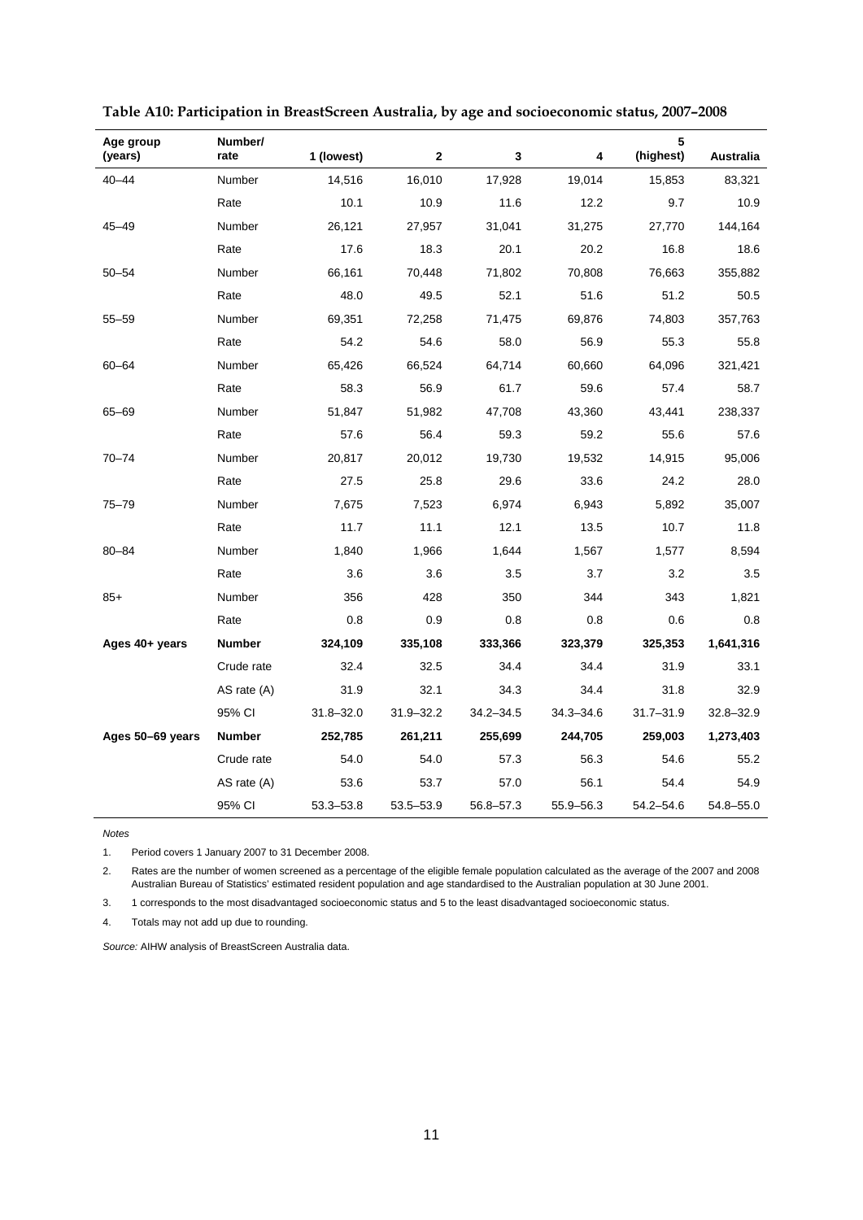**Table A10: Participation in BreastScreen Australia, by age and socioeconomic status, 2007–2008**

| Age group (years) | Number/ rate | 1 (lowest) | 2 | 3 | 4 | 5 (highest) | Australia |
|---|---|---|---|---|---|---|---|
| 40–44 | Number | 14,516 | 16,010 | 17,928 | 19,014 | 15,853 | 83,321 |
| | Rate | 10.1 | 10.9 | 11.6 | 12.2 | 9.7 | 10.9 |
| 45–49 | Number | 26,121 | 27,957 | 31,041 | 31,275 | 27,770 | 144,164 |
| | Rate | 17.6 | 18.3 | 20.1 | 20.2 | 16.8 | 18.6 |
| 50–54 | Number | 66,161 | 70,448 | 71,802 | 70,808 | 76,663 | 355,882 |
| | Rate | 48.0 | 49.5 | 52.1 | 51.6 | 51.2 | 50.5 |
| 55–59 | Number | 69,351 | 72,258 | 71,475 | 69,876 | 74,803 | 357,763 |
| | Rate | 54.2 | 54.6 | 58.0 | 56.9 | 55.3 | 55.8 |
| 60–64 | Number | 65,426 | 66,524 | 64,714 | 60,660 | 64,096 | 321,421 |
| | Rate | 58.3 | 56.9 | 61.7 | 59.6 | 57.4 | 58.7 |
| 65–69 | Number | 51,847 | 51,982 | 47,708 | 43,360 | 43,441 | 238,337 |
| | Rate | 57.6 | 56.4 | 59.3 | 59.2 | 55.6 | 57.6 |
| 70–74 | Number | 20,817 | 20,012 | 19,730 | 19,532 | 14,915 | 95,006 |
| | Rate | 27.5 | 25.8 | 29.6 | 33.6 | 24.2 | 28.0 |
| 75–79 | Number | 7,675 | 7,523 | 6,974 | 6,943 | 5,892 | 35,007 |
| | Rate | 11.7 | 11.1 | 12.1 | 13.5 | 10.7 | 11.8 |
| 80–84 | Number | 1,840 | 1,966 | 1,644 | 1,567 | 1,577 | 8,594 |
| | Rate | 3.6 | 3.6 | 3.5 | 3.7 | 3.2 | 3.5 |
| 85+ | Number | 356 | 428 | 350 | 344 | 343 | 1,821 |
| | Rate | 0.8 | 0.9 | 0.8 | 0.8 | 0.6 | 0.8 |
| **Ages 40+ years** | **Number** | **324,109** | **335,108** | **333,366** | **323,379** | **325,353** | **1,641,316** |
| | Crude rate | 32.4 | 32.5 | 34.4 | 34.4 | 31.9 | 33.1 |
| | AS rate (A) | 31.9 | 32.1 | 34.3 | 34.4 | 31.8 | 32.9 |
| | 95% CI | 31.8–32.0 | 31.9–32.2 | 34.2–34.5 | 34.3–34.6 | 31.7–31.9 | 32.8–32.9 |
| **Ages 50–69 years** | **Number** | **252,785** | **261,211** | **255,699** | **244,705** | **259,003** | **1,273,403** |
| | Crude rate | 54.0 | 54.0 | 57.3 | 56.3 | 54.6 | 55.2 |
| | AS rate (A) | 53.6 | 53.7 | 57.0 | 56.1 | 54.4 | 54.9 |
| | 95% CI | 53.3–53.8 | 53.5–53.9 | 56.8–57.3 | 55.9–56.3 | 54.2–54.6 | 54.8–55.0 |

*Notes*

1. Period covers 1 January 2007 to 31 December 2008.
2. Rates are the number of women screened as a percentage of the eligible female population calculated as the average of the 2007 and 2008 Australian Bureau of Statistics' estimated resident population and age standardised to the Australian population at 30 June 2001.
3. 1 corresponds to the most disadvantaged socioeconomic status and 5 to the least disadvantaged socioeconomic status.
4. Totals may not add up due to rounding.

*Source:* AIHW analysis of BreastScreen Australia data.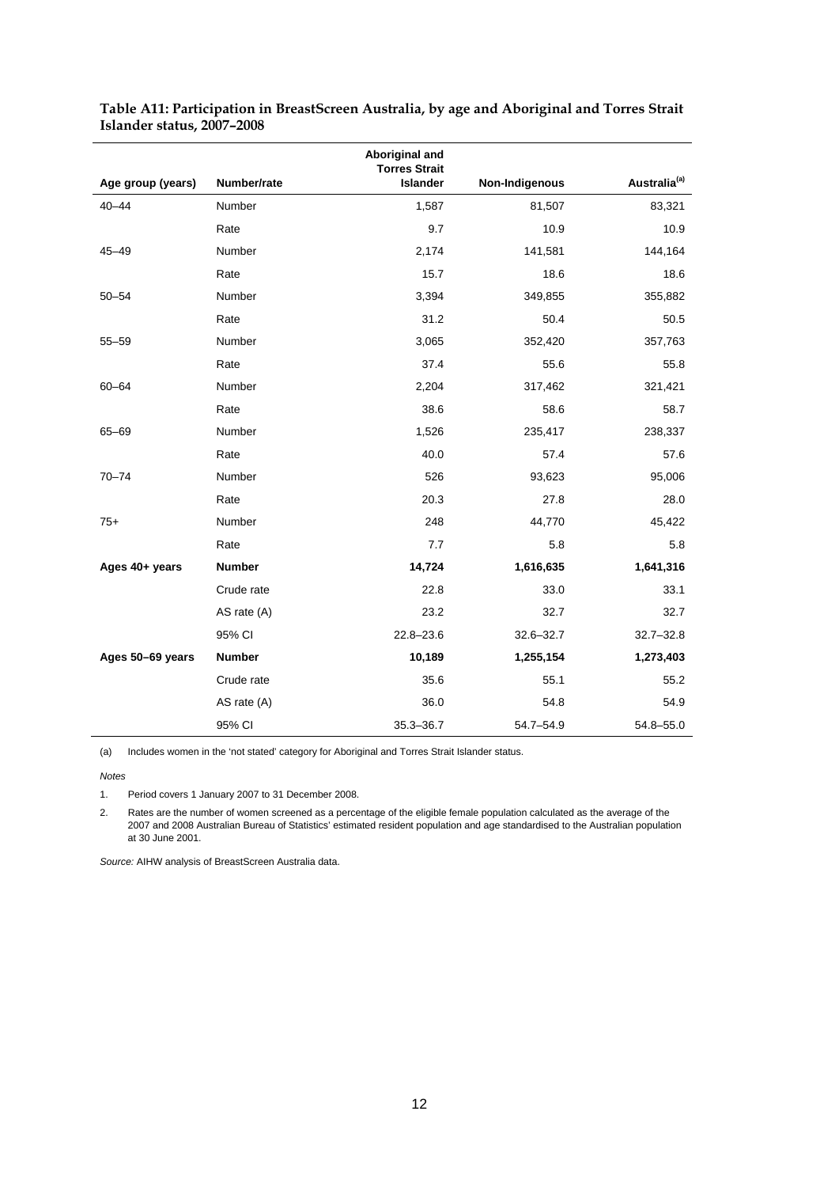**Table A11: Participation in BreastScreen Australia, by age and Aboriginal and Torres Strait Islander status, 2007–2008**

| Age group (years) | Number/rate | Aboriginal and Torres Strait Islander | Non-Indigenous | Australia[(a)] |
|---|---|---|---|---|
| 40–44 | Number | 1,587 | 81,507 | 83,321 |
| | Rate | 9.7 | 10.9 | 10.9 |
| 45–49 | Number | 2,174 | 141,581 | 144,164 |
| | Rate | 15.7 | 18.6 | 18.6 |
| 50–54 | Number | 3,394 | 349,855 | 355,882 |
| | Rate | 31.2 | 50.4 | 50.5 |
| 55–59 | Number | 3,065 | 352,420 | 357,763 |
| | Rate | 37.4 | 55.6 | 55.8 |
| 60–64 | Number | 2,204 | 317,462 | 321,421 |
| | Rate | 38.6 | 58.6 | 58.7 |
| 65–69 | Number | 1,526 | 235,417 | 238,337 |
| | Rate | 40.0 | 57.4 | 57.6 |
| 70–74 | Number | 526 | 93,623 | 95,006 |
| | Rate | 20.3 | 27.8 | 28.0 |
| 75+ | Number | 248 | 44,770 | 45,422 |
| | Rate | 7.7 | 5.8 | 5.8 |
| **Ages 40+ years** | **Number** | **14,724** | **1,616,635** | **1,641,316** |
| | Crude rate | 22.8 | 33.0 | 33.1 |
| | AS rate (A) | 23.2 | 32.7 | 32.7 |
| | 95% CI | 22.8–23.6 | 32.6–32.7 | 32.7–32.8 |
| **Ages 50–69 years** | **Number** | **10,189** | **1,255,154** | **1,273,403** |
| | Crude rate | 35.6 | 55.1 | 55.2 |
| | AS rate (A) | 36.0 | 54.8 | 54.9 |
| | 95% CI | 35.3–36.7 | 54.7–54.9 | 54.8–55.0 |

(a) Includes women in the 'not stated' category for Aboriginal and Torres Strait Islander status.

*Notes*

1. Period covers 1 January 2007 to 31 December 2008.
2. Rates are the number of women screened as a percentage of the eligible female population calculated as the average of the 2007 and 2008 Australian Bureau of Statistics' estimated resident population and age standardised to the Australian population at 30 June 2001.

*Source:* AIHW analysis of BreastScreen Australia data.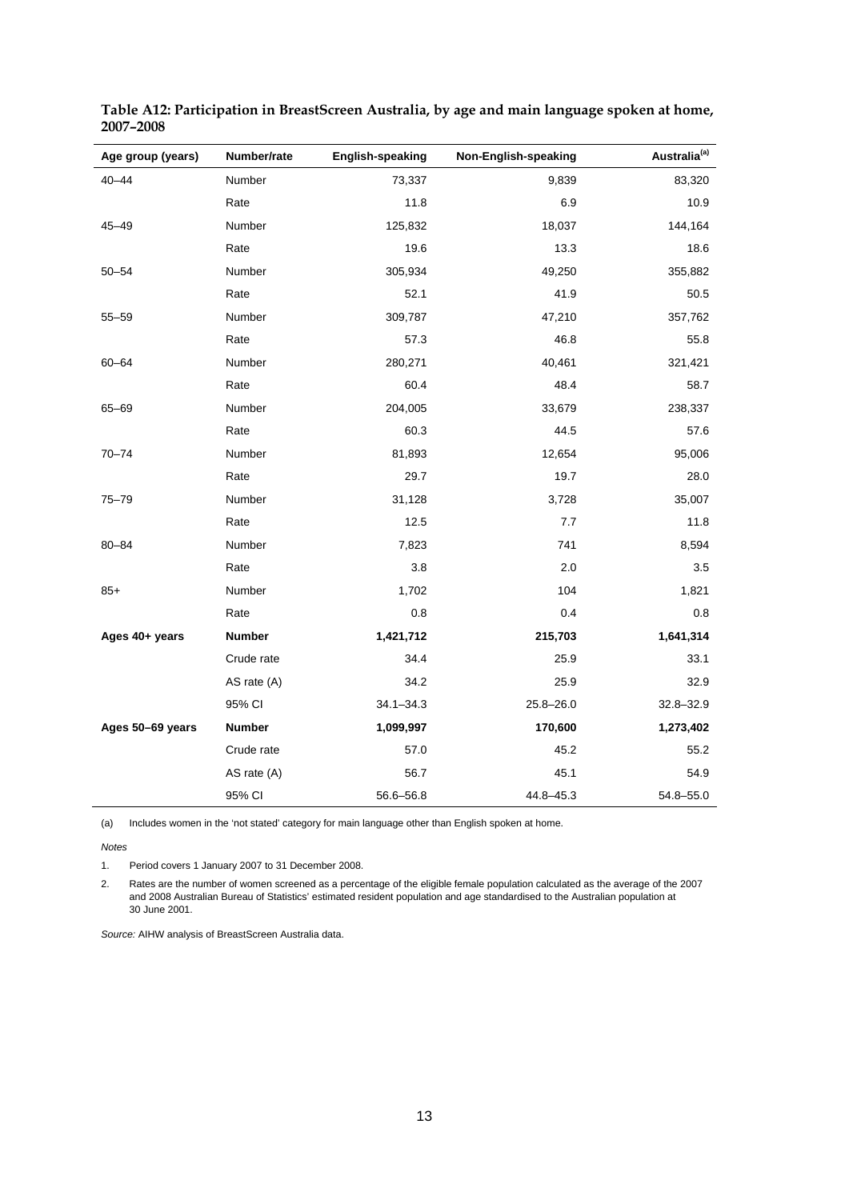**Table A12: Participation in BreastScreen Australia, by age and main language spoken at home, 2007–2008**

| Age group (years) | Number/rate | English-speaking | Non-English-speaking | Australia[(a)] |
|---|---|---|---|---|
| 40–44 | Number | 73,337 | 9,839 | 83,320 |
| | Rate | 11.8 | 6.9 | 10.9 |
| 45–49 | Number | 125,832 | 18,037 | 144,164 |
| | Rate | 19.6 | 13.3 | 18.6 |
| 50–54 | Number | 305,934 | 49,250 | 355,882 |
| | Rate | 52.1 | 41.9 | 50.5 |
| 55–59 | Number | 309,787 | 47,210 | 357,762 |
| | Rate | 57.3 | 46.8 | 55.8 |
| 60–64 | Number | 280,271 | 40,461 | 321,421 |
| | Rate | 60.4 | 48.4 | 58.7 |
| 65–69 | Number | 204,005 | 33,679 | 238,337 |
| | Rate | 60.3 | 44.5 | 57.6 |
| 70–74 | Number | 81,893 | 12,654 | 95,006 |
| | Rate | 29.7 | 19.7 | 28.0 |
| 75–79 | Number | 31,128 | 3,728 | 35,007 |
| | Rate | 12.5 | 7.7 | 11.8 |
| 80–84 | Number | 7,823 | 741 | 8,594 |
| | Rate | 3.8 | 2.0 | 3.5 |
| 85+ | Number | 1,702 | 104 | 1,821 |
| | Rate | 0.8 | 0.4 | 0.8 |
| **Ages 40+ years** | **Number** | **1,421,712** | **215,703** | **1,641,314** |
| | Crude rate | 34.4 | 25.9 | 33.1 |
| | AS rate (A) | 34.2 | 25.9 | 32.9 |
| | 95% CI | 34.1–34.3 | 25.8–26.0 | 32.8–32.9 |
| **Ages 50–69 years** | **Number** | **1,099,997** | **170,600** | **1,273,402** |
| | Crude rate | 57.0 | 45.2 | 55.2 |
| | AS rate (A) | 56.7 | 45.1 | 54.9 |
| | 95% CI | 56.6–56.8 | 44.8–45.3 | 54.8–55.0 |

(a) Includes women in the 'not stated' category for main language other than English spoken at home.

*Notes*

1. Period covers 1 January 2007 to 31 December 2008.
2. Rates are the number of women screened as a percentage of the eligible female population calculated as the average of the 2007 and 2008 Australian Bureau of Statistics' estimated resident population and age standardised to the Australian population at 30 June 2001.

*Source:* AIHW analysis of BreastScreen Australia data.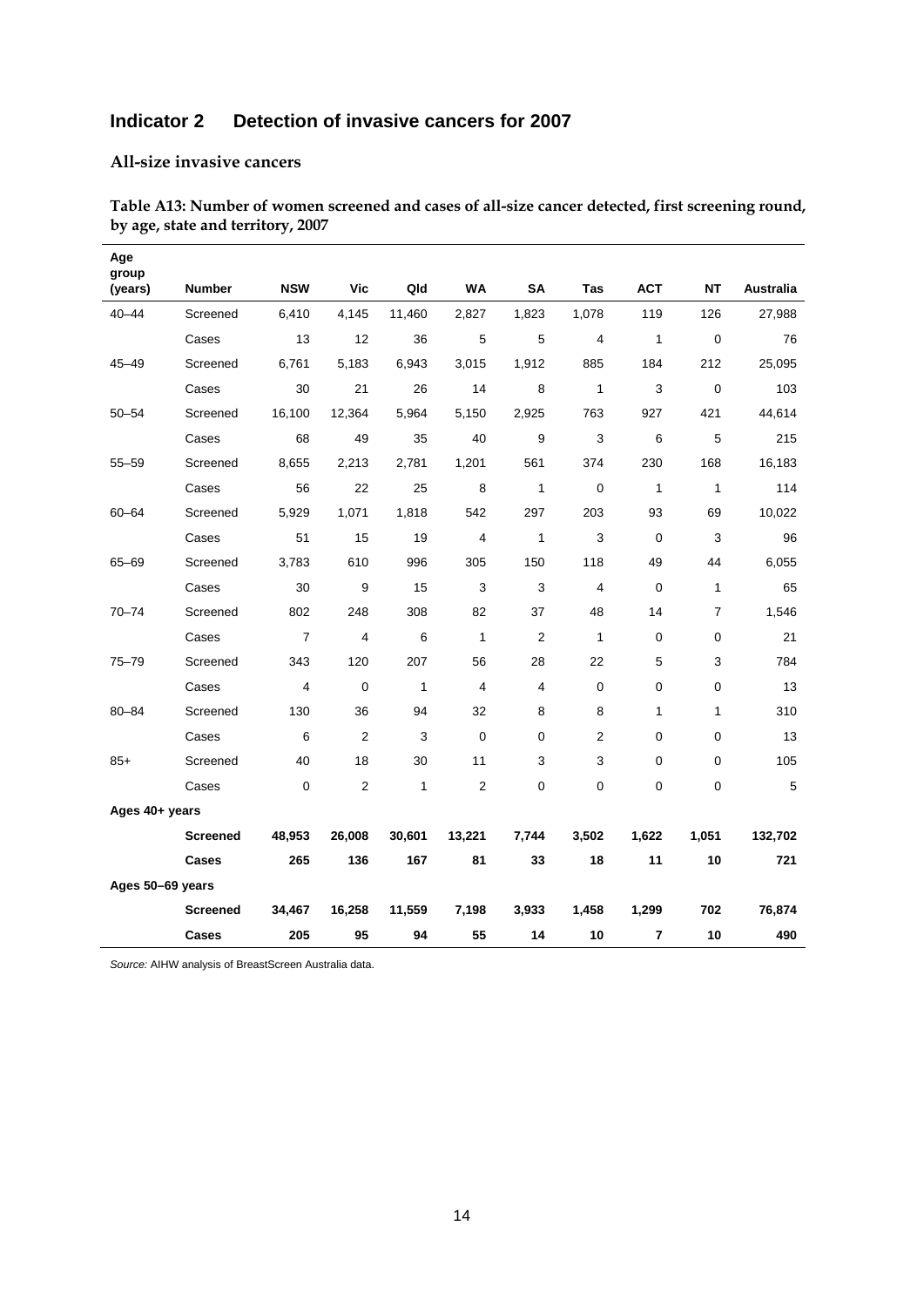## Indicator 2 Detection of invasive cancers for 2007

### All-size invasive cancers

**Table A13: Number of women screened and cases of all-size cancer detected, first screening round, by age, state and territory, 2007**

| Age group (years) | Number | NSW | Vic | Qld | WA | SA | Tas | ACT | NT | Australia |
|---|---|---|---|---|---|---|---|---|---|---|
| 40–44 | Screened | 6,410 | 4,145 | 11,460 | 2,827 | 1,823 | 1,078 | 119 | 126 | 27,988 |
| | Cases | 13 | 12 | 36 | 5 | 5 | 4 | 1 | 0 | 76 |
| 45–49 | Screened | 6,761 | 5,183 | 6,943 | 3,015 | 1,912 | 885 | 184 | 212 | 25,095 |
| | Cases | 30 | 21 | 26 | 14 | 8 | 1 | 3 | 0 | 103 |
| 50–54 | Screened | 16,100 | 12,364 | 5,964 | 5,150 | 2,925 | 763 | 927 | 421 | 44,614 |
| | Cases | 68 | 49 | 35 | 40 | 9 | 3 | 6 | 5 | 215 |
| 55–59 | Screened | 8,655 | 2,213 | 2,781 | 1,201 | 561 | 374 | 230 | 168 | 16,183 |
| | Cases | 56 | 22 | 25 | 8 | 1 | 0 | 1 | 1 | 114 |
| 60–64 | Screened | 5,929 | 1,071 | 1,818 | 542 | 297 | 203 | 93 | 69 | 10,022 |
| | Cases | 51 | 15 | 19 | 4 | 1 | 3 | 0 | 3 | 96 |
| 65–69 | Screened | 3,783 | 610 | 996 | 305 | 150 | 118 | 49 | 44 | 6,055 |
| | Cases | 30 | 9 | 15 | 3 | 3 | 4 | 0 | 1 | 65 |
| 70–74 | Screened | 802 | 248 | 308 | 82 | 37 | 48 | 14 | 7 | 1,546 |
| | Cases | 7 | 4 | 6 | 1 | 2 | 1 | 0 | 0 | 21 |
| 75–79 | Screened | 343 | 120 | 207 | 56 | 28 | 22 | 5 | 3 | 784 |
| | Cases | 4 | 0 | 1 | 4 | 4 | 0 | 0 | 0 | 13 |
| 80–84 | Screened | 130 | 36 | 94 | 32 | 8 | 8 | 1 | 1 | 310 |
| | Cases | 6 | 2 | 3 | 0 | 0 | 2 | 0 | 0 | 13 |
| 85+ | Screened | 40 | 18 | 30 | 11 | 3 | 3 | 0 | 0 | 105 |
| | Cases | 0 | 2 | 1 | 2 | 0 | 0 | 0 | 0 | 5 |
| **Ages 40+ years** | | | | | | | | | | |
| | **Screened** | **48,953** | **26,008** | **30,601** | **13,221** | **7,744** | **3,502** | **1,622** | **1,051** | **132,702** |
| | **Cases** | **265** | **136** | **167** | **81** | **33** | **18** | **11** | **10** | **721** |
| **Ages 50–69 years** | | | | | | | | | | |
| | **Screened** | **34,467** | **16,258** | **11,559** | **7,198** | **3,933** | **1,458** | **1,299** | **702** | **76,874** |
| | **Cases** | **205** | **95** | **94** | **55** | **14** | **10** | **7** | **10** | **490** |

*Source:* AIHW analysis of BreastScreen Australia data.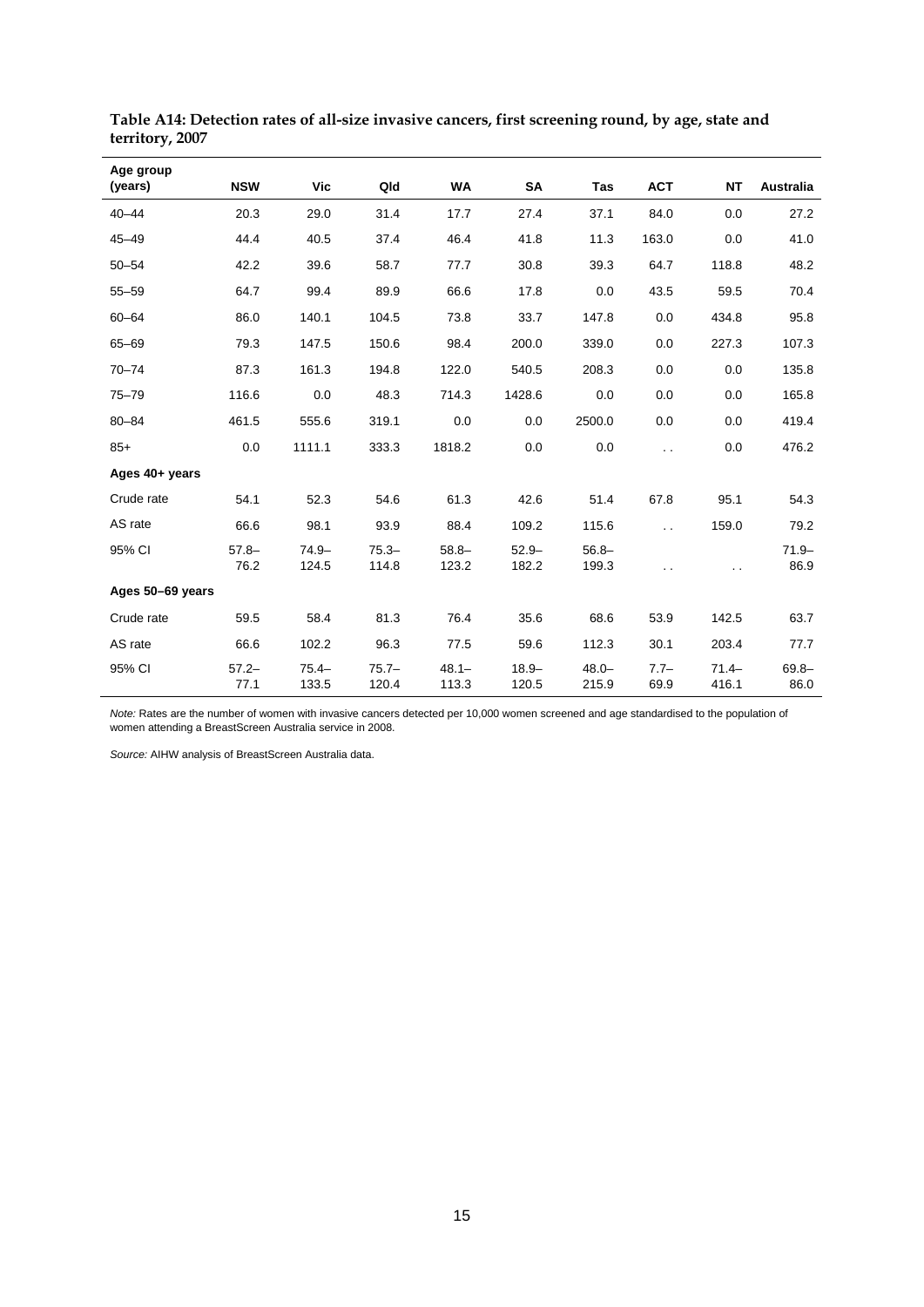**Table A14: Detection rates of all-size invasive cancers, first screening round, by age, state and territory, 2007**

| Age group (years) | NSW | Vic | Qld | WA | SA | Tas | ACT | NT | Australia |
|---|---|---|---|---|---|---|---|---|---|
| 40–44 | 20.3 | 29.0 | 31.4 | 17.7 | 27.4 | 37.1 | 84.0 | 0.0 | 27.2 |
| 45–49 | 44.4 | 40.5 | 37.4 | 46.4 | 41.8 | 11.3 | 163.0 | 0.0 | 41.0 |
| 50–54 | 42.2 | 39.6 | 58.7 | 77.7 | 30.8 | 39.3 | 64.7 | 118.8 | 48.2 |
| 55–59 | 64.7 | 99.4 | 89.9 | 66.6 | 17.8 | 0.0 | 43.5 | 59.5 | 70.4 |
| 60–64 | 86.0 | 140.1 | 104.5 | 73.8 | 33.7 | 147.8 | 0.0 | 434.8 | 95.8 |
| 65–69 | 79.3 | 147.5 | 150.6 | 98.4 | 200.0 | 339.0 | 0.0 | 227.3 | 107.3 |
| 70–74 | 87.3 | 161.3 | 194.8 | 122.0 | 540.5 | 208.3 | 0.0 | 0.0 | 135.8 |
| 75–79 | 116.6 | 0.0 | 48.3 | 714.3 | 1428.6 | 0.0 | 0.0 | 0.0 | 165.8 |
| 80–84 | 461.5 | 555.6 | 319.1 | 0.0 | 0.0 | 2500.0 | 0.0 | 0.0 | 419.4 |
| 85+ | 0.0 | 1111.1 | 333.3 | 1818.2 | 0.0 | 0.0 | . . | 0.0 | 476.2 |
| **Ages 40+ years** | | | | | | | | | |
| Crude rate | 54.1 | 52.3 | 54.6 | 61.3 | 42.6 | 51.4 | 67.8 | 95.1 | 54.3 |
| AS rate | 66.6 | 98.1 | 93.9 | 88.4 | 109.2 | 115.6 | . . | 159.0 | 79.2 |
| 95% CI | 57.8–76.2 | 74.9–124.5 | 75.3–114.8 | 58.8–123.2 | 52.9–182.2 | 56.8–199.3 | . . | . . | 71.9–86.9 |
| **Ages 50–69 years** | | | | | | | | | |
| Crude rate | 59.5 | 58.4 | 81.3 | 76.4 | 35.6 | 68.6 | 53.9 | 142.5 | 63.7 |
| AS rate | 66.6 | 102.2 | 96.3 | 77.5 | 59.6 | 112.3 | 30.1 | 203.4 | 77.7 |
| 95% CI | 57.2–77.1 | 75.4–133.5 | 75.7–120.4 | 48.1–113.3 | 18.9–120.5 | 48.0–215.9 | 7.7–69.9 | 71.4–416.1 | 69.8–86.0 |

*Note:* Rates are the number of women with invasive cancers detected per 10,000 women screened and age standardised to the population of women attending a BreastScreen Australia service in 2008.

*Source:* AIHW analysis of BreastScreen Australia data.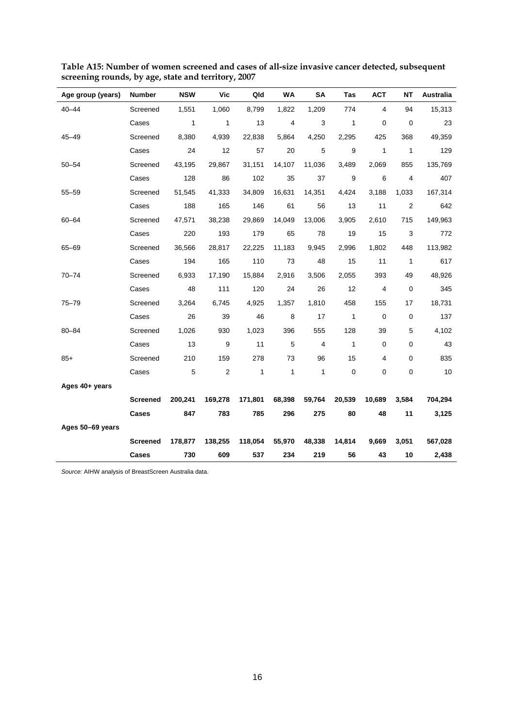**Table A15: Number of women screened and cases of all-size invasive cancer detected, subsequent screening rounds, by age, state and territory, 2007**

| Age group (years) | Number | NSW | Vic | Qld | WA | SA | Tas | ACT | NT | Australia |
|---|---|---|---|---|---|---|---|---|---|---|
| 40–44 | Screened | 1,551 | 1,060 | 8,799 | 1,822 | 1,209 | 774 | 4 | 94 | 15,313 |
| | Cases | 1 | 1 | 13 | 4 | 3 | 1 | 0 | 0 | 23 |
| 45–49 | Screened | 8,380 | 4,939 | 22,838 | 5,864 | 4,250 | 2,295 | 425 | 368 | 49,359 |
| | Cases | 24 | 12 | 57 | 20 | 5 | 9 | 1 | 1 | 129 |
| 50–54 | Screened | 43,195 | 29,867 | 31,151 | 14,107 | 11,036 | 3,489 | 2,069 | 855 | 135,769 |
| | Cases | 128 | 86 | 102 | 35 | 37 | 9 | 6 | 4 | 407 |
| 55–59 | Screened | 51,545 | 41,333 | 34,809 | 16,631 | 14,351 | 4,424 | 3,188 | 1,033 | 167,314 |
| | Cases | 188 | 165 | 146 | 61 | 56 | 13 | 11 | 2 | 642 |
| 60–64 | Screened | 47,571 | 38,238 | 29,869 | 14,049 | 13,006 | 3,905 | 2,610 | 715 | 149,963 |
| | Cases | 220 | 193 | 179 | 65 | 78 | 19 | 15 | 3 | 772 |
| 65–69 | Screened | 36,566 | 28,817 | 22,225 | 11,183 | 9,945 | 2,996 | 1,802 | 448 | 113,982 |
| | Cases | 194 | 165 | 110 | 73 | 48 | 15 | 11 | 1 | 617 |
| 70–74 | Screened | 6,933 | 17,190 | 15,884 | 2,916 | 3,506 | 2,055 | 393 | 49 | 48,926 |
| | Cases | 48 | 111 | 120 | 24 | 26 | 12 | 4 | 0 | 345 |
| 75–79 | Screened | 3,264 | 6,745 | 4,925 | 1,357 | 1,810 | 458 | 155 | 17 | 18,731 |
| | Cases | 26 | 39 | 46 | 8 | 17 | 1 | 0 | 0 | 137 |
| 80–84 | Screened | 1,026 | 930 | 1,023 | 396 | 555 | 128 | 39 | 5 | 4,102 |
| | Cases | 13 | 9 | 11 | 5 | 4 | 1 | 0 | 0 | 43 |
| 85+ | Screened | 210 | 159 | 278 | 73 | 96 | 15 | 4 | 0 | 835 |
| | Cases | 5 | 2 | 1 | 1 | 1 | 0 | 0 | 0 | 10 |
| **Ages 40+ years** | | | | | | | | | | |
| | **Screened** | **200,241** | **169,278** | **171,801** | **68,398** | **59,764** | **20,539** | **10,689** | **3,584** | **704,294** |
| | **Cases** | **847** | **783** | **785** | **296** | **275** | **80** | **48** | **11** | **3,125** |
| **Ages 50–69 years** | | | | | | | | | | |
| | **Screened** | **178,877** | **138,255** | **118,054** | **55,970** | **48,338** | **14,814** | **9,669** | **3,051** | **567,028** |
| | **Cases** | **730** | **609** | **537** | **234** | **219** | **56** | **43** | **10** | **2,438** |

*Source:* AIHW analysis of BreastScreen Australia data.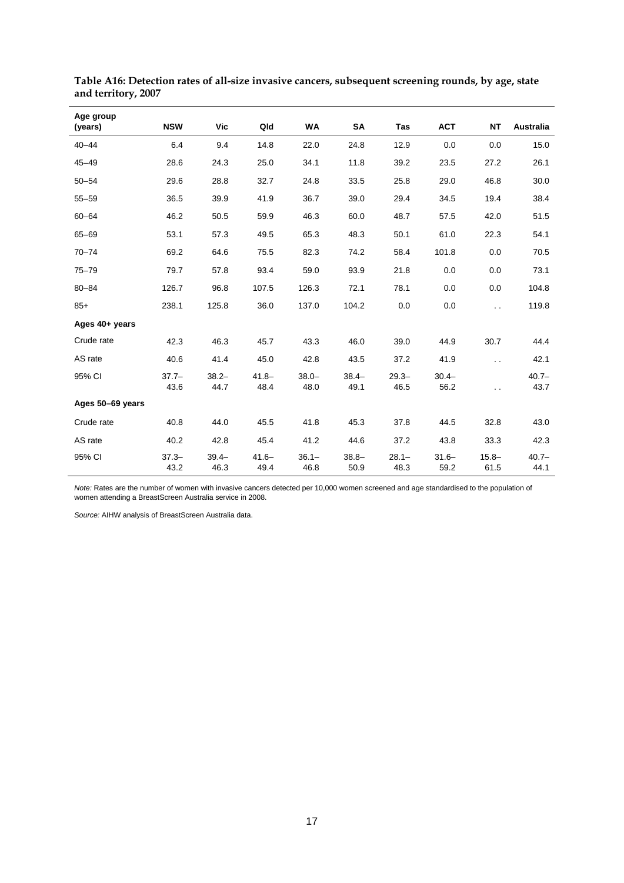**Table A16: Detection rates of all-size invasive cancers, subsequent screening rounds, by age, state and territory, 2007**

| Age group (years) | NSW | Vic | Qld | WA | SA | Tas | ACT | NT | Australia |
|---|---|---|---|---|---|---|---|---|---|
| 40–44 | 6.4 | 9.4 | 14.8 | 22.0 | 24.8 | 12.9 | 0.0 | 0.0 | 15.0 |
| 45–49 | 28.6 | 24.3 | 25.0 | 34.1 | 11.8 | 39.2 | 23.5 | 27.2 | 26.1 |
| 50–54 | 29.6 | 28.8 | 32.7 | 24.8 | 33.5 | 25.8 | 29.0 | 46.8 | 30.0 |
| 55–59 | 36.5 | 39.9 | 41.9 | 36.7 | 39.0 | 29.4 | 34.5 | 19.4 | 38.4 |
| 60–64 | 46.2 | 50.5 | 59.9 | 46.3 | 60.0 | 48.7 | 57.5 | 42.0 | 51.5 |
| 65–69 | 53.1 | 57.3 | 49.5 | 65.3 | 48.3 | 50.1 | 61.0 | 22.3 | 54.1 |
| 70–74 | 69.2 | 64.6 | 75.5 | 82.3 | 74.2 | 58.4 | 101.8 | 0.0 | 70.5 |
| 75–79 | 79.7 | 57.8 | 93.4 | 59.0 | 93.9 | 21.8 | 0.0 | 0.0 | 73.1 |
| 80–84 | 126.7 | 96.8 | 107.5 | 126.3 | 72.1 | 78.1 | 0.0 | 0.0 | 104.8 |
| 85+ | 238.1 | 125.8 | 36.0 | 137.0 | 104.2 | 0.0 | 0.0 | . . | 119.8 |
| **Ages 40+ years** | | | | | | | | | |
| Crude rate | 42.3 | 46.3 | 45.7 | 43.3 | 46.0 | 39.0 | 44.9 | 30.7 | 44.4 |
| AS rate | 40.6 | 41.4 | 45.0 | 42.8 | 43.5 | 37.2 | 41.9 | . . | 42.1 |
| 95% CI | 37.7–43.6 | 38.2–44.7 | 41.8–48.4 | 38.0–48.0 | 38.4–49.1 | 29.3–46.5 | 30.4–56.2 | . . | 40.7–43.7 |
| **Ages 50–69 years** | | | | | | | | | |
| Crude rate | 40.8 | 44.0 | 45.5 | 41.8 | 45.3 | 37.8 | 44.5 | 32.8 | 43.0 |
| AS rate | 40.2 | 42.8 | 45.4 | 41.2 | 44.6 | 37.2 | 43.8 | 33.3 | 42.3 |
| 95% CI | 37.3–43.2 | 39.4–46.3 | 41.6–49.4 | 36.1–46.8 | 38.8–50.9 | 28.1–48.3 | 31.6–59.2 | 15.8–61.5 | 40.7–44.1 |

*Note:* Rates are the number of women with invasive cancers detected per 10,000 women screened and age standardised to the population of women attending a BreastScreen Australia service in 2008.

*Source:* AIHW analysis of BreastScreen Australia data.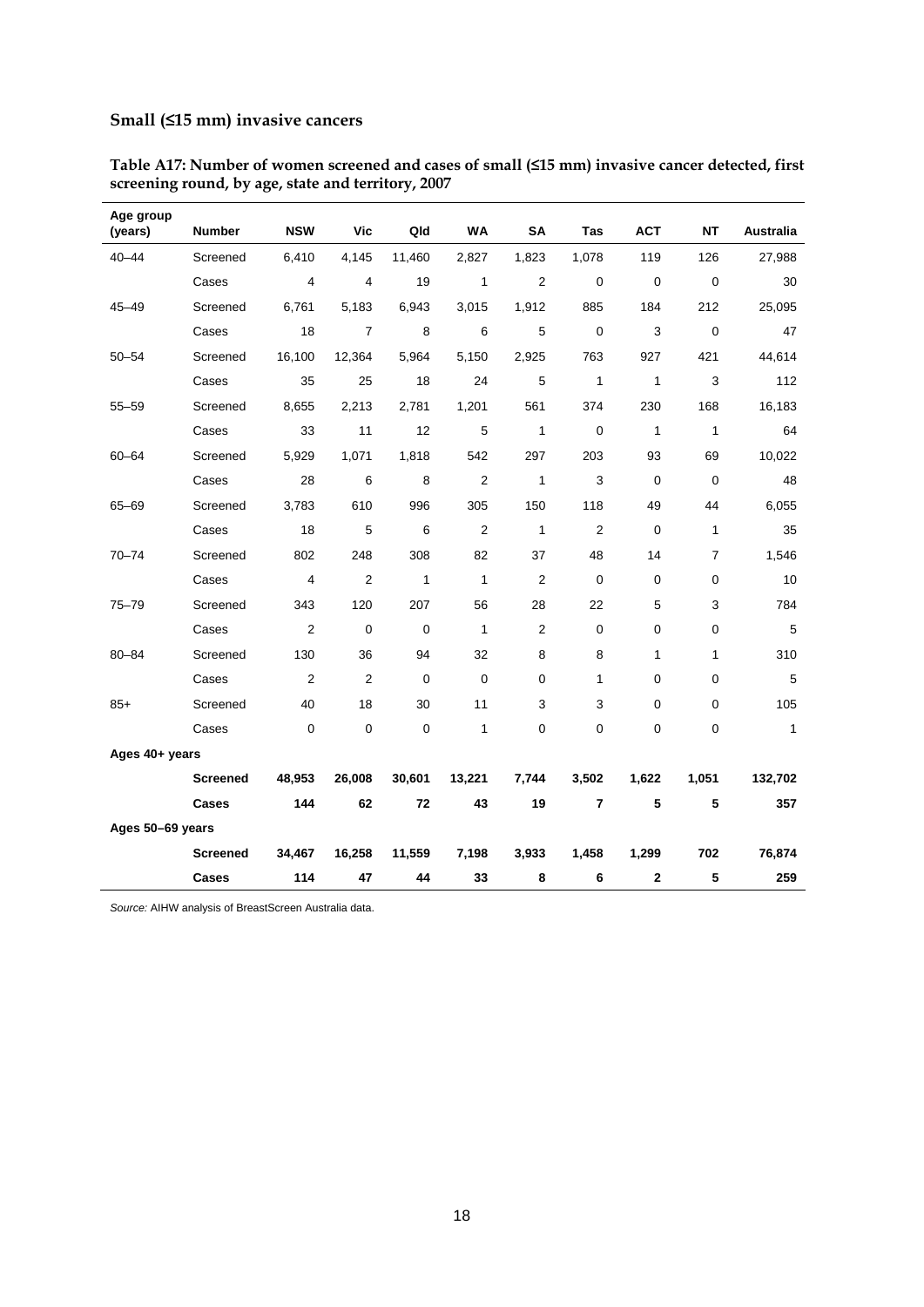### Small (≤15 mm) invasive cancers

**Table A17: Number of women screened and cases of small (≤15 mm) invasive cancer detected, first screening round, by age, state and territory, 2007**

| Age group (years) | Number | NSW | Vic | Qld | WA | SA | Tas | ACT | NT | Australia |
|---|---|---|---|---|---|---|---|---|---|---|
| 40–44 | Screened | 6,410 | 4,145 | 11,460 | 2,827 | 1,823 | 1,078 | 119 | 126 | 27,988 |
| | Cases | 4 | 4 | 19 | 1 | 2 | 0 | 0 | 0 | 30 |
| 45–49 | Screened | 6,761 | 5,183 | 6,943 | 3,015 | 1,912 | 885 | 184 | 212 | 25,095 |
| | Cases | 18 | 7 | 8 | 6 | 5 | 0 | 3 | 0 | 47 |
| 50–54 | Screened | 16,100 | 12,364 | 5,964 | 5,150 | 2,925 | 763 | 927 | 421 | 44,614 |
| | Cases | 35 | 25 | 18 | 24 | 5 | 1 | 1 | 3 | 112 |
| 55–59 | Screened | 8,655 | 2,213 | 2,781 | 1,201 | 561 | 374 | 230 | 168 | 16,183 |
| | Cases | 33 | 11 | 12 | 5 | 1 | 0 | 1 | 1 | 64 |
| 60–64 | Screened | 5,929 | 1,071 | 1,818 | 542 | 297 | 203 | 93 | 69 | 10,022 |
| | Cases | 28 | 6 | 8 | 2 | 1 | 3 | 0 | 0 | 48 |
| 65–69 | Screened | 3,783 | 610 | 996 | 305 | 150 | 118 | 49 | 44 | 6,055 |
| | Cases | 18 | 5 | 6 | 2 | 1 | 2 | 0 | 1 | 35 |
| 70–74 | Screened | 802 | 248 | 308 | 82 | 37 | 48 | 14 | 7 | 1,546 |
| | Cases | 4 | 2 | 1 | 1 | 2 | 0 | 0 | 0 | 10 |
| 75–79 | Screened | 343 | 120 | 207 | 56 | 28 | 22 | 5 | 3 | 784 |
| | Cases | 2 | 0 | 0 | 1 | 2 | 0 | 0 | 0 | 5 |
| 80–84 | Screened | 130 | 36 | 94 | 32 | 8 | 8 | 1 | 1 | 310 |
| | Cases | 2 | 2 | 0 | 0 | 0 | 1 | 0 | 0 | 5 |
| 85+ | Screened | 40 | 18 | 30 | 11 | 3 | 3 | 0 | 0 | 105 |
| | Cases | 0 | 0 | 0 | 1 | 0 | 0 | 0 | 0 | 1 |
| **Ages 40+ years** | | | | | | | | | | |
| | **Screened** | **48,953** | **26,008** | **30,601** | **13,221** | **7,744** | **3,502** | **1,622** | **1,051** | **132,702** |
| | **Cases** | **144** | **62** | **72** | **43** | **19** | **7** | **5** | **5** | **357** |
| **Ages 50–69 years** | | | | | | | | | | |
| | **Screened** | **34,467** | **16,258** | **11,559** | **7,198** | **3,933** | **1,458** | **1,299** | **702** | **76,874** |
| | **Cases** | **114** | **47** | **44** | **33** | **8** | **6** | **2** | **5** | **259** |

*Source:* AIHW analysis of BreastScreen Australia data.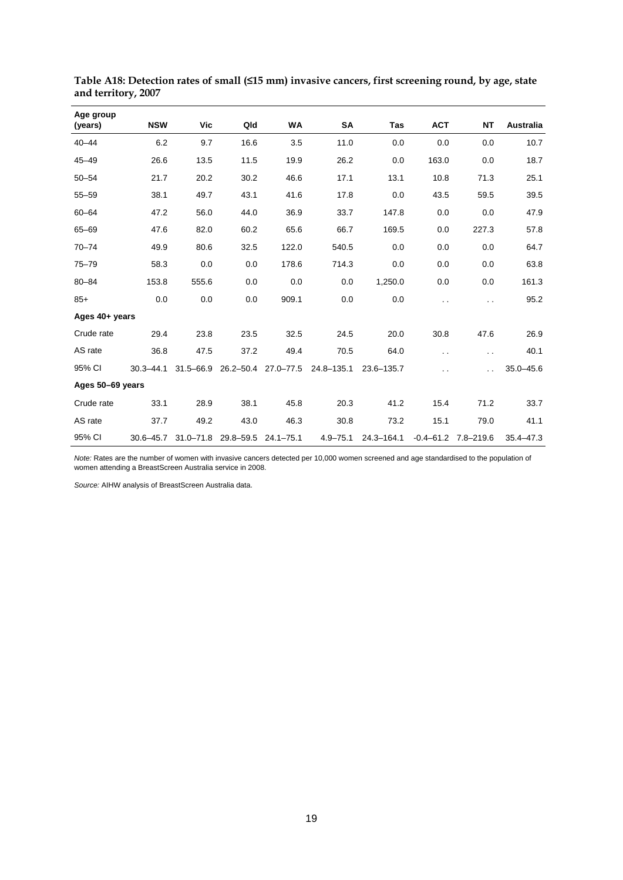**Table A18: Detection rates of small (≤15 mm) invasive cancers, first screening round, by age, state and territory, 2007**

| Age group (years) | NSW | Vic | Qld | WA | SA | Tas | ACT | NT | Australia |
|---|---|---|---|---|---|---|---|---|---|
| 40–44 | 6.2 | 9.7 | 16.6 | 3.5 | 11.0 | 0.0 | 0.0 | 0.0 | 10.7 |
| 45–49 | 26.6 | 13.5 | 11.5 | 19.9 | 26.2 | 0.0 | 163.0 | 0.0 | 18.7 |
| 50–54 | 21.7 | 20.2 | 30.2 | 46.6 | 17.1 | 13.1 | 10.8 | 71.3 | 25.1 |
| 55–59 | 38.1 | 49.7 | 43.1 | 41.6 | 17.8 | 0.0 | 43.5 | 59.5 | 39.5 |
| 60–64 | 47.2 | 56.0 | 44.0 | 36.9 | 33.7 | 147.8 | 0.0 | 0.0 | 47.9 |
| 65–69 | 47.6 | 82.0 | 60.2 | 65.6 | 66.7 | 169.5 | 0.0 | 227.3 | 57.8 |
| 70–74 | 49.9 | 80.6 | 32.5 | 122.0 | 540.5 | 0.0 | 0.0 | 0.0 | 64.7 |
| 75–79 | 58.3 | 0.0 | 0.0 | 178.6 | 714.3 | 0.0 | 0.0 | 0.0 | 63.8 |
| 80–84 | 153.8 | 555.6 | 0.0 | 0.0 | 0.0 | 1,250.0 | 0.0 | 0.0 | 161.3 |
| 85+ | 0.0 | 0.0 | 0.0 | 909.1 | 0.0 | 0.0 | . . | . . | 95.2 |
| **Ages 40+ years** | | | | | | | | | |
| Crude rate | 29.4 | 23.8 | 23.5 | 32.5 | 24.5 | 20.0 | 30.8 | 47.6 | 26.9 |
| AS rate | 36.8 | 47.5 | 37.2 | 49.4 | 70.5 | 64.0 | . . | . . | 40.1 |
| 95% CI | 30.3–44.1 | 31.5–66.9 | 26.2–50.4 | 27.0–77.5 | 24.8–135.1 | 23.6–135.7 | . . | . . | 35.0–45.6 |
| **Ages 50–69 years** | | | | | | | | | |
| Crude rate | 33.1 | 28.9 | 38.1 | 45.8 | 20.3 | 41.2 | 15.4 | 71.2 | 33.7 |
| AS rate | 37.7 | 49.2 | 43.0 | 46.3 | 30.8 | 73.2 | 15.1 | 79.0 | 41.1 |
| 95% CI | 30.6–45.7 | 31.0–71.8 | 29.8–59.5 | 24.1–75.1 | 4.9–75.1 | 24.3–164.1 | -0.4–61.2 | 7.8–219.6 | 35.4–47.3 |

*Note:* Rates are the number of women with invasive cancers detected per 10,000 women screened and age standardised to the population of women attending a BreastScreen Australia service in 2008.

*Source:* AIHW analysis of BreastScreen Australia data.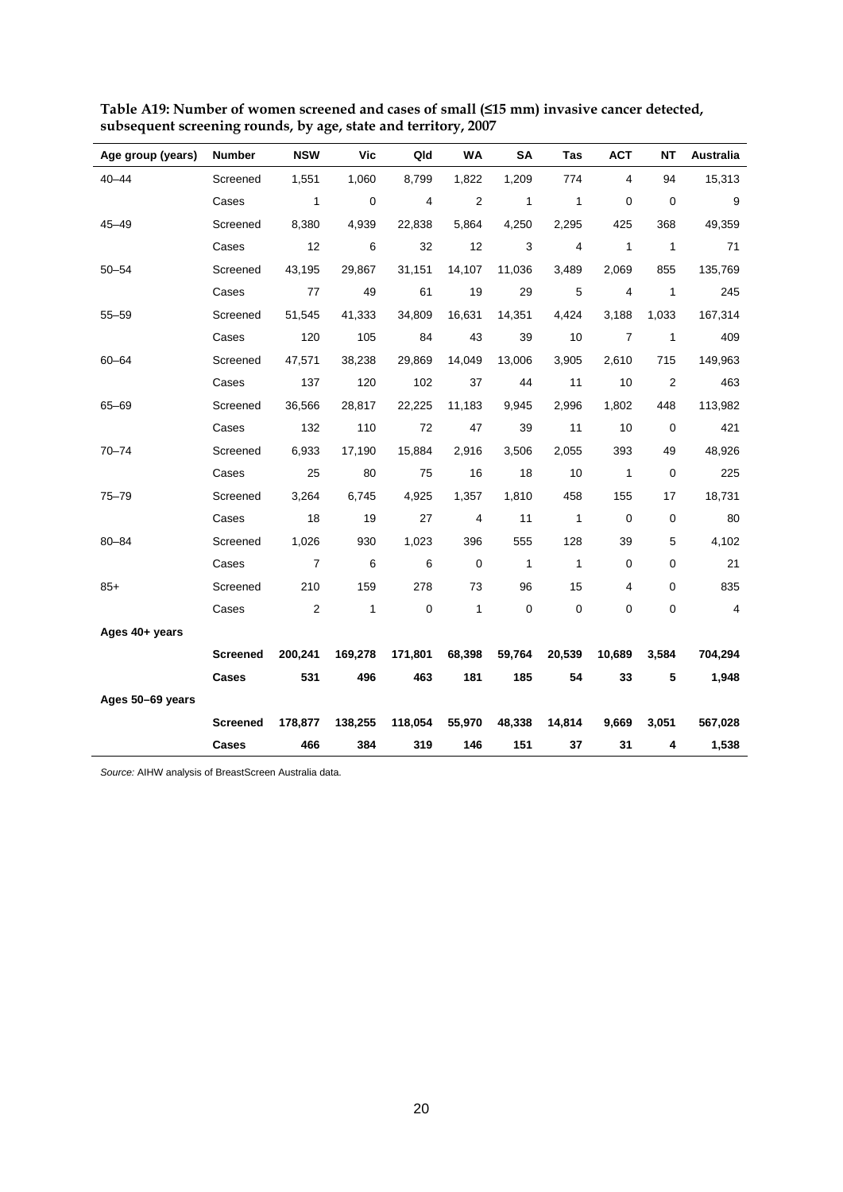**Table A19: Number of women screened and cases of small (≤15 mm) invasive cancer detected, subsequent screening rounds, by age, state and territory, 2007**

| Age group (years) | Number | NSW | Vic | Qld | WA | SA | Tas | ACT | NT | Australia |
|---|---|---|---|---|---|---|---|---|---|---|
| 40–44 | Screened | 1,551 | 1,060 | 8,799 | 1,822 | 1,209 | 774 | 4 | 94 | 15,313 |
| | Cases | 1 | 0 | 4 | 2 | 1 | 1 | 0 | 0 | 9 |
| 45–49 | Screened | 8,380 | 4,939 | 22,838 | 5,864 | 4,250 | 2,295 | 425 | 368 | 49,359 |
| | Cases | 12 | 6 | 32 | 12 | 3 | 4 | 1 | 1 | 71 |
| 50–54 | Screened | 43,195 | 29,867 | 31,151 | 14,107 | 11,036 | 3,489 | 2,069 | 855 | 135,769 |
| | Cases | 77 | 49 | 61 | 19 | 29 | 5 | 4 | 1 | 245 |
| 55–59 | Screened | 51,545 | 41,333 | 34,809 | 16,631 | 14,351 | 4,424 | 3,188 | 1,033 | 167,314 |
| | Cases | 120 | 105 | 84 | 43 | 39 | 10 | 7 | 1 | 409 |
| 60–64 | Screened | 47,571 | 38,238 | 29,869 | 14,049 | 13,006 | 3,905 | 2,610 | 715 | 149,963 |
| | Cases | 137 | 120 | 102 | 37 | 44 | 11 | 10 | 2 | 463 |
| 65–69 | Screened | 36,566 | 28,817 | 22,225 | 11,183 | 9,945 | 2,996 | 1,802 | 448 | 113,982 |
| | Cases | 132 | 110 | 72 | 47 | 39 | 11 | 10 | 0 | 421 |
| 70–74 | Screened | 6,933 | 17,190 | 15,884 | 2,916 | 3,506 | 2,055 | 393 | 49 | 48,926 |
| | Cases | 25 | 80 | 75 | 16 | 18 | 10 | 1 | 0 | 225 |
| 75–79 | Screened | 3,264 | 6,745 | 4,925 | 1,357 | 1,810 | 458 | 155 | 17 | 18,731 |
| | Cases | 18 | 19 | 27 | 4 | 11 | 1 | 0 | 0 | 80 |
| 80–84 | Screened | 1,026 | 930 | 1,023 | 396 | 555 | 128 | 39 | 5 | 4,102 |
| | Cases | 7 | 6 | 6 | 0 | 1 | 1 | 0 | 0 | 21 |
| 85+ | Screened | 210 | 159 | 278 | 73 | 96 | 15 | 4 | 0 | 835 |
| | Cases | 2 | 1 | 0 | 1 | 0 | 0 | 0 | 0 | 4 |
| **Ages 40+ years** | | | | | | | | | | |
| | **Screened** | **200,241** | **169,278** | **171,801** | **68,398** | **59,764** | **20,539** | **10,689** | **3,584** | **704,294** |
| | **Cases** | **531** | **496** | **463** | **181** | **185** | **54** | **33** | **5** | **1,948** |
| **Ages 50–69 years** | | | | | | | | | | |
| | **Screened** | **178,877** | **138,255** | **118,054** | **55,970** | **48,338** | **14,814** | **9,669** | **3,051** | **567,028** |
| | **Cases** | **466** | **384** | **319** | **146** | **151** | **37** | **31** | **4** | **1,538** |

*Source:* AIHW analysis of BreastScreen Australia data.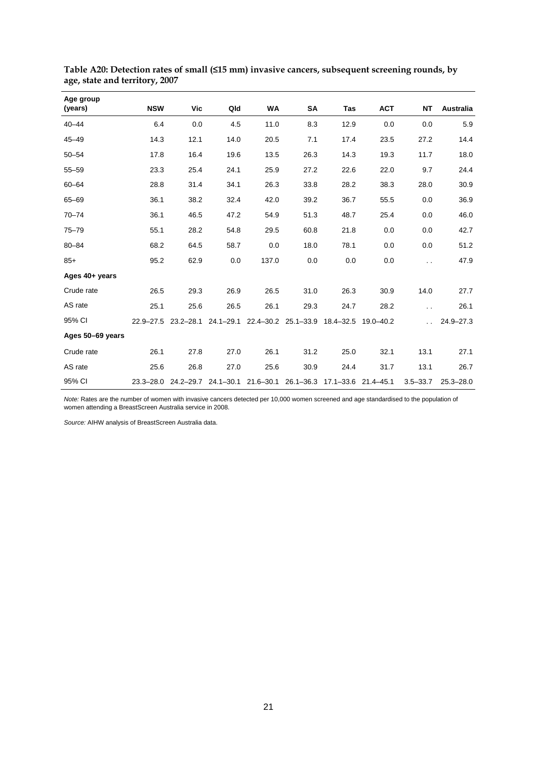**Table A20: Detection rates of small (≤15 mm) invasive cancers, subsequent screening rounds, by age, state and territory, 2007**

| Age group (years) | NSW | Vic | Qld | WA | SA | Tas | ACT | NT | Australia |
|---|---|---|---|---|---|---|---|---|---|
| 40–44 | 6.4 | 0.0 | 4.5 | 11.0 | 8.3 | 12.9 | 0.0 | 0.0 | 5.9 |
| 45–49 | 14.3 | 12.1 | 14.0 | 20.5 | 7.1 | 17.4 | 23.5 | 27.2 | 14.4 |
| 50–54 | 17.8 | 16.4 | 19.6 | 13.5 | 26.3 | 14.3 | 19.3 | 11.7 | 18.0 |
| 55–59 | 23.3 | 25.4 | 24.1 | 25.9 | 27.2 | 22.6 | 22.0 | 9.7 | 24.4 |
| 60–64 | 28.8 | 31.4 | 34.1 | 26.3 | 33.8 | 28.2 | 38.3 | 28.0 | 30.9 |
| 65–69 | 36.1 | 38.2 | 32.4 | 42.0 | 39.2 | 36.7 | 55.5 | 0.0 | 36.9 |
| 70–74 | 36.1 | 46.5 | 47.2 | 54.9 | 51.3 | 48.7 | 25.4 | 0.0 | 46.0 |
| 75–79 | 55.1 | 28.2 | 54.8 | 29.5 | 60.8 | 21.8 | 0.0 | 0.0 | 42.7 |
| 80–84 | 68.2 | 64.5 | 58.7 | 0.0 | 18.0 | 78.1 | 0.0 | 0.0 | 51.2 |
| 85+ | 95.2 | 62.9 | 0.0 | 137.0 | 0.0 | 0.0 | 0.0 | . . | 47.9 |
| **Ages 40+ years** | | | | | | | | | |
| Crude rate | 26.5 | 29.3 | 26.9 | 26.5 | 31.0 | 26.3 | 30.9 | 14.0 | 27.7 |
| AS rate | 25.1 | 25.6 | 26.5 | 26.1 | 29.3 | 24.7 | 28.2 | . . | 26.1 |
| 95% CI | 22.9–27.5 | 23.2–28.1 | 24.1–29.1 | 22.4–30.2 | 25.1–33.9 | 18.4–32.5 | 19.0–40.2 | . . | 24.9–27.3 |
| **Ages 50–69 years** | | | | | | | | | |
| Crude rate | 26.1 | 27.8 | 27.0 | 26.1 | 31.2 | 25.0 | 32.1 | 13.1 | 27.1 |
| AS rate | 25.6 | 26.8 | 27.0 | 25.6 | 30.9 | 24.4 | 31.7 | 13.1 | 26.7 |
| 95% CI | 23.3–28.0 | 24.2–29.7 | 24.1–30.1 | 21.6–30.1 | 26.1–36.3 | 17.1–33.6 | 21.4–45.1 | 3.5–33.7 | 25.3–28.0 |

*Note:* Rates are the number of women with invasive cancers detected per 10,000 women screened and age standardised to the population of women attending a BreastScreen Australia service in 2008.

*Source:* AIHW analysis of BreastScreen Australia data.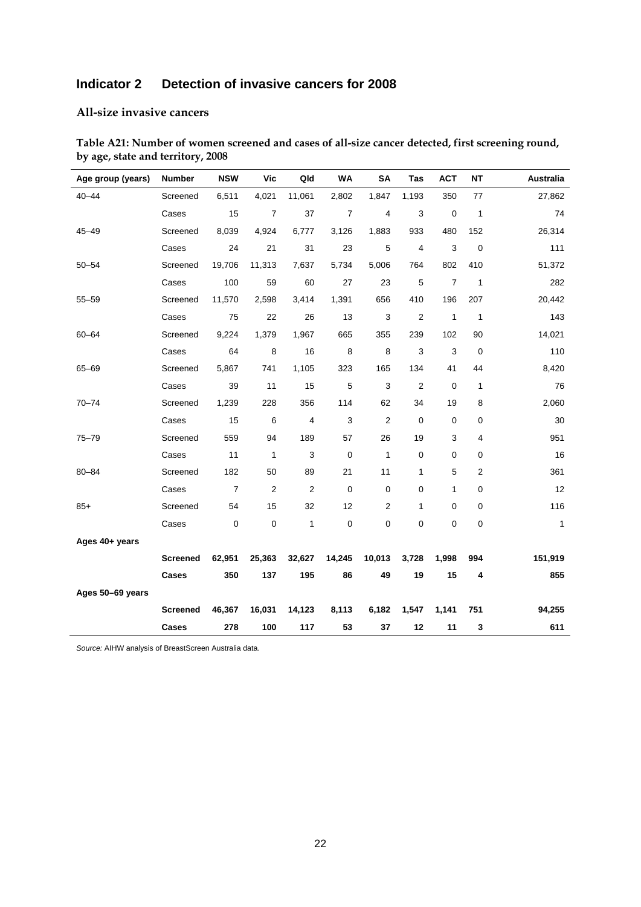## Indicator 2 Detection of invasive cancers for 2008

### All-size invasive cancers

**Table A21: Number of women screened and cases of all-size cancer detected, first screening round, by age, state and territory, 2008**

| Age group (years) | Number | NSW | Vic | Qld | WA | SA | Tas | ACT | NT | Australia |
|---|---|---|---|---|---|---|---|---|---|---|
| 40–44 | Screened | 6,511 | 4,021 | 11,061 | 2,802 | 1,847 | 1,193 | 350 | 77 | 27,862 |
| | Cases | 15 | 7 | 37 | 7 | 4 | 3 | 0 | 1 | 74 |
| 45–49 | Screened | 8,039 | 4,924 | 6,777 | 3,126 | 1,883 | 933 | 480 | 152 | 26,314 |
| | Cases | 24 | 21 | 31 | 23 | 5 | 4 | 3 | 0 | 111 |
| 50–54 | Screened | 19,706 | 11,313 | 7,637 | 5,734 | 5,006 | 764 | 802 | 410 | 51,372 |
| | Cases | 100 | 59 | 60 | 27 | 23 | 5 | 7 | 1 | 282 |
| 55–59 | Screened | 11,570 | 2,598 | 3,414 | 1,391 | 656 | 410 | 196 | 207 | 20,442 |
| | Cases | 75 | 22 | 26 | 13 | 3 | 2 | 1 | 1 | 143 |
| 60–64 | Screened | 9,224 | 1,379 | 1,967 | 665 | 355 | 239 | 102 | 90 | 14,021 |
| | Cases | 64 | 8 | 16 | 8 | 8 | 3 | 3 | 0 | 110 |
| 65–69 | Screened | 5,867 | 741 | 1,105 | 323 | 165 | 134 | 41 | 44 | 8,420 |
| | Cases | 39 | 11 | 15 | 5 | 3 | 2 | 0 | 1 | 76 |
| 70–74 | Screened | 1,239 | 228 | 356 | 114 | 62 | 34 | 19 | 8 | 2,060 |
| | Cases | 15 | 6 | 4 | 3 | 2 | 0 | 0 | 0 | 30 |
| 75–79 | Screened | 559 | 94 | 189 | 57 | 26 | 19 | 3 | 4 | 951 |
| | Cases | 11 | 1 | 3 | 0 | 1 | 0 | 0 | 0 | 16 |
| 80–84 | Screened | 182 | 50 | 89 | 21 | 11 | 1 | 5 | 2 | 361 |
| | Cases | 7 | 2 | 2 | 0 | 0 | 0 | 1 | 0 | 12 |
| 85+ | Screened | 54 | 15 | 32 | 12 | 2 | 1 | 0 | 0 | 116 |
| | Cases | 0 | 0 | 1 | 0 | 0 | 0 | 0 | 0 | 1 |
| **Ages 40+ years** | | | | | | | | | | |
| | **Screened** | **62,951** | **25,363** | **32,627** | **14,245** | **10,013** | **3,728** | **1,998** | **994** | **151,919** |
| | **Cases** | **350** | **137** | **195** | **86** | **49** | **19** | **15** | **4** | **855** |
| **Ages 50–69 years** | | | | | | | | | | |
| | **Screened** | **46,367** | **16,031** | **14,123** | **8,113** | **6,182** | **1,547** | **1,141** | **751** | **94,255** |
| | **Cases** | **278** | **100** | **117** | **53** | **37** | **12** | **11** | **3** | **611** |

*Source:* AIHW analysis of BreastScreen Australia data.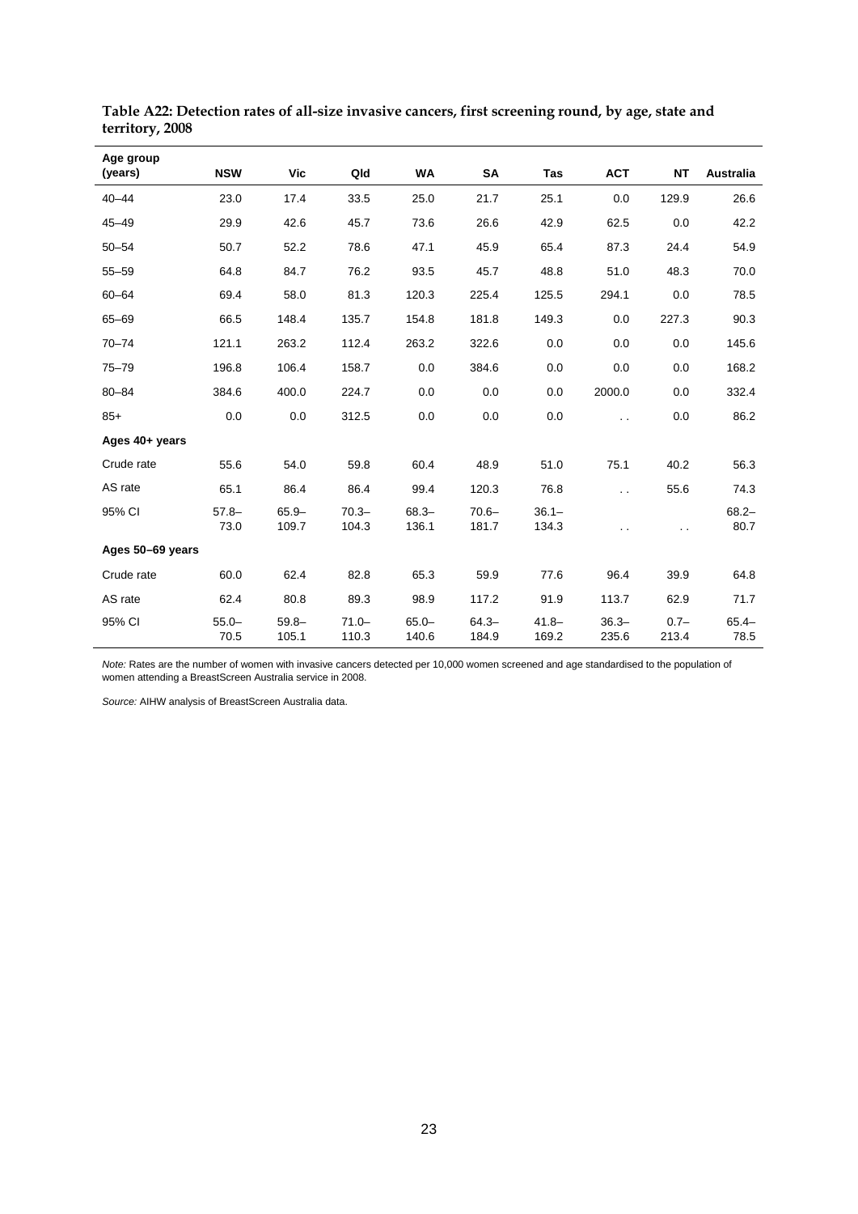**Table A22: Detection rates of all-size invasive cancers, first screening round, by age, state and territory, 2008**

| Age group (years) | NSW | Vic | Qld | WA | SA | Tas | ACT | NT | Australia |
|---|---|---|---|---|---|---|---|---|---|
| 40–44 | 23.0 | 17.4 | 33.5 | 25.0 | 21.7 | 25.1 | 0.0 | 129.9 | 26.6 |
| 45–49 | 29.9 | 42.6 | 45.7 | 73.6 | 26.6 | 42.9 | 62.5 | 0.0 | 42.2 |
| 50–54 | 50.7 | 52.2 | 78.6 | 47.1 | 45.9 | 65.4 | 87.3 | 24.4 | 54.9 |
| 55–59 | 64.8 | 84.7 | 76.2 | 93.5 | 45.7 | 48.8 | 51.0 | 48.3 | 70.0 |
| 60–64 | 69.4 | 58.0 | 81.3 | 120.3 | 225.4 | 125.5 | 294.1 | 0.0 | 78.5 |
| 65–69 | 66.5 | 148.4 | 135.7 | 154.8 | 181.8 | 149.3 | 0.0 | 227.3 | 90.3 |
| 70–74 | 121.1 | 263.2 | 112.4 | 263.2 | 322.6 | 0.0 | 0.0 | 0.0 | 145.6 |
| 75–79 | 196.8 | 106.4 | 158.7 | 0.0 | 384.6 | 0.0 | 0.0 | 0.0 | 168.2 |
| 80–84 | 384.6 | 400.0 | 224.7 | 0.0 | 0.0 | 0.0 | 2000.0 | 0.0 | 332.4 |
| 85+ | 0.0 | 0.0 | 312.5 | 0.0 | 0.0 | 0.0 | . . | 0.0 | 86.2 |
| **Ages 40+ years** | | | | | | | | | |
| Crude rate | 55.6 | 54.0 | 59.8 | 60.4 | 48.9 | 51.0 | 75.1 | 40.2 | 56.3 |
| AS rate | 65.1 | 86.4 | 86.4 | 99.4 | 120.3 | 76.8 | . . | 55.6 | 74.3 |
| 95% CI | 57.8–73.0 | 65.9–109.7 | 70.3–104.3 | 68.3–136.1 | 70.6–181.7 | 36.1–134.3 | . . | . . | 68.2–80.7 |
| **Ages 50–69 years** | | | | | | | | | |
| Crude rate | 60.0 | 62.4 | 82.8 | 65.3 | 59.9 | 77.6 | 96.4 | 39.9 | 64.8 |
| AS rate | 62.4 | 80.8 | 89.3 | 98.9 | 117.2 | 91.9 | 113.7 | 62.9 | 71.7 |
| 95% CI | 55.0–70.5 | 59.8–105.1 | 71.0–110.3 | 65.0–140.6 | 64.3–184.9 | 41.8–169.2 | 36.3–235.6 | 0.7–213.4 | 65.4–78.5 |

*Note:* Rates are the number of women with invasive cancers detected per 10,000 women screened and age standardised to the population of women attending a BreastScreen Australia service in 2008.

*Source:* AIHW analysis of BreastScreen Australia data.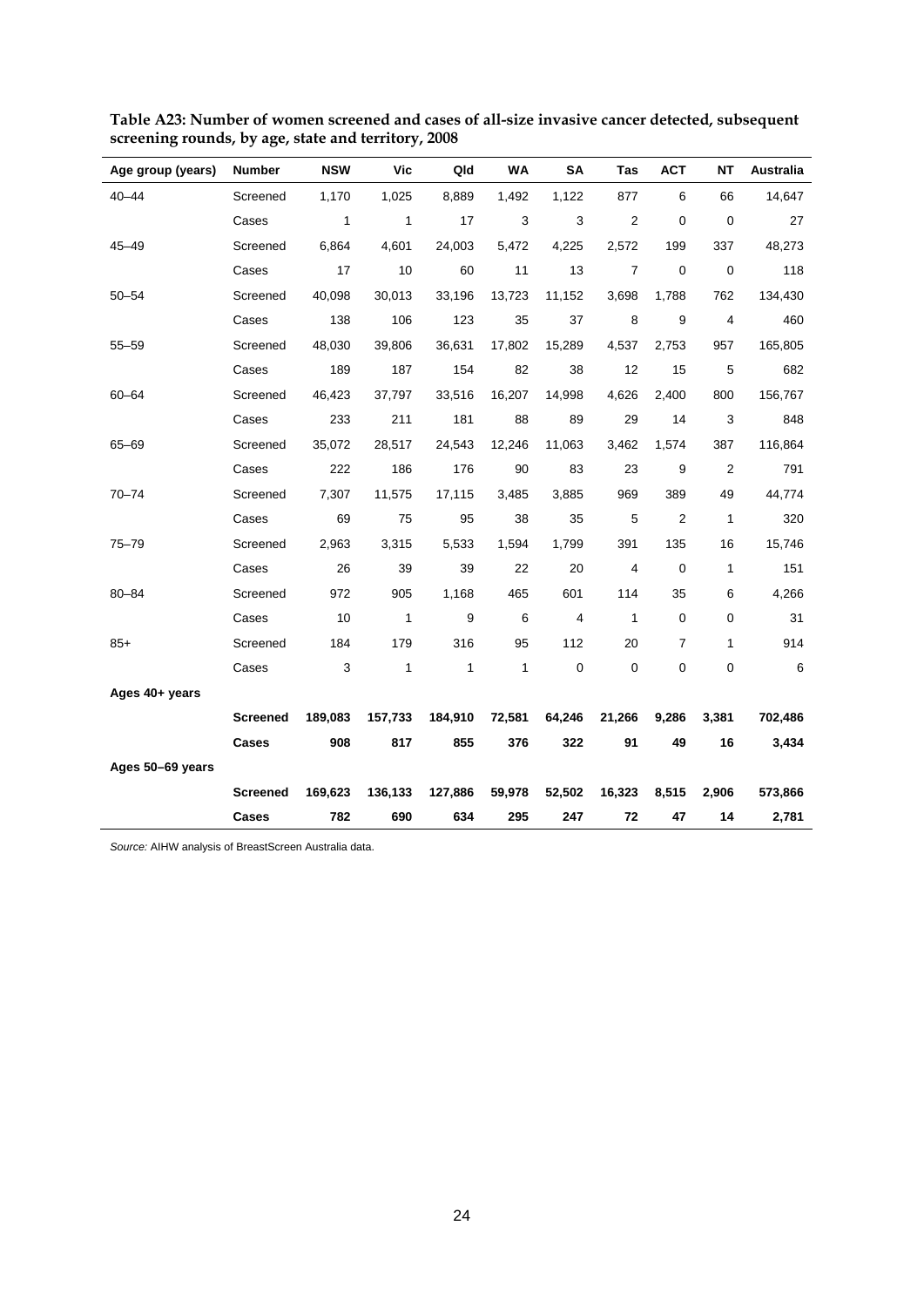**Table A23: Number of women screened and cases of all-size invasive cancer detected, subsequent screening rounds, by age, state and territory, 2008**

| Age group (years) | Number | NSW | Vic | Qld | WA | SA | Tas | ACT | NT | Australia |
|---|---|---|---|---|---|---|---|---|---|---|
| 40–44 | Screened | 1,170 | 1,025 | 8,889 | 1,492 | 1,122 | 877 | 6 | 66 | 14,647 |
| | Cases | 1 | 1 | 17 | 3 | 3 | 2 | 0 | 0 | 27 |
| 45–49 | Screened | 6,864 | 4,601 | 24,003 | 5,472 | 4,225 | 2,572 | 199 | 337 | 48,273 |
| | Cases | 17 | 10 | 60 | 11 | 13 | 7 | 0 | 0 | 118 |
| 50–54 | Screened | 40,098 | 30,013 | 33,196 | 13,723 | 11,152 | 3,698 | 1,788 | 762 | 134,430 |
| | Cases | 138 | 106 | 123 | 35 | 37 | 8 | 9 | 4 | 460 |
| 55–59 | Screened | 48,030 | 39,806 | 36,631 | 17,802 | 15,289 | 4,537 | 2,753 | 957 | 165,805 |
| | Cases | 189 | 187 | 154 | 82 | 38 | 12 | 15 | 5 | 682 |
| 60–64 | Screened | 46,423 | 37,797 | 33,516 | 16,207 | 14,998 | 4,626 | 2,400 | 800 | 156,767 |
| | Cases | 233 | 211 | 181 | 88 | 89 | 29 | 14 | 3 | 848 |
| 65–69 | Screened | 35,072 | 28,517 | 24,543 | 12,246 | 11,063 | 3,462 | 1,574 | 387 | 116,864 |
| | Cases | 222 | 186 | 176 | 90 | 83 | 23 | 9 | 2 | 791 |
| 70–74 | Screened | 7,307 | 11,575 | 17,115 | 3,485 | 3,885 | 969 | 389 | 49 | 44,774 |
| | Cases | 69 | 75 | 95 | 38 | 35 | 5 | 2 | 1 | 320 |
| 75–79 | Screened | 2,963 | 3,315 | 5,533 | 1,594 | 1,799 | 391 | 135 | 16 | 15,746 |
| | Cases | 26 | 39 | 39 | 22 | 20 | 4 | 0 | 1 | 151 |
| 80–84 | Screened | 972 | 905 | 1,168 | 465 | 601 | 114 | 35 | 6 | 4,266 |
| | Cases | 10 | 1 | 9 | 6 | 4 | 1 | 0 | 0 | 31 |
| 85+ | Screened | 184 | 179 | 316 | 95 | 112 | 20 | 7 | 1 | 914 |
| | Cases | 3 | 1 | 1 | 1 | 0 | 0 | 0 | 0 | 6 |
| **Ages 40+ years** | | | | | | | | | | |
| | **Screened** | **189,083** | **157,733** | **184,910** | **72,581** | **64,246** | **21,266** | **9,286** | **3,381** | **702,486** |
| | **Cases** | **908** | **817** | **855** | **376** | **322** | **91** | **49** | **16** | **3,434** |
| **Ages 50–69 years** | | | | | | | | | | |
| | **Screened** | **169,623** | **136,133** | **127,886** | **59,978** | **52,502** | **16,323** | **8,515** | **2,906** | **573,866** |
| | **Cases** | **782** | **690** | **634** | **295** | **247** | **72** | **47** | **14** | **2,781** |

*Source:* AIHW analysis of BreastScreen Australia data.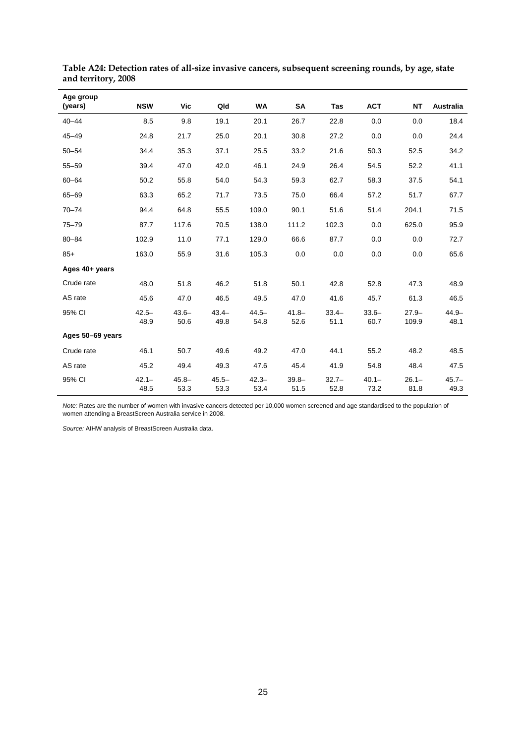**Table A24: Detection rates of all-size invasive cancers, subsequent screening rounds, by age, state and territory, 2008**

| Age group (years) | NSW | Vic | Qld | WA | SA | Tas | ACT | NT | Australia |
|---|---|---|---|---|---|---|---|---|---|
| 40–44 | 8.5 | 9.8 | 19.1 | 20.1 | 26.7 | 22.8 | 0.0 | 0.0 | 18.4 |
| 45–49 | 24.8 | 21.7 | 25.0 | 20.1 | 30.8 | 27.2 | 0.0 | 0.0 | 24.4 |
| 50–54 | 34.4 | 35.3 | 37.1 | 25.5 | 33.2 | 21.6 | 50.3 | 52.5 | 34.2 |
| 55–59 | 39.4 | 47.0 | 42.0 | 46.1 | 24.9 | 26.4 | 54.5 | 52.2 | 41.1 |
| 60–64 | 50.2 | 55.8 | 54.0 | 54.3 | 59.3 | 62.7 | 58.3 | 37.5 | 54.1 |
| 65–69 | 63.3 | 65.2 | 71.7 | 73.5 | 75.0 | 66.4 | 57.2 | 51.7 | 67.7 |
| 70–74 | 94.4 | 64.8 | 55.5 | 109.0 | 90.1 | 51.6 | 51.4 | 204.1 | 71.5 |
| 75–79 | 87.7 | 117.6 | 70.5 | 138.0 | 111.2 | 102.3 | 0.0 | 625.0 | 95.9 |
| 80–84 | 102.9 | 11.0 | 77.1 | 129.0 | 66.6 | 87.7 | 0.0 | 0.0 | 72.7 |
| 85+ | 163.0 | 55.9 | 31.6 | 105.3 | 0.0 | 0.0 | 0.0 | 0.0 | 65.6 |
| **Ages 40+ years** | | | | | | | | | |
| Crude rate | 48.0 | 51.8 | 46.2 | 51.8 | 50.1 | 42.8 | 52.8 | 47.3 | 48.9 |
| AS rate | 45.6 | 47.0 | 46.5 | 49.5 | 47.0 | 41.6 | 45.7 | 61.3 | 46.5 |
| 95% CI | 42.5–48.9 | 43.6–50.6 | 43.4–49.8 | 44.5–54.8 | 41.8–52.6 | 33.4–51.1 | 33.6–60.7 | 27.9–109.9 | 44.9–48.1 |
| **Ages 50–69 years** | | | | | | | | | |
| Crude rate | 46.1 | 50.7 | 49.6 | 49.2 | 47.0 | 44.1 | 55.2 | 48.2 | 48.5 |
| AS rate | 45.2 | 49.4 | 49.3 | 47.6 | 45.4 | 41.9 | 54.8 | 48.4 | 47.5 |
| 95% CI | 42.1–48.5 | 45.8–53.3 | 45.5–53.3 | 42.3–53.4 | 39.8–51.5 | 32.7–52.8 | 40.1–73.2 | 26.1–81.8 | 45.7–49.3 |

*Note:* Rates are the number of women with invasive cancers detected per 10,000 women screened and age standardised to the population of women attending a BreastScreen Australia service in 2008.

*Source:* AIHW analysis of BreastScreen Australia data.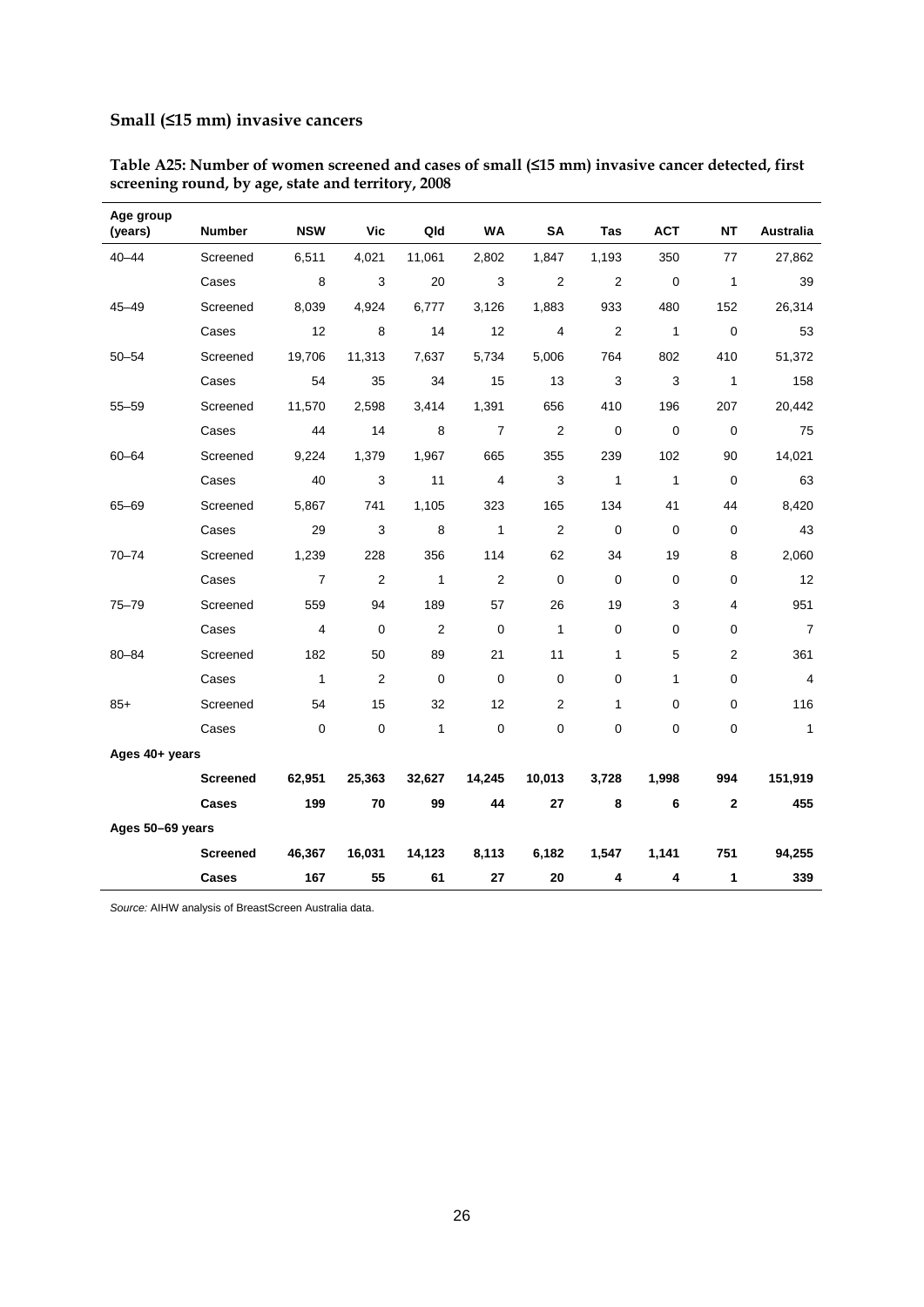### Small (≤15 mm) invasive cancers

**Table A25: Number of women screened and cases of small (≤15 mm) invasive cancer detected, first screening round, by age, state and territory, 2008**

| Age group (years) | Number | NSW | Vic | Qld | WA | SA | Tas | ACT | NT | Australia |
|---|---|---|---|---|---|---|---|---|---|---|
| 40–44 | Screened | 6,511 | 4,021 | 11,061 | 2,802 | 1,847 | 1,193 | 350 | 77 | 27,862 |
| | Cases | 8 | 3 | 20 | 3 | 2 | 2 | 0 | 1 | 39 |
| 45–49 | Screened | 8,039 | 4,924 | 6,777 | 3,126 | 1,883 | 933 | 480 | 152 | 26,314 |
| | Cases | 12 | 8 | 14 | 12 | 4 | 2 | 1 | 0 | 53 |
| 50–54 | Screened | 19,706 | 11,313 | 7,637 | 5,734 | 5,006 | 764 | 802 | 410 | 51,372 |
| | Cases | 54 | 35 | 34 | 15 | 13 | 3 | 3 | 1 | 158 |
| 55–59 | Screened | 11,570 | 2,598 | 3,414 | 1,391 | 656 | 410 | 196 | 207 | 20,442 |
| | Cases | 44 | 14 | 8 | 7 | 2 | 0 | 0 | 0 | 75 |
| 60–64 | Screened | 9,224 | 1,379 | 1,967 | 665 | 355 | 239 | 102 | 90 | 14,021 |
| | Cases | 40 | 3 | 11 | 4 | 3 | 1 | 1 | 0 | 63 |
| 65–69 | Screened | 5,867 | 741 | 1,105 | 323 | 165 | 134 | 41 | 44 | 8,420 |
| | Cases | 29 | 3 | 8 | 1 | 2 | 0 | 0 | 0 | 43 |
| 70–74 | Screened | 1,239 | 228 | 356 | 114 | 62 | 34 | 19 | 8 | 2,060 |
| | Cases | 7 | 2 | 1 | 2 | 0 | 0 | 0 | 0 | 12 |
| 75–79 | Screened | 559 | 94 | 189 | 57 | 26 | 19 | 3 | 4 | 951 |
| | Cases | 4 | 0 | 2 | 0 | 1 | 0 | 0 | 0 | 7 |
| 80–84 | Screened | 182 | 50 | 89 | 21 | 11 | 1 | 5 | 2 | 361 |
| | Cases | 1 | 2 | 0 | 0 | 0 | 0 | 1 | 0 | 4 |
| 85+ | Screened | 54 | 15 | 32 | 12 | 2 | 1 | 0 | 0 | 116 |
| | Cases | 0 | 0 | 1 | 0 | 0 | 0 | 0 | 0 | 1 |
| **Ages 40+ years** | | | | | | | | | | |
| | **Screened** | **62,951** | **25,363** | **32,627** | **14,245** | **10,013** | **3,728** | **1,998** | **994** | **151,919** |
| | **Cases** | **199** | **70** | **99** | **44** | **27** | **8** | **6** | **2** | **455** |
| **Ages 50–69 years** | | | | | | | | | | |
| | **Screened** | **46,367** | **16,031** | **14,123** | **8,113** | **6,182** | **1,547** | **1,141** | **751** | **94,255** |
| | **Cases** | **167** | **55** | **61** | **27** | **20** | **4** | **4** | **1** | **339** |

*Source:* AIHW analysis of BreastScreen Australia data.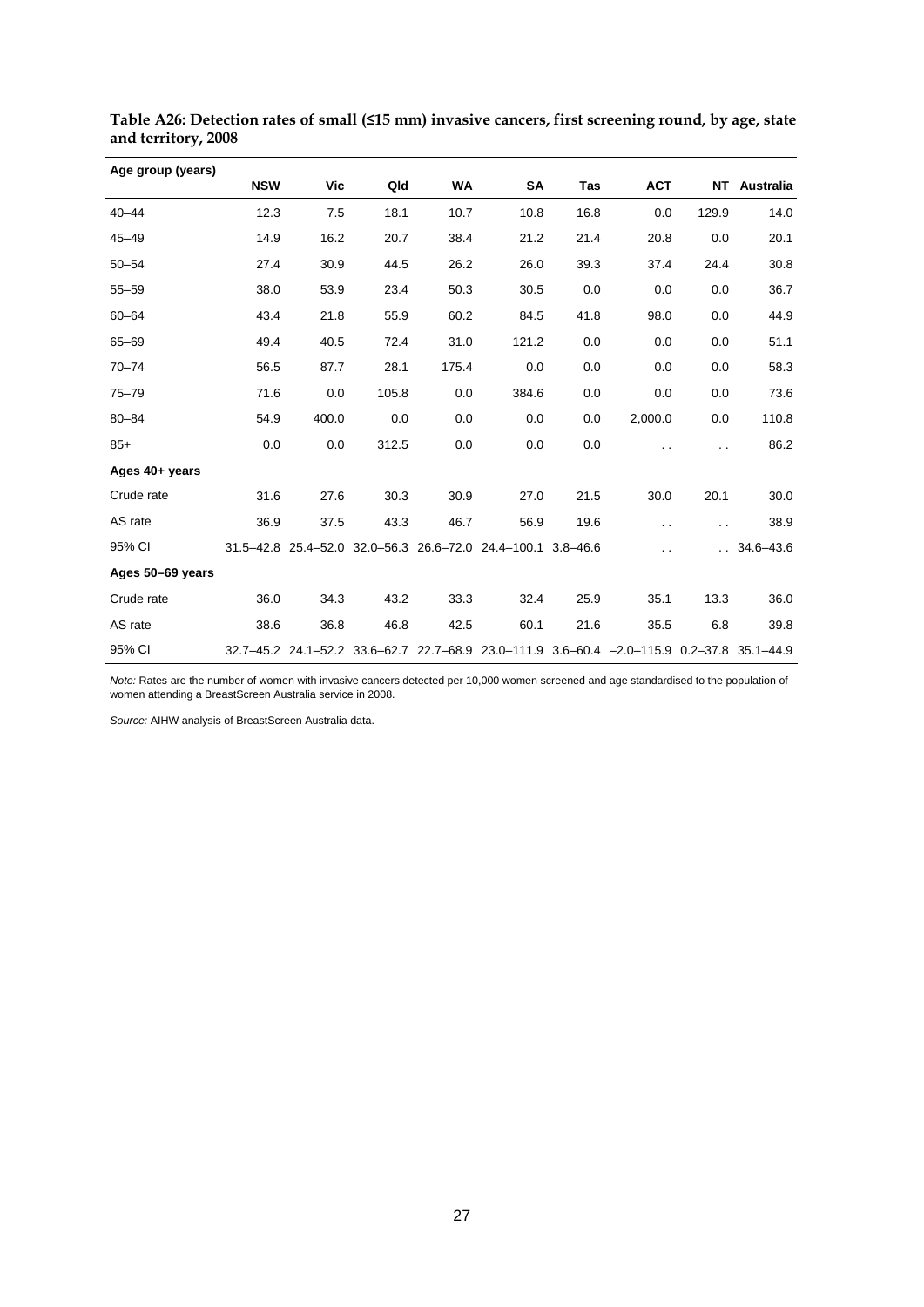**Table A26: Detection rates of small (≤15 mm) invasive cancers, first screening round, by age, state and territory, 2008**

| Age group (years) | NSW | Vic | Qld | WA | SA | Tas | ACT | NT | Australia |
|---|---|---|---|---|---|---|---|---|---|
| 40–44 | 12.3 | 7.5 | 18.1 | 10.7 | 10.8 | 16.8 | 0.0 | 129.9 | 14.0 |
| 45–49 | 14.9 | 16.2 | 20.7 | 38.4 | 21.2 | 21.4 | 20.8 | 0.0 | 20.1 |
| 50–54 | 27.4 | 30.9 | 44.5 | 26.2 | 26.0 | 39.3 | 37.4 | 24.4 | 30.8 |
| 55–59 | 38.0 | 53.9 | 23.4 | 50.3 | 30.5 | 0.0 | 0.0 | 0.0 | 36.7 |
| 60–64 | 43.4 | 21.8 | 55.9 | 60.2 | 84.5 | 41.8 | 98.0 | 0.0 | 44.9 |
| 65–69 | 49.4 | 40.5 | 72.4 | 31.0 | 121.2 | 0.0 | 0.0 | 0.0 | 51.1 |
| 70–74 | 56.5 | 87.7 | 28.1 | 175.4 | 0.0 | 0.0 | 0.0 | 0.0 | 58.3 |
| 75–79 | 71.6 | 0.0 | 105.8 | 0.0 | 384.6 | 0.0 | 0.0 | 0.0 | 73.6 |
| 80–84 | 54.9 | 400.0 | 0.0 | 0.0 | 0.0 | 0.0 | 2,000.0 | 0.0 | 110.8 |
| 85+ | 0.0 | 0.0 | 312.5 | 0.0 | 0.0 | 0.0 | . . | . . | 86.2 |
| **Ages 40+ years** | | | | | | | | | |
| Crude rate | 31.6 | 27.6 | 30.3 | 30.9 | 27.0 | 21.5 | 30.0 | 20.1 | 30.0 |
| AS rate | 36.9 | 37.5 | 43.3 | 46.7 | 56.9 | 19.6 | . . | . . | 38.9 |
| 95% CI | 31.5–42.8 | 25.4–52.0 | 32.0–56.3 | 26.6–72.0 | 24.4–100.1 | 3.8–46.6 | . . | . . | 34.6–43.6 |
| **Ages 50–69 years** | | | | | | | | | |
| Crude rate | 36.0 | 34.3 | 43.2 | 33.3 | 32.4 | 25.9 | 35.1 | 13.3 | 36.0 |
| AS rate | 38.6 | 36.8 | 46.8 | 42.5 | 60.1 | 21.6 | 35.5 | 6.8 | 39.8 |
| 95% CI | 32.7–45.2 | 24.1–52.2 | 33.6–62.7 | 22.7–68.9 | 23.0–111.9 | 3.6–60.4 | –2.0–115.9 | 0.2–37.8 | 35.1–44.9 |

*Note:* Rates are the number of women with invasive cancers detected per 10,000 women screened and age standardised to the population of women attending a BreastScreen Australia service in 2008.

*Source:* AIHW analysis of BreastScreen Australia data.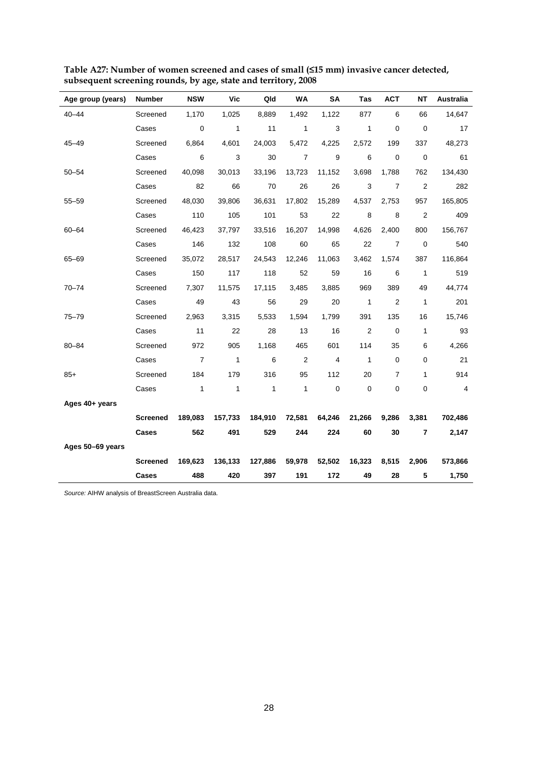**Table A27: Number of women screened and cases of small (≤15 mm) invasive cancer detected, subsequent screening rounds, by age, state and territory, 2008**

| Age group (years) | Number | NSW | Vic | Qld | WA | SA | Tas | ACT | NT | Australia |
|---|---|---|---|---|---|---|---|---|---|---|
| 40–44 | Screened | 1,170 | 1,025 | 8,889 | 1,492 | 1,122 | 877 | 6 | 66 | 14,647 |
| | Cases | 0 | 1 | 11 | 1 | 3 | 1 | 0 | 0 | 17 |
| 45–49 | Screened | 6,864 | 4,601 | 24,003 | 5,472 | 4,225 | 2,572 | 199 | 337 | 48,273 |
| | Cases | 6 | 3 | 30 | 7 | 9 | 6 | 0 | 0 | 61 |
| 50–54 | Screened | 40,098 | 30,013 | 33,196 | 13,723 | 11,152 | 3,698 | 1,788 | 762 | 134,430 |
| | Cases | 82 | 66 | 70 | 26 | 26 | 3 | 7 | 2 | 282 |
| 55–59 | Screened | 48,030 | 39,806 | 36,631 | 17,802 | 15,289 | 4,537 | 2,753 | 957 | 165,805 |
| | Cases | 110 | 105 | 101 | 53 | 22 | 8 | 8 | 2 | 409 |
| 60–64 | Screened | 46,423 | 37,797 | 33,516 | 16,207 | 14,998 | 4,626 | 2,400 | 800 | 156,767 |
| | Cases | 146 | 132 | 108 | 60 | 65 | 22 | 7 | 0 | 540 |
| 65–69 | Screened | 35,072 | 28,517 | 24,543 | 12,246 | 11,063 | 3,462 | 1,574 | 387 | 116,864 |
| | Cases | 150 | 117 | 118 | 52 | 59 | 16 | 6 | 1 | 519 |
| 70–74 | Screened | 7,307 | 11,575 | 17,115 | 3,485 | 3,885 | 969 | 389 | 49 | 44,774 |
| | Cases | 49 | 43 | 56 | 29 | 20 | 1 | 2 | 1 | 201 |
| 75–79 | Screened | 2,963 | 3,315 | 5,533 | 1,594 | 1,799 | 391 | 135 | 16 | 15,746 |
| | Cases | 11 | 22 | 28 | 13 | 16 | 2 | 0 | 1 | 93 |
| 80–84 | Screened | 972 | 905 | 1,168 | 465 | 601 | 114 | 35 | 6 | 4,266 |
| | Cases | 7 | 1 | 6 | 2 | 4 | 1 | 0 | 0 | 21 |
| 85+ | Screened | 184 | 179 | 316 | 95 | 112 | 20 | 7 | 1 | 914 |
| | Cases | 1 | 1 | 1 | 1 | 0 | 0 | 0 | 0 | 4 |
| **Ages 40+ years** | | | | | | | | | | |
| | **Screened** | **189,083** | **157,733** | **184,910** | **72,581** | **64,246** | **21,266** | **9,286** | **3,381** | **702,486** |
| | **Cases** | **562** | **491** | **529** | **244** | **224** | **60** | **30** | **7** | **2,147** |
| **Ages 50–69 years** | | | | | | | | | | |
| | **Screened** | **169,623** | **136,133** | **127,886** | **59,978** | **52,502** | **16,323** | **8,515** | **2,906** | **573,866** |
| | **Cases** | **488** | **420** | **397** | **191** | **172** | **49** | **28** | **5** | **1,750** |

*Source:* AIHW analysis of BreastScreen Australia data.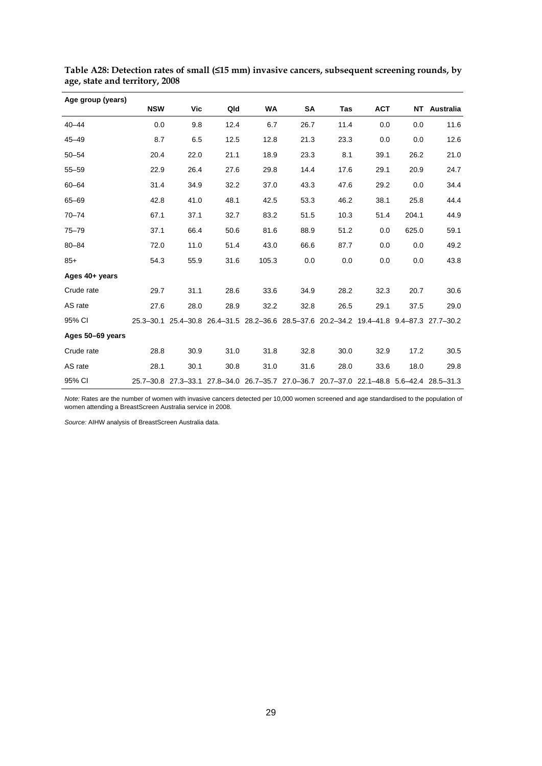**Table A28: Detection rates of small (≤15 mm) invasive cancers, subsequent screening rounds, by age, state and territory, 2008**

| Age group (years) | NSW | Vic | Qld | WA | SA | Tas | ACT | NT | Australia |
|---|---|---|---|---|---|---|---|---|---|
| 40–44 | 0.0 | 9.8 | 12.4 | 6.7 | 26.7 | 11.4 | 0.0 | 0.0 | 11.6 |
| 45–49 | 8.7 | 6.5 | 12.5 | 12.8 | 21.3 | 23.3 | 0.0 | 0.0 | 12.6 |
| 50–54 | 20.4 | 22.0 | 21.1 | 18.9 | 23.3 | 8.1 | 39.1 | 26.2 | 21.0 |
| 55–59 | 22.9 | 26.4 | 27.6 | 29.8 | 14.4 | 17.6 | 29.1 | 20.9 | 24.7 |
| 60–64 | 31.4 | 34.9 | 32.2 | 37.0 | 43.3 | 47.6 | 29.2 | 0.0 | 34.4 |
| 65–69 | 42.8 | 41.0 | 48.1 | 42.5 | 53.3 | 46.2 | 38.1 | 25.8 | 44.4 |
| 70–74 | 67.1 | 37.1 | 32.7 | 83.2 | 51.5 | 10.3 | 51.4 | 204.1 | 44.9 |
| 75–79 | 37.1 | 66.4 | 50.6 | 81.6 | 88.9 | 51.2 | 0.0 | 625.0 | 59.1 |
| 80–84 | 72.0 | 11.0 | 51.4 | 43.0 | 66.6 | 87.7 | 0.0 | 0.0 | 49.2 |
| 85+ | 54.3 | 55.9 | 31.6 | 105.3 | 0.0 | 0.0 | 0.0 | 0.0 | 43.8 |
| **Ages 40+ years** | | | | | | | | | |
| Crude rate | 29.7 | 31.1 | 28.6 | 33.6 | 34.9 | 28.2 | 32.3 | 20.7 | 30.6 |
| AS rate | 27.6 | 28.0 | 28.9 | 32.2 | 32.8 | 26.5 | 29.1 | 37.5 | 29.0 |
| 95% CI | 25.3–30.1 | 25.4–30.8 | 26.4–31.5 | 28.2–36.6 | 28.5–37.6 | 20.2–34.2 | 19.4–41.8 | 9.4–87.3 | 27.7–30.2 |
| **Ages 50–69 years** | | | | | | | | | |
| Crude rate | 28.8 | 30.9 | 31.0 | 31.8 | 32.8 | 30.0 | 32.9 | 17.2 | 30.5 |
| AS rate | 28.1 | 30.1 | 30.8 | 31.0 | 31.6 | 28.0 | 33.6 | 18.0 | 29.8 |
| 95% CI | 25.7–30.8 | 27.3–33.1 | 27.8–34.0 | 26.7–35.7 | 27.0–36.7 | 20.7–37.0 | 22.1–48.8 | 5.6–42.4 | 28.5–31.3 |

*Note:* Rates are the number of women with invasive cancers detected per 10,000 women screened and age standardised to the population of women attending a BreastScreen Australia service in 2008.

*Source:* AIHW analysis of BreastScreen Australia data.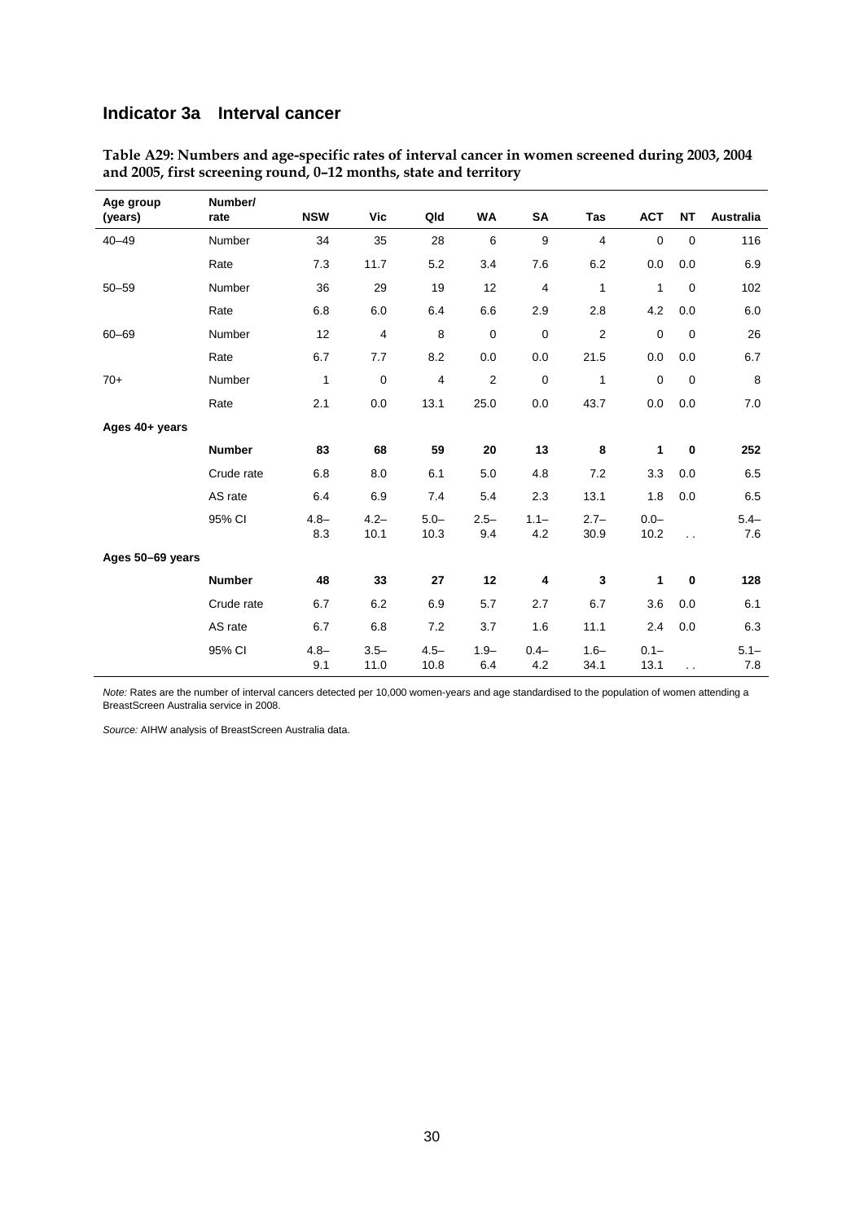## Indicator 3a Interval cancer

**Table A29: Numbers and age-specific rates of interval cancer in women screened during 2003, 2004 and 2005, first screening round, 0–12 months, state and territory**

| Age group (years) | Number/ rate | NSW | Vic | Qld | WA | SA | Tas | ACT | NT | Australia |
|---|---|---|---|---|---|---|---|---|---|---|
| 40–49 | Number | 34 | 35 | 28 | 6 | 9 | 4 | 0 | 0 | 116 |
| | Rate | 7.3 | 11.7 | 5.2 | 3.4 | 7.6 | 6.2 | 0.0 | 0.0 | 6.9 |
| 50–59 | Number | 36 | 29 | 19 | 12 | 4 | 1 | 1 | 0 | 102 |
| | Rate | 6.8 | 6.0 | 6.4 | 6.6 | 2.9 | 2.8 | 4.2 | 0.0 | 6.0 |
| 60–69 | Number | 12 | 4 | 8 | 0 | 0 | 2 | 0 | 0 | 26 |
| | Rate | 6.7 | 7.7 | 8.2 | 0.0 | 0.0 | 21.5 | 0.0 | 0.0 | 6.7 |
| 70+ | Number | 1 | 0 | 4 | 2 | 0 | 1 | 0 | 0 | 8 |
| | Rate | 2.1 | 0.0 | 13.1 | 25.0 | 0.0 | 43.7 | 0.0 | 0.0 | 7.0 |
| **Ages 40+ years** | | | | | | | | | | |
| | **Number** | **83** | **68** | **59** | **20** | **13** | **8** | **1** | **0** | **252** |
| | Crude rate | 6.8 | 8.0 | 6.1 | 5.0 | 4.8 | 7.2 | 3.3 | 0.0 | 6.5 |
| | AS rate | 6.4 | 6.9 | 7.4 | 5.4 | 2.3 | 13.1 | 1.8 | 0.0 | 6.5 |
| | 95% CI | 4.8–8.3 | 4.2–10.1 | 5.0–10.3 | 2.5–9.4 | 1.1–4.2 | 2.7–30.9 | 0.0–10.2 | . . | 5.4–7.6 |
| **Ages 50–69 years** | | | | | | | | | | |
| | **Number** | **48** | **33** | **27** | **12** | **4** | **3** | **1** | **0** | **128** |
| | Crude rate | 6.7 | 6.2 | 6.9 | 5.7 | 2.7 | 6.7 | 3.6 | 0.0 | 6.1 |
| | AS rate | 6.7 | 6.8 | 7.2 | 3.7 | 1.6 | 11.1 | 2.4 | 0.0 | 6.3 |
| | 95% CI | 4.8–9.1 | 3.5–11.0 | 4.5–10.8 | 1.9–6.4 | 0.4–4.2 | 1.6–34.1 | 0.1–13.1 | . . | 5.1–7.8 |

*Note:* Rates are the number of interval cancers detected per 10,000 women-years and age standardised to the population of women attending a BreastScreen Australia service in 2008.

*Source:* AIHW analysis of BreastScreen Australia data.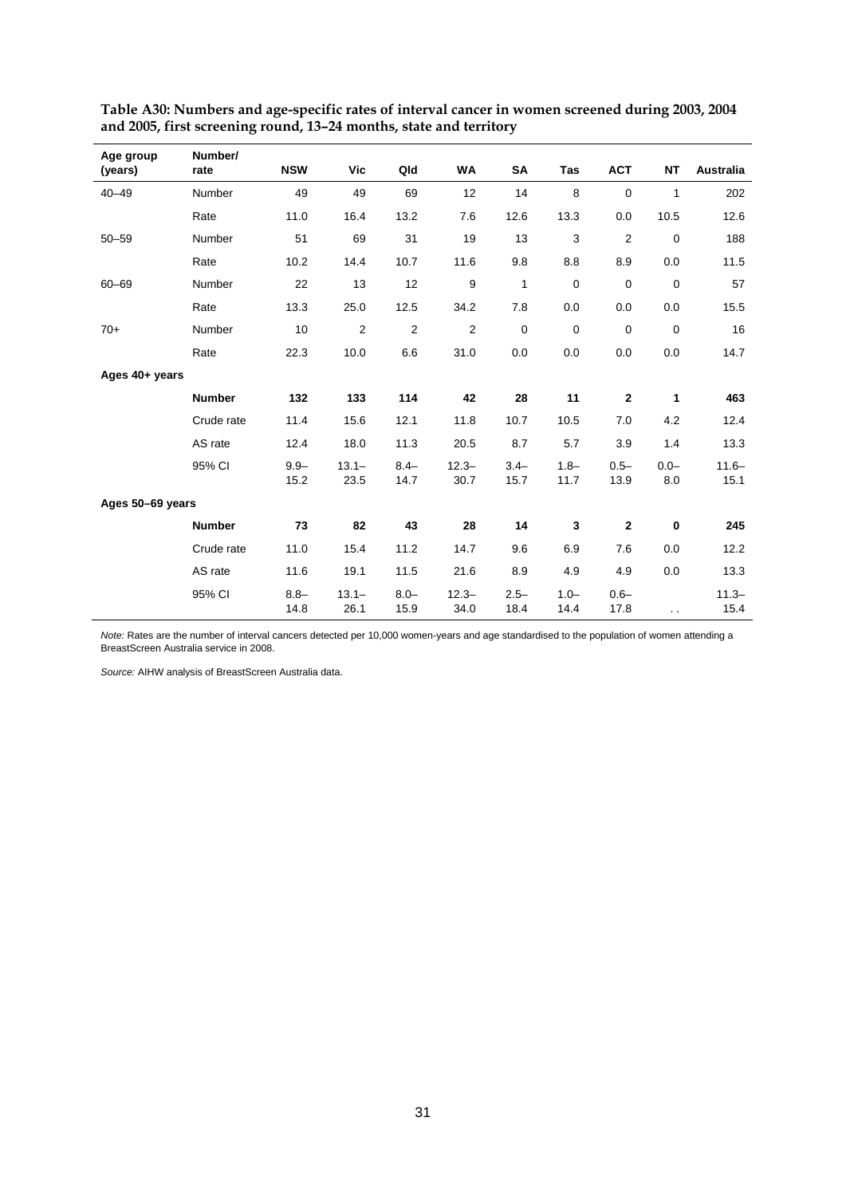**Table A30: Numbers and age-specific rates of interval cancer in women screened during 2003, 2004 and 2005, first screening round, 13–24 months, state and territory**

| Age group (years) | Number/ rate | NSW | Vic | Qld | WA | SA | Tas | ACT | NT | Australia |
|---|---|---|---|---|---|---|---|---|---|---|
| 40–49 | Number | 49 | 49 | 69 | 12 | 14 | 8 | 0 | 1 | 202 |
| | Rate | 11.0 | 16.4 | 13.2 | 7.6 | 12.6 | 13.3 | 0.0 | 10.5 | 12.6 |
| 50–59 | Number | 51 | 69 | 31 | 19 | 13 | 3 | 2 | 0 | 188 |
| | Rate | 10.2 | 14.4 | 10.7 | 11.6 | 9.8 | 8.8 | 8.9 | 0.0 | 11.5 |
| 60–69 | Number | 22 | 13 | 12 | 9 | 1 | 0 | 0 | 0 | 57 |
| | Rate | 13.3 | 25.0 | 12.5 | 34.2 | 7.8 | 0.0 | 0.0 | 0.0 | 15.5 |
| 70+ | Number | 10 | 2 | 2 | 2 | 0 | 0 | 0 | 0 | 16 |
| | Rate | 22.3 | 10.0 | 6.6 | 31.0 | 0.0 | 0.0 | 0.0 | 0.0 | 14.7 |
| **Ages 40+ years** | | | | | | | | | | |
| | **Number** | **132** | **133** | **114** | **42** | **28** | **11** | **2** | **1** | **463** |
| | Crude rate | 11.4 | 15.6 | 12.1 | 11.8 | 10.7 | 10.5 | 7.0 | 4.2 | 12.4 |
| | AS rate | 12.4 | 18.0 | 11.3 | 20.5 | 8.7 | 5.7 | 3.9 | 1.4 | 13.3 |
| | 95% CI | 9.9–15.2 | 13.1–23.5 | 8.4–14.7 | 12.3–30.7 | 3.4–15.7 | 1.8–11.7 | 0.5–13.9 | 0.0–8.0 | 11.6–15.1 |
| **Ages 50–69 years** | | | | | | | | | | |
| | **Number** | **73** | **82** | **43** | **28** | **14** | **3** | **2** | **0** | **245** |
| | Crude rate | 11.0 | 15.4 | 11.2 | 14.7 | 9.6 | 6.9 | 7.6 | 0.0 | 12.2 |
| | AS rate | 11.6 | 19.1 | 11.5 | 21.6 | 8.9 | 4.9 | 4.9 | 0.0 | 13.3 |
| | 95% CI | 8.8–14.8 | 13.1–26.1 | 8.0–15.9 | 12.3–34.0 | 2.5–18.4 | 1.0–14.4 | 0.6–17.8 | . . | 11.3–15.4 |

*Note:* Rates are the number of interval cancers detected per 10,000 women-years and age standardised to the population of women attending a BreastScreen Australia service in 2008.

*Source:* AIHW analysis of BreastScreen Australia data.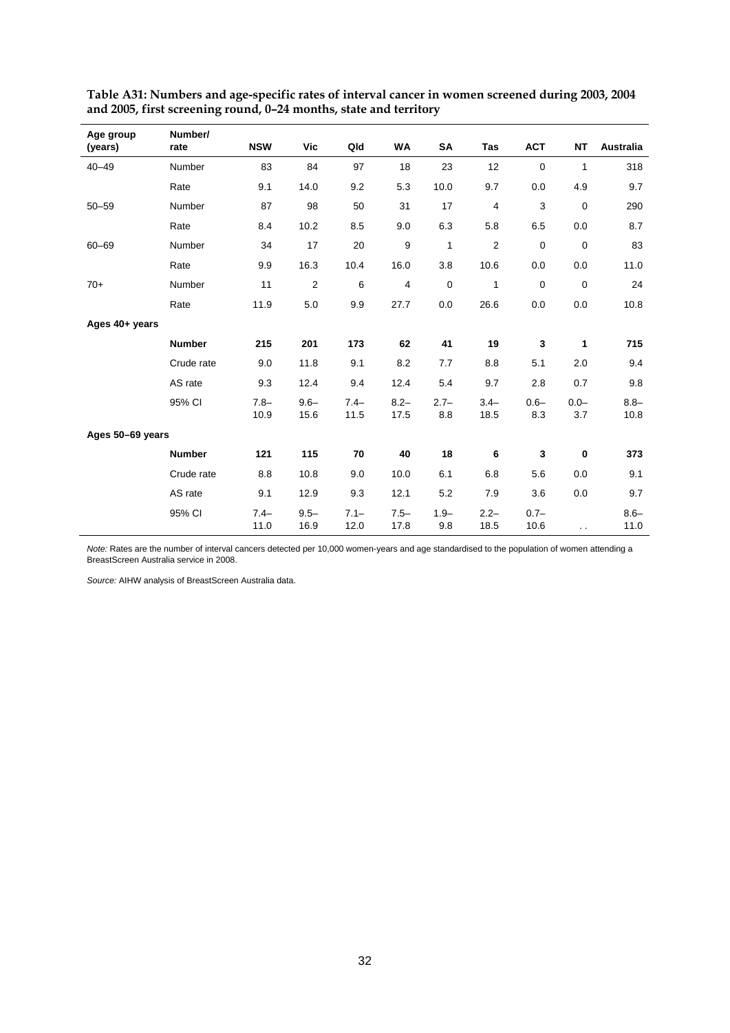**Table A31: Numbers and age-specific rates of interval cancer in women screened during 2003, 2004 and 2005, first screening round, 0–24 months, state and territory**

| Age group (years) | Number/ rate | NSW | Vic | Qld | WA | SA | Tas | ACT | NT | Australia |
|---|---|---|---|---|---|---|---|---|---|---|
| 40–49 | Number | 83 | 84 | 97 | 18 | 23 | 12 | 0 | 1 | 318 |
| | Rate | 9.1 | 14.0 | 9.2 | 5.3 | 10.0 | 9.7 | 0.0 | 4.9 | 9.7 |
| 50–59 | Number | 87 | 98 | 50 | 31 | 17 | 4 | 3 | 0 | 290 |
| | Rate | 8.4 | 10.2 | 8.5 | 9.0 | 6.3 | 5.8 | 6.5 | 0.0 | 8.7 |
| 60–69 | Number | 34 | 17 | 20 | 9 | 1 | 2 | 0 | 0 | 83 |
| | Rate | 9.9 | 16.3 | 10.4 | 16.0 | 3.8 | 10.6 | 0.0 | 0.0 | 11.0 |
| 70+ | Number | 11 | 2 | 6 | 4 | 0 | 1 | 0 | 0 | 24 |
| | Rate | 11.9 | 5.0 | 9.9 | 27.7 | 0.0 | 26.6 | 0.0 | 0.0 | 10.8 |
| **Ages 40+ years** | | | | | | | | | | |
| | **Number** | **215** | **201** | **173** | **62** | **41** | **19** | **3** | **1** | **715** |
| | Crude rate | 9.0 | 11.8 | 9.1 | 8.2 | 7.7 | 8.8 | 5.1 | 2.0 | 9.4 |
| | AS rate | 9.3 | 12.4 | 9.4 | 12.4 | 5.4 | 9.7 | 2.8 | 0.7 | 9.8 |
| | 95% CI | 7.8–10.9 | 9.6–15.6 | 7.4–11.5 | 8.2–17.5 | 2.7–8.8 | 3.4–18.5 | 0.6–8.3 | 0.0–3.7 | 8.8–10.8 |
| **Ages 50–69 years** | | | | | | | | | | |
| | **Number** | **121** | **115** | **70** | **40** | **18** | **6** | **3** | **0** | **373** |
| | Crude rate | 8.8 | 10.8 | 9.0 | 10.0 | 6.1 | 6.8 | 5.6 | 0.0 | 9.1 |
| | AS rate | 9.1 | 12.9 | 9.3 | 12.1 | 5.2 | 7.9 | 3.6 | 0.0 | 9.7 |
| | 95% CI | 7.4–11.0 | 9.5–16.9 | 7.1–12.0 | 7.5–17.8 | 1.9–9.8 | 2.2–18.5 | 0.7–10.6 | . . | 8.6–11.0 |

*Note:* Rates are the number of interval cancers detected per 10,000 women-years and age standardised to the population of women attending a BreastScreen Australia service in 2008.

*Source:* AIHW analysis of BreastScreen Australia data.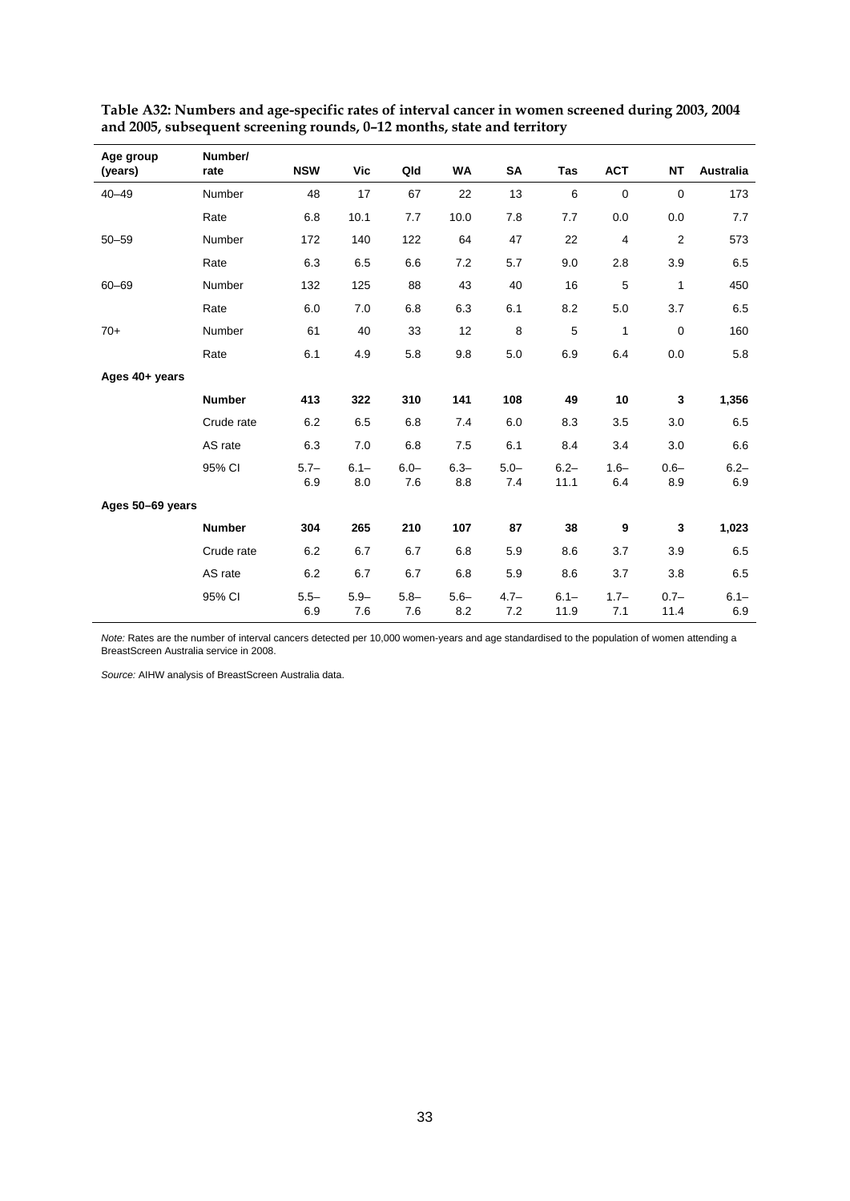**Table A32: Numbers and age-specific rates of interval cancer in women screened during 2003, 2004 and 2005, subsequent screening rounds, 0–12 months, state and territory**

| Age group (years) | Number/ rate | NSW | Vic | Qld | WA | SA | Tas | ACT | NT | Australia |
|---|---|---|---|---|---|---|---|---|---|---|
| 40–49 | Number | 48 | 17 | 67 | 22 | 13 | 6 | 0 | 0 | 173 |
| | Rate | 6.8 | 10.1 | 7.7 | 10.0 | 7.8 | 7.7 | 0.0 | 0.0 | 7.7 |
| 50–59 | Number | 172 | 140 | 122 | 64 | 47 | 22 | 4 | 2 | 573 |
| | Rate | 6.3 | 6.5 | 6.6 | 7.2 | 5.7 | 9.0 | 2.8 | 3.9 | 6.5 |
| 60–69 | Number | 132 | 125 | 88 | 43 | 40 | 16 | 5 | 1 | 450 |
| | Rate | 6.0 | 7.0 | 6.8 | 6.3 | 6.1 | 8.2 | 5.0 | 3.7 | 6.5 |
| 70+ | Number | 61 | 40 | 33 | 12 | 8 | 5 | 1 | 0 | 160 |
| | Rate | 6.1 | 4.9 | 5.8 | 9.8 | 5.0 | 6.9 | 6.4 | 0.0 | 5.8 |
| **Ages 40+ years** | | | | | | | | | | |
| | **Number** | **413** | **322** | **310** | **141** | **108** | **49** | **10** | **3** | **1,356** |
| | Crude rate | 6.2 | 6.5 | 6.8 | 7.4 | 6.0 | 8.3 | 3.5 | 3.0 | 6.5 |
| | AS rate | 6.3 | 7.0 | 6.8 | 7.5 | 6.1 | 8.4 | 3.4 | 3.0 | 6.6 |
| | 95% CI | 5.7–6.9 | 6.1–8.0 | 6.0–7.6 | 6.3–8.8 | 5.0–7.4 | 6.2–11.1 | 1.6–6.4 | 0.6–8.9 | 6.2–6.9 |
| **Ages 50–69 years** | | | | | | | | | | |
| | **Number** | **304** | **265** | **210** | **107** | **87** | **38** | **9** | **3** | **1,023** |
| | Crude rate | 6.2 | 6.7 | 6.7 | 6.8 | 5.9 | 8.6 | 3.7 | 3.9 | 6.5 |
| | AS rate | 6.2 | 6.7 | 6.7 | 6.8 | 5.9 | 8.6 | 3.7 | 3.8 | 6.5 |
| | 95% CI | 5.5–6.9 | 5.9–7.6 | 5.8–7.6 | 5.6–8.2 | 4.7–7.2 | 6.1–11.9 | 1.7–7.1 | 0.7–11.4 | 6.1–6.9 |

*Note:* Rates are the number of interval cancers detected per 10,000 women-years and age standardised to the population of women attending a BreastScreen Australia service in 2008.

*Source:* AIHW analysis of BreastScreen Australia data.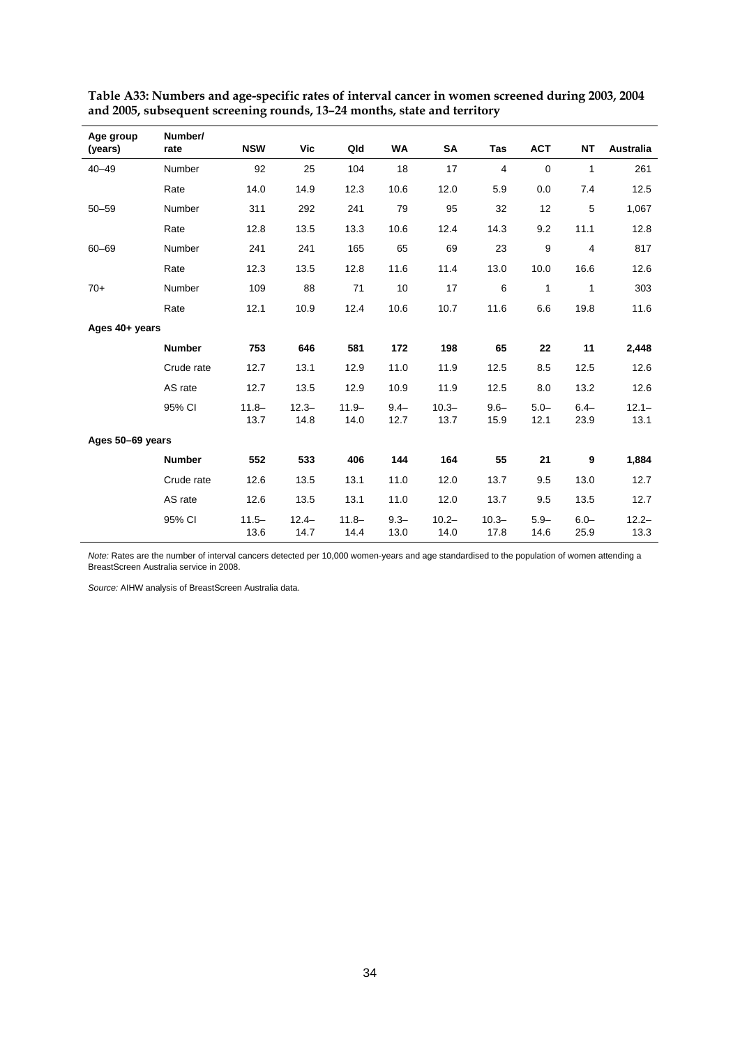**Table A33: Numbers and age-specific rates of interval cancer in women screened during 2003, 2004 and 2005, subsequent screening rounds, 13–24 months, state and territory**

| Age group (years) | Number/ rate | NSW | Vic | Qld | WA | SA | Tas | ACT | NT | Australia |
|---|---|---|---|---|---|---|---|---|---|---|
| 40–49 | Number | 92 | 25 | 104 | 18 | 17 | 4 | 0 | 1 | 261 |
| | Rate | 14.0 | 14.9 | 12.3 | 10.6 | 12.0 | 5.9 | 0.0 | 7.4 | 12.5 |
| 50–59 | Number | 311 | 292 | 241 | 79 | 95 | 32 | 12 | 5 | 1,067 |
| | Rate | 12.8 | 13.5 | 13.3 | 10.6 | 12.4 | 14.3 | 9.2 | 11.1 | 12.8 |
| 60–69 | Number | 241 | 241 | 165 | 65 | 69 | 23 | 9 | 4 | 817 |
| | Rate | 12.3 | 13.5 | 12.8 | 11.6 | 11.4 | 13.0 | 10.0 | 16.6 | 12.6 |
| 70+ | Number | 109 | 88 | 71 | 10 | 17 | 6 | 1 | 1 | 303 |
| | Rate | 12.1 | 10.9 | 12.4 | 10.6 | 10.7 | 11.6 | 6.6 | 19.8 | 11.6 |
| **Ages 40+ years** | | | | | | | | | | |
| | **Number** | **753** | **646** | **581** | **172** | **198** | **65** | **22** | **11** | **2,448** |
| | Crude rate | 12.7 | 13.1 | 12.9 | 11.0 | 11.9 | 12.5 | 8.5 | 12.5 | 12.6 |
| | AS rate | 12.7 | 13.5 | 12.9 | 10.9 | 11.9 | 12.5 | 8.0 | 13.2 | 12.6 |
| | 95% CI | 11.8–13.7 | 12.3–14.8 | 11.9–14.0 | 9.4–12.7 | 10.3–13.7 | 9.6–15.9 | 5.0–12.1 | 6.4–23.9 | 12.1–13.1 |
| **Ages 50–69 years** | | | | | | | | | | |
| | **Number** | **552** | **533** | **406** | **144** | **164** | **55** | **21** | **9** | **1,884** |
| | Crude rate | 12.6 | 13.5 | 13.1 | 11.0 | 12.0 | 13.7 | 9.5 | 13.0 | 12.7 |
| | AS rate | 12.6 | 13.5 | 13.1 | 11.0 | 12.0 | 13.7 | 9.5 | 13.5 | 12.7 |
| | 95% CI | 11.5–13.6 | 12.4–14.7 | 11.8–14.4 | 9.3–13.0 | 10.2–14.0 | 10.3–17.8 | 5.9–14.6 | 6.0–25.9 | 12.2–13.3 |

*Note:* Rates are the number of interval cancers detected per 10,000 women-years and age standardised to the population of women attending a BreastScreen Australia service in 2008.

*Source:* AIHW analysis of BreastScreen Australia data.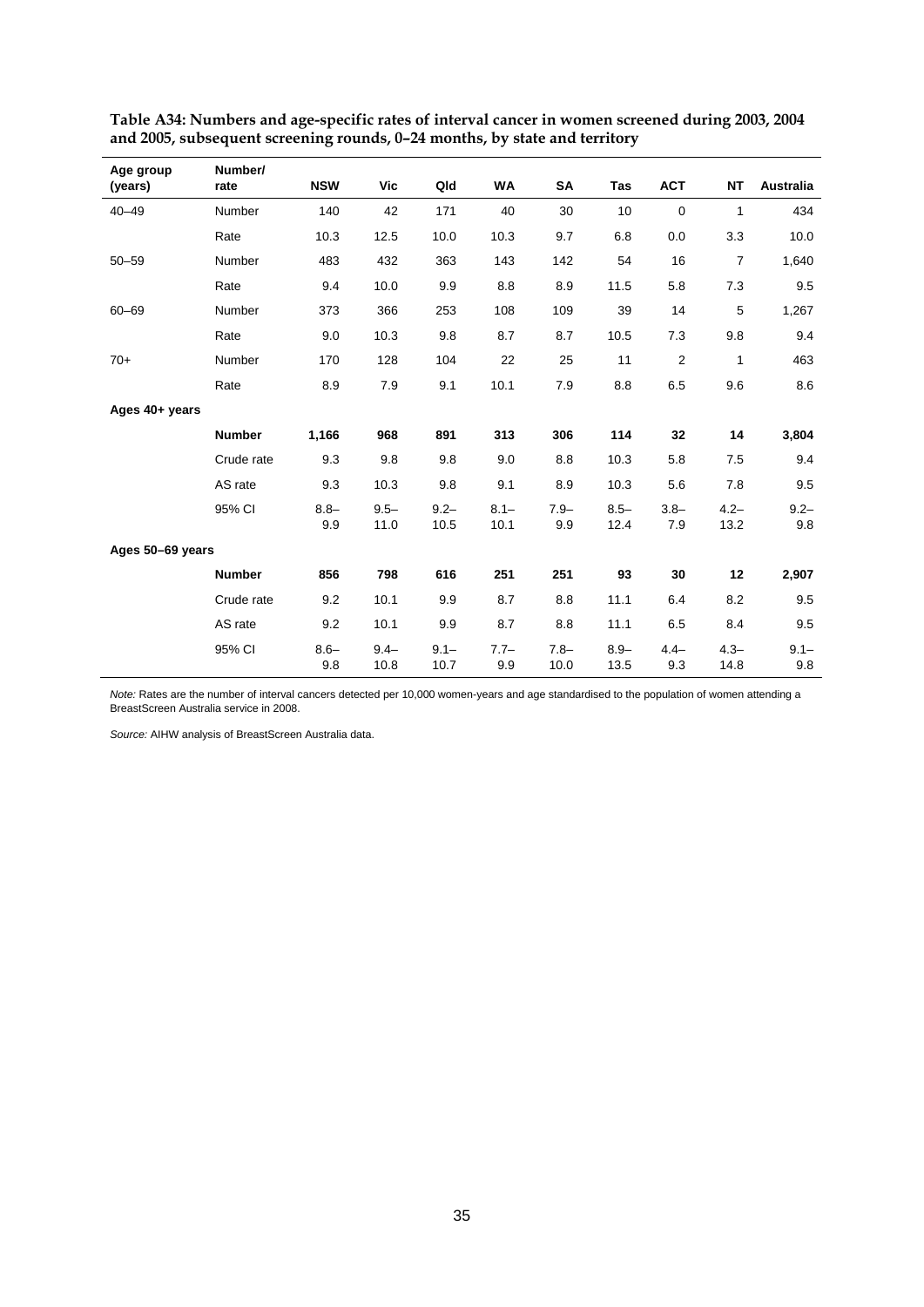**Table A34: Numbers and age-specific rates of interval cancer in women screened during 2003, 2004 and 2005, subsequent screening rounds, 0–24 months, by state and territory**

| Age group (years) | Number/ rate | NSW | Vic | Qld | WA | SA | Tas | ACT | NT | Australia |
|---|---|---|---|---|---|---|---|---|---|---|
| 40–49 | Number | 140 | 42 | 171 | 40 | 30 | 10 | 0 | 1 | 434 |
| | Rate | 10.3 | 12.5 | 10.0 | 10.3 | 9.7 | 6.8 | 0.0 | 3.3 | 10.0 |
| 50–59 | Number | 483 | 432 | 363 | 143 | 142 | 54 | 16 | 7 | 1,640 |
| | Rate | 9.4 | 10.0 | 9.9 | 8.8 | 8.9 | 11.5 | 5.8 | 7.3 | 9.5 |
| 60–69 | Number | 373 | 366 | 253 | 108 | 109 | 39 | 14 | 5 | 1,267 |
| | Rate | 9.0 | 10.3 | 9.8 | 8.7 | 8.7 | 10.5 | 7.3 | 9.8 | 9.4 |
| 70+ | Number | 170 | 128 | 104 | 22 | 25 | 11 | 2 | 1 | 463 |
| | Rate | 8.9 | 7.9 | 9.1 | 10.1 | 7.9 | 8.8 | 6.5 | 9.6 | 8.6 |
| **Ages 40+ years** | | | | | | | | | | |
| | **Number** | **1,166** | **968** | **891** | **313** | **306** | **114** | **32** | **14** | **3,804** |
| | Crude rate | 9.3 | 9.8 | 9.8 | 9.0 | 8.8 | 10.3 | 5.8 | 7.5 | 9.4 |
| | AS rate | 9.3 | 10.3 | 9.8 | 9.1 | 8.9 | 10.3 | 5.6 | 7.8 | 9.5 |
| | 95% CI | 8.8–9.9 | 9.5–11.0 | 9.2–10.5 | 8.1–10.1 | 7.9–9.9 | 8.5–12.4 | 3.8–7.9 | 4.2–13.2 | 9.2–9.8 |
| **Ages 50–69 years** | | | | | | | | | | |
| | **Number** | **856** | **798** | **616** | **251** | **251** | **93** | **30** | **12** | **2,907** |
| | Crude rate | 9.2 | 10.1 | 9.9 | 8.7 | 8.8 | 11.1 | 6.4 | 8.2 | 9.5 |
| | AS rate | 9.2 | 10.1 | 9.9 | 8.7 | 8.8 | 11.1 | 6.5 | 8.4 | 9.5 |
| | 95% CI | 8.6–9.8 | 9.4–10.8 | 9.1–10.7 | 7.7–9.9 | 7.8–10.0 | 8.9–13.5 | 4.4–9.3 | 4.3–14.8 | 9.1–9.8 |

*Note:* Rates are the number of interval cancers detected per 10,000 women-years and age standardised to the population of women attending a BreastScreen Australia service in 2008.

*Source:* AIHW analysis of BreastScreen Australia data.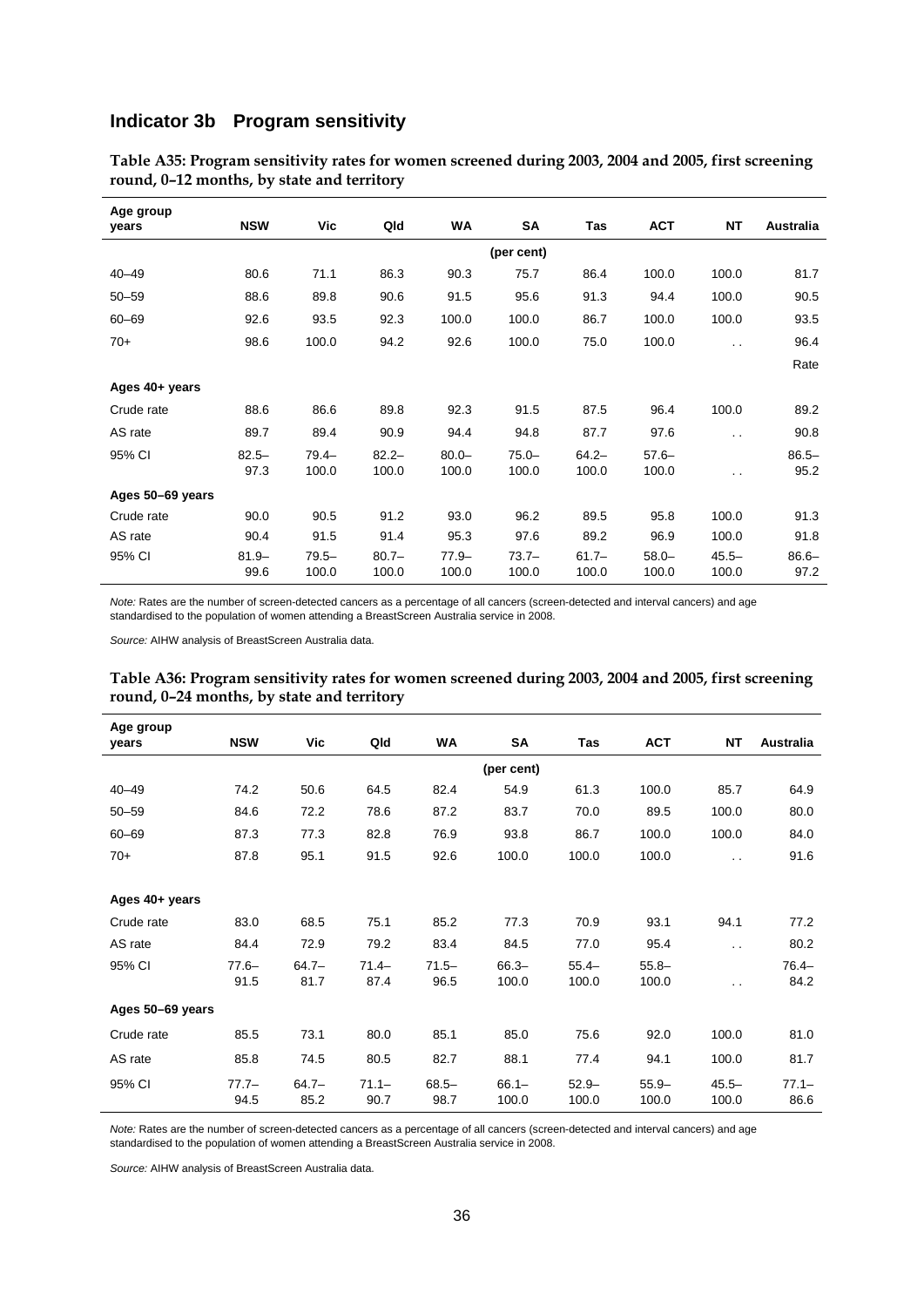## Indicator 3b Program sensitivity

**Table A35: Program sensitivity rates for women screened during 2003, 2004 and 2005, first screening round, 0–12 months, by state and territory**

| Age group years | NSW | Vic | Qld | WA | SA | Tas | ACT | NT | Australia |
|---|---|---|---|---|---|---|---|---|---|
| | | | | | (per cent) | | | | |
| 40–49 | 80.6 | 71.1 | 86.3 | 90.3 | 75.7 | 86.4 | 100.0 | 100.0 | 81.7 |
| 50–59 | 88.6 | 89.8 | 90.6 | 91.5 | 95.6 | 91.3 | 94.4 | 100.0 | 90.5 |
| 60–69 | 92.6 | 93.5 | 92.3 | 100.0 | 100.0 | 86.7 | 100.0 | 100.0 | 93.5 |
| 70+ | 98.6 | 100.0 | 94.2 | 92.6 | 100.0 | 75.0 | 100.0 | . . | 96.4 |
| | | | | | | | | | Rate |
| **Ages 40+ years** | | | | | | | | | |
| Crude rate | 88.6 | 86.6 | 89.8 | 92.3 | 91.5 | 87.5 | 96.4 | 100.0 | 89.2 |
| AS rate | 89.7 | 89.4 | 90.9 | 94.4 | 94.8 | 87.7 | 97.6 | . . | 90.8 |
| 95% CI | 82.5–97.3 | 79.4–100.0 | 82.2–100.0 | 80.0–100.0 | 75.0–100.0 | 64.2–100.0 | 57.6–100.0 | . . | 86.5–95.2 |
| **Ages 50–69 years** | | | | | | | | | |
| Crude rate | 90.0 | 90.5 | 91.2 | 93.0 | 96.2 | 89.5 | 95.8 | 100.0 | 91.3 |
| AS rate | 90.4 | 91.5 | 91.4 | 95.3 | 97.6 | 89.2 | 96.9 | 100.0 | 91.8 |
| 95% CI | 81.9–99.6 | 79.5–100.0 | 80.7–100.0 | 77.9–100.0 | 73.7–100.0 | 61.7–100.0 | 58.0–100.0 | 45.5–100.0 | 86.6–97.2 |

*Note:* Rates are the number of screen-detected cancers as a percentage of all cancers (screen-detected and interval cancers) and age standardised to the population of women attending a BreastScreen Australia service in 2008.

*Source:* AIHW analysis of BreastScreen Australia data.

**Table A36: Program sensitivity rates for women screened during 2003, 2004 and 2005, first screening round, 0–24 months, by state and territory**

| Age group years | NSW | Vic | Qld | WA | SA | Tas | ACT | NT | Australia |
|---|---|---|---|---|---|---|---|---|---|
| | | | | | (per cent) | | | | |
| 40–49 | 74.2 | 50.6 | 64.5 | 82.4 | 54.9 | 61.3 | 100.0 | 85.7 | 64.9 |
| 50–59 | 84.6 | 72.2 | 78.6 | 87.2 | 83.7 | 70.0 | 89.5 | 100.0 | 80.0 |
| 60–69 | 87.3 | 77.3 | 82.8 | 76.9 | 93.8 | 86.7 | 100.0 | 100.0 | 84.0 |
| 70+ | 87.8 | 95.1 | 91.5 | 92.6 | 100.0 | 100.0 | 100.0 | . . | 91.6 |
| **Ages 40+ years** | | | | | | | | | |
| Crude rate | 83.0 | 68.5 | 75.1 | 85.2 | 77.3 | 70.9 | 93.1 | 94.1 | 77.2 |
| AS rate | 84.4 | 72.9 | 79.2 | 83.4 | 84.5 | 77.0 | 95.4 | . . | 80.2 |
| 95% CI | 77.6–91.5 | 64.7–81.7 | 71.4–87.4 | 71.5–96.5 | 66.3–100.0 | 55.4–100.0 | 55.8–100.0 | . . | 76.4–84.2 |
| **Ages 50–69 years** | | | | | | | | | |
| Crude rate | 85.5 | 73.1 | 80.0 | 85.1 | 85.0 | 75.6 | 92.0 | 100.0 | 81.0 |
| AS rate | 85.8 | 74.5 | 80.5 | 82.7 | 88.1 | 77.4 | 94.1 | 100.0 | 81.7 |
| 95% CI | 77.7–94.5 | 64.7–85.2 | 71.1–90.7 | 68.5–98.7 | 66.1–100.0 | 52.9–100.0 | 55.9–100.0 | 45.5–100.0 | 77.1–86.6 |

*Note:* Rates are the number of screen-detected cancers as a percentage of all cancers (screen-detected and interval cancers) and age standardised to the population of women attending a BreastScreen Australia service in 2008.

*Source:* AIHW analysis of BreastScreen Australia data.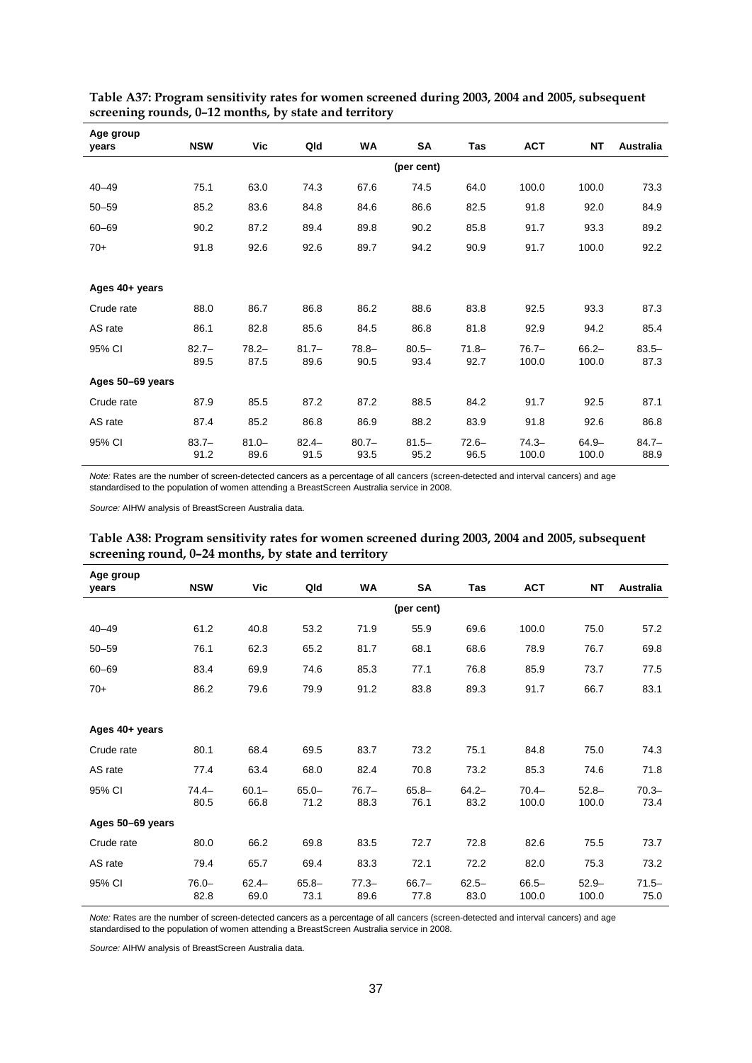**Table A37: Program sensitivity rates for women screened during 2003, 2004 and 2005, subsequent screening rounds, 0–12 months, by state and territory**

| Age group years | NSW | Vic | Qld | WA | SA | Tas | ACT | NT | Australia |
|---|---|---|---|---|---|---|---|---|---|
| | | | | | (per cent) | | | | |
| 40–49 | 75.1 | 63.0 | 74.3 | 67.6 | 74.5 | 64.0 | 100.0 | 100.0 | 73.3 |
| 50–59 | 85.2 | 83.6 | 84.8 | 84.6 | 86.6 | 82.5 | 91.8 | 92.0 | 84.9 |
| 60–69 | 90.2 | 87.2 | 89.4 | 89.8 | 90.2 | 85.8 | 91.7 | 93.3 | 89.2 |
| 70+ | 91.8 | 92.6 | 92.6 | 89.7 | 94.2 | 90.9 | 91.7 | 100.0 | 92.2 |
| **Ages 40+ years** | | | | | | | | | |
| Crude rate | 88.0 | 86.7 | 86.8 | 86.2 | 88.6 | 83.8 | 92.5 | 93.3 | 87.3 |
| AS rate | 86.1 | 82.8 | 85.6 | 84.5 | 86.8 | 81.8 | 92.9 | 94.2 | 85.4 |
| 95% CI | 82.7–89.5 | 78.2–87.5 | 81.7–89.6 | 78.8–90.5 | 80.5–93.4 | 71.8–92.7 | 76.7–100.0 | 66.2–100.0 | 83.5–87.3 |
| **Ages 50–69 years** | | | | | | | | | |
| Crude rate | 87.9 | 85.5 | 87.2 | 87.2 | 88.5 | 84.2 | 91.7 | 92.5 | 87.1 |
| AS rate | 87.4 | 85.2 | 86.8 | 86.9 | 88.2 | 83.9 | 91.8 | 92.6 | 86.8 |
| 95% CI | 83.7–91.2 | 81.0–89.6 | 82.4–91.5 | 80.7–93.5 | 81.5–95.2 | 72.6–96.5 | 74.3–100.0 | 64.9–100.0 | 84.7–88.9 |

*Note:* Rates are the number of screen-detected cancers as a percentage of all cancers (screen-detected and interval cancers) and age standardised to the population of women attending a BreastScreen Australia service in 2008.

*Source:* AIHW analysis of BreastScreen Australia data.

**Table A38: Program sensitivity rates for women screened during 2003, 2004 and 2005, subsequent screening round, 0–24 months, by state and territory**

| Age group years | NSW | Vic | Qld | WA | SA | Tas | ACT | NT | Australia |
|---|---|---|---|---|---|---|---|---|---|
| | | | | | (per cent) | | | | |
| 40–49 | 61.2 | 40.8 | 53.2 | 71.9 | 55.9 | 69.6 | 100.0 | 75.0 | 57.2 |
| 50–59 | 76.1 | 62.3 | 65.2 | 81.7 | 68.1 | 68.6 | 78.9 | 76.7 | 69.8 |
| 60–69 | 83.4 | 69.9 | 74.6 | 85.3 | 77.1 | 76.8 | 85.9 | 73.7 | 77.5 |
| 70+ | 86.2 | 79.6 | 79.9 | 91.2 | 83.8 | 89.3 | 91.7 | 66.7 | 83.1 |
| **Ages 40+ years** | | | | | | | | | |
| Crude rate | 80.1 | 68.4 | 69.5 | 83.7 | 73.2 | 75.1 | 84.8 | 75.0 | 74.3 |
| AS rate | 77.4 | 63.4 | 68.0 | 82.4 | 70.8 | 73.2 | 85.3 | 74.6 | 71.8 |
| 95% CI | 74.4–80.5 | 60.1–66.8 | 65.0–71.2 | 76.7–88.3 | 65.8–76.1 | 64.2–83.2 | 70.4–100.0 | 52.8–100.0 | 70.3–73.4 |
| **Ages 50–69 years** | | | | | | | | | |
| Crude rate | 80.0 | 66.2 | 69.8 | 83.5 | 72.7 | 72.8 | 82.6 | 75.5 | 73.7 |
| AS rate | 79.4 | 65.7 | 69.4 | 83.3 | 72.1 | 72.2 | 82.0 | 75.3 | 73.2 |
| 95% CI | 76.0–82.8 | 62.4–69.0 | 65.8–73.1 | 77.3–89.6 | 66.7–77.8 | 62.5–83.0 | 66.5–100.0 | 52.9–100.0 | 71.5–75.0 |

*Note:* Rates are the number of screen-detected cancers as a percentage of all cancers (screen-detected and interval cancers) and age standardised to the population of women attending a BreastScreen Australia service in 2008.

*Source:* AIHW analysis of BreastScreen Australia data.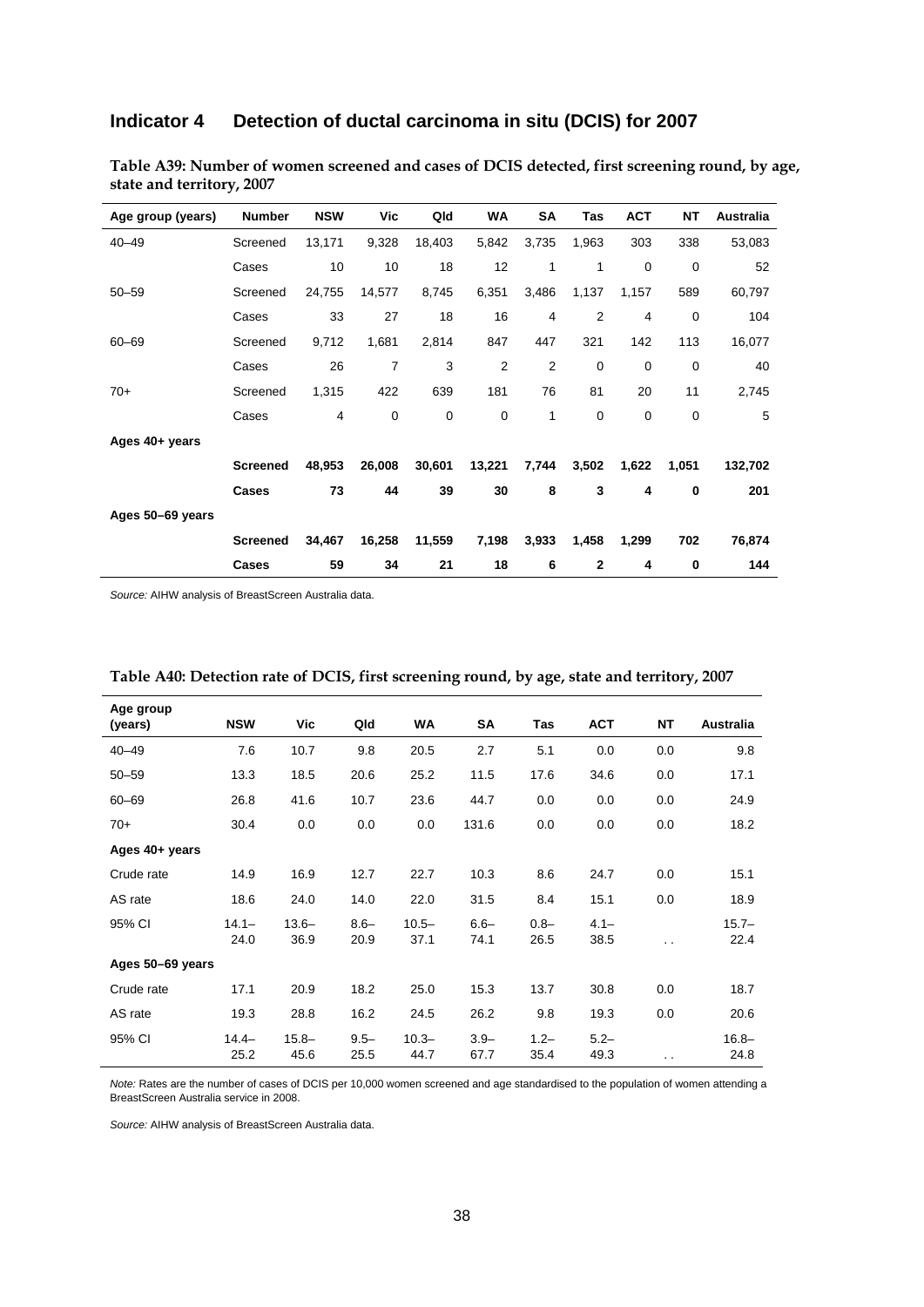## Indicator 4 Detection of ductal carcinoma in situ (DCIS) for 2007

**Table A39: Number of women screened and cases of DCIS detected, first screening round, by age, state and territory, 2007**

| Age group (years) | Number | NSW | Vic | Qld | WA | SA | Tas | ACT | NT | Australia |
|---|---|---|---|---|---|---|---|---|---|---|
| 40–49 | Screened | 13,171 | 9,328 | 18,403 | 5,842 | 3,735 | 1,963 | 303 | 338 | 53,083 |
| | Cases | 10 | 10 | 18 | 12 | 1 | 1 | 0 | 0 | 52 |
| 50–59 | Screened | 24,755 | 14,577 | 8,745 | 6,351 | 3,486 | 1,137 | 1,157 | 589 | 60,797 |
| | Cases | 33 | 27 | 18 | 16 | 4 | 2 | 4 | 0 | 104 |
| 60–69 | Screened | 9,712 | 1,681 | 2,814 | 847 | 447 | 321 | 142 | 113 | 16,077 |
| | Cases | 26 | 7 | 3 | 2 | 2 | 0 | 0 | 0 | 40 |
| 70+ | Screened | 1,315 | 422 | 639 | 181 | 76 | 81 | 20 | 11 | 2,745 |
| | Cases | 4 | 0 | 0 | 0 | 1 | 0 | 0 | 0 | 5 |
| **Ages 40+ years** | | | | | | | | | | |
| | **Screened** | **48,953** | **26,008** | **30,601** | **13,221** | **7,744** | **3,502** | **1,622** | **1,051** | **132,702** |
| | **Cases** | **73** | **44** | **39** | **30** | **8** | **3** | **4** | **0** | **201** |
| **Ages 50–69 years** | | | | | | | | | | |
| | **Screened** | **34,467** | **16,258** | **11,559** | **7,198** | **3,933** | **1,458** | **1,299** | **702** | **76,874** |
| | **Cases** | **59** | **34** | **21** | **18** | **6** | **2** | **4** | **0** | **144** |

*Source:* AIHW analysis of BreastScreen Australia data.

**Table A40: Detection rate of DCIS, first screening round, by age, state and territory, 2007**

| Age group (years) | NSW | Vic | Qld | WA | SA | Tas | ACT | NT | Australia |
|---|---|---|---|---|---|---|---|---|---|
| 40–49 | 7.6 | 10.7 | 9.8 | 20.5 | 2.7 | 5.1 | 0.0 | 0.0 | 9.8 |
| 50–59 | 13.3 | 18.5 | 20.6 | 25.2 | 11.5 | 17.6 | 34.6 | 0.0 | 17.1 |
| 60–69 | 26.8 | 41.6 | 10.7 | 23.6 | 44.7 | 0.0 | 0.0 | 0.0 | 24.9 |
| 70+ | 30.4 | 0.0 | 0.0 | 0.0 | 131.6 | 0.0 | 0.0 | 0.0 | 18.2 |
| **Ages 40+ years** | | | | | | | | | |
| Crude rate | 14.9 | 16.9 | 12.7 | 22.7 | 10.3 | 8.6 | 24.7 | 0.0 | 15.1 |
| AS rate | 18.6 | 24.0 | 14.0 | 22.0 | 31.5 | 8.4 | 15.1 | 0.0 | 18.9 |
| 95% CI | 14.1–24.0 | 13.6–36.9 | 8.6–20.9 | 10.5–37.1 | 6.6–74.1 | 0.8–26.5 | 4.1–38.5 | . . | 15.7–22.4 |
| **Ages 50–69 years** | | | | | | | | | |
| Crude rate | 17.1 | 20.9 | 18.2 | 25.0 | 15.3 | 13.7 | 30.8 | 0.0 | 18.7 |
| AS rate | 19.3 | 28.8 | 16.2 | 24.5 | 26.2 | 9.8 | 19.3 | 0.0 | 20.6 |
| 95% CI | 14.4–25.2 | 15.8–45.6 | 9.5–25.5 | 10.3–44.7 | 3.9–67.7 | 1.2–35.4 | 5.2–49.3 | . . | 16.8–24.8 |

*Note:* Rates are the number of cases of DCIS per 10,000 women screened and age standardised to the population of women attending a BreastScreen Australia service in 2008.

*Source:* AIHW analysis of BreastScreen Australia data.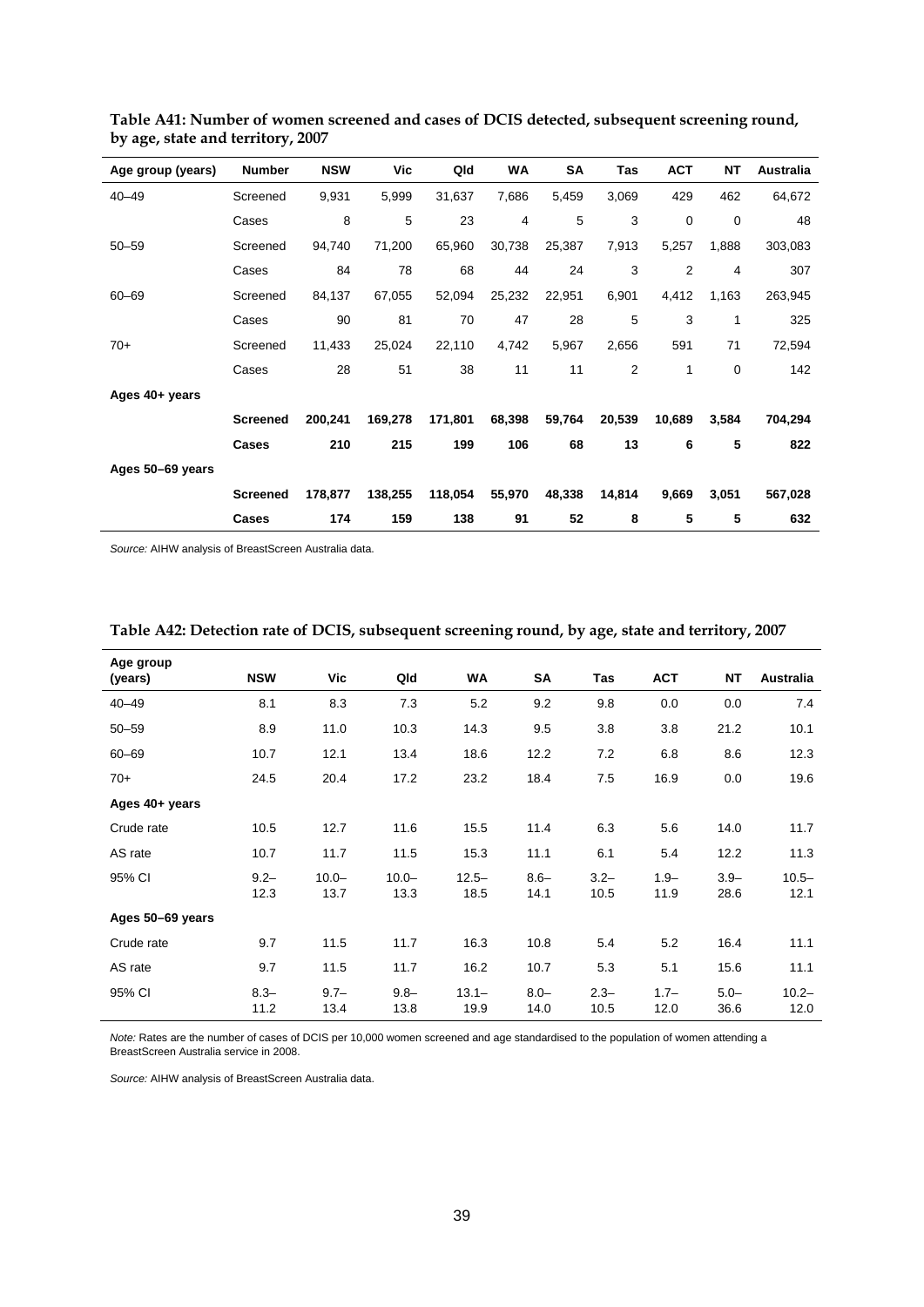**Table A41: Number of women screened and cases of DCIS detected, subsequent screening round, by age, state and territory, 2007**

| Age group (years) | Number | NSW | Vic | Qld | WA | SA | Tas | ACT | NT | Australia |
|---|---|---|---|---|---|---|---|---|---|---|
| 40–49 | Screened | 9,931 | 5,999 | 31,637 | 7,686 | 5,459 | 3,069 | 429 | 462 | 64,672 |
| | Cases | 8 | 5 | 23 | 4 | 5 | 3 | 0 | 0 | 48 |
| 50–59 | Screened | 94,740 | 71,200 | 65,960 | 30,738 | 25,387 | 7,913 | 5,257 | 1,888 | 303,083 |
| | Cases | 84 | 78 | 68 | 44 | 24 | 3 | 2 | 4 | 307 |
| 60–69 | Screened | 84,137 | 67,055 | 52,094 | 25,232 | 22,951 | 6,901 | 4,412 | 1,163 | 263,945 |
| | Cases | 90 | 81 | 70 | 47 | 28 | 5 | 3 | 1 | 325 |
| 70+ | Screened | 11,433 | 25,024 | 22,110 | 4,742 | 5,967 | 2,656 | 591 | 71 | 72,594 |
| | Cases | 28 | 51 | 38 | 11 | 11 | 2 | 1 | 0 | 142 |
| **Ages 40+ years** | | | | | | | | | | |
| | **Screened** | **200,241** | **169,278** | **171,801** | **68,398** | **59,764** | **20,539** | **10,689** | **3,584** | **704,294** |
| | **Cases** | **210** | **215** | **199** | **106** | **68** | **13** | **6** | **5** | **822** |
| **Ages 50–69 years** | | | | | | | | | | |
| | **Screened** | **178,877** | **138,255** | **118,054** | **55,970** | **48,338** | **14,814** | **9,669** | **3,051** | **567,028** |
| | **Cases** | **174** | **159** | **138** | **91** | **52** | **8** | **5** | **5** | **632** |

*Source:* AIHW analysis of BreastScreen Australia data.

**Table A42: Detection rate of DCIS, subsequent screening round, by age, state and territory, 2007**

| Age group (years) | NSW | Vic | Qld | WA | SA | Tas | ACT | NT | Australia |
|---|---|---|---|---|---|---|---|---|---|
| 40–49 | 8.1 | 8.3 | 7.3 | 5.2 | 9.2 | 9.8 | 0.0 | 0.0 | 7.4 |
| 50–59 | 8.9 | 11.0 | 10.3 | 14.3 | 9.5 | 3.8 | 3.8 | 21.2 | 10.1 |
| 60–69 | 10.7 | 12.1 | 13.4 | 18.6 | 12.2 | 7.2 | 6.8 | 8.6 | 12.3 |
| 70+ | 24.5 | 20.4 | 17.2 | 23.2 | 18.4 | 7.5 | 16.9 | 0.0 | 19.6 |
| **Ages 40+ years** | | | | | | | | | |
| Crude rate | 10.5 | 12.7 | 11.6 | 15.5 | 11.4 | 6.3 | 5.6 | 14.0 | 11.7 |
| AS rate | 10.7 | 11.7 | 11.5 | 15.3 | 11.1 | 6.1 | 5.4 | 12.2 | 11.3 |
| 95% CI | 9.2–12.3 | 10.0–13.7 | 10.0–13.3 | 12.5–18.5 | 8.6–14.1 | 3.2–10.5 | 1.9–11.9 | 3.9–28.6 | 10.5–12.1 |
| **Ages 50–69 years** | | | | | | | | | |
| Crude rate | 9.7 | 11.5 | 11.7 | 16.3 | 10.8 | 5.4 | 5.2 | 16.4 | 11.1 |
| AS rate | 9.7 | 11.5 | 11.7 | 16.2 | 10.7 | 5.3 | 5.1 | 15.6 | 11.1 |
| 95% CI | 8.3–11.2 | 9.7–13.4 | 9.8–13.8 | 13.1–19.9 | 8.0–14.0 | 2.3–10.5 | 1.7–12.0 | 5.0–36.6 | 10.2–12.0 |

*Note:* Rates are the number of cases of DCIS per 10,000 women screened and age standardised to the population of women attending a BreastScreen Australia service in 2008.

*Source:* AIHW analysis of BreastScreen Australia data.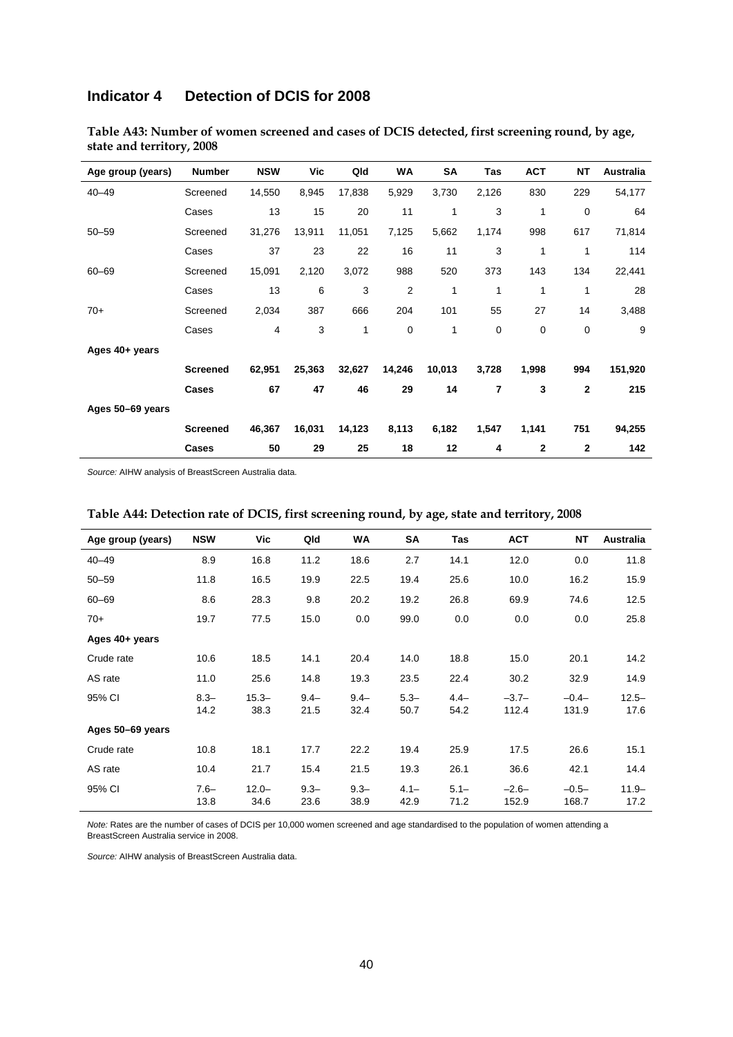## Indicator 4 Detection of DCIS for 2008

**Table A43: Number of women screened and cases of DCIS detected, first screening round, by age, state and territory, 2008**

| Age group (years) | Number | NSW | Vic | Qld | WA | SA | Tas | ACT | NT | Australia |
|---|---|---|---|---|---|---|---|---|---|---|
| 40–49 | Screened | 14,550 | 8,945 | 17,838 | 5,929 | 3,730 | 2,126 | 830 | 229 | 54,177 |
| | Cases | 13 | 15 | 20 | 11 | 1 | 3 | 1 | 0 | 64 |
| 50–59 | Screened | 31,276 | 13,911 | 11,051 | 7,125 | 5,662 | 1,174 | 998 | 617 | 71,814 |
| | Cases | 37 | 23 | 22 | 16 | 11 | 3 | 1 | 1 | 114 |
| 60–69 | Screened | 15,091 | 2,120 | 3,072 | 988 | 520 | 373 | 143 | 134 | 22,441 |
| | Cases | 13 | 6 | 3 | 2 | 1 | 1 | 1 | 1 | 28 |
| 70+ | Screened | 2,034 | 387 | 666 | 204 | 101 | 55 | 27 | 14 | 3,488 |
| | Cases | 4 | 3 | 1 | 0 | 1 | 0 | 0 | 0 | 9 |
| **Ages 40+ years** | | | | | | | | | | |
| | **Screened** | **62,951** | **25,363** | **32,627** | **14,246** | **10,013** | **3,728** | **1,998** | **994** | **151,920** |
| | **Cases** | **67** | **47** | **46** | **29** | **14** | **7** | **3** | **2** | **215** |
| **Ages 50–69 years** | | | | | | | | | | |
| | **Screened** | **46,367** | **16,031** | **14,123** | **8,113** | **6,182** | **1,547** | **1,141** | **751** | **94,255** |
| | **Cases** | **50** | **29** | **25** | **18** | **12** | **4** | **2** | **2** | **142** |

*Source:* AIHW analysis of BreastScreen Australia data.

**Table A44: Detection rate of DCIS, first screening round, by age, state and territory, 2008**

| Age group (years) | NSW | Vic | Qld | WA | SA | Tas | ACT | NT | Australia |
|---|---|---|---|---|---|---|---|---|---|
| 40–49 | 8.9 | 16.8 | 11.2 | 18.6 | 2.7 | 14.1 | 12.0 | 0.0 | 11.8 |
| 50–59 | 11.8 | 16.5 | 19.9 | 22.5 | 19.4 | 25.6 | 10.0 | 16.2 | 15.9 |
| 60–69 | 8.6 | 28.3 | 9.8 | 20.2 | 19.2 | 26.8 | 69.9 | 74.6 | 12.5 |
| 70+ | 19.7 | 77.5 | 15.0 | 0.0 | 99.0 | 0.0 | 0.0 | 0.0 | 25.8 |
| **Ages 40+ years** | | | | | | | | | |
| Crude rate | 10.6 | 18.5 | 14.1 | 20.4 | 14.0 | 18.8 | 15.0 | 20.1 | 14.2 |
| AS rate | 11.0 | 25.6 | 14.8 | 19.3 | 23.5 | 22.4 | 30.2 | 32.9 | 14.9 |
| 95% CI | 8.3–14.2 | 15.3–38.3 | 9.4–21.5 | 9.4–32.4 | 5.3–50.7 | 4.4–54.2 | –3.7–112.4 | –0.4–131.9 | 12.5–17.6 |
| **Ages 50–69 years** | | | | | | | | | |
| Crude rate | 10.8 | 18.1 | 17.7 | 22.2 | 19.4 | 25.9 | 17.5 | 26.6 | 15.1 |
| AS rate | 10.4 | 21.7 | 15.4 | 21.5 | 19.3 | 26.1 | 36.6 | 42.1 | 14.4 |
| 95% CI | 7.6–13.8 | 12.0–34.6 | 9.3–23.6 | 9.3–38.9 | 4.1–42.9 | 5.1–71.2 | –2.6–152.9 | –0.5–168.7 | 11.9–17.2 |

*Note:* Rates are the number of cases of DCIS per 10,000 women screened and age standardised to the population of women attending a BreastScreen Australia service in 2008.

*Source:* AIHW analysis of BreastScreen Australia data.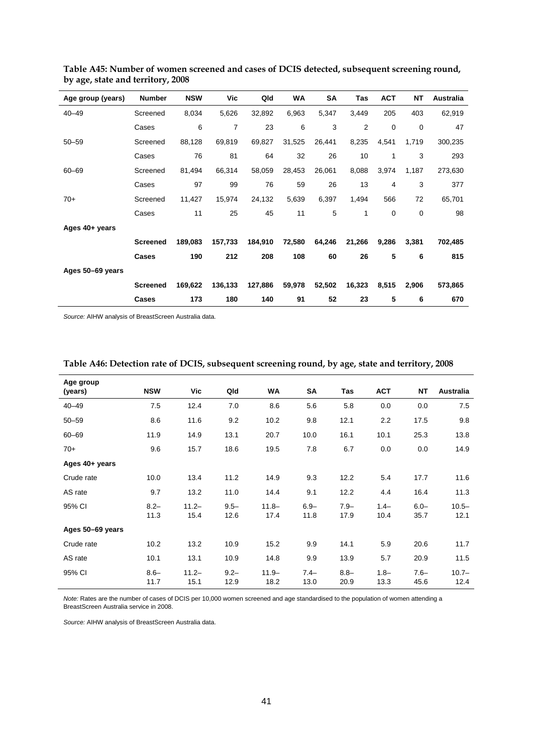**Table A45: Number of women screened and cases of DCIS detected, subsequent screening round, by age, state and territory, 2008**

| Age group (years) | Number | NSW | Vic | Qld | WA | SA | Tas | ACT | NT | Australia |
|---|---|---|---|---|---|---|---|---|---|---|
| 40–49 | Screened | 8,034 | 5,626 | 32,892 | 6,963 | 5,347 | 3,449 | 205 | 403 | 62,919 |
| | Cases | 6 | 7 | 23 | 6 | 3 | 2 | 0 | 0 | 47 |
| 50–59 | Screened | 88,128 | 69,819 | 69,827 | 31,525 | 26,441 | 8,235 | 4,541 | 1,719 | 300,235 |
| | Cases | 76 | 81 | 64 | 32 | 26 | 10 | 1 | 3 | 293 |
| 60–69 | Screened | 81,494 | 66,314 | 58,059 | 28,453 | 26,061 | 8,088 | 3,974 | 1,187 | 273,630 |
| | Cases | 97 | 99 | 76 | 59 | 26 | 13 | 4 | 3 | 377 |
| 70+ | Screened | 11,427 | 15,974 | 24,132 | 5,639 | 6,397 | 1,494 | 566 | 72 | 65,701 |
| | Cases | 11 | 25 | 45 | 11 | 5 | 1 | 0 | 0 | 98 |
| **Ages 40+ years** | | | | | | | | | | |
| | **Screened** | **189,083** | **157,733** | **184,910** | **72,580** | **64,246** | **21,266** | **9,286** | **3,381** | **702,485** |
| | **Cases** | **190** | **212** | **208** | **108** | **60** | **26** | **5** | **6** | **815** |
| **Ages 50–69 years** | | | | | | | | | | |
| | **Screened** | **169,622** | **136,133** | **127,886** | **59,978** | **52,502** | **16,323** | **8,515** | **2,906** | **573,865** |
| | **Cases** | **173** | **180** | **140** | **91** | **52** | **23** | **5** | **6** | **670** |

*Source:* AIHW analysis of BreastScreen Australia data.

**Table A46: Detection rate of DCIS, subsequent screening round, by age, state and territory, 2008**

| Age group (years) | NSW | Vic | Qld | WA | SA | Tas | ACT | NT | Australia |
|---|---|---|---|---|---|---|---|---|---|
| 40–49 | 7.5 | 12.4 | 7.0 | 8.6 | 5.6 | 5.8 | 0.0 | 0.0 | 7.5 |
| 50–59 | 8.6 | 11.6 | 9.2 | 10.2 | 9.8 | 12.1 | 2.2 | 17.5 | 9.8 |
| 60–69 | 11.9 | 14.9 | 13.1 | 20.7 | 10.0 | 16.1 | 10.1 | 25.3 | 13.8 |
| 70+ | 9.6 | 15.7 | 18.6 | 19.5 | 7.8 | 6.7 | 0.0 | 0.0 | 14.9 |
| **Ages 40+ years** | | | | | | | | | |
| Crude rate | 10.0 | 13.4 | 11.2 | 14.9 | 9.3 | 12.2 | 5.4 | 17.7 | 11.6 |
| AS rate | 9.7 | 13.2 | 11.0 | 14.4 | 9.1 | 12.2 | 4.4 | 16.4 | 11.3 |
| 95% CI | 8.2–11.3 | 11.2–15.4 | 9.5–12.6 | 11.8–17.4 | 6.9–11.8 | 7.9–17.9 | 1.4–10.4 | 6.0–35.7 | 10.5–12.1 |
| **Ages 50–69 years** | | | | | | | | | |
| Crude rate | 10.2 | 13.2 | 10.9 | 15.2 | 9.9 | 14.1 | 5.9 | 20.6 | 11.7 |
| AS rate | 10.1 | 13.1 | 10.9 | 14.8 | 9.9 | 13.9 | 5.7 | 20.9 | 11.5 |
| 95% CI | 8.6–11.7 | 11.2–15.1 | 9.2–12.9 | 11.9–18.2 | 7.4–13.0 | 8.8–20.9 | 1.8–13.3 | 7.6–45.6 | 10.7–12.4 |

*Note:* Rates are the number of cases of DCIS per 10,000 women screened and age standardised to the population of women attending a BreastScreen Australia service in 2008.

*Source:* AIHW analysis of BreastScreen Australia data.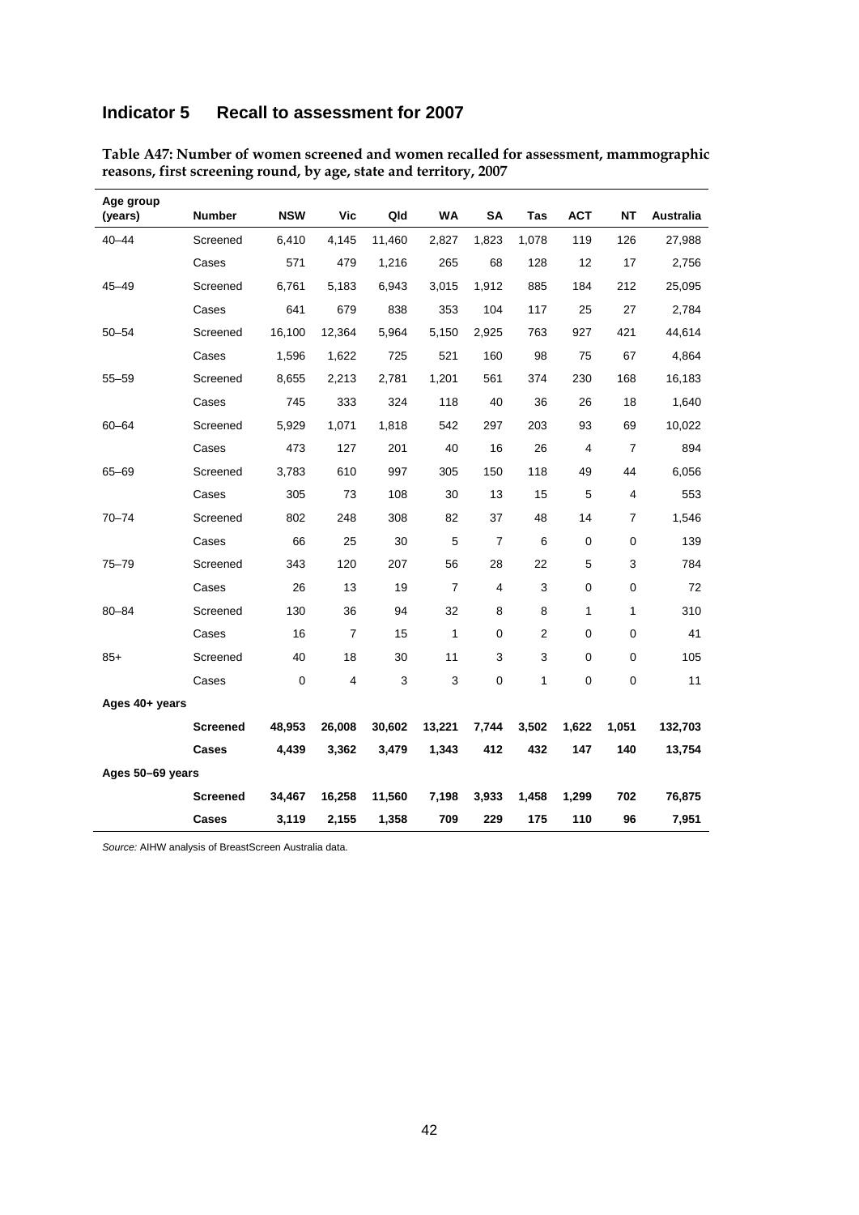## Indicator 5 Recall to assessment for 2007

**Table A47: Number of women screened and women recalled for assessment, mammographic reasons, first screening round, by age, state and territory, 2007**

| Age group (years) | Number | NSW | Vic | Qld | WA | SA | Tas | ACT | NT | Australia |
|---|---|---|---|---|---|---|---|---|---|---|
| 40–44 | Screened | 6,410 | 4,145 | 11,460 | 2,827 | 1,823 | 1,078 | 119 | 126 | 27,988 |
| | Cases | 571 | 479 | 1,216 | 265 | 68 | 128 | 12 | 17 | 2,756 |
| 45–49 | Screened | 6,761 | 5,183 | 6,943 | 3,015 | 1,912 | 885 | 184 | 212 | 25,095 |
| | Cases | 641 | 679 | 838 | 353 | 104 | 117 | 25 | 27 | 2,784 |
| 50–54 | Screened | 16,100 | 12,364 | 5,964 | 5,150 | 2,925 | 763 | 927 | 421 | 44,614 |
| | Cases | 1,596 | 1,622 | 725 | 521 | 160 | 98 | 75 | 67 | 4,864 |
| 55–59 | Screened | 8,655 | 2,213 | 2,781 | 1,201 | 561 | 374 | 230 | 168 | 16,183 |
| | Cases | 745 | 333 | 324 | 118 | 40 | 36 | 26 | 18 | 1,640 |
| 60–64 | Screened | 5,929 | 1,071 | 1,818 | 542 | 297 | 203 | 93 | 69 | 10,022 |
| | Cases | 473 | 127 | 201 | 40 | 16 | 26 | 4 | 7 | 894 |
| 65–69 | Screened | 3,783 | 610 | 997 | 305 | 150 | 118 | 49 | 44 | 6,056 |
| | Cases | 305 | 73 | 108 | 30 | 13 | 15 | 5 | 4 | 553 |
| 70–74 | Screened | 802 | 248 | 308 | 82 | 37 | 48 | 14 | 7 | 1,546 |
| | Cases | 66 | 25 | 30 | 5 | 7 | 6 | 0 | 0 | 139 |
| 75–79 | Screened | 343 | 120 | 207 | 56 | 28 | 22 | 5 | 3 | 784 |
| | Cases | 26 | 13 | 19 | 7 | 4 | 3 | 0 | 0 | 72 |
| 80–84 | Screened | 130 | 36 | 94 | 32 | 8 | 8 | 1 | 1 | 310 |
| | Cases | 16 | 7 | 15 | 1 | 0 | 2 | 0 | 0 | 41 |
| 85+ | Screened | 40 | 18 | 30 | 11 | 3 | 3 | 0 | 0 | 105 |
| | Cases | 0 | 4 | 3 | 3 | 0 | 1 | 0 | 0 | 11 |
| **Ages 40+ years** | | | | | | | | | | |
| | **Screened** | **48,953** | **26,008** | **30,602** | **13,221** | **7,744** | **3,502** | **1,622** | **1,051** | **132,703** |
| | **Cases** | **4,439** | **3,362** | **3,479** | **1,343** | **412** | **432** | **147** | **140** | **13,754** |
| **Ages 50–69 years** | | | | | | | | | | |
| | **Screened** | **34,467** | **16,258** | **11,560** | **7,198** | **3,933** | **1,458** | **1,299** | **702** | **76,875** |
| | **Cases** | **3,119** | **2,155** | **1,358** | **709** | **229** | **175** | **110** | **96** | **7,951** |

*Source:* AIHW analysis of BreastScreen Australia data.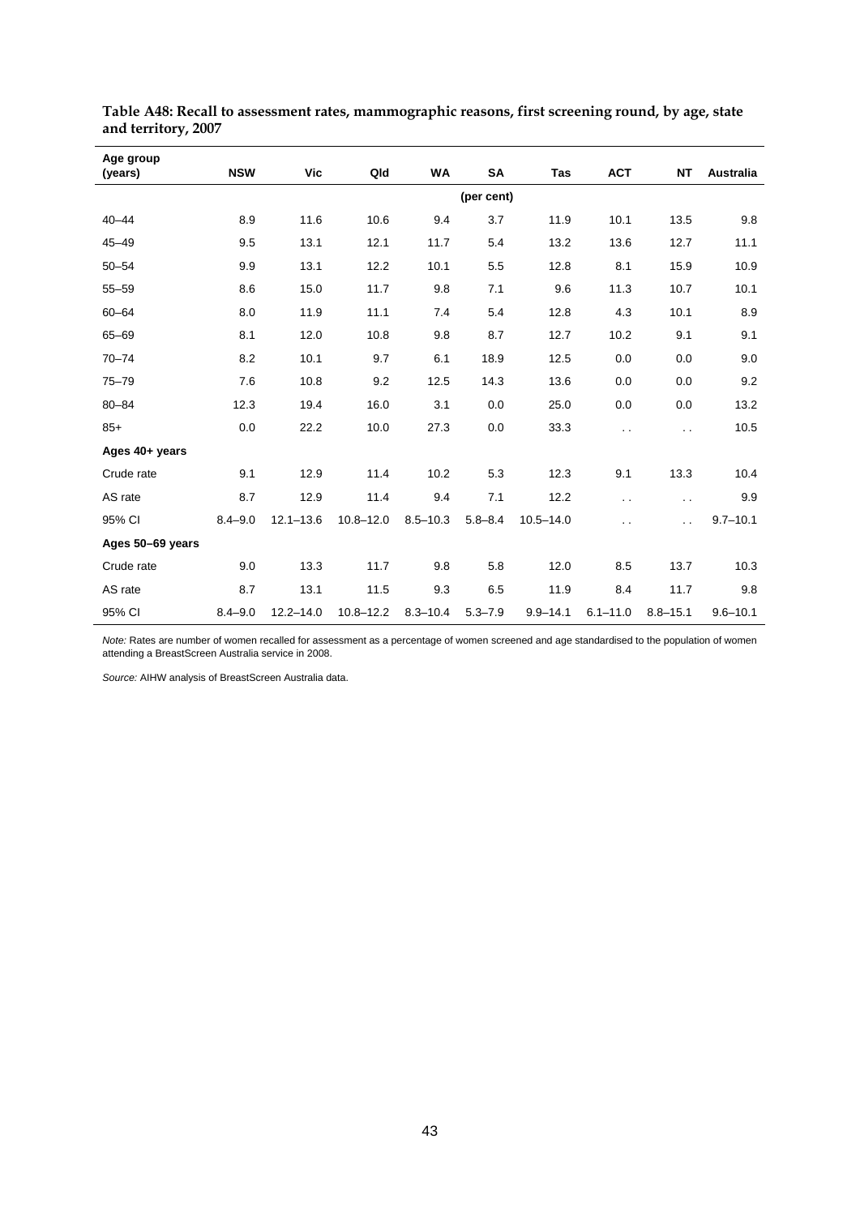**Table A48: Recall to assessment rates, mammographic reasons, first screening round, by age, state and territory, 2007**

| Age group (years) | NSW | Vic | Qld | WA | SA | Tas | ACT | NT | Australia |
|---|---|---|---|---|---|---|---|---|---|
| | | | | | (per cent) | | | | |
| 40–44 | 8.9 | 11.6 | 10.6 | 9.4 | 3.7 | 11.9 | 10.1 | 13.5 | 9.8 |
| 45–49 | 9.5 | 13.1 | 12.1 | 11.7 | 5.4 | 13.2 | 13.6 | 12.7 | 11.1 |
| 50–54 | 9.9 | 13.1 | 12.2 | 10.1 | 5.5 | 12.8 | 8.1 | 15.9 | 10.9 |
| 55–59 | 8.6 | 15.0 | 11.7 | 9.8 | 7.1 | 9.6 | 11.3 | 10.7 | 10.1 |
| 60–64 | 8.0 | 11.9 | 11.1 | 7.4 | 5.4 | 12.8 | 4.3 | 10.1 | 8.9 |
| 65–69 | 8.1 | 12.0 | 10.8 | 9.8 | 8.7 | 12.7 | 10.2 | 9.1 | 9.1 |
| 70–74 | 8.2 | 10.1 | 9.7 | 6.1 | 18.9 | 12.5 | 0.0 | 0.0 | 9.0 |
| 75–79 | 7.6 | 10.8 | 9.2 | 12.5 | 14.3 | 13.6 | 0.0 | 0.0 | 9.2 |
| 80–84 | 12.3 | 19.4 | 16.0 | 3.1 | 0.0 | 25.0 | 0.0 | 0.0 | 13.2 |
| 85+ | 0.0 | 22.2 | 10.0 | 27.3 | 0.0 | 33.3 | . . | . . | 10.5 |
| **Ages 40+ years** | | | | | | | | | |
| Crude rate | 9.1 | 12.9 | 11.4 | 10.2 | 5.3 | 12.3 | 9.1 | 13.3 | 10.4 |
| AS rate | 8.7 | 12.9 | 11.4 | 9.4 | 7.1 | 12.2 | . . | . . | 9.9 |
| 95% CI | 8.4–9.0 | 12.1–13.6 | 10.8–12.0 | 8.5–10.3 | 5.8–8.4 | 10.5–14.0 | . . | . . | 9.7–10.1 |
| **Ages 50–69 years** | | | | | | | | | |
| Crude rate | 9.0 | 13.3 | 11.7 | 9.8 | 5.8 | 12.0 | 8.5 | 13.7 | 10.3 |
| AS rate | 8.7 | 13.1 | 11.5 | 9.3 | 6.5 | 11.9 | 8.4 | 11.7 | 9.8 |
| 95% CI | 8.4–9.0 | 12.2–14.0 | 10.8–12.2 | 8.3–10.4 | 5.3–7.9 | 9.9–14.1 | 6.1–11.0 | 8.8–15.1 | 9.6–10.1 |

*Note:* Rates are number of women recalled for assessment as a percentage of women screened and age standardised to the population of women attending a BreastScreen Australia service in 2008.

*Source:* AIHW analysis of BreastScreen Australia data.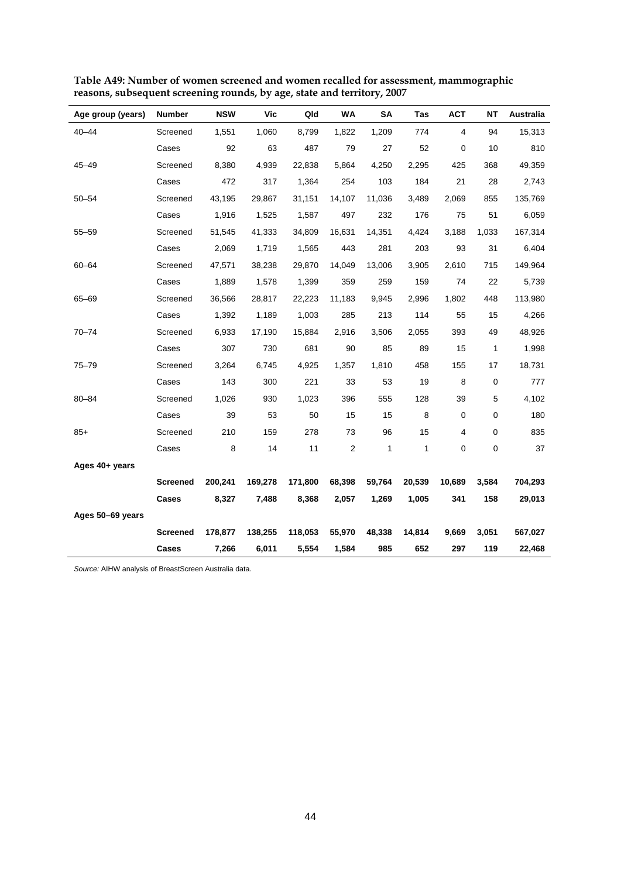**Table A49: Number of women screened and women recalled for assessment, mammographic reasons, subsequent screening rounds, by age, state and territory, 2007**

| Age group (years) | Number | NSW | Vic | Qld | WA | SA | Tas | ACT | NT | Australia |
|---|---|---|---|---|---|---|---|---|---|---|
| 40–44 | Screened | 1,551 | 1,060 | 8,799 | 1,822 | 1,209 | 774 | 4 | 94 | 15,313 |
| | Cases | 92 | 63 | 487 | 79 | 27 | 52 | 0 | 10 | 810 |
| 45–49 | Screened | 8,380 | 4,939 | 22,838 | 5,864 | 4,250 | 2,295 | 425 | 368 | 49,359 |
| | Cases | 472 | 317 | 1,364 | 254 | 103 | 184 | 21 | 28 | 2,743 |
| 50–54 | Screened | 43,195 | 29,867 | 31,151 | 14,107 | 11,036 | 3,489 | 2,069 | 855 | 135,769 |
| | Cases | 1,916 | 1,525 | 1,587 | 497 | 232 | 176 | 75 | 51 | 6,059 |
| 55–59 | Screened | 51,545 | 41,333 | 34,809 | 16,631 | 14,351 | 4,424 | 3,188 | 1,033 | 167,314 |
| | Cases | 2,069 | 1,719 | 1,565 | 443 | 281 | 203 | 93 | 31 | 6,404 |
| 60–64 | Screened | 47,571 | 38,238 | 29,870 | 14,049 | 13,006 | 3,905 | 2,610 | 715 | 149,964 |
| | Cases | 1,889 | 1,578 | 1,399 | 359 | 259 | 159 | 74 | 22 | 5,739 |
| 65–69 | Screened | 36,566 | 28,817 | 22,223 | 11,183 | 9,945 | 2,996 | 1,802 | 448 | 113,980 |
| | Cases | 1,392 | 1,189 | 1,003 | 285 | 213 | 114 | 55 | 15 | 4,266 |
| 70–74 | Screened | 6,933 | 17,190 | 15,884 | 2,916 | 3,506 | 2,055 | 393 | 49 | 48,926 |
| | Cases | 307 | 730 | 681 | 90 | 85 | 89 | 15 | 1 | 1,998 |
| 75–79 | Screened | 3,264 | 6,745 | 4,925 | 1,357 | 1,810 | 458 | 155 | 17 | 18,731 |
| | Cases | 143 | 300 | 221 | 33 | 53 | 19 | 8 | 0 | 777 |
| 80–84 | Screened | 1,026 | 930 | 1,023 | 396 | 555 | 128 | 39 | 5 | 4,102 |
| | Cases | 39 | 53 | 50 | 15 | 15 | 8 | 0 | 0 | 180 |
| 85+ | Screened | 210 | 159 | 278 | 73 | 96 | 15 | 4 | 0 | 835 |
| | Cases | 8 | 14 | 11 | 2 | 1 | 1 | 0 | 0 | 37 |
| **Ages 40+ years** | | | | | | | | | | |
| | **Screened** | **200,241** | **169,278** | **171,800** | **68,398** | **59,764** | **20,539** | **10,689** | **3,584** | **704,293** |
| | **Cases** | **8,327** | **7,488** | **8,368** | **2,057** | **1,269** | **1,005** | **341** | **158** | **29,013** |
| **Ages 50–69 years** | | | | | | | | | | |
| | **Screened** | **178,877** | **138,255** | **118,053** | **55,970** | **48,338** | **14,814** | **9,669** | **3,051** | **567,027** |
| | **Cases** | **7,266** | **6,011** | **5,554** | **1,584** | **985** | **652** | **297** | **119** | **22,468** |

*Source:* AIHW analysis of BreastScreen Australia data.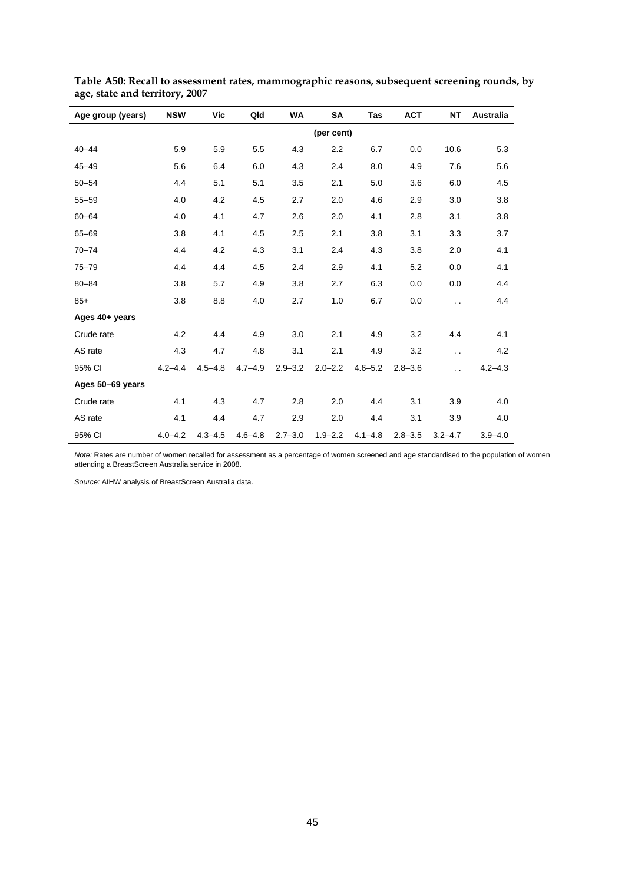**Table A50: Recall to assessment rates, mammographic reasons, subsequent screening rounds, by age, state and territory, 2007**

| Age group (years) | NSW | Vic | Qld | WA | SA | Tas | ACT | NT | Australia |
|---|---|---|---|---|---|---|---|---|---|
| | | | | | (per cent) | | | | |
| 40–44 | 5.9 | 5.9 | 5.5 | 4.3 | 2.2 | 6.7 | 0.0 | 10.6 | 5.3 |
| 45–49 | 5.6 | 6.4 | 6.0 | 4.3 | 2.4 | 8.0 | 4.9 | 7.6 | 5.6 |
| 50–54 | 4.4 | 5.1 | 5.1 | 3.5 | 2.1 | 5.0 | 3.6 | 6.0 | 4.5 |
| 55–59 | 4.0 | 4.2 | 4.5 | 2.7 | 2.0 | 4.6 | 2.9 | 3.0 | 3.8 |
| 60–64 | 4.0 | 4.1 | 4.7 | 2.6 | 2.0 | 4.1 | 2.8 | 3.1 | 3.8 |
| 65–69 | 3.8 | 4.1 | 4.5 | 2.5 | 2.1 | 3.8 | 3.1 | 3.3 | 3.7 |
| 70–74 | 4.4 | 4.2 | 4.3 | 3.1 | 2.4 | 4.3 | 3.8 | 2.0 | 4.1 |
| 75–79 | 4.4 | 4.4 | 4.5 | 2.4 | 2.9 | 4.1 | 5.2 | 0.0 | 4.1 |
| 80–84 | 3.8 | 5.7 | 4.9 | 3.8 | 2.7 | 6.3 | 0.0 | 0.0 | 4.4 |
| 85+ | 3.8 | 8.8 | 4.0 | 2.7 | 1.0 | 6.7 | 0.0 | . . | 4.4 |
| **Ages 40+ years** | | | | | | | | | |
| Crude rate | 4.2 | 4.4 | 4.9 | 3.0 | 2.1 | 4.9 | 3.2 | 4.4 | 4.1 |
| AS rate | 4.3 | 4.7 | 4.8 | 3.1 | 2.1 | 4.9 | 3.2 | . . | 4.2 |
| 95% CI | 4.2–4.4 | 4.5–4.8 | 4.7–4.9 | 2.9–3.2 | 2.0–2.2 | 4.6–5.2 | 2.8–3.6 | . . | 4.2–4.3 |
| **Ages 50–69 years** | | | | | | | | | |
| Crude rate | 4.1 | 4.3 | 4.7 | 2.8 | 2.0 | 4.4 | 3.1 | 3.9 | 4.0 |
| AS rate | 4.1 | 4.4 | 4.7 | 2.9 | 2.0 | 4.4 | 3.1 | 3.9 | 4.0 |
| 95% CI | 4.0–4.2 | 4.3–4.5 | 4.6–4.8 | 2.7–3.0 | 1.9–2.2 | 4.1–4.8 | 2.8–3.5 | 3.2–4.7 | 3.9–4.0 |

*Note:* Rates are number of women recalled for assessment as a percentage of women screened and age standardised to the population of women attending a BreastScreen Australia service in 2008.

*Source:* AIHW analysis of BreastScreen Australia data.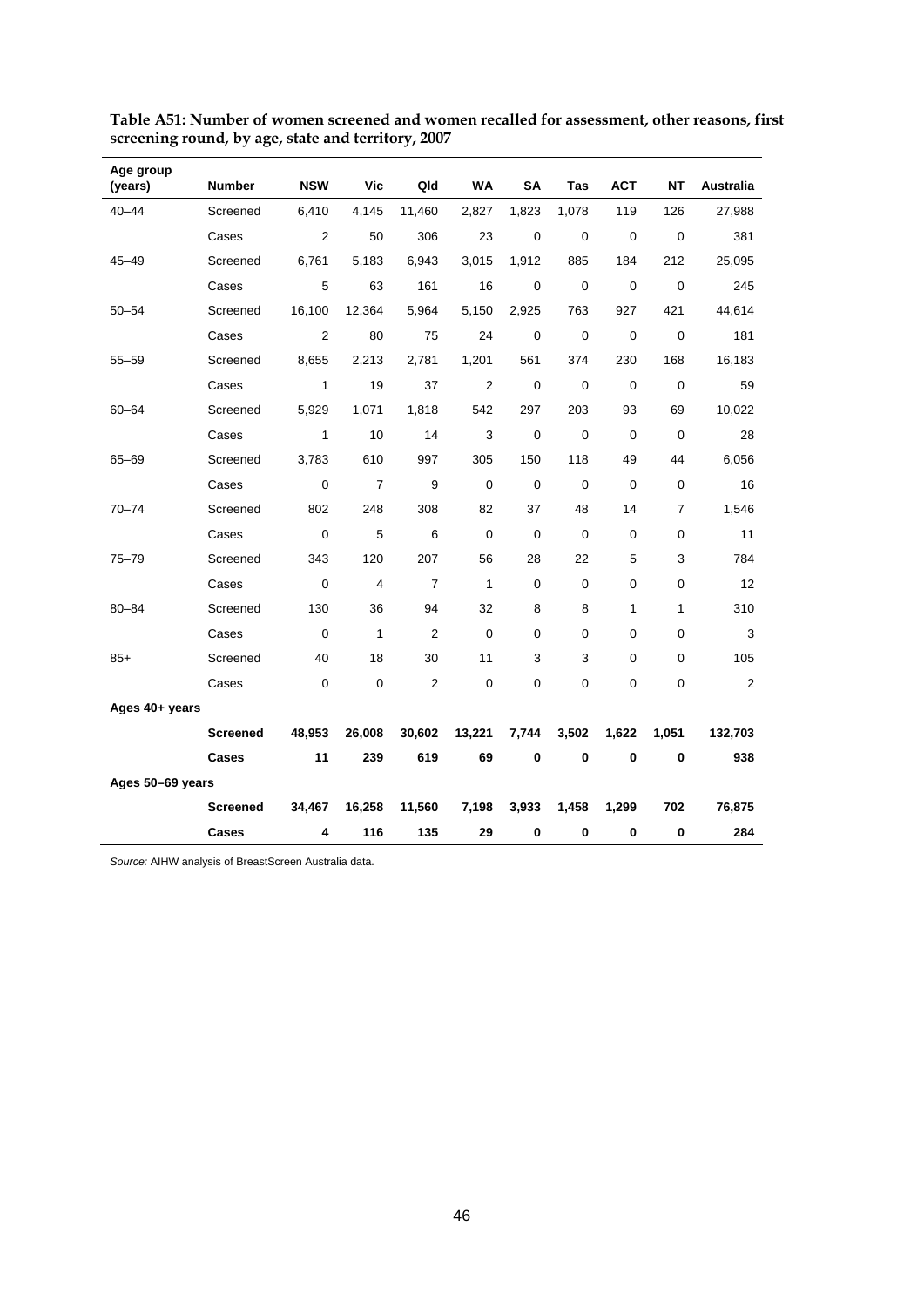**Table A51: Number of women screened and women recalled for assessment, other reasons, first screening round, by age, state and territory, 2007**

| Age group (years) | Number | NSW | Vic | Qld | WA | SA | Tas | ACT | NT | Australia |
|---|---|---|---|---|---|---|---|---|---|---|
| 40–44 | Screened | 6,410 | 4,145 | 11,460 | 2,827 | 1,823 | 1,078 | 119 | 126 | 27,988 |
| | Cases | 2 | 50 | 306 | 23 | 0 | 0 | 0 | 0 | 381 |
| 45–49 | Screened | 6,761 | 5,183 | 6,943 | 3,015 | 1,912 | 885 | 184 | 212 | 25,095 |
| | Cases | 5 | 63 | 161 | 16 | 0 | 0 | 0 | 0 | 245 |
| 50–54 | Screened | 16,100 | 12,364 | 5,964 | 5,150 | 2,925 | 763 | 927 | 421 | 44,614 |
| | Cases | 2 | 80 | 75 | 24 | 0 | 0 | 0 | 0 | 181 |
| 55–59 | Screened | 8,655 | 2,213 | 2,781 | 1,201 | 561 | 374 | 230 | 168 | 16,183 |
| | Cases | 1 | 19 | 37 | 2 | 0 | 0 | 0 | 0 | 59 |
| 60–64 | Screened | 5,929 | 1,071 | 1,818 | 542 | 297 | 203 | 93 | 69 | 10,022 |
| | Cases | 1 | 10 | 14 | 3 | 0 | 0 | 0 | 0 | 28 |
| 65–69 | Screened | 3,783 | 610 | 997 | 305 | 150 | 118 | 49 | 44 | 6,056 |
| | Cases | 0 | 7 | 9 | 0 | 0 | 0 | 0 | 0 | 16 |
| 70–74 | Screened | 802 | 248 | 308 | 82 | 37 | 48 | 14 | 7 | 1,546 |
| | Cases | 0 | 5 | 6 | 0 | 0 | 0 | 0 | 0 | 11 |
| 75–79 | Screened | 343 | 120 | 207 | 56 | 28 | 22 | 5 | 3 | 784 |
| | Cases | 0 | 4 | 7 | 1 | 0 | 0 | 0 | 0 | 12 |
| 80–84 | Screened | 130 | 36 | 94 | 32 | 8 | 8 | 1 | 1 | 310 |
| | Cases | 0 | 1 | 2 | 0 | 0 | 0 | 0 | 0 | 3 |
| 85+ | Screened | 40 | 18 | 30 | 11 | 3 | 3 | 0 | 0 | 105 |
| | Cases | 0 | 0 | 2 | 0 | 0 | 0 | 0 | 0 | 2 |
| **Ages 40+ years** | | | | | | | | | | |
| | **Screened** | **48,953** | **26,008** | **30,602** | **13,221** | **7,744** | **3,502** | **1,622** | **1,051** | **132,703** |
| | **Cases** | **11** | **239** | **619** | **69** | **0** | **0** | **0** | **0** | **938** |
| **Ages 50–69 years** | | | | | | | | | | |
| | **Screened** | **34,467** | **16,258** | **11,560** | **7,198** | **3,933** | **1,458** | **1,299** | **702** | **76,875** |
| | **Cases** | **4** | **116** | **135** | **29** | **0** | **0** | **0** | **0** | **284** |

*Source:* AIHW analysis of BreastScreen Australia data.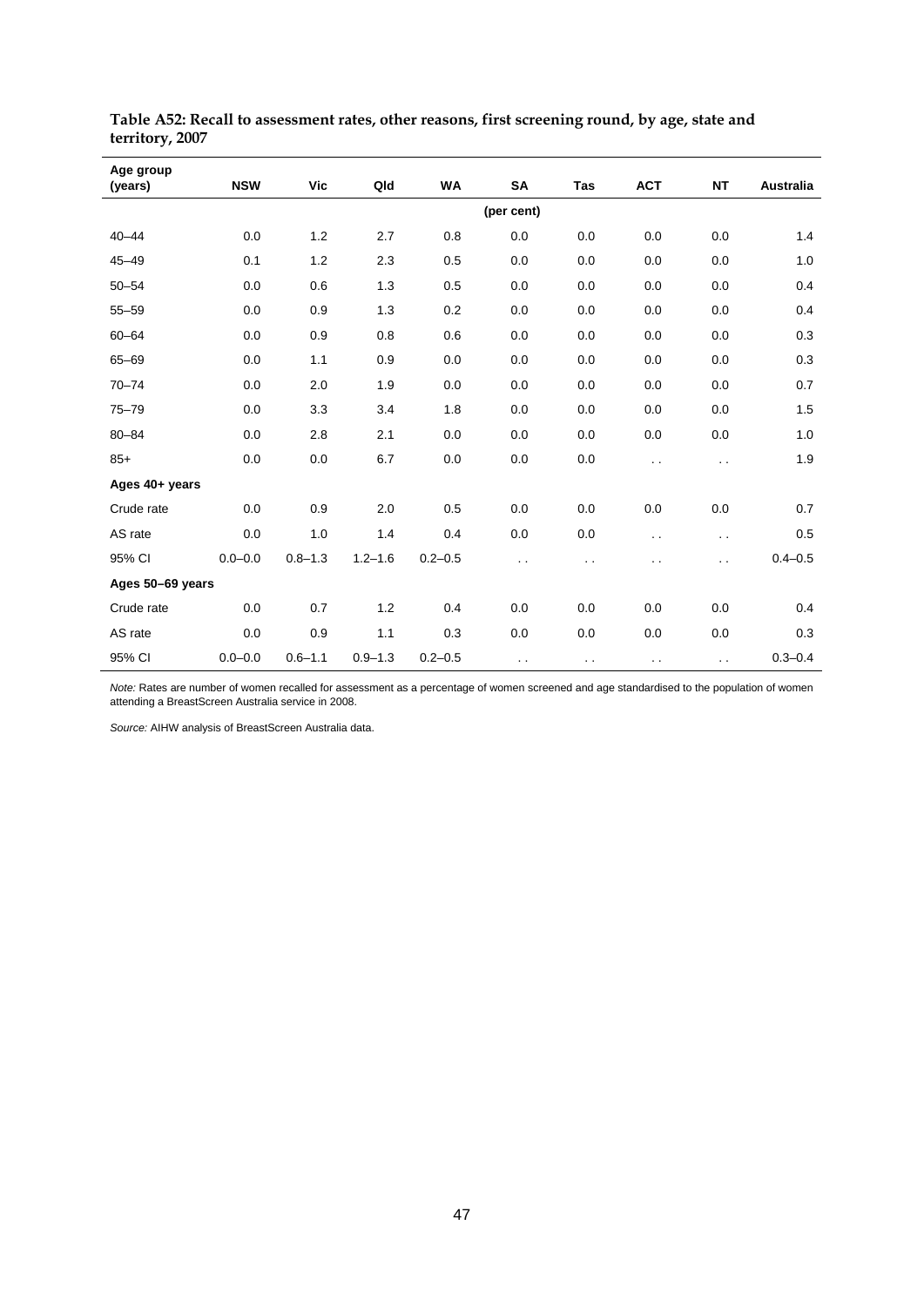**Table A52: Recall to assessment rates, other reasons, first screening round, by age, state and territory, 2007**

| Age group (years) | NSW | Vic | Qld | WA | SA | Tas | ACT | NT | Australia |
|---|---|---|---|---|---|---|---|---|---|
| | | | | | (per cent) | | | | |
| 40–44 | 0.0 | 1.2 | 2.7 | 0.8 | 0.0 | 0.0 | 0.0 | 0.0 | 1.4 |
| 45–49 | 0.1 | 1.2 | 2.3 | 0.5 | 0.0 | 0.0 | 0.0 | 0.0 | 1.0 |
| 50–54 | 0.0 | 0.6 | 1.3 | 0.5 | 0.0 | 0.0 | 0.0 | 0.0 | 0.4 |
| 55–59 | 0.0 | 0.9 | 1.3 | 0.2 | 0.0 | 0.0 | 0.0 | 0.0 | 0.4 |
| 60–64 | 0.0 | 0.9 | 0.8 | 0.6 | 0.0 | 0.0 | 0.0 | 0.0 | 0.3 |
| 65–69 | 0.0 | 1.1 | 0.9 | 0.0 | 0.0 | 0.0 | 0.0 | 0.0 | 0.3 |
| 70–74 | 0.0 | 2.0 | 1.9 | 0.0 | 0.0 | 0.0 | 0.0 | 0.0 | 0.7 |
| 75–79 | 0.0 | 3.3 | 3.4 | 1.8 | 0.0 | 0.0 | 0.0 | 0.0 | 1.5 |
| 80–84 | 0.0 | 2.8 | 2.1 | 0.0 | 0.0 | 0.0 | 0.0 | 0.0 | 1.0 |
| 85+ | 0.0 | 0.0 | 6.7 | 0.0 | 0.0 | 0.0 | . . | . . | 1.9 |
| **Ages 40+ years** | | | | | | | | | |
| Crude rate | 0.0 | 0.9 | 2.0 | 0.5 | 0.0 | 0.0 | 0.0 | 0.0 | 0.7 |
| AS rate | 0.0 | 1.0 | 1.4 | 0.4 | 0.0 | 0.0 | . . | . . | 0.5 |
| 95% CI | 0.0–0.0 | 0.8–1.3 | 1.2–1.6 | 0.2–0.5 | . . | . . | . . | . . | 0.4–0.5 |
| **Ages 50–69 years** | | | | | | | | | |
| Crude rate | 0.0 | 0.7 | 1.2 | 0.4 | 0.0 | 0.0 | 0.0 | 0.0 | 0.4 |
| AS rate | 0.0 | 0.9 | 1.1 | 0.3 | 0.0 | 0.0 | 0.0 | 0.0 | 0.3 |
| 95% CI | 0.0–0.0 | 0.6–1.1 | 0.9–1.3 | 0.2–0.5 | . . | . . | . . | . . | 0.3–0.4 |

*Note:* Rates are number of women recalled for assessment as a percentage of women screened and age standardised to the population of women attending a BreastScreen Australia service in 2008.

*Source:* AIHW analysis of BreastScreen Australia data.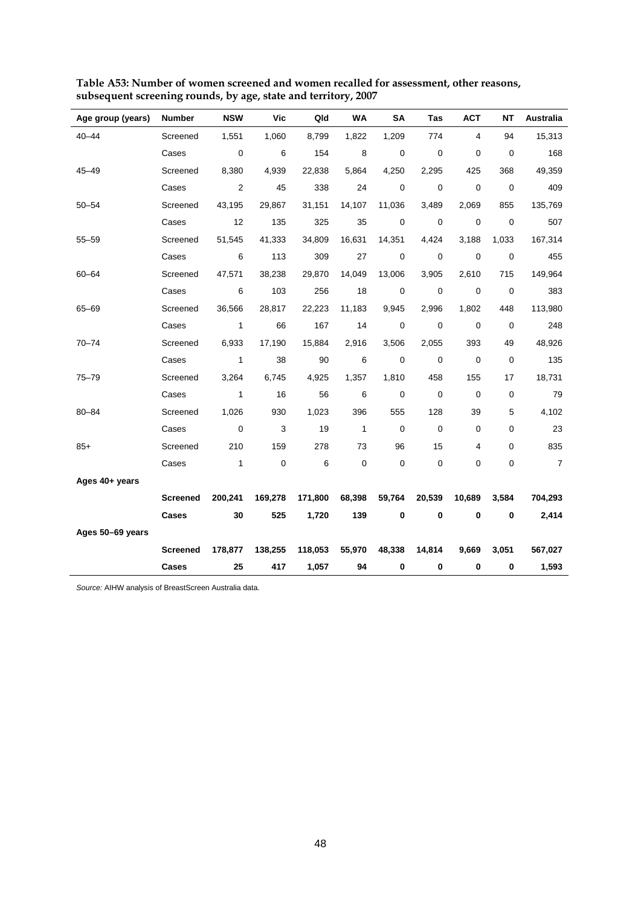**Table A53: Number of women screened and women recalled for assessment, other reasons, subsequent screening rounds, by age, state and territory, 2007**

| Age group (years) | Number | NSW | Vic | Qld | WA | SA | Tas | ACT | NT | Australia |
|---|---|---|---|---|---|---|---|---|---|---|
| 40–44 | Screened | 1,551 | 1,060 | 8,799 | 1,822 | 1,209 | 774 | 4 | 94 | 15,313 |
| | Cases | 0 | 6 | 154 | 8 | 0 | 0 | 0 | 0 | 168 |
| 45–49 | Screened | 8,380 | 4,939 | 22,838 | 5,864 | 4,250 | 2,295 | 425 | 368 | 49,359 |
| | Cases | 2 | 45 | 338 | 24 | 0 | 0 | 0 | 0 | 409 |
| 50–54 | Screened | 43,195 | 29,867 | 31,151 | 14,107 | 11,036 | 3,489 | 2,069 | 855 | 135,769 |
| | Cases | 12 | 135 | 325 | 35 | 0 | 0 | 0 | 0 | 507 |
| 55–59 | Screened | 51,545 | 41,333 | 34,809 | 16,631 | 14,351 | 4,424 | 3,188 | 1,033 | 167,314 |
| | Cases | 6 | 113 | 309 | 27 | 0 | 0 | 0 | 0 | 455 |
| 60–64 | Screened | 47,571 | 38,238 | 29,870 | 14,049 | 13,006 | 3,905 | 2,610 | 715 | 149,964 |
| | Cases | 6 | 103 | 256 | 18 | 0 | 0 | 0 | 0 | 383 |
| 65–69 | Screened | 36,566 | 28,817 | 22,223 | 11,183 | 9,945 | 2,996 | 1,802 | 448 | 113,980 |
| | Cases | 1 | 66 | 167 | 14 | 0 | 0 | 0 | 0 | 248 |
| 70–74 | Screened | 6,933 | 17,190 | 15,884 | 2,916 | 3,506 | 2,055 | 393 | 49 | 48,926 |
| | Cases | 1 | 38 | 90 | 6 | 0 | 0 | 0 | 0 | 135 |
| 75–79 | Screened | 3,264 | 6,745 | 4,925 | 1,357 | 1,810 | 458 | 155 | 17 | 18,731 |
| | Cases | 1 | 16 | 56 | 6 | 0 | 0 | 0 | 0 | 79 |
| 80–84 | Screened | 1,026 | 930 | 1,023 | 396 | 555 | 128 | 39 | 5 | 4,102 |
| | Cases | 0 | 3 | 19 | 1 | 0 | 0 | 0 | 0 | 23 |
| 85+ | Screened | 210 | 159 | 278 | 73 | 96 | 15 | 4 | 0 | 835 |
| | Cases | 1 | 0 | 6 | 0 | 0 | 0 | 0 | 0 | 7 |
| **Ages 40+ years** | | | | | | | | | | |
| | **Screened** | **200,241** | **169,278** | **171,800** | **68,398** | **59,764** | **20,539** | **10,689** | **3,584** | **704,293** |
| | **Cases** | **30** | **525** | **1,720** | **139** | **0** | **0** | **0** | **0** | **2,414** |
| **Ages 50–69 years** | | | | | | | | | | |
| | **Screened** | **178,877** | **138,255** | **118,053** | **55,970** | **48,338** | **14,814** | **9,669** | **3,051** | **567,027** |
| | **Cases** | **25** | **417** | **1,057** | **94** | **0** | **0** | **0** | **0** | **1,593** |

*Source:* AIHW analysis of BreastScreen Australia data.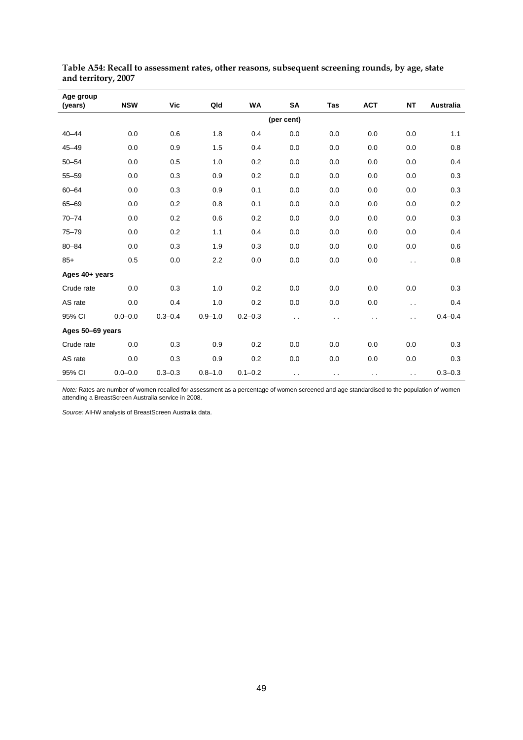**Table A54: Recall to assessment rates, other reasons, subsequent screening rounds, by age, state and territory, 2007**

| Age group (years) | NSW | Vic | Qld | WA | SA | Tas | ACT | NT | Australia |
|---|---|---|---|---|---|---|---|---|---|
| | | | | | (per cent) | | | | |
| 40–44 | 0.0 | 0.6 | 1.8 | 0.4 | 0.0 | 0.0 | 0.0 | 0.0 | 1.1 |
| 45–49 | 0.0 | 0.9 | 1.5 | 0.4 | 0.0 | 0.0 | 0.0 | 0.0 | 0.8 |
| 50–54 | 0.0 | 0.5 | 1.0 | 0.2 | 0.0 | 0.0 | 0.0 | 0.0 | 0.4 |
| 55–59 | 0.0 | 0.3 | 0.9 | 0.2 | 0.0 | 0.0 | 0.0 | 0.0 | 0.3 |
| 60–64 | 0.0 | 0.3 | 0.9 | 0.1 | 0.0 | 0.0 | 0.0 | 0.0 | 0.3 |
| 65–69 | 0.0 | 0.2 | 0.8 | 0.1 | 0.0 | 0.0 | 0.0 | 0.0 | 0.2 |
| 70–74 | 0.0 | 0.2 | 0.6 | 0.2 | 0.0 | 0.0 | 0.0 | 0.0 | 0.3 |
| 75–79 | 0.0 | 0.2 | 1.1 | 0.4 | 0.0 | 0.0 | 0.0 | 0.0 | 0.4 |
| 80–84 | 0.0 | 0.3 | 1.9 | 0.3 | 0.0 | 0.0 | 0.0 | 0.0 | 0.6 |
| 85+ | 0.5 | 0.0 | 2.2 | 0.0 | 0.0 | 0.0 | 0.0 | . . | 0.8 |
| **Ages 40+ years** | | | | | | | | | |
| Crude rate | 0.0 | 0.3 | 1.0 | 0.2 | 0.0 | 0.0 | 0.0 | 0.0 | 0.3 |
| AS rate | 0.0 | 0.4 | 1.0 | 0.2 | 0.0 | 0.0 | 0.0 | . . | 0.4 |
| 95% CI | 0.0–0.0 | 0.3–0.4 | 0.9–1.0 | 0.2–0.3 | . . | . . | . . | . . | 0.4–0.4 |
| **Ages 50–69 years** | | | | | | | | | |
| Crude rate | 0.0 | 0.3 | 0.9 | 0.2 | 0.0 | 0.0 | 0.0 | 0.0 | 0.3 |
| AS rate | 0.0 | 0.3 | 0.9 | 0.2 | 0.0 | 0.0 | 0.0 | 0.0 | 0.3 |
| 95% CI | 0.0–0.0 | 0.3–0.3 | 0.8–1.0 | 0.1–0.2 | . . | . . | . . | . . | 0.3–0.3 |

*Note:* Rates are number of women recalled for assessment as a percentage of women screened and age standardised to the population of women attending a BreastScreen Australia service in 2008.

*Source:* AIHW analysis of BreastScreen Australia data.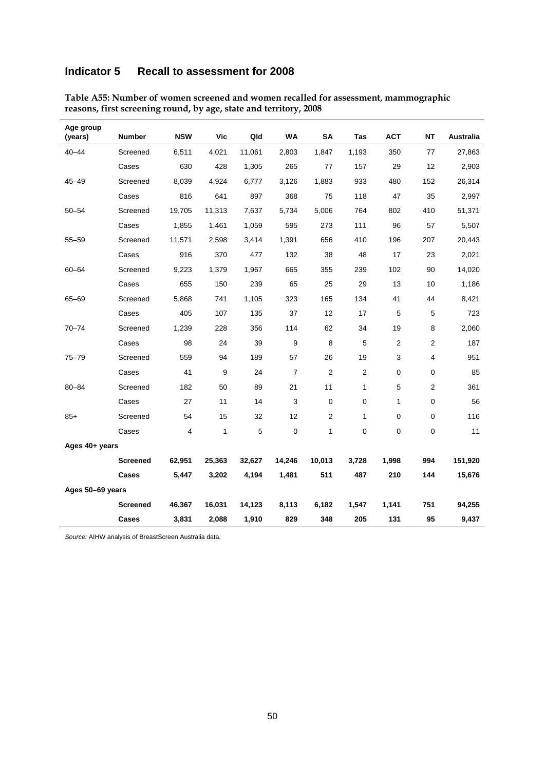## Indicator 5 Recall to assessment for 2008

**Table A55: Number of women screened and women recalled for assessment, mammographic reasons, first screening round, by age, state and territory, 2008**

| Age group (years) | Number | NSW | Vic | Qld | WA | SA | Tas | ACT | NT | Australia |
|---|---|---|---|---|---|---|---|---|---|---|
| 40–44 | Screened | 6,511 | 4,021 | 11,061 | 2,803 | 1,847 | 1,193 | 350 | 77 | 27,863 |
| | Cases | 630 | 428 | 1,305 | 265 | 77 | 157 | 29 | 12 | 2,903 |
| 45–49 | Screened | 8,039 | 4,924 | 6,777 | 3,126 | 1,883 | 933 | 480 | 152 | 26,314 |
| | Cases | 816 | 641 | 897 | 368 | 75 | 118 | 47 | 35 | 2,997 |
| 50–54 | Screened | 19,705 | 11,313 | 7,637 | 5,734 | 5,006 | 764 | 802 | 410 | 51,371 |
| | Cases | 1,855 | 1,461 | 1,059 | 595 | 273 | 111 | 96 | 57 | 5,507 |
| 55–59 | Screened | 11,571 | 2,598 | 3,414 | 1,391 | 656 | 410 | 196 | 207 | 20,443 |
| | Cases | 916 | 370 | 477 | 132 | 38 | 48 | 17 | 23 | 2,021 |
| 60–64 | Screened | 9,223 | 1,379 | 1,967 | 665 | 355 | 239 | 102 | 90 | 14,020 |
| | Cases | 655 | 150 | 239 | 65 | 25 | 29 | 13 | 10 | 1,186 |
| 65–69 | Screened | 5,868 | 741 | 1,105 | 323 | 165 | 134 | 41 | 44 | 8,421 |
| | Cases | 405 | 107 | 135 | 37 | 12 | 17 | 5 | 5 | 723 |
| 70–74 | Screened | 1,239 | 228 | 356 | 114 | 62 | 34 | 19 | 8 | 2,060 |
| | Cases | 98 | 24 | 39 | 9 | 8 | 5 | 2 | 2 | 187 |
| 75–79 | Screened | 559 | 94 | 189 | 57 | 26 | 19 | 3 | 4 | 951 |
| | Cases | 41 | 9 | 24 | 7 | 2 | 2 | 0 | 0 | 85 |
| 80–84 | Screened | 182 | 50 | 89 | 21 | 11 | 1 | 5 | 2 | 361 |
| | Cases | 27 | 11 | 14 | 3 | 0 | 0 | 1 | 0 | 56 |
| 85+ | Screened | 54 | 15 | 32 | 12 | 2 | 1 | 0 | 0 | 116 |
| | Cases | 4 | 1 | 5 | 0 | 1 | 0 | 0 | 0 | 11 |
| **Ages 40+ years** | | | | | | | | | | |
| | **Screened** | **62,951** | **25,363** | **32,627** | **14,246** | **10,013** | **3,728** | **1,998** | **994** | **151,920** |
| | **Cases** | **5,447** | **3,202** | **4,194** | **1,481** | **511** | **487** | **210** | **144** | **15,676** |
| **Ages 50–69 years** | | | | | | | | | | |
| | **Screened** | **46,367** | **16,031** | **14,123** | **8,113** | **6,182** | **1,547** | **1,141** | **751** | **94,255** |
| | **Cases** | **3,831** | **2,088** | **1,910** | **829** | **348** | **205** | **131** | **95** | **9,437** |

*Source:* AIHW analysis of BreastScreen Australia data.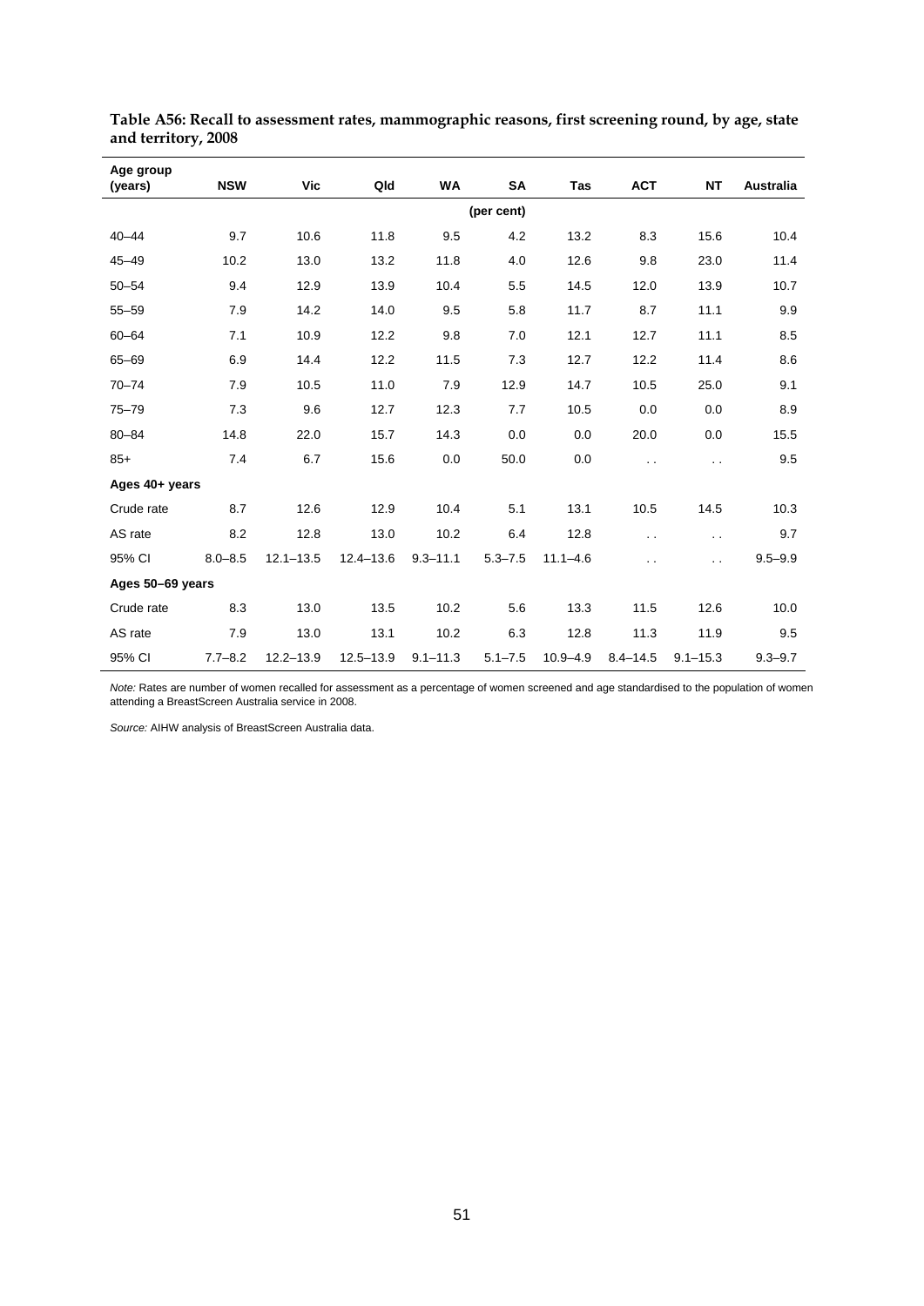**Table A56: Recall to assessment rates, mammographic reasons, first screening round, by age, state and territory, 2008**

| Age group (years) | NSW | Vic | Qld | WA | SA | Tas | ACT | NT | Australia |
|---|---|---|---|---|---|---|---|---|---|
| | | | | | (per cent) | | | | |
| 40–44 | 9.7 | 10.6 | 11.8 | 9.5 | 4.2 | 13.2 | 8.3 | 15.6 | 10.4 |
| 45–49 | 10.2 | 13.0 | 13.2 | 11.8 | 4.0 | 12.6 | 9.8 | 23.0 | 11.4 |
| 50–54 | 9.4 | 12.9 | 13.9 | 10.4 | 5.5 | 14.5 | 12.0 | 13.9 | 10.7 |
| 55–59 | 7.9 | 14.2 | 14.0 | 9.5 | 5.8 | 11.7 | 8.7 | 11.1 | 9.9 |
| 60–64 | 7.1 | 10.9 | 12.2 | 9.8 | 7.0 | 12.1 | 12.7 | 11.1 | 8.5 |
| 65–69 | 6.9 | 14.4 | 12.2 | 11.5 | 7.3 | 12.7 | 12.2 | 11.4 | 8.6 |
| 70–74 | 7.9 | 10.5 | 11.0 | 7.9 | 12.9 | 14.7 | 10.5 | 25.0 | 9.1 |
| 75–79 | 7.3 | 9.6 | 12.7 | 12.3 | 7.7 | 10.5 | 0.0 | 0.0 | 8.9 |
| 80–84 | 14.8 | 22.0 | 15.7 | 14.3 | 0.0 | 0.0 | 20.0 | 0.0 | 15.5 |
| 85+ | 7.4 | 6.7 | 15.6 | 0.0 | 50.0 | 0.0 | . . | . . | 9.5 |
| **Ages 40+ years** | | | | | | | | | |
| Crude rate | 8.7 | 12.6 | 12.9 | 10.4 | 5.1 | 13.1 | 10.5 | 14.5 | 10.3 |
| AS rate | 8.2 | 12.8 | 13.0 | 10.2 | 6.4 | 12.8 | . . | . . | 9.7 |
| 95% CI | 8.0–8.5 | 12.1–13.5 | 12.4–13.6 | 9.3–11.1 | 5.3–7.5 | 11.1–4.6 | . . | . . | 9.5–9.9 |
| **Ages 50–69 years** | | | | | | | | | |
| Crude rate | 8.3 | 13.0 | 13.5 | 10.2 | 5.6 | 13.3 | 11.5 | 12.6 | 10.0 |
| AS rate | 7.9 | 13.0 | 13.1 | 10.2 | 6.3 | 12.8 | 11.3 | 11.9 | 9.5 |
| 95% CI | 7.7–8.2 | 12.2–13.9 | 12.5–13.9 | 9.1–11.3 | 5.1–7.5 | 10.9–4.9 | 8.4–14.5 | 9.1–15.3 | 9.3–9.7 |

*Note:* Rates are number of women recalled for assessment as a percentage of women screened and age standardised to the population of women attending a BreastScreen Australia service in 2008.

*Source:* AIHW analysis of BreastScreen Australia data.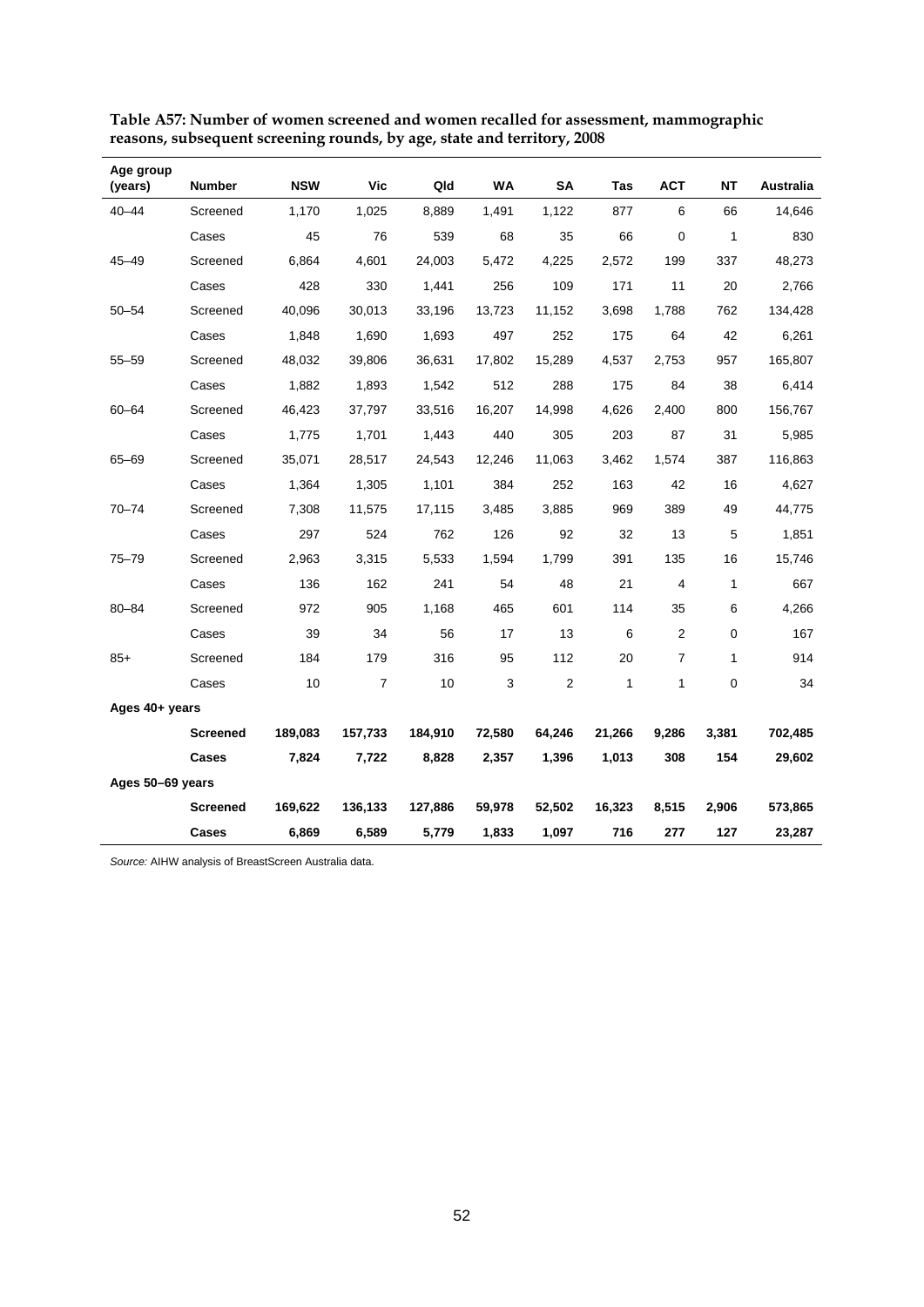**Table A57: Number of women screened and women recalled for assessment, mammographic reasons, subsequent screening rounds, by age, state and territory, 2008**

| Age group (years) | Number | NSW | Vic | Qld | WA | SA | Tas | ACT | NT | Australia |
|---|---|---|---|---|---|---|---|---|---|---|
| 40–44 | Screened | 1,170 | 1,025 | 8,889 | 1,491 | 1,122 | 877 | 6 | 66 | 14,646 |
| | Cases | 45 | 76 | 539 | 68 | 35 | 66 | 0 | 1 | 830 |
| 45–49 | Screened | 6,864 | 4,601 | 24,003 | 5,472 | 4,225 | 2,572 | 199 | 337 | 48,273 |
| | Cases | 428 | 330 | 1,441 | 256 | 109 | 171 | 11 | 20 | 2,766 |
| 50–54 | Screened | 40,096 | 30,013 | 33,196 | 13,723 | 11,152 | 3,698 | 1,788 | 762 | 134,428 |
| | Cases | 1,848 | 1,690 | 1,693 | 497 | 252 | 175 | 64 | 42 | 6,261 |
| 55–59 | Screened | 48,032 | 39,806 | 36,631 | 17,802 | 15,289 | 4,537 | 2,753 | 957 | 165,807 |
| | Cases | 1,882 | 1,893 | 1,542 | 512 | 288 | 175 | 84 | 38 | 6,414 |
| 60–64 | Screened | 46,423 | 37,797 | 33,516 | 16,207 | 14,998 | 4,626 | 2,400 | 800 | 156,767 |
| | Cases | 1,775 | 1,701 | 1,443 | 440 | 305 | 203 | 87 | 31 | 5,985 |
| 65–69 | Screened | 35,071 | 28,517 | 24,543 | 12,246 | 11,063 | 3,462 | 1,574 | 387 | 116,863 |
| | Cases | 1,364 | 1,305 | 1,101 | 384 | 252 | 163 | 42 | 16 | 4,627 |
| 70–74 | Screened | 7,308 | 11,575 | 17,115 | 3,485 | 3,885 | 969 | 389 | 49 | 44,775 |
| | Cases | 297 | 524 | 762 | 126 | 92 | 32 | 13 | 5 | 1,851 |
| 75–79 | Screened | 2,963 | 3,315 | 5,533 | 1,594 | 1,799 | 391 | 135 | 16 | 15,746 |
| | Cases | 136 | 162 | 241 | 54 | 48 | 21 | 4 | 1 | 667 |
| 80–84 | Screened | 972 | 905 | 1,168 | 465 | 601 | 114 | 35 | 6 | 4,266 |
| | Cases | 39 | 34 | 56 | 17 | 13 | 6 | 2 | 0 | 167 |
| 85+ | Screened | 184 | 179 | 316 | 95 | 112 | 20 | 7 | 1 | 914 |
| | Cases | 10 | 7 | 10 | 3 | 2 | 1 | 1 | 0 | 34 |
| **Ages 40+ years** | | | | | | | | | | |
| | **Screened** | **189,083** | **157,733** | **184,910** | **72,580** | **64,246** | **21,266** | **9,286** | **3,381** | **702,485** |
| | **Cases** | **7,824** | **7,722** | **8,828** | **2,357** | **1,396** | **1,013** | **308** | **154** | **29,602** |
| **Ages 50–69 years** | | | | | | | | | | |
| | **Screened** | **169,622** | **136,133** | **127,886** | **59,978** | **52,502** | **16,323** | **8,515** | **2,906** | **573,865** |
| | **Cases** | **6,869** | **6,589** | **5,779** | **1,833** | **1,097** | **716** | **277** | **127** | **23,287** |

*Source:* AIHW analysis of BreastScreen Australia data.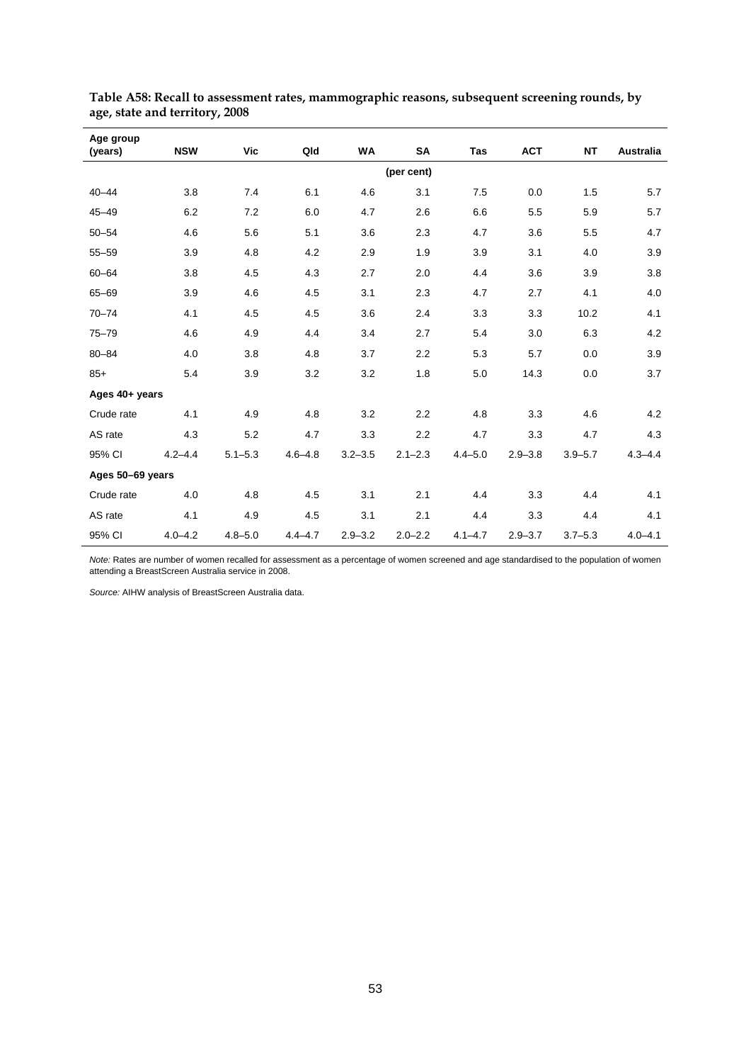**Table A58: Recall to assessment rates, mammographic reasons, subsequent screening rounds, by age, state and territory, 2008**

| Age group (years) | NSW | Vic | Qld | WA | SA | Tas | ACT | NT | Australia |
|---|---|---|---|---|---|---|---|---|---|
| | | | | | (per cent) | | | | |
| 40–44 | 3.8 | 7.4 | 6.1 | 4.6 | 3.1 | 7.5 | 0.0 | 1.5 | 5.7 |
| 45–49 | 6.2 | 7.2 | 6.0 | 4.7 | 2.6 | 6.6 | 5.5 | 5.9 | 5.7 |
| 50–54 | 4.6 | 5.6 | 5.1 | 3.6 | 2.3 | 4.7 | 3.6 | 5.5 | 4.7 |
| 55–59 | 3.9 | 4.8 | 4.2 | 2.9 | 1.9 | 3.9 | 3.1 | 4.0 | 3.9 |
| 60–64 | 3.8 | 4.5 | 4.3 | 2.7 | 2.0 | 4.4 | 3.6 | 3.9 | 3.8 |
| 65–69 | 3.9 | 4.6 | 4.5 | 3.1 | 2.3 | 4.7 | 2.7 | 4.1 | 4.0 |
| 70–74 | 4.1 | 4.5 | 4.5 | 3.6 | 2.4 | 3.3 | 3.3 | 10.2 | 4.1 |
| 75–79 | 4.6 | 4.9 | 4.4 | 3.4 | 2.7 | 5.4 | 3.0 | 6.3 | 4.2 |
| 80–84 | 4.0 | 3.8 | 4.8 | 3.7 | 2.2 | 5.3 | 5.7 | 0.0 | 3.9 |
| 85+ | 5.4 | 3.9 | 3.2 | 3.2 | 1.8 | 5.0 | 14.3 | 0.0 | 3.7 |
| **Ages 40+ years** | | | | | | | | | |
| Crude rate | 4.1 | 4.9 | 4.8 | 3.2 | 2.2 | 4.8 | 3.3 | 4.6 | 4.2 |
| AS rate | 4.3 | 5.2 | 4.7 | 3.3 | 2.2 | 4.7 | 3.3 | 4.7 | 4.3 |
| 95% CI | 4.2–4.4 | 5.1–5.3 | 4.6–4.8 | 3.2–3.5 | 2.1–2.3 | 4.4–5.0 | 2.9–3.8 | 3.9–5.7 | 4.3–4.4 |
| **Ages 50–69 years** | | | | | | | | | |
| Crude rate | 4.0 | 4.8 | 4.5 | 3.1 | 2.1 | 4.4 | 3.3 | 4.4 | 4.1 |
| AS rate | 4.1 | 4.9 | 4.5 | 3.1 | 2.1 | 4.4 | 3.3 | 4.4 | 4.1 |
| 95% CI | 4.0–4.2 | 4.8–5.0 | 4.4–4.7 | 2.9–3.2 | 2.0–2.2 | 4.1–4.7 | 2.9–3.7 | 3.7–5.3 | 4.0–4.1 |

*Note:* Rates are number of women recalled for assessment as a percentage of women screened and age standardised to the population of women attending a BreastScreen Australia service in 2008.

*Source:* AIHW analysis of BreastScreen Australia data.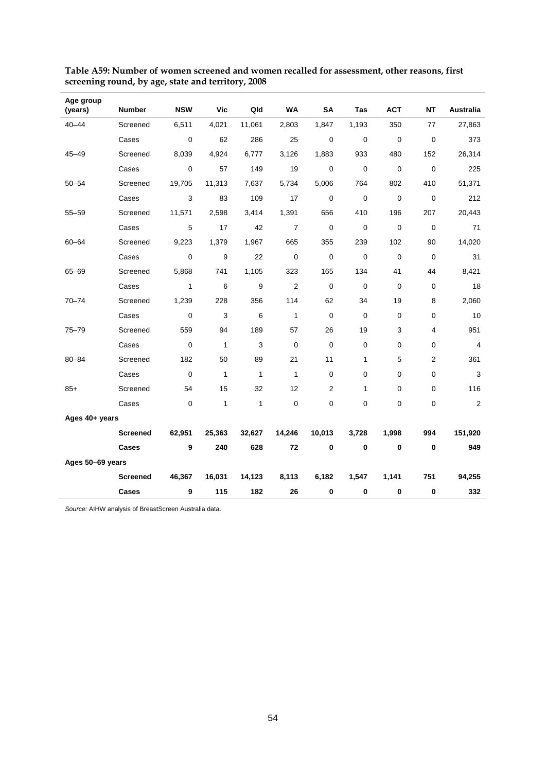**Table A59: Number of women screened and women recalled for assessment, other reasons, first screening round, by age, state and territory, 2008**

| Age group (years) | Number | NSW | Vic | Qld | WA | SA | Tas | ACT | NT | Australia |
|---|---|---|---|---|---|---|---|---|---|---|
| 40–44 | Screened | 6,511 | 4,021 | 11,061 | 2,803 | 1,847 | 1,193 | 350 | 77 | 27,863 |
| | Cases | 0 | 62 | 286 | 25 | 0 | 0 | 0 | 0 | 373 |
| 45–49 | Screened | 8,039 | 4,924 | 6,777 | 3,126 | 1,883 | 933 | 480 | 152 | 26,314 |
| | Cases | 0 | 57 | 149 | 19 | 0 | 0 | 0 | 0 | 225 |
| 50–54 | Screened | 19,705 | 11,313 | 7,637 | 5,734 | 5,006 | 764 | 802 | 410 | 51,371 |
| | Cases | 3 | 83 | 109 | 17 | 0 | 0 | 0 | 0 | 212 |
| 55–59 | Screened | 11,571 | 2,598 | 3,414 | 1,391 | 656 | 410 | 196 | 207 | 20,443 |
| | Cases | 5 | 17 | 42 | 7 | 0 | 0 | 0 | 0 | 71 |
| 60–64 | Screened | 9,223 | 1,379 | 1,967 | 665 | 355 | 239 | 102 | 90 | 14,020 |
| | Cases | 0 | 9 | 22 | 0 | 0 | 0 | 0 | 0 | 31 |
| 65–69 | Screened | 5,868 | 741 | 1,105 | 323 | 165 | 134 | 41 | 44 | 8,421 |
| | Cases | 1 | 6 | 9 | 2 | 0 | 0 | 0 | 0 | 18 |
| 70–74 | Screened | 1,239 | 228 | 356 | 114 | 62 | 34 | 19 | 8 | 2,060 |
| | Cases | 0 | 3 | 6 | 1 | 0 | 0 | 0 | 0 | 10 |
| 75–79 | Screened | 559 | 94 | 189 | 57 | 26 | 19 | 3 | 4 | 951 |
| | Cases | 0 | 1 | 3 | 0 | 0 | 0 | 0 | 0 | 4 |
| 80–84 | Screened | 182 | 50 | 89 | 21 | 11 | 1 | 5 | 2 | 361 |
| | Cases | 0 | 1 | 1 | 1 | 0 | 0 | 0 | 0 | 3 |
| 85+ | Screened | 54 | 15 | 32 | 12 | 2 | 1 | 0 | 0 | 116 |
| | Cases | 0 | 1 | 1 | 0 | 0 | 0 | 0 | 0 | 2 |
| **Ages 40+ years** | | | | | | | | | | |
| | **Screened** | **62,951** | **25,363** | **32,627** | **14,246** | **10,013** | **3,728** | **1,998** | **994** | **151,920** |
| | **Cases** | **9** | **240** | **628** | **72** | **0** | **0** | **0** | **0** | **949** |
| **Ages 50–69 years** | | | | | | | | | | |
| | **Screened** | **46,367** | **16,031** | **14,123** | **8,113** | **6,182** | **1,547** | **1,141** | **751** | **94,255** |
| | **Cases** | **9** | **115** | **182** | **26** | **0** | **0** | **0** | **0** | **332** |

*Source:* AIHW analysis of BreastScreen Australia data.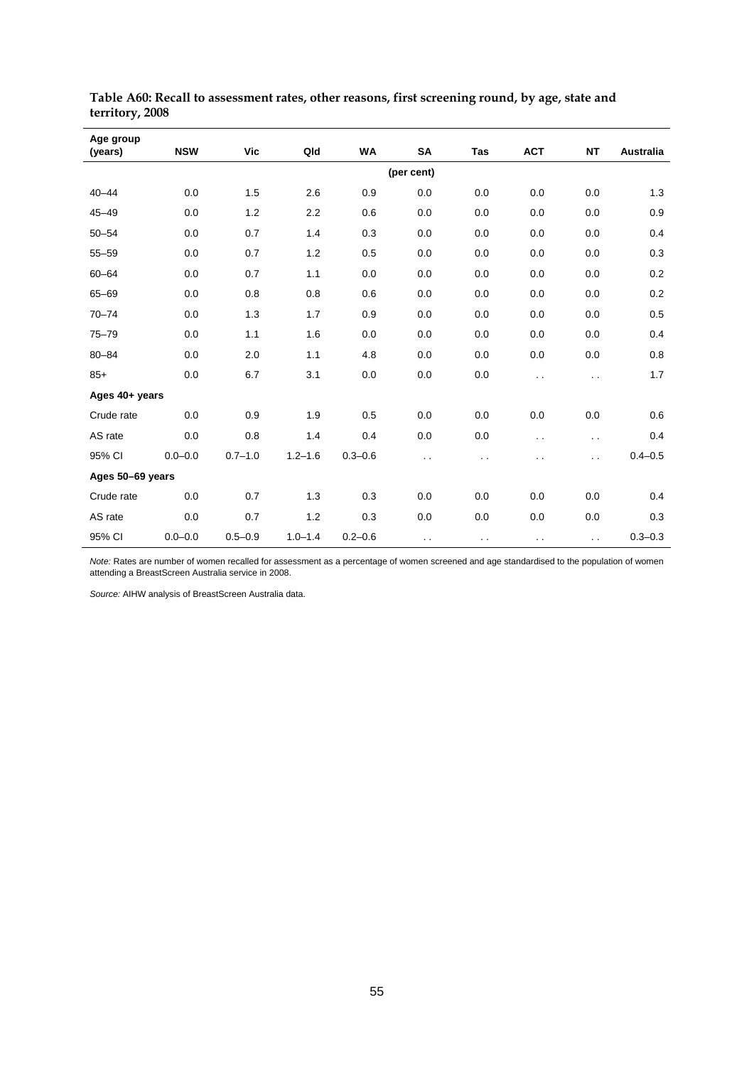**Table A60: Recall to assessment rates, other reasons, first screening round, by age, state and territory, 2008**

| Age group (years) | NSW | Vic | Qld | WA | SA | Tas | ACT | NT | Australia |
|---|---|---|---|---|---|---|---|---|---|
| | | | | | (per cent) | | | | |
| 40–44 | 0.0 | 1.5 | 2.6 | 0.9 | 0.0 | 0.0 | 0.0 | 0.0 | 1.3 |
| 45–49 | 0.0 | 1.2 | 2.2 | 0.6 | 0.0 | 0.0 | 0.0 | 0.0 | 0.9 |
| 50–54 | 0.0 | 0.7 | 1.4 | 0.3 | 0.0 | 0.0 | 0.0 | 0.0 | 0.4 |
| 55–59 | 0.0 | 0.7 | 1.2 | 0.5 | 0.0 | 0.0 | 0.0 | 0.0 | 0.3 |
| 60–64 | 0.0 | 0.7 | 1.1 | 0.0 | 0.0 | 0.0 | 0.0 | 0.0 | 0.2 |
| 65–69 | 0.0 | 0.8 | 0.8 | 0.6 | 0.0 | 0.0 | 0.0 | 0.0 | 0.2 |
| 70–74 | 0.0 | 1.3 | 1.7 | 0.9 | 0.0 | 0.0 | 0.0 | 0.0 | 0.5 |
| 75–79 | 0.0 | 1.1 | 1.6 | 0.0 | 0.0 | 0.0 | 0.0 | 0.0 | 0.4 |
| 80–84 | 0.0 | 2.0 | 1.1 | 4.8 | 0.0 | 0.0 | 0.0 | 0.0 | 0.8 |
| 85+ | 0.0 | 6.7 | 3.1 | 0.0 | 0.0 | 0.0 | . . | . . | 1.7 |
| **Ages 40+ years** | | | | | | | | | |
| Crude rate | 0.0 | 0.9 | 1.9 | 0.5 | 0.0 | 0.0 | 0.0 | 0.0 | 0.6 |
| AS rate | 0.0 | 0.8 | 1.4 | 0.4 | 0.0 | 0.0 | . . | . . | 0.4 |
| 95% CI | 0.0–0.0 | 0.7–1.0 | 1.2–1.6 | 0.3–0.6 | . . | . . | . . | . . | 0.4–0.5 |
| **Ages 50–69 years** | | | | | | | | | |
| Crude rate | 0.0 | 0.7 | 1.3 | 0.3 | 0.0 | 0.0 | 0.0 | 0.0 | 0.4 |
| AS rate | 0.0 | 0.7 | 1.2 | 0.3 | 0.0 | 0.0 | 0.0 | 0.0 | 0.3 |
| 95% CI | 0.0–0.0 | 0.5–0.9 | 1.0–1.4 | 0.2–0.6 | . . | . . | . . | . . | 0.3–0.3 |

*Note:* Rates are number of women recalled for assessment as a percentage of women screened and age standardised to the population of women attending a BreastScreen Australia service in 2008.

*Source:* AIHW analysis of BreastScreen Australia data.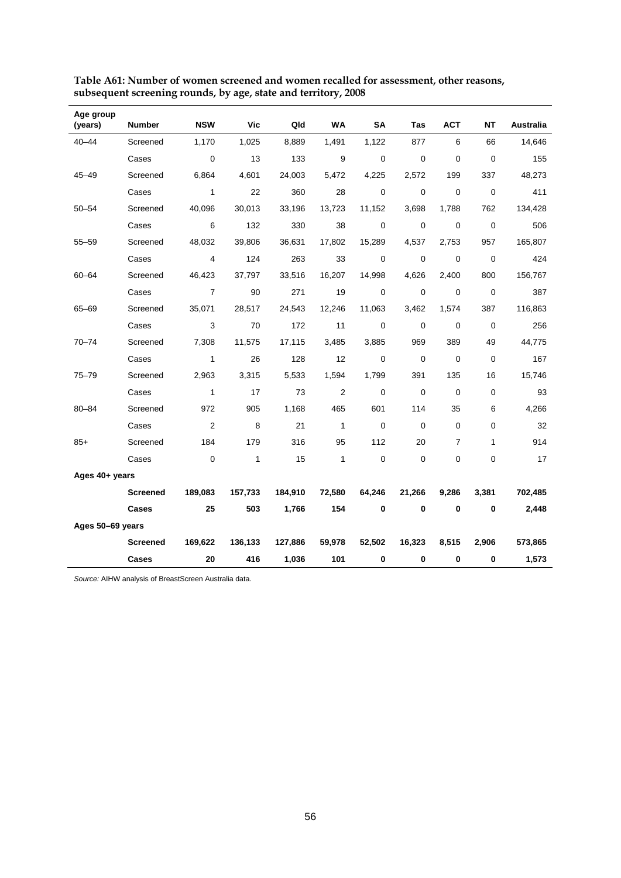**Table A61: Number of women screened and women recalled for assessment, other reasons, subsequent screening rounds, by age, state and territory, 2008**

| Age group (years) | Number | NSW | Vic | Qld | WA | SA | Tas | ACT | NT | Australia |
|---|---|---|---|---|---|---|---|---|---|---|
| 40–44 | Screened | 1,170 | 1,025 | 8,889 | 1,491 | 1,122 | 877 | 6 | 66 | 14,646 |
| | Cases | 0 | 13 | 133 | 9 | 0 | 0 | 0 | 0 | 155 |
| 45–49 | Screened | 6,864 | 4,601 | 24,003 | 5,472 | 4,225 | 2,572 | 199 | 337 | 48,273 |
| | Cases | 1 | 22 | 360 | 28 | 0 | 0 | 0 | 0 | 411 |
| 50–54 | Screened | 40,096 | 30,013 | 33,196 | 13,723 | 11,152 | 3,698 | 1,788 | 762 | 134,428 |
| | Cases | 6 | 132 | 330 | 38 | 0 | 0 | 0 | 0 | 506 |
| 55–59 | Screened | 48,032 | 39,806 | 36,631 | 17,802 | 15,289 | 4,537 | 2,753 | 957 | 165,807 |
| | Cases | 4 | 124 | 263 | 33 | 0 | 0 | 0 | 0 | 424 |
| 60–64 | Screened | 46,423 | 37,797 | 33,516 | 16,207 | 14,998 | 4,626 | 2,400 | 800 | 156,767 |
| | Cases | 7 | 90 | 271 | 19 | 0 | 0 | 0 | 0 | 387 |
| 65–69 | Screened | 35,071 | 28,517 | 24,543 | 12,246 | 11,063 | 3,462 | 1,574 | 387 | 116,863 |
| | Cases | 3 | 70 | 172 | 11 | 0 | 0 | 0 | 0 | 256 |
| 70–74 | Screened | 7,308 | 11,575 | 17,115 | 3,485 | 3,885 | 969 | 389 | 49 | 44,775 |
| | Cases | 1 | 26 | 128 | 12 | 0 | 0 | 0 | 0 | 167 |
| 75–79 | Screened | 2,963 | 3,315 | 5,533 | 1,594 | 1,799 | 391 | 135 | 16 | 15,746 |
| | Cases | 1 | 17 | 73 | 2 | 0 | 0 | 0 | 0 | 93 |
| 80–84 | Screened | 972 | 905 | 1,168 | 465 | 601 | 114 | 35 | 6 | 4,266 |
| | Cases | 2 | 8 | 21 | 1 | 0 | 0 | 0 | 0 | 32 |
| 85+ | Screened | 184 | 179 | 316 | 95 | 112 | 20 | 7 | 1 | 914 |
| | Cases | 0 | 1 | 15 | 1 | 0 | 0 | 0 | 0 | 17 |
| **Ages 40+ years** | | | | | | | | | | |
| | **Screened** | **189,083** | **157,733** | **184,910** | **72,580** | **64,246** | **21,266** | **9,286** | **3,381** | **702,485** |
| | **Cases** | **25** | **503** | **1,766** | **154** | **0** | **0** | **0** | **0** | **2,448** |
| **Ages 50–69 years** | | | | | | | | | | |
| | **Screened** | **169,622** | **136,133** | **127,886** | **59,978** | **52,502** | **16,323** | **8,515** | **2,906** | **573,865** |
| | **Cases** | **20** | **416** | **1,036** | **101** | **0** | **0** | **0** | **0** | **1,573** |

*Source:* AIHW analysis of BreastScreen Australia data.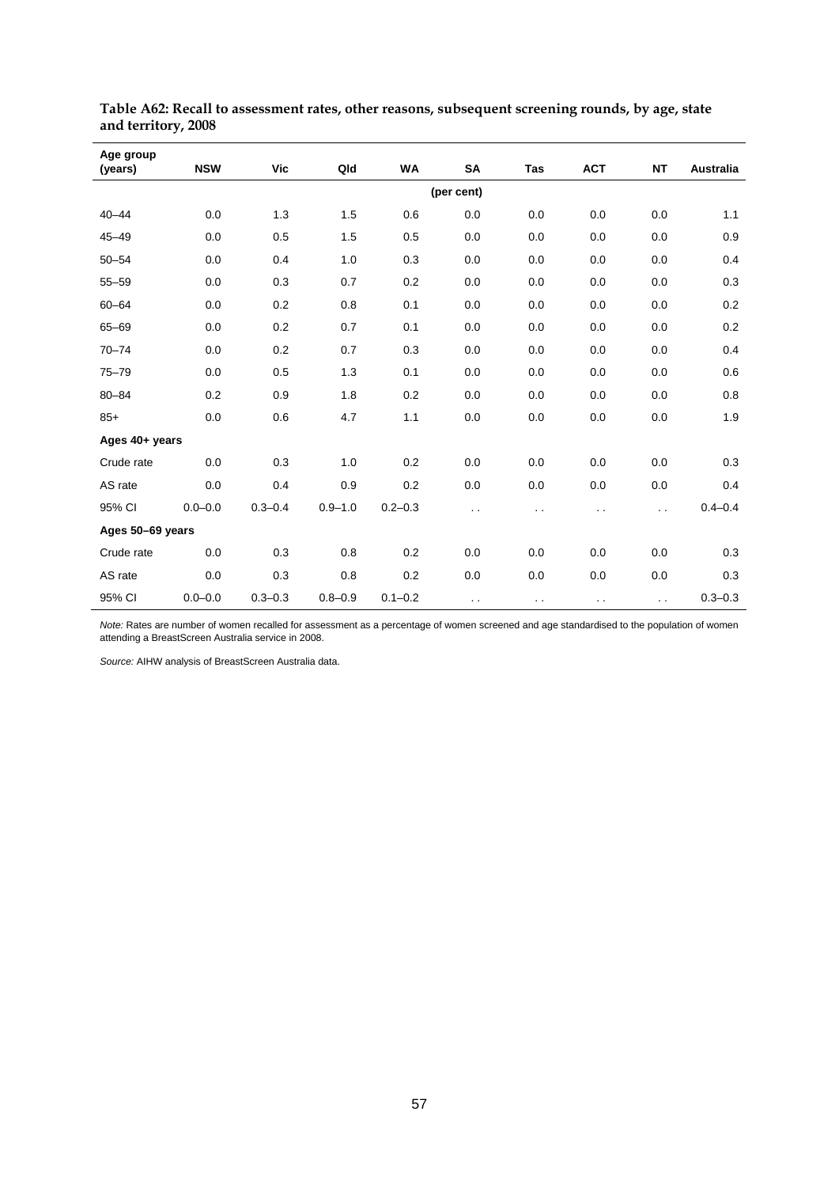**Table A62: Recall to assessment rates, other reasons, subsequent screening rounds, by age, state and territory, 2008**

| Age group (years) | NSW | Vic | Qld | WA | SA | Tas | ACT | NT | Australia |
|---|---|---|---|---|---|---|---|---|---|
| | | | | | (per cent) | | | | |
| 40–44 | 0.0 | 1.3 | 1.5 | 0.6 | 0.0 | 0.0 | 0.0 | 0.0 | 1.1 |
| 45–49 | 0.0 | 0.5 | 1.5 | 0.5 | 0.0 | 0.0 | 0.0 | 0.0 | 0.9 |
| 50–54 | 0.0 | 0.4 | 1.0 | 0.3 | 0.0 | 0.0 | 0.0 | 0.0 | 0.4 |
| 55–59 | 0.0 | 0.3 | 0.7 | 0.2 | 0.0 | 0.0 | 0.0 | 0.0 | 0.3 |
| 60–64 | 0.0 | 0.2 | 0.8 | 0.1 | 0.0 | 0.0 | 0.0 | 0.0 | 0.2 |
| 65–69 | 0.0 | 0.2 | 0.7 | 0.1 | 0.0 | 0.0 | 0.0 | 0.0 | 0.2 |
| 70–74 | 0.0 | 0.2 | 0.7 | 0.3 | 0.0 | 0.0 | 0.0 | 0.0 | 0.4 |
| 75–79 | 0.0 | 0.5 | 1.3 | 0.1 | 0.0 | 0.0 | 0.0 | 0.0 | 0.6 |
| 80–84 | 0.2 | 0.9 | 1.8 | 0.2 | 0.0 | 0.0 | 0.0 | 0.0 | 0.8 |
| 85+ | 0.0 | 0.6 | 4.7 | 1.1 | 0.0 | 0.0 | 0.0 | 0.0 | 1.9 |
| **Ages 40+ years** | | | | | | | | | |
| Crude rate | 0.0 | 0.3 | 1.0 | 0.2 | 0.0 | 0.0 | 0.0 | 0.0 | 0.3 |
| AS rate | 0.0 | 0.4 | 0.9 | 0.2 | 0.0 | 0.0 | 0.0 | 0.0 | 0.4 |
| 95% CI | 0.0–0.0 | 0.3–0.4 | 0.9–1.0 | 0.2–0.3 | . . | . . | . . | . . | 0.4–0.4 |
| **Ages 50–69 years** | | | | | | | | | |
| Crude rate | 0.0 | 0.3 | 0.8 | 0.2 | 0.0 | 0.0 | 0.0 | 0.0 | 0.3 |
| AS rate | 0.0 | 0.3 | 0.8 | 0.2 | 0.0 | 0.0 | 0.0 | 0.0 | 0.3 |
| 95% CI | 0.0–0.0 | 0.3–0.3 | 0.8–0.9 | 0.1–0.2 | . . | . . | . . | . . | 0.3–0.3 |

*Note:* Rates are number of women recalled for assessment as a percentage of women screened and age standardised to the population of women attending a BreastScreen Australia service in 2008.

*Source:* AIHW analysis of BreastScreen Australia data.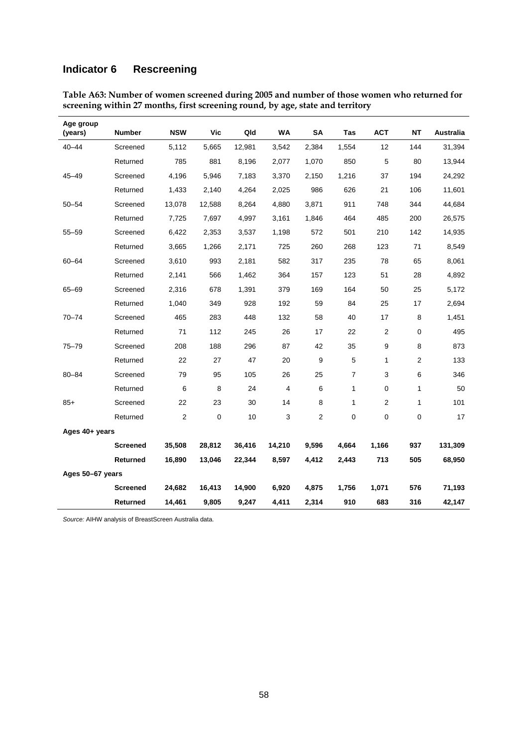## Indicator 6 Rescreening

**Table A63: Number of women screened during 2005 and number of those women who returned for screening within 27 months, first screening round, by age, state and territory**

| Age group (years) | Number | NSW | Vic | Qld | WA | SA | Tas | ACT | NT | Australia |
|---|---|---|---|---|---|---|---|---|---|---|
| 40–44 | Screened | 5,112 | 5,665 | 12,981 | 3,542 | 2,384 | 1,554 | 12 | 144 | 31,394 |
| | Returned | 785 | 881 | 8,196 | 2,077 | 1,070 | 850 | 5 | 80 | 13,944 |
| 45–49 | Screened | 4,196 | 5,946 | 7,183 | 3,370 | 2,150 | 1,216 | 37 | 194 | 24,292 |
| | Returned | 1,433 | 2,140 | 4,264 | 2,025 | 986 | 626 | 21 | 106 | 11,601 |
| 50–54 | Screened | 13,078 | 12,588 | 8,264 | 4,880 | 3,871 | 911 | 748 | 344 | 44,684 |
| | Returned | 7,725 | 7,697 | 4,997 | 3,161 | 1,846 | 464 | 485 | 200 | 26,575 |
| 55–59 | Screened | 6,422 | 2,353 | 3,537 | 1,198 | 572 | 501 | 210 | 142 | 14,935 |
| | Returned | 3,665 | 1,266 | 2,171 | 725 | 260 | 268 | 123 | 71 | 8,549 |
| 60–64 | Screened | 3,610 | 993 | 2,181 | 582 | 317 | 235 | 78 | 65 | 8,061 |
| | Returned | 2,141 | 566 | 1,462 | 364 | 157 | 123 | 51 | 28 | 4,892 |
| 65–69 | Screened | 2,316 | 678 | 1,391 | 379 | 169 | 164 | 50 | 25 | 5,172 |
| | Returned | 1,040 | 349 | 928 | 192 | 59 | 84 | 25 | 17 | 2,694 |
| 70–74 | Screened | 465 | 283 | 448 | 132 | 58 | 40 | 17 | 8 | 1,451 |
| | Returned | 71 | 112 | 245 | 26 | 17 | 22 | 2 | 0 | 495 |
| 75–79 | Screened | 208 | 188 | 296 | 87 | 42 | 35 | 9 | 8 | 873 |
| | Returned | 22 | 27 | 47 | 20 | 9 | 5 | 1 | 2 | 133 |
| 80–84 | Screened | 79 | 95 | 105 | 26 | 25 | 7 | 3 | 6 | 346 |
| | Returned | 6 | 8 | 24 | 4 | 6 | 1 | 0 | 1 | 50 |
| 85+ | Screened | 22 | 23 | 30 | 14 | 8 | 1 | 2 | 1 | 101 |
| | Returned | 2 | 0 | 10 | 3 | 2 | 0 | 0 | 0 | 17 |
| **Ages 40+ years** | | | | | | | | | | |
| | **Screened** | **35,508** | **28,812** | **36,416** | **14,210** | **9,596** | **4,664** | **1,166** | **937** | **131,309** |
| | **Returned** | **16,890** | **13,046** | **22,344** | **8,597** | **4,412** | **2,443** | **713** | **505** | **68,950** |
| **Ages 50–67 years** | | | | | | | | | | |
| | **Screened** | **24,682** | **16,413** | **14,900** | **6,920** | **4,875** | **1,756** | **1,071** | **576** | **71,193** |
| | **Returned** | **14,461** | **9,805** | **9,247** | **4,411** | **2,314** | **910** | **683** | **316** | **42,147** |

*Source:* AIHW analysis of BreastScreen Australia data.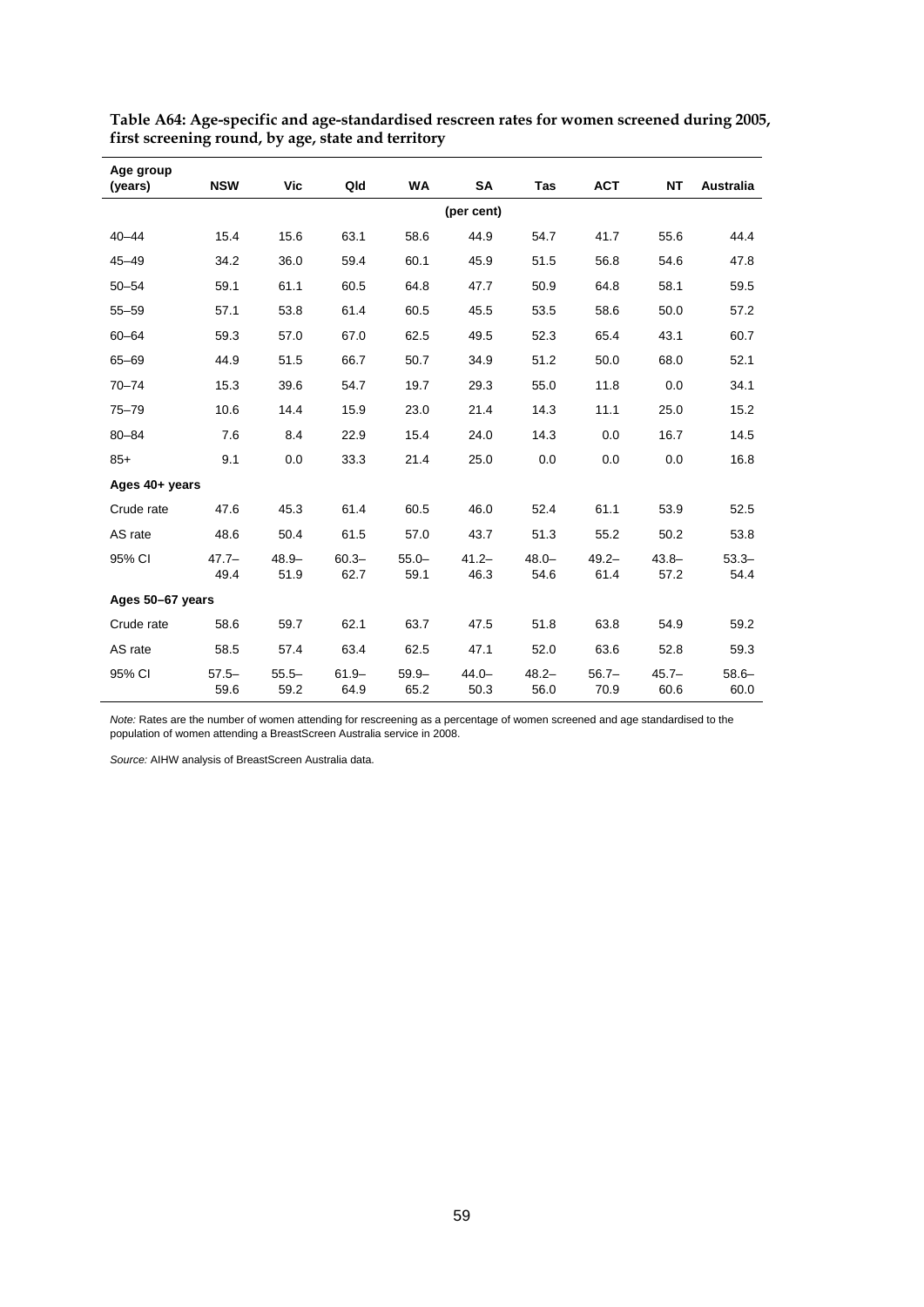**Table A64: Age-specific and age-standardised rescreen rates for women screened during 2005, first screening round, by age, state and territory**

| Age group (years) | NSW | Vic | Qld | WA | SA | Tas | ACT | NT | Australia |
|---|---|---|---|---|---|---|---|---|---|
| | | | | | (per cent) | | | | |
| 40–44 | 15.4 | 15.6 | 63.1 | 58.6 | 44.9 | 54.7 | 41.7 | 55.6 | 44.4 |
| 45–49 | 34.2 | 36.0 | 59.4 | 60.1 | 45.9 | 51.5 | 56.8 | 54.6 | 47.8 |
| 50–54 | 59.1 | 61.1 | 60.5 | 64.8 | 47.7 | 50.9 | 64.8 | 58.1 | 59.5 |
| 55–59 | 57.1 | 53.8 | 61.4 | 60.5 | 45.5 | 53.5 | 58.6 | 50.0 | 57.2 |
| 60–64 | 59.3 | 57.0 | 67.0 | 62.5 | 49.5 | 52.3 | 65.4 | 43.1 | 60.7 |
| 65–69 | 44.9 | 51.5 | 66.7 | 50.7 | 34.9 | 51.2 | 50.0 | 68.0 | 52.1 |
| 70–74 | 15.3 | 39.6 | 54.7 | 19.7 | 29.3 | 55.0 | 11.8 | 0.0 | 34.1 |
| 75–79 | 10.6 | 14.4 | 15.9 | 23.0 | 21.4 | 14.3 | 11.1 | 25.0 | 15.2 |
| 80–84 | 7.6 | 8.4 | 22.9 | 15.4 | 24.0 | 14.3 | 0.0 | 16.7 | 14.5 |
| 85+ | 9.1 | 0.0 | 33.3 | 21.4 | 25.0 | 0.0 | 0.0 | 0.0 | 16.8 |
| **Ages 40+ years** | | | | | | | | | |
| Crude rate | 47.6 | 45.3 | 61.4 | 60.5 | 46.0 | 52.4 | 61.1 | 53.9 | 52.5 |
| AS rate | 48.6 | 50.4 | 61.5 | 57.0 | 43.7 | 51.3 | 55.2 | 50.2 | 53.8 |
| 95% CI | 47.7–49.4 | 48.9–51.9 | 60.3–62.7 | 55.0–59.1 | 41.2–46.3 | 48.0–54.6 | 49.2–61.4 | 43.8–57.2 | 53.3–54.4 |
| **Ages 50–67 years** | | | | | | | | | |
| Crude rate | 58.6 | 59.7 | 62.1 | 63.7 | 47.5 | 51.8 | 63.8 | 54.9 | 59.2 |
| AS rate | 58.5 | 57.4 | 63.4 | 62.5 | 47.1 | 52.0 | 63.6 | 52.8 | 59.3 |
| 95% CI | 57.5–59.6 | 55.5–59.2 | 61.9–64.9 | 59.9–65.2 | 44.0–50.3 | 48.2–56.0 | 56.7–70.9 | 45.7–60.6 | 58.6–60.0 |

*Note:* Rates are the number of women attending for rescreening as a percentage of women screened and age standardised to the population of women attending a BreastScreen Australia service in 2008.

*Source:* AIHW analysis of BreastScreen Australia data.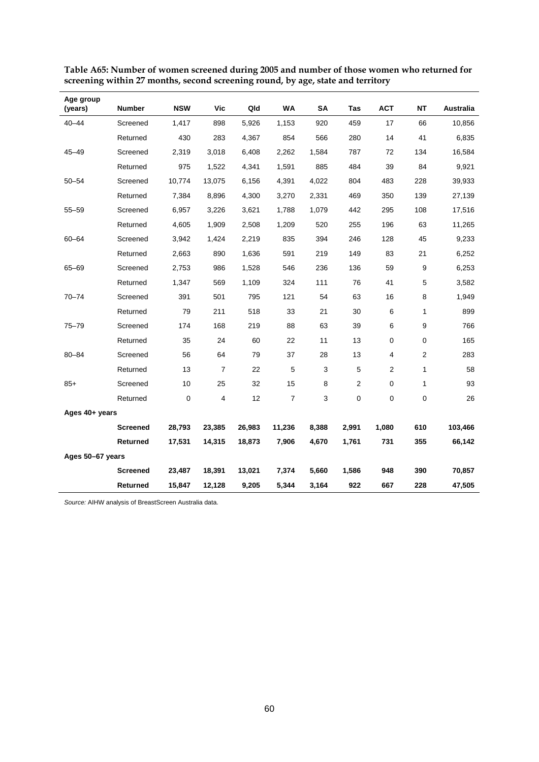**Table A65: Number of women screened during 2005 and number of those women who returned for screening within 27 months, second screening round, by age, state and territory**

| Age group (years) | Number | NSW | Vic | Qld | WA | SA | Tas | ACT | NT | Australia |
|---|---|---|---|---|---|---|---|---|---|---|
| 40–44 | Screened | 1,417 | 898 | 5,926 | 1,153 | 920 | 459 | 17 | 66 | 10,856 |
| | Returned | 430 | 283 | 4,367 | 854 | 566 | 280 | 14 | 41 | 6,835 |
| 45–49 | Screened | 2,319 | 3,018 | 6,408 | 2,262 | 1,584 | 787 | 72 | 134 | 16,584 |
| | Returned | 975 | 1,522 | 4,341 | 1,591 | 885 | 484 | 39 | 84 | 9,921 |
| 50–54 | Screened | 10,774 | 13,075 | 6,156 | 4,391 | 4,022 | 804 | 483 | 228 | 39,933 |
| | Returned | 7,384 | 8,896 | 4,300 | 3,270 | 2,331 | 469 | 350 | 139 | 27,139 |
| 55–59 | Screened | 6,957 | 3,226 | 3,621 | 1,788 | 1,079 | 442 | 295 | 108 | 17,516 |
| | Returned | 4,605 | 1,909 | 2,508 | 1,209 | 520 | 255 | 196 | 63 | 11,265 |
| 60–64 | Screened | 3,942 | 1,424 | 2,219 | 835 | 394 | 246 | 128 | 45 | 9,233 |
| | Returned | 2,663 | 890 | 1,636 | 591 | 219 | 149 | 83 | 21 | 6,252 |
| 65–69 | Screened | 2,753 | 986 | 1,528 | 546 | 236 | 136 | 59 | 9 | 6,253 |
| | Returned | 1,347 | 569 | 1,109 | 324 | 111 | 76 | 41 | 5 | 3,582 |
| 70–74 | Screened | 391 | 501 | 795 | 121 | 54 | 63 | 16 | 8 | 1,949 |
| | Returned | 79 | 211 | 518 | 33 | 21 | 30 | 6 | 1 | 899 |
| 75–79 | Screened | 174 | 168 | 219 | 88 | 63 | 39 | 6 | 9 | 766 |
| | Returned | 35 | 24 | 60 | 22 | 11 | 13 | 0 | 0 | 165 |
| 80–84 | Screened | 56 | 64 | 79 | 37 | 28 | 13 | 4 | 2 | 283 |
| | Returned | 13 | 7 | 22 | 5 | 3 | 5 | 2 | 1 | 58 |
| 85+ | Screened | 10 | 25 | 32 | 15 | 8 | 2 | 0 | 1 | 93 |
| | Returned | 0 | 4 | 12 | 7 | 3 | 0 | 0 | 0 | 26 |
| **Ages 40+ years** | | | | | | | | | | |
| | **Screened** | **28,793** | **23,385** | **26,983** | **11,236** | **8,388** | **2,991** | **1,080** | **610** | **103,466** |
| | **Returned** | **17,531** | **14,315** | **18,873** | **7,906** | **4,670** | **1,761** | **731** | **355** | **66,142** |
| **Ages 50–67 years** | | | | | | | | | | |
| | **Screened** | **23,487** | **18,391** | **13,021** | **7,374** | **5,660** | **1,586** | **948** | **390** | **70,857** |
| | **Returned** | **15,847** | **12,128** | **9,205** | **5,344** | **3,164** | **922** | **667** | **228** | **47,505** |

*Source:* AIHW analysis of BreastScreen Australia data.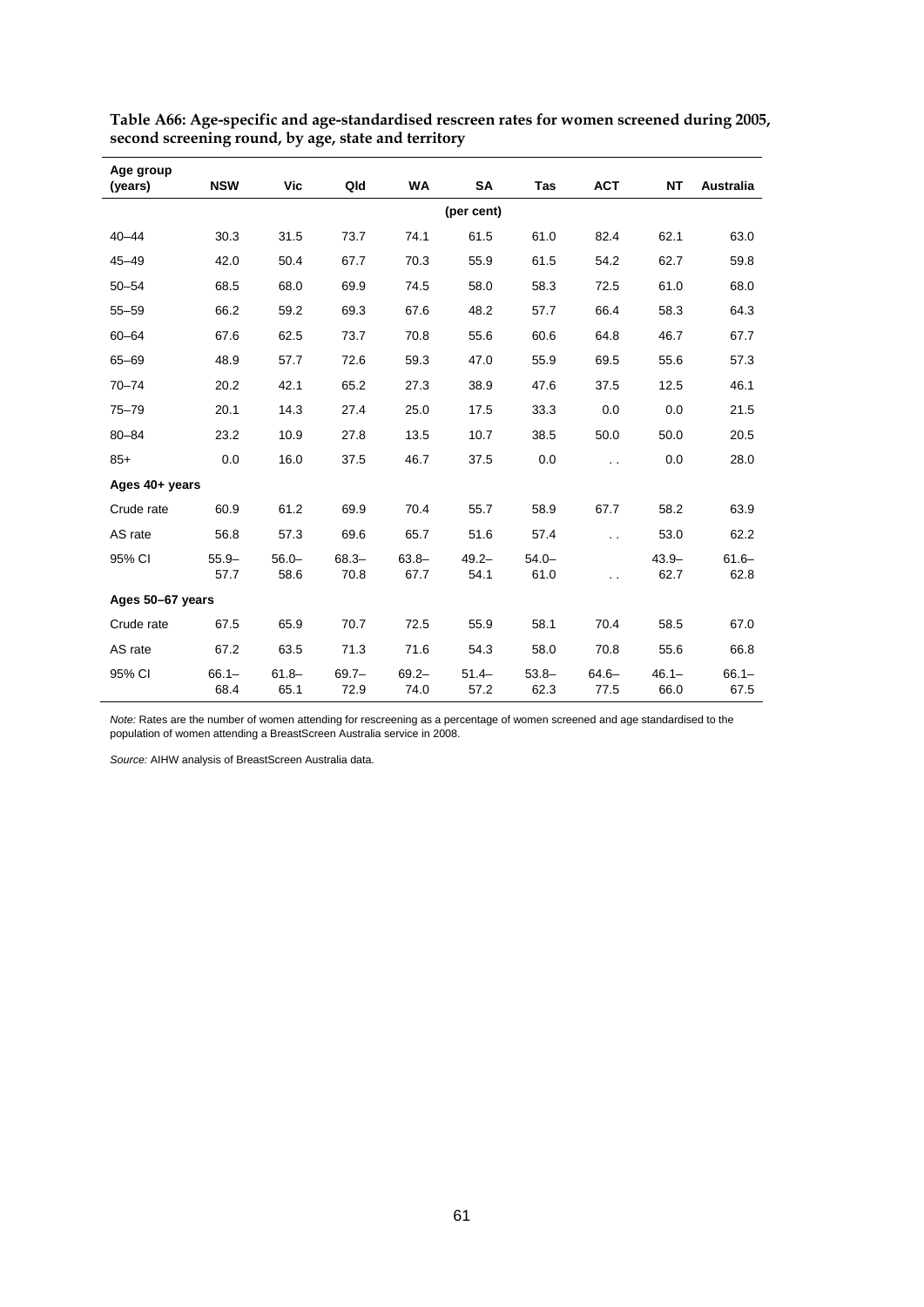**Table A66: Age-specific and age-standardised rescreen rates for women screened during 2005, second screening round, by age, state and territory**

| Age group (years) | NSW | Vic | Qld | WA | SA | Tas | ACT | NT | Australia |
|---|---|---|---|---|---|---|---|---|---|
| | | | | | (per cent) | | | | |
| 40–44 | 30.3 | 31.5 | 73.7 | 74.1 | 61.5 | 61.0 | 82.4 | 62.1 | 63.0 |
| 45–49 | 42.0 | 50.4 | 67.7 | 70.3 | 55.9 | 61.5 | 54.2 | 62.7 | 59.8 |
| 50–54 | 68.5 | 68.0 | 69.9 | 74.5 | 58.0 | 58.3 | 72.5 | 61.0 | 68.0 |
| 55–59 | 66.2 | 59.2 | 69.3 | 67.6 | 48.2 | 57.7 | 66.4 | 58.3 | 64.3 |
| 60–64 | 67.6 | 62.5 | 73.7 | 70.8 | 55.6 | 60.6 | 64.8 | 46.7 | 67.7 |
| 65–69 | 48.9 | 57.7 | 72.6 | 59.3 | 47.0 | 55.9 | 69.5 | 55.6 | 57.3 |
| 70–74 | 20.2 | 42.1 | 65.2 | 27.3 | 38.9 | 47.6 | 37.5 | 12.5 | 46.1 |
| 75–79 | 20.1 | 14.3 | 27.4 | 25.0 | 17.5 | 33.3 | 0.0 | 0.0 | 21.5 |
| 80–84 | 23.2 | 10.9 | 27.8 | 13.5 | 10.7 | 38.5 | 50.0 | 50.0 | 20.5 |
| 85+ | 0.0 | 16.0 | 37.5 | 46.7 | 37.5 | 0.0 | . . | 0.0 | 28.0 |
| **Ages 40+ years** | | | | | | | | | |
| Crude rate | 60.9 | 61.2 | 69.9 | 70.4 | 55.7 | 58.9 | 67.7 | 58.2 | 63.9 |
| AS rate | 56.8 | 57.3 | 69.6 | 65.7 | 51.6 | 57.4 | . . | 53.0 | 62.2 |
| 95% CI | 55.9–57.7 | 56.0–58.6 | 68.3–70.8 | 63.8–67.7 | 49.2–54.1 | 54.0–61.0 | . . | 43.9–62.7 | 61.6–62.8 |
| **Ages 50–67 years** | | | | | | | | | |
| Crude rate | 67.5 | 65.9 | 70.7 | 72.5 | 55.9 | 58.1 | 70.4 | 58.5 | 67.0 |
| AS rate | 67.2 | 63.5 | 71.3 | 71.6 | 54.3 | 58.0 | 70.8 | 55.6 | 66.8 |
| 95% CI | 66.1–68.4 | 61.8–65.1 | 69.7–72.9 | 69.2–74.0 | 51.4–57.2 | 53.8–62.3 | 64.6–77.5 | 46.1–66.0 | 66.1–67.5 |

*Note:* Rates are the number of women attending for rescreening as a percentage of women screened and age standardised to the population of women attending a BreastScreen Australia service in 2008.

*Source:* AIHW analysis of BreastScreen Australia data.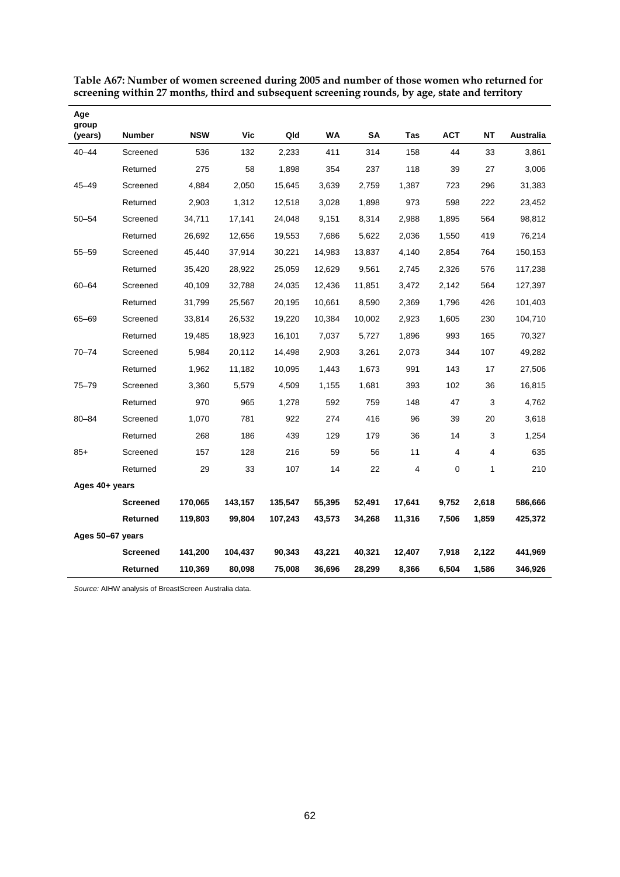**Table A67: Number of women screened during 2005 and number of those women who returned for screening within 27 months, third and subsequent screening rounds, by age, state and territory**

| Age group (years) | Number | NSW | Vic | Qld | WA | SA | Tas | ACT | NT | Australia |
|---|---|---|---|---|---|---|---|---|---|---|
| 40–44 | Screened | 536 | 132 | 2,233 | 411 | 314 | 158 | 44 | 33 | 3,861 |
| | Returned | 275 | 58 | 1,898 | 354 | 237 | 118 | 39 | 27 | 3,006 |
| 45–49 | Screened | 4,884 | 2,050 | 15,645 | 3,639 | 2,759 | 1,387 | 723 | 296 | 31,383 |
| | Returned | 2,903 | 1,312 | 12,518 | 3,028 | 1,898 | 973 | 598 | 222 | 23,452 |
| 50–54 | Screened | 34,711 | 17,141 | 24,048 | 9,151 | 8,314 | 2,988 | 1,895 | 564 | 98,812 |
| | Returned | 26,692 | 12,656 | 19,553 | 7,686 | 5,622 | 2,036 | 1,550 | 419 | 76,214 |
| 55–59 | Screened | 45,440 | 37,914 | 30,221 | 14,983 | 13,837 | 4,140 | 2,854 | 764 | 150,153 |
| | Returned | 35,420 | 28,922 | 25,059 | 12,629 | 9,561 | 2,745 | 2,326 | 576 | 117,238 |
| 60–64 | Screened | 40,109 | 32,788 | 24,035 | 12,436 | 11,851 | 3,472 | 2,142 | 564 | 127,397 |
| | Returned | 31,799 | 25,567 | 20,195 | 10,661 | 8,590 | 2,369 | 1,796 | 426 | 101,403 |
| 65–69 | Screened | 33,814 | 26,532 | 19,220 | 10,384 | 10,002 | 2,923 | 1,605 | 230 | 104,710 |
| | Returned | 19,485 | 18,923 | 16,101 | 7,037 | 5,727 | 1,896 | 993 | 165 | 70,327 |
| 70–74 | Screened | 5,984 | 20,112 | 14,498 | 2,903 | 3,261 | 2,073 | 344 | 107 | 49,282 |
| | Returned | 1,962 | 11,182 | 10,095 | 1,443 | 1,673 | 991 | 143 | 17 | 27,506 |
| 75–79 | Screened | 3,360 | 5,579 | 4,509 | 1,155 | 1,681 | 393 | 102 | 36 | 16,815 |
| | Returned | 970 | 965 | 1,278 | 592 | 759 | 148 | 47 | 3 | 4,762 |
| 80–84 | Screened | 1,070 | 781 | 922 | 274 | 416 | 96 | 39 | 20 | 3,618 |
| | Returned | 268 | 186 | 439 | 129 | 179 | 36 | 14 | 3 | 1,254 |
| 85+ | Screened | 157 | 128 | 216 | 59 | 56 | 11 | 4 | 4 | 635 |
| | Returned | 29 | 33 | 107 | 14 | 22 | 4 | 0 | 1 | 210 |
| **Ages 40+ years** | | | | | | | | | | |
| | **Screened** | **170,065** | **143,157** | **135,547** | **55,395** | **52,491** | **17,641** | **9,752** | **2,618** | **586,666** |
| | **Returned** | **119,803** | **99,804** | **107,243** | **43,573** | **34,268** | **11,316** | **7,506** | **1,859** | **425,372** |
| **Ages 50–67 years** | | | | | | | | | | |
| | **Screened** | **141,200** | **104,437** | **90,343** | **43,221** | **40,321** | **12,407** | **7,918** | **2,122** | **441,969** |
| | **Returned** | **110,369** | **80,098** | **75,008** | **36,696** | **28,299** | **8,366** | **6,504** | **1,586** | **346,926** |

*Source:* AIHW analysis of BreastScreen Australia data.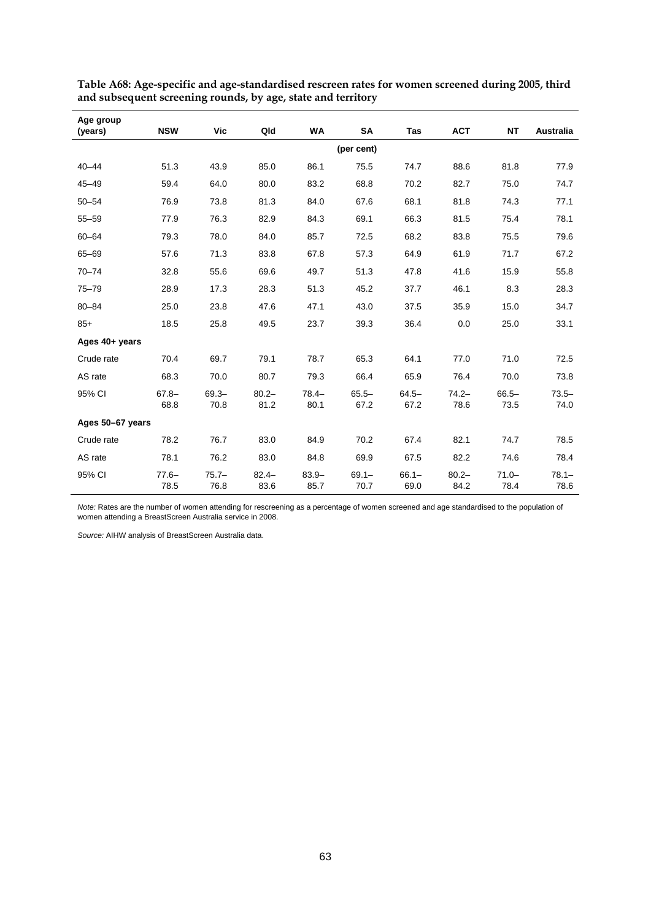**Table A68: Age-specific and age-standardised rescreen rates for women screened during 2005, third and subsequent screening rounds, by age, state and territory**

| Age group (years) | NSW | Vic | Qld | WA | SA | Tas | ACT | NT | Australia |
|---|---|---|---|---|---|---|---|---|---|
| | | | | | (per cent) | | | | |
| 40–44 | 51.3 | 43.9 | 85.0 | 86.1 | 75.5 | 74.7 | 88.6 | 81.8 | 77.9 |
| 45–49 | 59.4 | 64.0 | 80.0 | 83.2 | 68.8 | 70.2 | 82.7 | 75.0 | 74.7 |
| 50–54 | 76.9 | 73.8 | 81.3 | 84.0 | 67.6 | 68.1 | 81.8 | 74.3 | 77.1 |
| 55–59 | 77.9 | 76.3 | 82.9 | 84.3 | 69.1 | 66.3 | 81.5 | 75.4 | 78.1 |
| 60–64 | 79.3 | 78.0 | 84.0 | 85.7 | 72.5 | 68.2 | 83.8 | 75.5 | 79.6 |
| 65–69 | 57.6 | 71.3 | 83.8 | 67.8 | 57.3 | 64.9 | 61.9 | 71.7 | 67.2 |
| 70–74 | 32.8 | 55.6 | 69.6 | 49.7 | 51.3 | 47.8 | 41.6 | 15.9 | 55.8 |
| 75–79 | 28.9 | 17.3 | 28.3 | 51.3 | 45.2 | 37.7 | 46.1 | 8.3 | 28.3 |
| 80–84 | 25.0 | 23.8 | 47.6 | 47.1 | 43.0 | 37.5 | 35.9 | 15.0 | 34.7 |
| 85+ | 18.5 | 25.8 | 49.5 | 23.7 | 39.3 | 36.4 | 0.0 | 25.0 | 33.1 |
| **Ages 40+ years** | | | | | | | | | |
| Crude rate | 70.4 | 69.7 | 79.1 | 78.7 | 65.3 | 64.1 | 77.0 | 71.0 | 72.5 |
| AS rate | 68.3 | 70.0 | 80.7 | 79.3 | 66.4 | 65.9 | 76.4 | 70.0 | 73.8 |
| 95% CI | 67.8–68.8 | 69.3–70.8 | 80.2–81.2 | 78.4–80.1 | 65.5–67.2 | 64.5–67.2 | 74.2–78.6 | 66.5–73.5 | 73.5–74.0 |
| **Ages 50–67 years** | | | | | | | | | |
| Crude rate | 78.2 | 76.7 | 83.0 | 84.9 | 70.2 | 67.4 | 82.1 | 74.7 | 78.5 |
| AS rate | 78.1 | 76.2 | 83.0 | 84.8 | 69.9 | 67.5 | 82.2 | 74.6 | 78.4 |
| 95% CI | 77.6–78.5 | 75.7–76.8 | 82.4–83.6 | 83.9–85.7 | 69.1–70.7 | 66.1–69.0 | 80.2–84.2 | 71.0–78.4 | 78.1–78.6 |

*Note:* Rates are the number of women attending for rescreening as a percentage of women screened and age standardised to the population of women attending a BreastScreen Australia service in 2008.

*Source:* AIHW analysis of BreastScreen Australia data.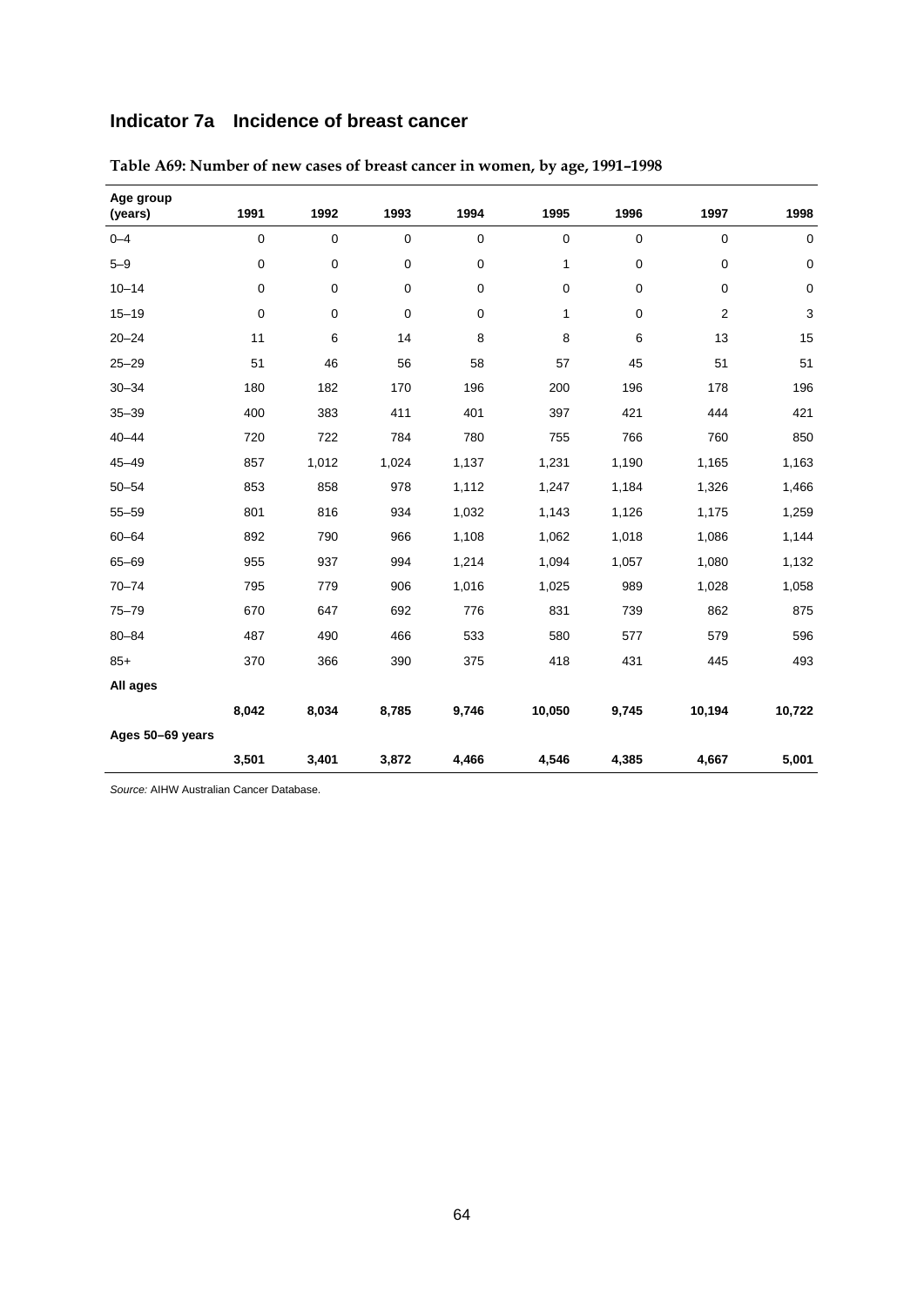## Indicator 7a Incidence of breast cancer

**Table A69: Number of new cases of breast cancer in women, by age, 1991–1998**

| Age group (years) | 1991 | 1992 | 1993 | 1994 | 1995 | 1996 | 1997 | 1998 |
|---|---|---|---|---|---|---|---|---|
| 0–4 | 0 | 0 | 0 | 0 | 0 | 0 | 0 | 0 |
| 5–9 | 0 | 0 | 0 | 0 | 1 | 0 | 0 | 0 |
| 10–14 | 0 | 0 | 0 | 0 | 0 | 0 | 0 | 0 |
| 15–19 | 0 | 0 | 0 | 0 | 1 | 0 | 2 | 3 |
| 20–24 | 11 | 6 | 14 | 8 | 8 | 6 | 13 | 15 |
| 25–29 | 51 | 46 | 56 | 58 | 57 | 45 | 51 | 51 |
| 30–34 | 180 | 182 | 170 | 196 | 200 | 196 | 178 | 196 |
| 35–39 | 400 | 383 | 411 | 401 | 397 | 421 | 444 | 421 |
| 40–44 | 720 | 722 | 784 | 780 | 755 | 766 | 760 | 850 |
| 45–49 | 857 | 1,012 | 1,024 | 1,137 | 1,231 | 1,190 | 1,165 | 1,163 |
| 50–54 | 853 | 858 | 978 | 1,112 | 1,247 | 1,184 | 1,326 | 1,466 |
| 55–59 | 801 | 816 | 934 | 1,032 | 1,143 | 1,126 | 1,175 | 1,259 |
| 60–64 | 892 | 790 | 966 | 1,108 | 1,062 | 1,018 | 1,086 | 1,144 |
| 65–69 | 955 | 937 | 994 | 1,214 | 1,094 | 1,057 | 1,080 | 1,132 |
| 70–74 | 795 | 779 | 906 | 1,016 | 1,025 | 989 | 1,028 | 1,058 |
| 75–79 | 670 | 647 | 692 | 776 | 831 | 739 | 862 | 875 |
| 80–84 | 487 | 490 | 466 | 533 | 580 | 577 | 579 | 596 |
| 85+ | 370 | 366 | 390 | 375 | 418 | 431 | 445 | 493 |
| **All ages** | **8,042** | **8,034** | **8,785** | **9,746** | **10,050** | **9,745** | **10,194** | **10,722** |
| **Ages 50–69 years** | **3,501** | **3,401** | **3,872** | **4,466** | **4,546** | **4,385** | **4,667** | **5,001** |

*Source:* AIHW Australian Cancer Database.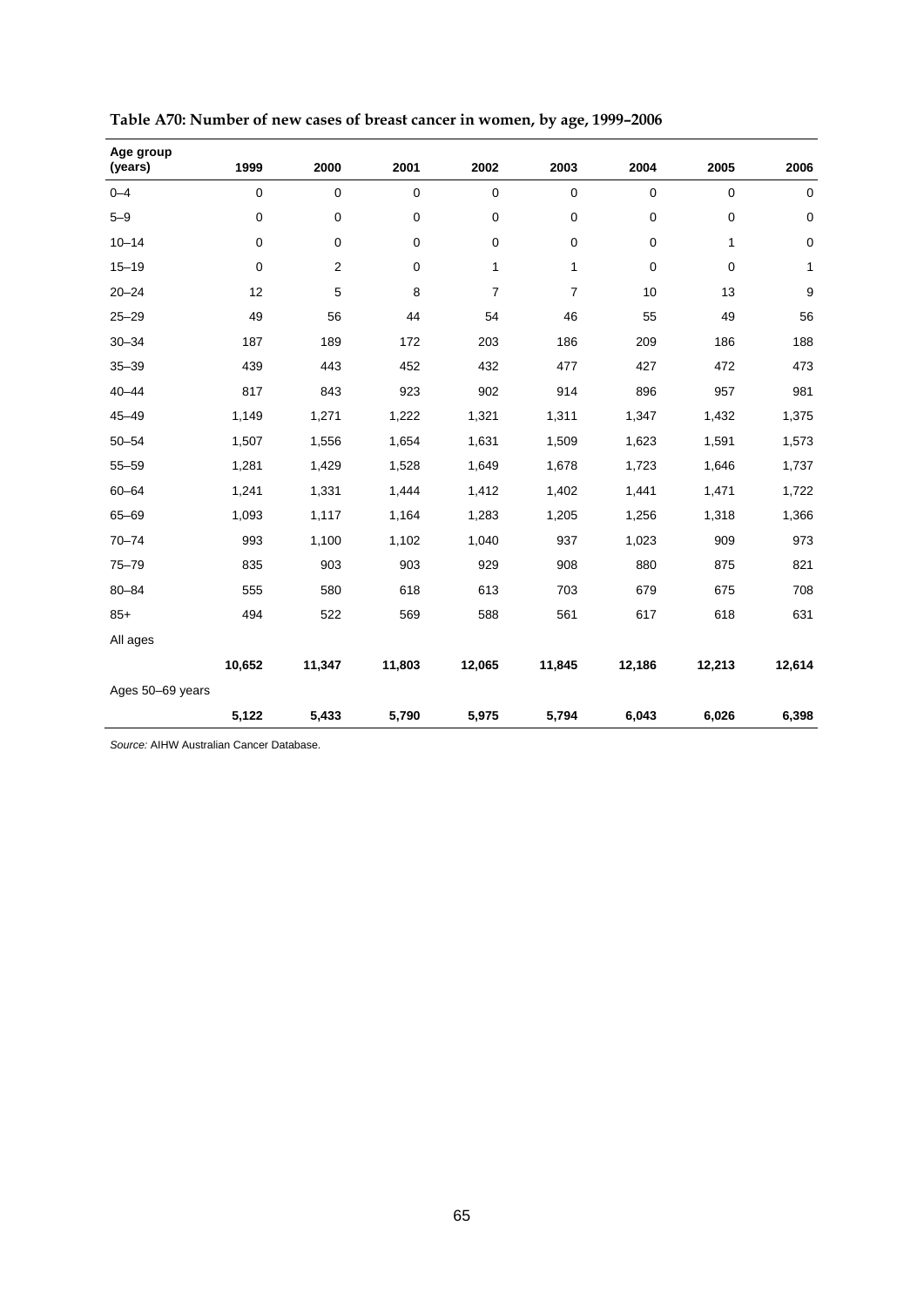**Table A70: Number of new cases of breast cancer in women, by age, 1999–2006**

| Age group (years) | 1999 | 2000 | 2001 | 2002 | 2003 | 2004 | 2005 | 2006 |
|---|---|---|---|---|---|---|---|---|
| 0–4 | 0 | 0 | 0 | 0 | 0 | 0 | 0 | 0 |
| 5–9 | 0 | 0 | 0 | 0 | 0 | 0 | 0 | 0 |
| 10–14 | 0 | 0 | 0 | 0 | 0 | 0 | 1 | 0 |
| 15–19 | 0 | 2 | 0 | 1 | 1 | 0 | 0 | 1 |
| 20–24 | 12 | 5 | 8 | 7 | 7 | 10 | 13 | 9 |
| 25–29 | 49 | 56 | 44 | 54 | 46 | 55 | 49 | 56 |
| 30–34 | 187 | 189 | 172 | 203 | 186 | 209 | 186 | 188 |
| 35–39 | 439 | 443 | 452 | 432 | 477 | 427 | 472 | 473 |
| 40–44 | 817 | 843 | 923 | 902 | 914 | 896 | 957 | 981 |
| 45–49 | 1,149 | 1,271 | 1,222 | 1,321 | 1,311 | 1,347 | 1,432 | 1,375 |
| 50–54 | 1,507 | 1,556 | 1,654 | 1,631 | 1,509 | 1,623 | 1,591 | 1,573 |
| 55–59 | 1,281 | 1,429 | 1,528 | 1,649 | 1,678 | 1,723 | 1,646 | 1,737 |
| 60–64 | 1,241 | 1,331 | 1,444 | 1,412 | 1,402 | 1,441 | 1,471 | 1,722 |
| 65–69 | 1,093 | 1,117 | 1,164 | 1,283 | 1,205 | 1,256 | 1,318 | 1,366 |
| 70–74 | 993 | 1,100 | 1,102 | 1,040 | 937 | 1,023 | 909 | 973 |
| 75–79 | 835 | 903 | 903 | 929 | 908 | 880 | 875 | 821 |
| 80–84 | 555 | 580 | 618 | 613 | 703 | 679 | 675 | 708 |
| 85+ | 494 | 522 | 569 | 588 | 561 | 617 | 618 | 631 |
| All ages | | | | | | | | |
| | **10,652** | **11,347** | **11,803** | **12,065** | **11,845** | **12,186** | **12,213** | **12,614** |
| Ages 50–69 years | | | | | | | | |
| | **5,122** | **5,433** | **5,790** | **5,975** | **5,794** | **6,043** | **6,026** | **6,398** |

*Source:* AIHW Australian Cancer Database.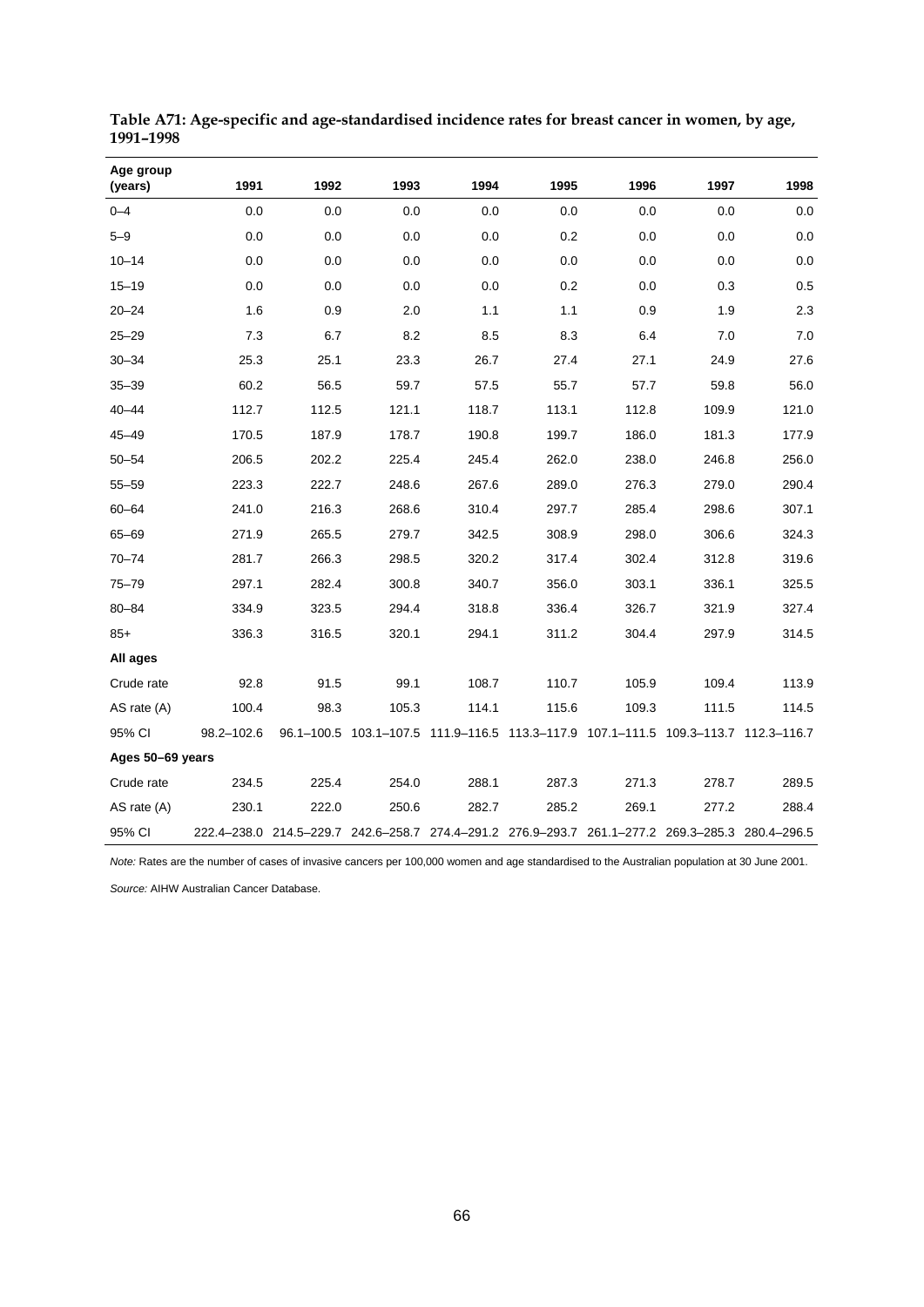**Table A71: Age-specific and age-standardised incidence rates for breast cancer in women, by age, 1991–1998**

| Age group (years) | 1991 | 1992 | 1993 | 1994 | 1995 | 1996 | 1997 | 1998 |
|---|---|---|---|---|---|---|---|---|
| 0–4 | 0.0 | 0.0 | 0.0 | 0.0 | 0.0 | 0.0 | 0.0 | 0.0 |
| 5–9 | 0.0 | 0.0 | 0.0 | 0.0 | 0.2 | 0.0 | 0.0 | 0.0 |
| 10–14 | 0.0 | 0.0 | 0.0 | 0.0 | 0.0 | 0.0 | 0.0 | 0.0 |
| 15–19 | 0.0 | 0.0 | 0.0 | 0.0 | 0.2 | 0.0 | 0.3 | 0.5 |
| 20–24 | 1.6 | 0.9 | 2.0 | 1.1 | 1.1 | 0.9 | 1.9 | 2.3 |
| 25–29 | 7.3 | 6.7 | 8.2 | 8.5 | 8.3 | 6.4 | 7.0 | 7.0 |
| 30–34 | 25.3 | 25.1 | 23.3 | 26.7 | 27.4 | 27.1 | 24.9 | 27.6 |
| 35–39 | 60.2 | 56.5 | 59.7 | 57.5 | 55.7 | 57.7 | 59.8 | 56.0 |
| 40–44 | 112.7 | 112.5 | 121.1 | 118.7 | 113.1 | 112.8 | 109.9 | 121.0 |
| 45–49 | 170.5 | 187.9 | 178.7 | 190.8 | 199.7 | 186.0 | 181.3 | 177.9 |
| 50–54 | 206.5 | 202.2 | 225.4 | 245.4 | 262.0 | 238.0 | 246.8 | 256.0 |
| 55–59 | 223.3 | 222.7 | 248.6 | 267.6 | 289.0 | 276.3 | 279.0 | 290.4 |
| 60–64 | 241.0 | 216.3 | 268.6 | 310.4 | 297.7 | 285.4 | 298.6 | 307.1 |
| 65–69 | 271.9 | 265.5 | 279.7 | 342.5 | 308.9 | 298.0 | 306.6 | 324.3 |
| 70–74 | 281.7 | 266.3 | 298.5 | 320.2 | 317.4 | 302.4 | 312.8 | 319.6 |
| 75–79 | 297.1 | 282.4 | 300.8 | 340.7 | 356.0 | 303.1 | 336.1 | 325.5 |
| 80–84 | 334.9 | 323.5 | 294.4 | 318.8 | 336.4 | 326.7 | 321.9 | 327.4 |
| 85+ | 336.3 | 316.5 | 320.1 | 294.1 | 311.2 | 304.4 | 297.9 | 314.5 |
| **All ages** | | | | | | | | |
| Crude rate | 92.8 | 91.5 | 99.1 | 108.7 | 110.7 | 105.9 | 109.4 | 113.9 |
| AS rate (A) | 100.4 | 98.3 | 105.3 | 114.1 | 115.6 | 109.3 | 111.5 | 114.5 |
| 95% CI | 98.2–102.6 | 96.1–100.5 | 103.1–107.5 | 111.9–116.5 | 113.3–117.9 | 107.1–111.5 | 109.3–113.7 | 112.3–116.7 |
| **Ages 50–69 years** | | | | | | | | |
| Crude rate | 234.5 | 225.4 | 254.0 | 288.1 | 287.3 | 271.3 | 278.7 | 289.5 |
| AS rate (A) | 230.1 | 222.0 | 250.6 | 282.7 | 285.2 | 269.1 | 277.2 | 288.4 |
| 95% CI | 222.4–238.0 | 214.5–229.7 | 242.6–258.7 | 274.4–291.2 | 276.9–293.7 | 261.1–277.2 | 269.3–285.3 | 280.4–296.5 |

*Note:* Rates are the number of cases of invasive cancers per 100,000 women and age standardised to the Australian population at 30 June 2001.

*Source:* AIHW Australian Cancer Database.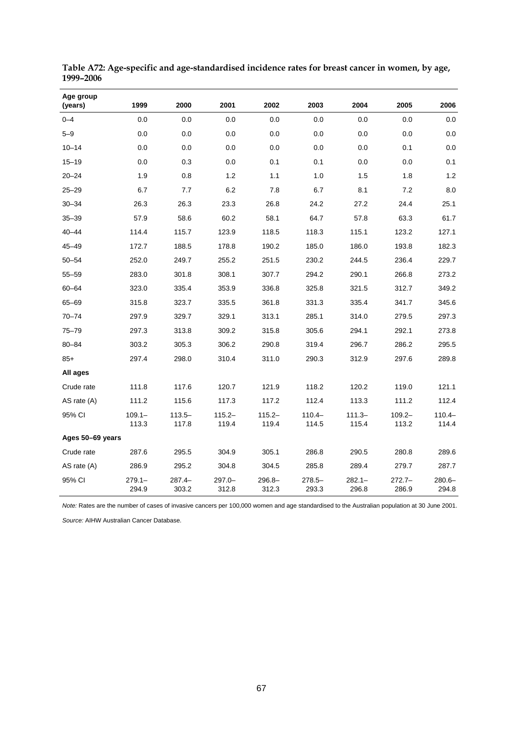**Table A72: Age-specific and age-standardised incidence rates for breast cancer in women, by age, 1999–2006**

| Age group (years) | 1999 | 2000 | 2001 | 2002 | 2003 | 2004 | 2005 | 2006 |
|---|---|---|---|---|---|---|---|---|
| 0–4 | 0.0 | 0.0 | 0.0 | 0.0 | 0.0 | 0.0 | 0.0 | 0.0 |
| 5–9 | 0.0 | 0.0 | 0.0 | 0.0 | 0.0 | 0.0 | 0.0 | 0.0 |
| 10–14 | 0.0 | 0.0 | 0.0 | 0.0 | 0.0 | 0.0 | 0.1 | 0.0 |
| 15–19 | 0.0 | 0.3 | 0.0 | 0.1 | 0.1 | 0.0 | 0.0 | 0.1 |
| 20–24 | 1.9 | 0.8 | 1.2 | 1.1 | 1.0 | 1.5 | 1.8 | 1.2 |
| 25–29 | 6.7 | 7.7 | 6.2 | 7.8 | 6.7 | 8.1 | 7.2 | 8.0 |
| 30–34 | 26.3 | 26.3 | 23.3 | 26.8 | 24.2 | 27.2 | 24.4 | 25.1 |
| 35–39 | 57.9 | 58.6 | 60.2 | 58.1 | 64.7 | 57.8 | 63.3 | 61.7 |
| 40–44 | 114.4 | 115.7 | 123.9 | 118.5 | 118.3 | 115.1 | 123.2 | 127.1 |
| 45–49 | 172.7 | 188.5 | 178.8 | 190.2 | 185.0 | 186.0 | 193.8 | 182.3 |
| 50–54 | 252.0 | 249.7 | 255.2 | 251.5 | 230.2 | 244.5 | 236.4 | 229.7 |
| 55–59 | 283.0 | 301.8 | 308.1 | 307.7 | 294.2 | 290.1 | 266.8 | 273.2 |
| 60–64 | 323.0 | 335.4 | 353.9 | 336.8 | 325.8 | 321.5 | 312.7 | 349.2 |
| 65–69 | 315.8 | 323.7 | 335.5 | 361.8 | 331.3 | 335.4 | 341.7 | 345.6 |
| 70–74 | 297.9 | 329.7 | 329.1 | 313.1 | 285.1 | 314.0 | 279.5 | 297.3 |
| 75–79 | 297.3 | 313.8 | 309.2 | 315.8 | 305.6 | 294.1 | 292.1 | 273.8 |
| 80–84 | 303.2 | 305.3 | 306.2 | 290.8 | 319.4 | 296.7 | 286.2 | 295.5 |
| 85+ | 297.4 | 298.0 | 310.4 | 311.0 | 290.3 | 312.9 | 297.6 | 289.8 |
| **All ages** | | | | | | | | |
| Crude rate | 111.8 | 117.6 | 120.7 | 121.9 | 118.2 | 120.2 | 119.0 | 121.1 |
| AS rate (A) | 111.2 | 115.6 | 117.3 | 117.2 | 112.4 | 113.3 | 111.2 | 112.4 |
| 95% CI | 109.1–113.3 | 113.5–117.8 | 115.2–119.4 | 115.2–119.4 | 110.4–114.5 | 111.3–115.4 | 109.2–113.2 | 110.4–114.4 |
| **Ages 50–69 years** | | | | | | | | |
| Crude rate | 287.6 | 295.5 | 304.9 | 305.1 | 286.8 | 290.5 | 280.8 | 289.6 |
| AS rate (A) | 286.9 | 295.2 | 304.8 | 304.5 | 285.8 | 289.4 | 279.7 | 287.7 |
| 95% CI | 279.1–294.9 | 287.4–303.2 | 297.0–312.8 | 296.8–312.3 | 278.5–293.3 | 282.1–296.8 | 272.7–286.9 | 280.6–294.8 |

*Note:* Rates are the number of cases of invasive cancers per 100,000 women and age standardised to the Australian population at 30 June 2001.

*Source:* AIHW Australian Cancer Database.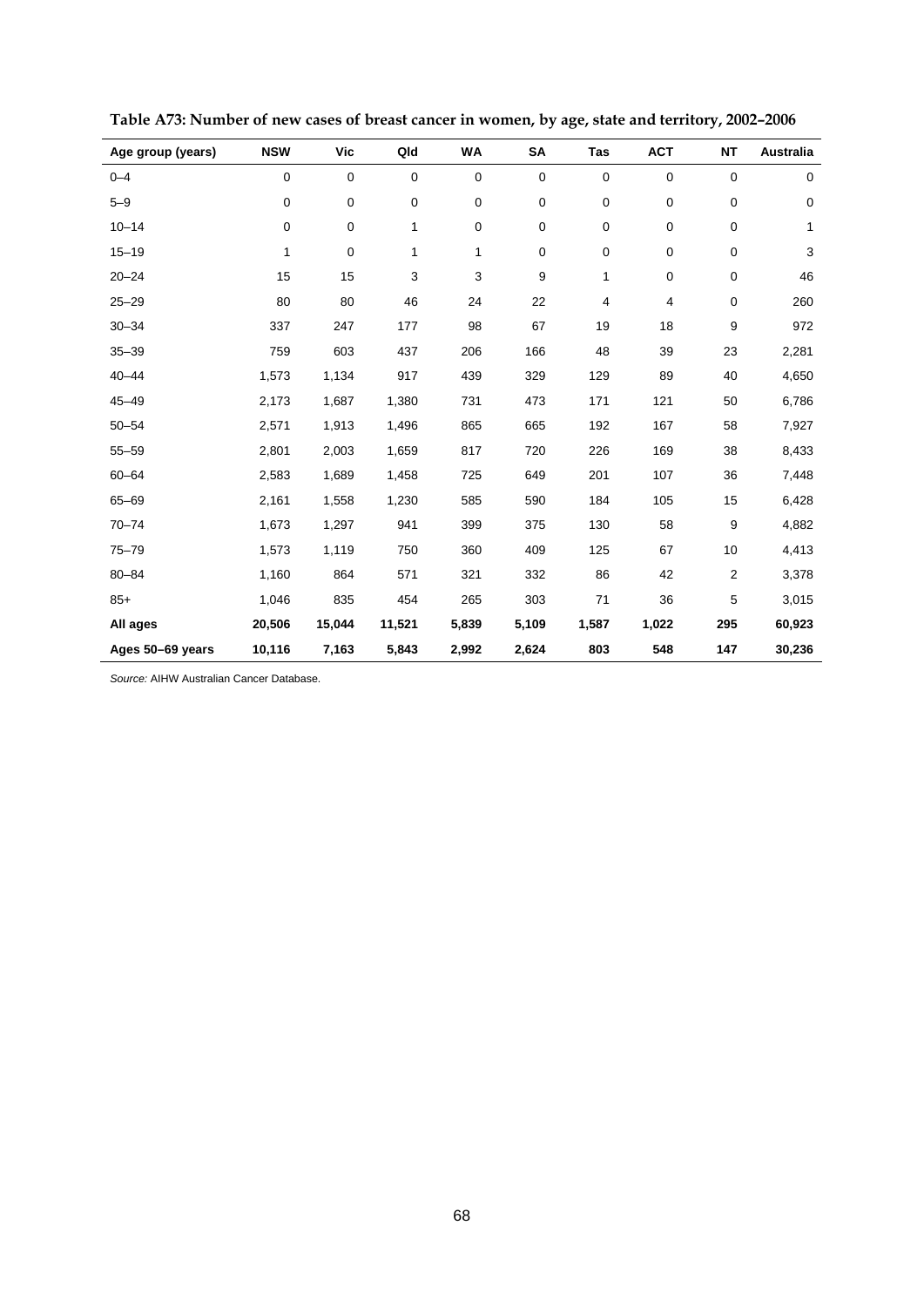**Table A73: Number of new cases of breast cancer in women, by age, state and territory, 2002–2006**

| Age group (years) | NSW | Vic | Qld | WA | SA | Tas | ACT | NT | Australia |
|---|---|---|---|---|---|---|---|---|---|
| 0–4 | 0 | 0 | 0 | 0 | 0 | 0 | 0 | 0 | 0 |
| 5–9 | 0 | 0 | 0 | 0 | 0 | 0 | 0 | 0 | 0 |
| 10–14 | 0 | 0 | 1 | 0 | 0 | 0 | 0 | 0 | 1 |
| 15–19 | 1 | 0 | 1 | 1 | 0 | 0 | 0 | 0 | 3 |
| 20–24 | 15 | 15 | 3 | 3 | 9 | 1 | 0 | 0 | 46 |
| 25–29 | 80 | 80 | 46 | 24 | 22 | 4 | 4 | 0 | 260 |
| 30–34 | 337 | 247 | 177 | 98 | 67 | 19 | 18 | 9 | 972 |
| 35–39 | 759 | 603 | 437 | 206 | 166 | 48 | 39 | 23 | 2,281 |
| 40–44 | 1,573 | 1,134 | 917 | 439 | 329 | 129 | 89 | 40 | 4,650 |
| 45–49 | 2,173 | 1,687 | 1,380 | 731 | 473 | 171 | 121 | 50 | 6,786 |
| 50–54 | 2,571 | 1,913 | 1,496 | 865 | 665 | 192 | 167 | 58 | 7,927 |
| 55–59 | 2,801 | 2,003 | 1,659 | 817 | 720 | 226 | 169 | 38 | 8,433 |
| 60–64 | 2,583 | 1,689 | 1,458 | 725 | 649 | 201 | 107 | 36 | 7,448 |
| 65–69 | 2,161 | 1,558 | 1,230 | 585 | 590 | 184 | 105 | 15 | 6,428 |
| 70–74 | 1,673 | 1,297 | 941 | 399 | 375 | 130 | 58 | 9 | 4,882 |
| 75–79 | 1,573 | 1,119 | 750 | 360 | 409 | 125 | 67 | 10 | 4,413 |
| 80–84 | 1,160 | 864 | 571 | 321 | 332 | 86 | 42 | 2 | 3,378 |
| 85+ | 1,046 | 835 | 454 | 265 | 303 | 71 | 36 | 5 | 3,015 |
| **All ages** | **20,506** | **15,044** | **11,521** | **5,839** | **5,109** | **1,587** | **1,022** | **295** | **60,923** |
| **Ages 50–69 years** | **10,116** | **7,163** | **5,843** | **2,992** | **2,624** | **803** | **548** | **147** | **30,236** |

*Source:* AIHW Australian Cancer Database.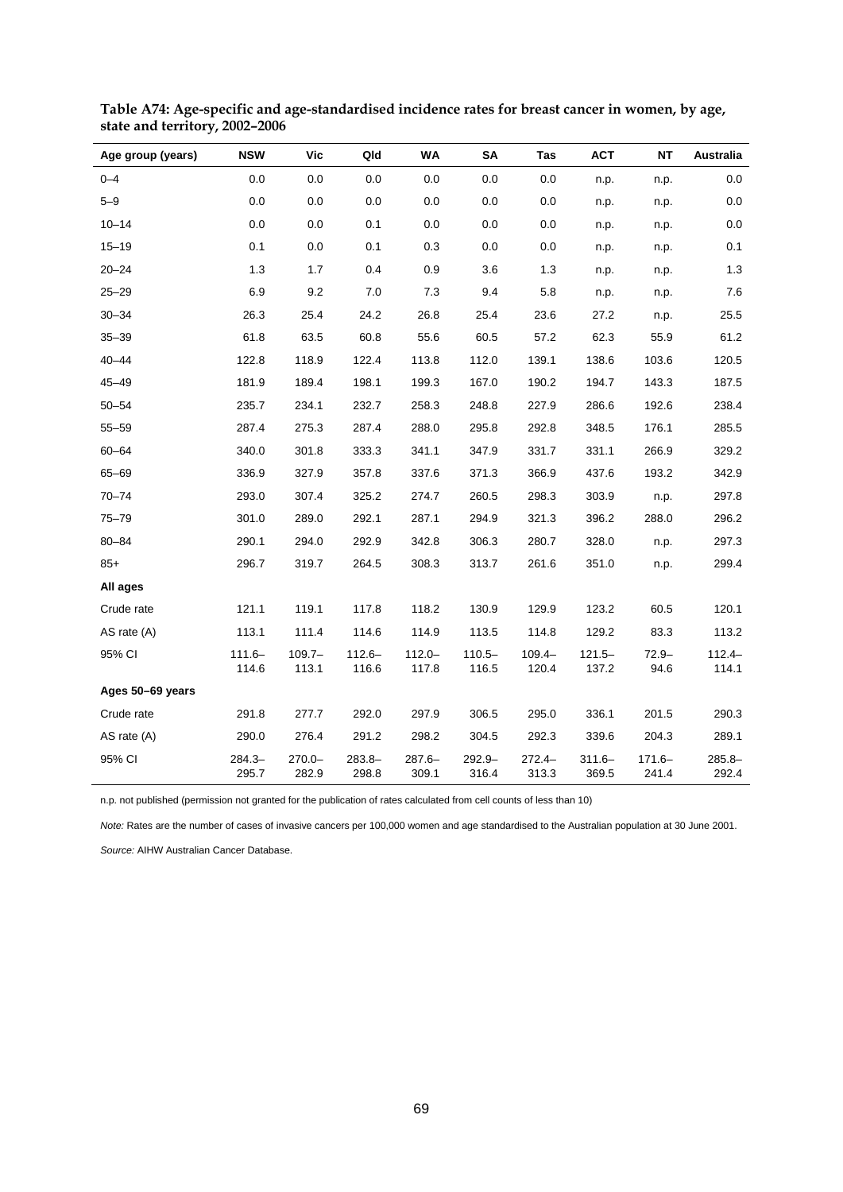**Table A74: Age-specific and age-standardised incidence rates for breast cancer in women, by age, state and territory, 2002–2006**

| Age group (years) | NSW | Vic | Qld | WA | SA | Tas | ACT | NT | Australia |
|---|---|---|---|---|---|---|---|---|---|
| 0–4 | 0.0 | 0.0 | 0.0 | 0.0 | 0.0 | 0.0 | n.p. | n.p. | 0.0 |
| 5–9 | 0.0 | 0.0 | 0.0 | 0.0 | 0.0 | 0.0 | n.p. | n.p. | 0.0 |
| 10–14 | 0.0 | 0.0 | 0.1 | 0.0 | 0.0 | 0.0 | n.p. | n.p. | 0.0 |
| 15–19 | 0.1 | 0.0 | 0.1 | 0.3 | 0.0 | 0.0 | n.p. | n.p. | 0.1 |
| 20–24 | 1.3 | 1.7 | 0.4 | 0.9 | 3.6 | 1.3 | n.p. | n.p. | 1.3 |
| 25–29 | 6.9 | 9.2 | 7.0 | 7.3 | 9.4 | 5.8 | n.p. | n.p. | 7.6 |
| 30–34 | 26.3 | 25.4 | 24.2 | 26.8 | 25.4 | 23.6 | 27.2 | n.p. | 25.5 |
| 35–39 | 61.8 | 63.5 | 60.8 | 55.6 | 60.5 | 57.2 | 62.3 | 55.9 | 61.2 |
| 40–44 | 122.8 | 118.9 | 122.4 | 113.8 | 112.0 | 139.1 | 138.6 | 103.6 | 120.5 |
| 45–49 | 181.9 | 189.4 | 198.1 | 199.3 | 167.0 | 190.2 | 194.7 | 143.3 | 187.5 |
| 50–54 | 235.7 | 234.1 | 232.7 | 258.3 | 248.8 | 227.9 | 286.6 | 192.6 | 238.4 |
| 55–59 | 287.4 | 275.3 | 287.4 | 288.0 | 295.8 | 292.8 | 348.5 | 176.1 | 285.5 |
| 60–64 | 340.0 | 301.8 | 333.3 | 341.1 | 347.9 | 331.7 | 331.1 | 266.9 | 329.2 |
| 65–69 | 336.9 | 327.9 | 357.8 | 337.6 | 371.3 | 366.9 | 437.6 | 193.2 | 342.9 |
| 70–74 | 293.0 | 307.4 | 325.2 | 274.7 | 260.5 | 298.3 | 303.9 | n.p. | 297.8 |
| 75–79 | 301.0 | 289.0 | 292.1 | 287.1 | 294.9 | 321.3 | 396.2 | 288.0 | 296.2 |
| 80–84 | 290.1 | 294.0 | 292.9 | 342.8 | 306.3 | 280.7 | 328.0 | n.p. | 297.3 |
| 85+ | 296.7 | 319.7 | 264.5 | 308.3 | 313.7 | 261.6 | 351.0 | n.p. | 299.4 |
| **All ages** | | | | | | | | | |
| Crude rate | 121.1 | 119.1 | 117.8 | 118.2 | 130.9 | 129.9 | 123.2 | 60.5 | 120.1 |
| AS rate (A) | 113.1 | 111.4 | 114.6 | 114.9 | 113.5 | 114.8 | 129.2 | 83.3 | 113.2 |
| 95% CI | 111.6–114.6 | 109.7–113.1 | 112.6–116.6 | 112.0–117.8 | 110.5–116.5 | 109.4–120.4 | 121.5–137.2 | 72.9–94.6 | 112.4–114.1 |
| **Ages 50–69 years** | | | | | | | | | |
| Crude rate | 291.8 | 277.7 | 292.0 | 297.9 | 306.5 | 295.0 | 336.1 | 201.5 | 290.3 |
| AS rate (A) | 290.0 | 276.4 | 291.2 | 298.2 | 304.5 | 292.3 | 339.6 | 204.3 | 289.1 |
| 95% CI | 284.3–295.7 | 270.0–282.9 | 283.8–298.8 | 287.6–309.1 | 292.9–316.4 | 272.4–313.3 | 311.6–369.5 | 171.6–241.4 | 285.8–292.4 |

n.p. not published (permission not granted for the publication of rates calculated from cell counts of less than 10)

*Note:* Rates are the number of cases of invasive cancers per 100,000 women and age standardised to the Australian population at 30 June 2001.

*Source:* AIHW Australian Cancer Database.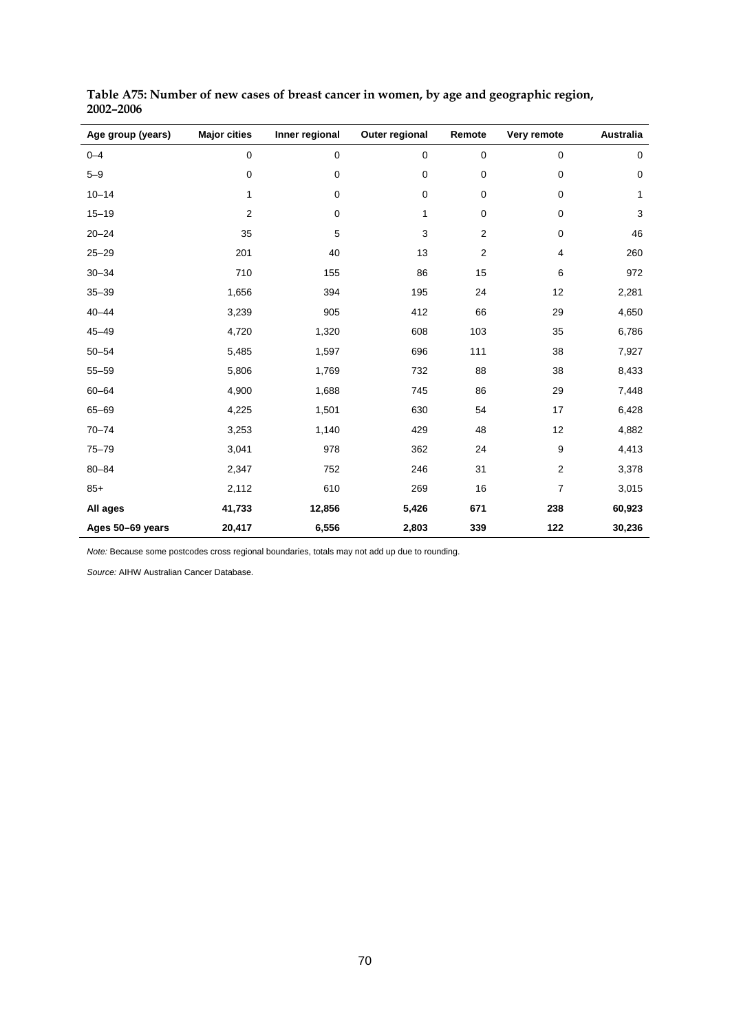**Table A75: Number of new cases of breast cancer in women, by age and geographic region, 2002–2006**

| Age group (years) | Major cities | Inner regional | Outer regional | Remote | Very remote | Australia |
|---|---|---|---|---|---|---|
| 0–4 | 0 | 0 | 0 | 0 | 0 | 0 |
| 5–9 | 0 | 0 | 0 | 0 | 0 | 0 |
| 10–14 | 1 | 0 | 0 | 0 | 0 | 1 |
| 15–19 | 2 | 0 | 1 | 0 | 0 | 3 |
| 20–24 | 35 | 5 | 3 | 2 | 0 | 46 |
| 25–29 | 201 | 40 | 13 | 2 | 4 | 260 |
| 30–34 | 710 | 155 | 86 | 15 | 6 | 972 |
| 35–39 | 1,656 | 394 | 195 | 24 | 12 | 2,281 |
| 40–44 | 3,239 | 905 | 412 | 66 | 29 | 4,650 |
| 45–49 | 4,720 | 1,320 | 608 | 103 | 35 | 6,786 |
| 50–54 | 5,485 | 1,597 | 696 | 111 | 38 | 7,927 |
| 55–59 | 5,806 | 1,769 | 732 | 88 | 38 | 8,433 |
| 60–64 | 4,900 | 1,688 | 745 | 86 | 29 | 7,448 |
| 65–69 | 4,225 | 1,501 | 630 | 54 | 17 | 6,428 |
| 70–74 | 3,253 | 1,140 | 429 | 48 | 12 | 4,882 |
| 75–79 | 3,041 | 978 | 362 | 24 | 9 | 4,413 |
| 80–84 | 2,347 | 752 | 246 | 31 | 2 | 3,378 |
| 85+ | 2,112 | 610 | 269 | 16 | 7 | 3,015 |
| **All ages** | **41,733** | **12,856** | **5,426** | **671** | **238** | **60,923** |
| **Ages 50–69 years** | **20,417** | **6,556** | **2,803** | **339** | **122** | **30,236** |

*Note:* Because some postcodes cross regional boundaries, totals may not add up due to rounding.

*Source:* AIHW Australian Cancer Database.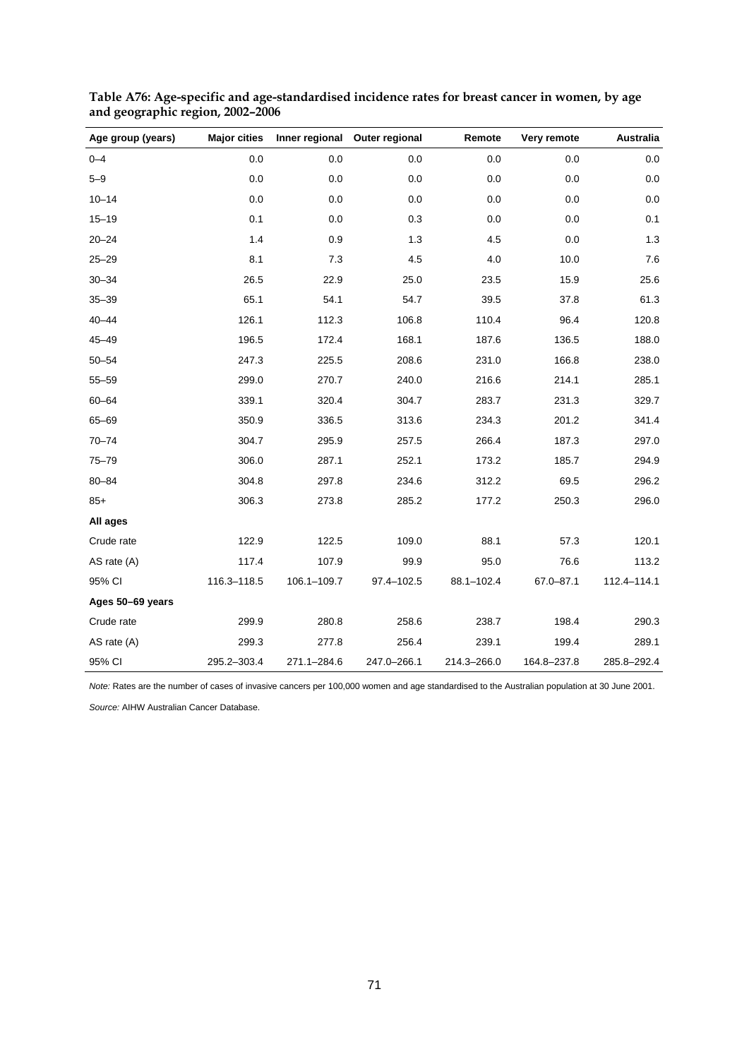**Table A76: Age-specific and age-standardised incidence rates for breast cancer in women, by age and geographic region, 2002–2006**

| Age group (years) | Major cities | Inner regional | Outer regional | Remote | Very remote | Australia |
|---|---|---|---|---|---|---|
| 0–4 | 0.0 | 0.0 | 0.0 | 0.0 | 0.0 | 0.0 |
| 5–9 | 0.0 | 0.0 | 0.0 | 0.0 | 0.0 | 0.0 |
| 10–14 | 0.0 | 0.0 | 0.0 | 0.0 | 0.0 | 0.0 |
| 15–19 | 0.1 | 0.0 | 0.3 | 0.0 | 0.0 | 0.1 |
| 20–24 | 1.4 | 0.9 | 1.3 | 4.5 | 0.0 | 1.3 |
| 25–29 | 8.1 | 7.3 | 4.5 | 4.0 | 10.0 | 7.6 |
| 30–34 | 26.5 | 22.9 | 25.0 | 23.5 | 15.9 | 25.6 |
| 35–39 | 65.1 | 54.1 | 54.7 | 39.5 | 37.8 | 61.3 |
| 40–44 | 126.1 | 112.3 | 106.8 | 110.4 | 96.4 | 120.8 |
| 45–49 | 196.5 | 172.4 | 168.1 | 187.6 | 136.5 | 188.0 |
| 50–54 | 247.3 | 225.5 | 208.6 | 231.0 | 166.8 | 238.0 |
| 55–59 | 299.0 | 270.7 | 240.0 | 216.6 | 214.1 | 285.1 |
| 60–64 | 339.1 | 320.4 | 304.7 | 283.7 | 231.3 | 329.7 |
| 65–69 | 350.9 | 336.5 | 313.6 | 234.3 | 201.2 | 341.4 |
| 70–74 | 304.7 | 295.9 | 257.5 | 266.4 | 187.3 | 297.0 |
| 75–79 | 306.0 | 287.1 | 252.1 | 173.2 | 185.7 | 294.9 |
| 80–84 | 304.8 | 297.8 | 234.6 | 312.2 | 69.5 | 296.2 |
| 85+ | 306.3 | 273.8 | 285.2 | 177.2 | 250.3 | 296.0 |
| **All ages** | | | | | | |
| Crude rate | 122.9 | 122.5 | 109.0 | 88.1 | 57.3 | 120.1 |
| AS rate (A) | 117.4 | 107.9 | 99.9 | 95.0 | 76.6 | 113.2 |
| 95% CI | 116.3–118.5 | 106.1–109.7 | 97.4–102.5 | 88.1–102.4 | 67.0–87.1 | 112.4–114.1 |
| **Ages 50–69 years** | | | | | | |
| Crude rate | 299.9 | 280.8 | 258.6 | 238.7 | 198.4 | 290.3 |
| AS rate (A) | 299.3 | 277.8 | 256.4 | 239.1 | 199.4 | 289.1 |
| 95% CI | 295.2–303.4 | 271.1–284.6 | 247.0–266.1 | 214.3–266.0 | 164.8–237.8 | 285.8–292.4 |

*Note:* Rates are the number of cases of invasive cancers per 100,000 women and age standardised to the Australian population at 30 June 2001.

*Source:* AIHW Australian Cancer Database.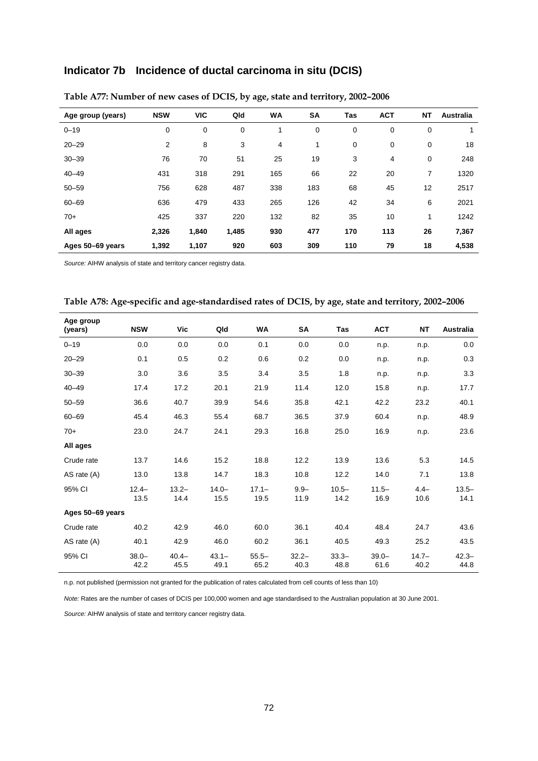## Indicator 7b Incidence of ductal carcinoma in situ (DCIS)

**Table A77: Number of new cases of DCIS, by age, state and territory, 2002–2006**

| Age group (years) | NSW | VIC | Qld | WA | SA | Tas | ACT | NT | Australia |
|---|---|---|---|---|---|---|---|---|---|
| 0–19 | 0 | 0 | 0 | 1 | 0 | 0 | 0 | 0 | 1 |
| 20–29 | 2 | 8 | 3 | 4 | 1 | 0 | 0 | 0 | 18 |
| 30–39 | 76 | 70 | 51 | 25 | 19 | 3 | 4 | 0 | 248 |
| 40–49 | 431 | 318 | 291 | 165 | 66 | 22 | 20 | 7 | 1320 |
| 50–59 | 756 | 628 | 487 | 338 | 183 | 68 | 45 | 12 | 2517 |
| 60–69 | 636 | 479 | 433 | 265 | 126 | 42 | 34 | 6 | 2021 |
| 70+ | 425 | 337 | 220 | 132 | 82 | 35 | 10 | 1 | 1242 |
| **All ages** | **2,326** | **1,840** | **1,485** | **930** | **477** | **170** | **113** | **26** | **7,367** |
| **Ages 50–69 years** | **1,392** | **1,107** | **920** | **603** | **309** | **110** | **79** | **18** | **4,538** |

*Source:* AIHW analysis of state and territory cancer registry data.

**Table A78: Age-specific and age-standardised rates of DCIS, by age, state and territory, 2002–2006**

| Age group (years) | NSW | Vic | Qld | WA | SA | Tas | ACT | NT | Australia |
|---|---|---|---|---|---|---|---|---|---|
| 0–19 | 0.0 | 0.0 | 0.0 | 0.1 | 0.0 | 0.0 | n.p. | n.p. | 0.0 |
| 20–29 | 0.1 | 0.5 | 0.2 | 0.6 | 0.2 | 0.0 | n.p. | n.p. | 0.3 |
| 30–39 | 3.0 | 3.6 | 3.5 | 3.4 | 3.5 | 1.8 | n.p. | n.p. | 3.3 |
| 40–49 | 17.4 | 17.2 | 20.1 | 21.9 | 11.4 | 12.0 | 15.8 | n.p. | 17.7 |
| 50–59 | 36.6 | 40.7 | 39.9 | 54.6 | 35.8 | 42.1 | 42.2 | 23.2 | 40.1 |
| 60–69 | 45.4 | 46.3 | 55.4 | 68.7 | 36.5 | 37.9 | 60.4 | n.p. | 48.9 |
| 70+ | 23.0 | 24.7 | 24.1 | 29.3 | 16.8 | 25.0 | 16.9 | n.p. | 23.6 |
| **All ages** | | | | | | | | | |
| Crude rate | 13.7 | 14.6 | 15.2 | 18.8 | 12.2 | 13.9 | 13.6 | 5.3 | 14.5 |
| AS rate (A) | 13.0 | 13.8 | 14.7 | 18.3 | 10.8 | 12.2 | 14.0 | 7.1 | 13.8 |
| 95% CI | 12.4–13.5 | 13.2–14.4 | 14.0–15.5 | 17.1–19.5 | 9.9–11.9 | 10.5–14.2 | 11.5–16.9 | 4.4–10.6 | 13.5–14.1 |
| **Ages 50–69 years** | | | | | | | | | |
| Crude rate | 40.2 | 42.9 | 46.0 | 60.0 | 36.1 | 40.4 | 48.4 | 24.7 | 43.6 |
| AS rate (A) | 40.1 | 42.9 | 46.0 | 60.2 | 36.1 | 40.5 | 49.3 | 25.2 | 43.5 |
| 95% CI | 38.0–42.2 | 40.4–45.5 | 43.1–49.1 | 55.5–65.2 | 32.2–40.3 | 33.3–48.8 | 39.0–61.6 | 14.7–40.2 | 42.3–44.8 |

n.p. not published (permission not granted for the publication of rates calculated from cell counts of less than 10)

*Note:* Rates are the number of cases of DCIS per 100,000 women and age standardised to the Australian population at 30 June 2001.

*Source:* AIHW analysis of state and territory cancer registry data.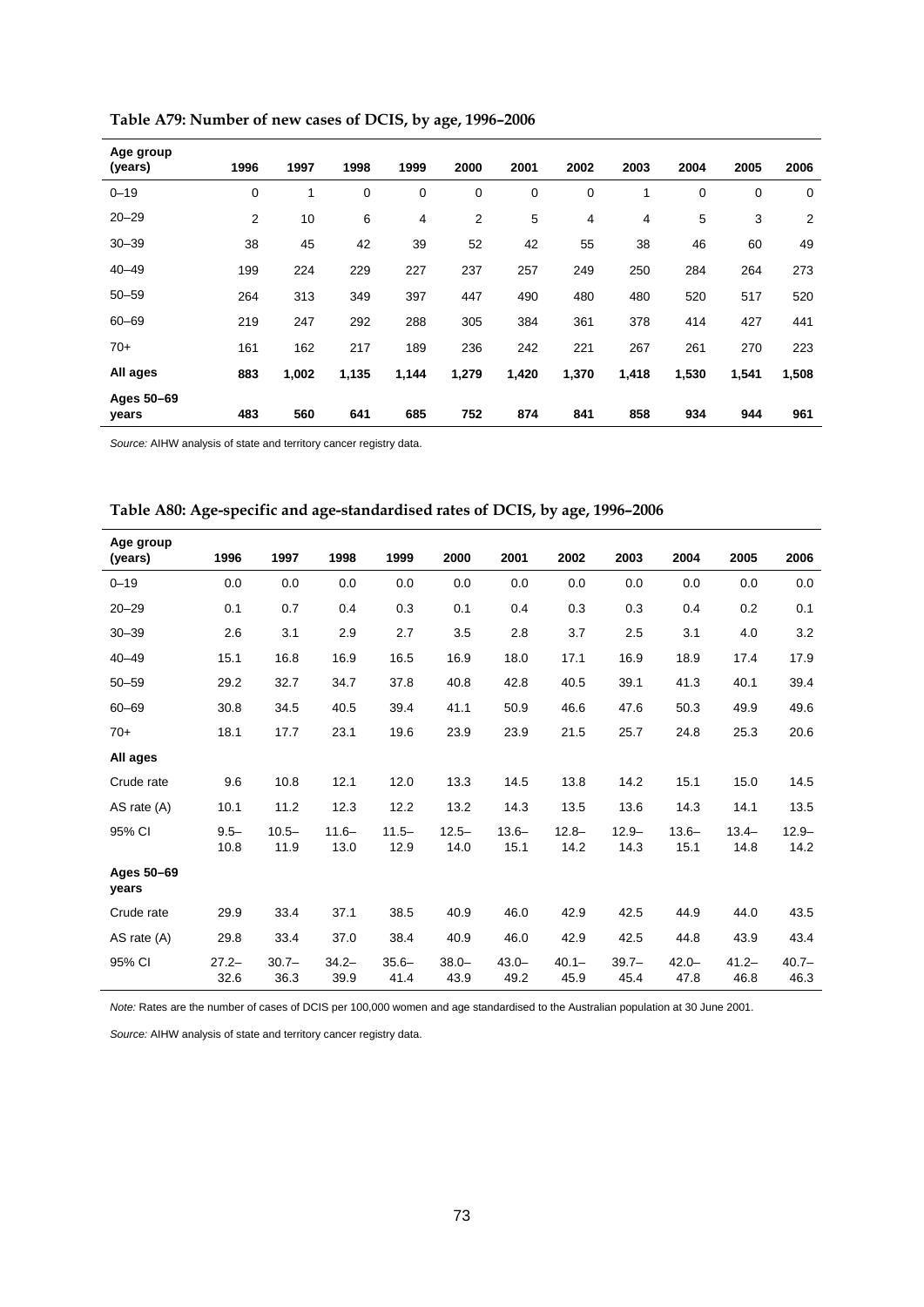**Table A79: Number of new cases of DCIS, by age, 1996–2006**

| Age group (years) | 1996 | 1997 | 1998 | 1999 | 2000 | 2001 | 2002 | 2003 | 2004 | 2005 | 2006 |
|---|---|---|---|---|---|---|---|---|---|---|---|
| 0–19 | 0 | 1 | 0 | 0 | 0 | 0 | 0 | 1 | 0 | 0 | 0 |
| 20–29 | 2 | 10 | 6 | 4 | 2 | 5 | 4 | 4 | 5 | 3 | 2 |
| 30–39 | 38 | 45 | 42 | 39 | 52 | 42 | 55 | 38 | 46 | 60 | 49 |
| 40–49 | 199 | 224 | 229 | 227 | 237 | 257 | 249 | 250 | 284 | 264 | 273 |
| 50–59 | 264 | 313 | 349 | 397 | 447 | 490 | 480 | 480 | 520 | 517 | 520 |
| 60–69 | 219 | 247 | 292 | 288 | 305 | 384 | 361 | 378 | 414 | 427 | 441 |
| 70+ | 161 | 162 | 217 | 189 | 236 | 242 | 221 | 267 | 261 | 270 | 223 |
| **All ages** | **883** | **1,002** | **1,135** | **1,144** | **1,279** | **1,420** | **1,370** | **1,418** | **1,530** | **1,541** | **1,508** |
| **Ages 50–69 years** | **483** | **560** | **641** | **685** | **752** | **874** | **841** | **858** | **934** | **944** | **961** |

*Source:* AIHW analysis of state and territory cancer registry data.

**Table A80: Age-specific and age-standardised rates of DCIS, by age, 1996–2006**

| Age group (years) | 1996 | 1997 | 1998 | 1999 | 2000 | 2001 | 2002 | 2003 | 2004 | 2005 | 2006 |
|---|---|---|---|---|---|---|---|---|---|---|---|
| 0–19 | 0.0 | 0.0 | 0.0 | 0.0 | 0.0 | 0.0 | 0.0 | 0.0 | 0.0 | 0.0 | 0.0 |
| 20–29 | 0.1 | 0.7 | 0.4 | 0.3 | 0.1 | 0.4 | 0.3 | 0.3 | 0.4 | 0.2 | 0.1 |
| 30–39 | 2.6 | 3.1 | 2.9 | 2.7 | 3.5 | 2.8 | 3.7 | 2.5 | 3.1 | 4.0 | 3.2 |
| 40–49 | 15.1 | 16.8 | 16.9 | 16.5 | 16.9 | 18.0 | 17.1 | 16.9 | 18.9 | 17.4 | 17.9 |
| 50–59 | 29.2 | 32.7 | 34.7 | 37.8 | 40.8 | 42.8 | 40.5 | 39.1 | 41.3 | 40.1 | 39.4 |
| 60–69 | 30.8 | 34.5 | 40.5 | 39.4 | 41.1 | 50.9 | 46.6 | 47.6 | 50.3 | 49.9 | 49.6 |
| 70+ | 18.1 | 17.7 | 23.1 | 19.6 | 23.9 | 23.9 | 21.5 | 25.7 | 24.8 | 25.3 | 20.6 |
| **All ages** | | | | | | | | | | | |
| Crude rate | 9.6 | 10.8 | 12.1 | 12.0 | 13.3 | 14.5 | 13.8 | 14.2 | 15.1 | 15.0 | 14.5 |
| AS rate (A) | 10.1 | 11.2 | 12.3 | 12.2 | 13.2 | 14.3 | 13.5 | 13.6 | 14.3 | 14.1 | 13.5 |
| 95% CI | 9.5–10.8 | 10.5–11.9 | 11.6–13.0 | 11.5–12.9 | 12.5–14.0 | 13.6–15.1 | 12.8–14.2 | 12.9–14.3 | 13.6–15.1 | 13.4–14.8 | 12.9–14.2 |
| **Ages 50–69 years** | | | | | | | | | | | |
| Crude rate | 29.9 | 33.4 | 37.1 | 38.5 | 40.9 | 46.0 | 42.9 | 42.5 | 44.9 | 44.0 | 43.5 |
| AS rate (A) | 29.8 | 33.4 | 37.0 | 38.4 | 40.9 | 46.0 | 42.9 | 42.5 | 44.8 | 43.9 | 43.4 |
| 95% CI | 27.2–32.6 | 30.7–36.3 | 34.2–39.9 | 35.6–41.4 | 38.0–43.9 | 43.0–49.2 | 40.1–45.9 | 39.7–45.4 | 42.0–47.8 | 41.2–46.8 | 40.7–46.3 |

*Note:* Rates are the number of cases of DCIS per 100,000 women and age standardised to the Australian population at 30 June 2001.

*Source:* AIHW analysis of state and territory cancer registry data.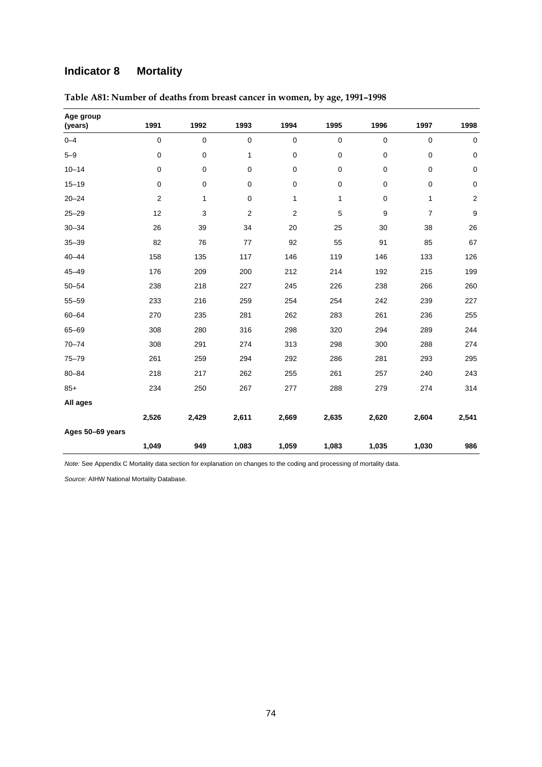## Indicator 8 Mortality

**Table A81: Number of deaths from breast cancer in women, by age, 1991–1998**

| Age group (years) | 1991 | 1992 | 1993 | 1994 | 1995 | 1996 | 1997 | 1998 |
|---|---|---|---|---|---|---|---|---|
| 0–4 | 0 | 0 | 0 | 0 | 0 | 0 | 0 | 0 |
| 5–9 | 0 | 0 | 1 | 0 | 0 | 0 | 0 | 0 |
| 10–14 | 0 | 0 | 0 | 0 | 0 | 0 | 0 | 0 |
| 15–19 | 0 | 0 | 0 | 0 | 0 | 0 | 0 | 0 |
| 20–24 | 2 | 1 | 0 | 1 | 1 | 0 | 1 | 2 |
| 25–29 | 12 | 3 | 2 | 2 | 5 | 9 | 7 | 9 |
| 30–34 | 26 | 39 | 34 | 20 | 25 | 30 | 38 | 26 |
| 35–39 | 82 | 76 | 77 | 92 | 55 | 91 | 85 | 67 |
| 40–44 | 158 | 135 | 117 | 146 | 119 | 146 | 133 | 126 |
| 45–49 | 176 | 209 | 200 | 212 | 214 | 192 | 215 | 199 |
| 50–54 | 238 | 218 | 227 | 245 | 226 | 238 | 266 | 260 |
| 55–59 | 233 | 216 | 259 | 254 | 254 | 242 | 239 | 227 |
| 60–64 | 270 | 235 | 281 | 262 | 283 | 261 | 236 | 255 |
| 65–69 | 308 | 280 | 316 | 298 | 320 | 294 | 289 | 244 |
| 70–74 | 308 | 291 | 274 | 313 | 298 | 300 | 288 | 274 |
| 75–79 | 261 | 259 | 294 | 292 | 286 | 281 | 293 | 295 |
| 80–84 | 218 | 217 | 262 | 255 | 261 | 257 | 240 | 243 |
| 85+ | 234 | 250 | 267 | 277 | 288 | 279 | 274 | 314 |
| **All ages** | | | | | | | | |
| | **2,526** | **2,429** | **2,611** | **2,669** | **2,635** | **2,620** | **2,604** | **2,541** |
| **Ages 50–69 years** | | | | | | | | |
| | **1,049** | **949** | **1,083** | **1,059** | **1,083** | **1,035** | **1,030** | **986** |

*Note:* See Appendix C Mortality data section for explanation on changes to the coding and processing of mortality data.

*Source:* AIHW National Mortality Database.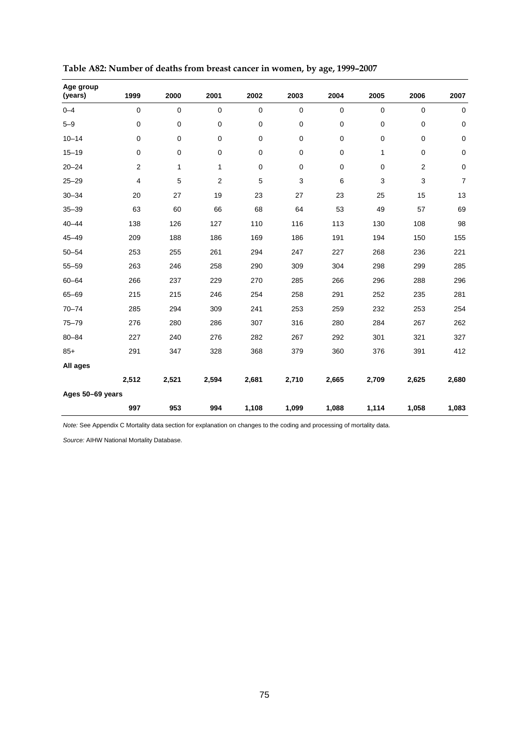**Table A82: Number of deaths from breast cancer in women, by age, 1999–2007**

| Age group (years) | 1999 | 2000 | 2001 | 2002 | 2003 | 2004 | 2005 | 2006 | 2007 |
|---|---|---|---|---|---|---|---|---|---|
| 0–4 | 0 | 0 | 0 | 0 | 0 | 0 | 0 | 0 | 0 |
| 5–9 | 0 | 0 | 0 | 0 | 0 | 0 | 0 | 0 | 0 |
| 10–14 | 0 | 0 | 0 | 0 | 0 | 0 | 0 | 0 | 0 |
| 15–19 | 0 | 0 | 0 | 0 | 0 | 0 | 1 | 0 | 0 |
| 20–24 | 2 | 1 | 1 | 0 | 0 | 0 | 0 | 2 | 0 |
| 25–29 | 4 | 5 | 2 | 5 | 3 | 6 | 3 | 3 | 7 |
| 30–34 | 20 | 27 | 19 | 23 | 27 | 23 | 25 | 15 | 13 |
| 35–39 | 63 | 60 | 66 | 68 | 64 | 53 | 49 | 57 | 69 |
| 40–44 | 138 | 126 | 127 | 110 | 116 | 113 | 130 | 108 | 98 |
| 45–49 | 209 | 188 | 186 | 169 | 186 | 191 | 194 | 150 | 155 |
| 50–54 | 253 | 255 | 261 | 294 | 247 | 227 | 268 | 236 | 221 |
| 55–59 | 263 | 246 | 258 | 290 | 309 | 304 | 298 | 299 | 285 |
| 60–64 | 266 | 237 | 229 | 270 | 285 | 266 | 296 | 288 | 296 |
| 65–69 | 215 | 215 | 246 | 254 | 258 | 291 | 252 | 235 | 281 |
| 70–74 | 285 | 294 | 309 | 241 | 253 | 259 | 232 | 253 | 254 |
| 75–79 | 276 | 280 | 286 | 307 | 316 | 280 | 284 | 267 | 262 |
| 80–84 | 227 | 240 | 276 | 282 | 267 | 292 | 301 | 321 | 327 |
| 85+ | 291 | 347 | 328 | 368 | 379 | 360 | 376 | 391 | 412 |
| **All ages** | | | | | | | | | |
| | **2,512** | **2,521** | **2,594** | **2,681** | **2,710** | **2,665** | **2,709** | **2,625** | **2,680** |
| **Ages 50–69 years** | | | | | | | | | |
| | **997** | **953** | **994** | **1,108** | **1,099** | **1,088** | **1,114** | **1,058** | **1,083** |

*Note:* See Appendix C Mortality data section for explanation on changes to the coding and processing of mortality data.

*Source:* AIHW National Mortality Database.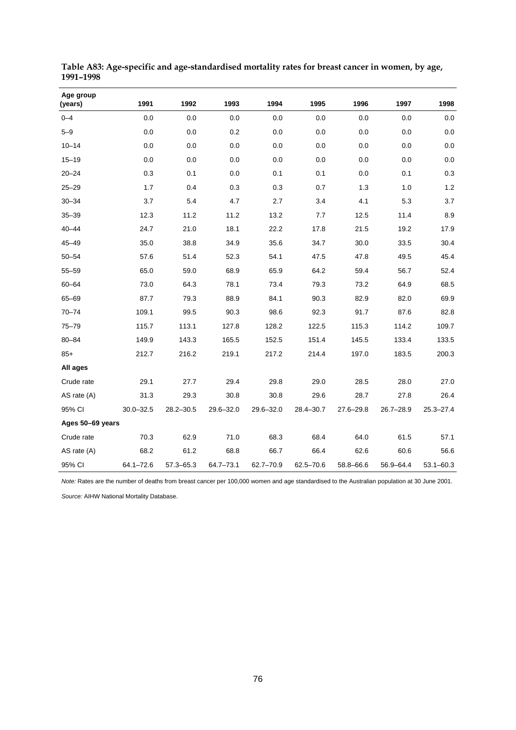**Table A83: Age-specific and age-standardised mortality rates for breast cancer in women, by age, 1991–1998**

| Age group (years) | 1991 | 1992 | 1993 | 1994 | 1995 | 1996 | 1997 | 1998 |
|---|---|---|---|---|---|---|---|---|
| 0–4 | 0.0 | 0.0 | 0.0 | 0.0 | 0.0 | 0.0 | 0.0 | 0.0 |
| 5–9 | 0.0 | 0.0 | 0.2 | 0.0 | 0.0 | 0.0 | 0.0 | 0.0 |
| 10–14 | 0.0 | 0.0 | 0.0 | 0.0 | 0.0 | 0.0 | 0.0 | 0.0 |
| 15–19 | 0.0 | 0.0 | 0.0 | 0.0 | 0.0 | 0.0 | 0.0 | 0.0 |
| 20–24 | 0.3 | 0.1 | 0.0 | 0.1 | 0.1 | 0.0 | 0.1 | 0.3 |
| 25–29 | 1.7 | 0.4 | 0.3 | 0.3 | 0.7 | 1.3 | 1.0 | 1.2 |
| 30–34 | 3.7 | 5.4 | 4.7 | 2.7 | 3.4 | 4.1 | 5.3 | 3.7 |
| 35–39 | 12.3 | 11.2 | 11.2 | 13.2 | 7.7 | 12.5 | 11.4 | 8.9 |
| 40–44 | 24.7 | 21.0 | 18.1 | 22.2 | 17.8 | 21.5 | 19.2 | 17.9 |
| 45–49 | 35.0 | 38.8 | 34.9 | 35.6 | 34.7 | 30.0 | 33.5 | 30.4 |
| 50–54 | 57.6 | 51.4 | 52.3 | 54.1 | 47.5 | 47.8 | 49.5 | 45.4 |
| 55–59 | 65.0 | 59.0 | 68.9 | 65.9 | 64.2 | 59.4 | 56.7 | 52.4 |
| 60–64 | 73.0 | 64.3 | 78.1 | 73.4 | 79.3 | 73.2 | 64.9 | 68.5 |
| 65–69 | 87.7 | 79.3 | 88.9 | 84.1 | 90.3 | 82.9 | 82.0 | 69.9 |
| 70–74 | 109.1 | 99.5 | 90.3 | 98.6 | 92.3 | 91.7 | 87.6 | 82.8 |
| 75–79 | 115.7 | 113.1 | 127.8 | 128.2 | 122.5 | 115.3 | 114.2 | 109.7 |
| 80–84 | 149.9 | 143.3 | 165.5 | 152.5 | 151.4 | 145.5 | 133.4 | 133.5 |
| 85+ | 212.7 | 216.2 | 219.1 | 217.2 | 214.4 | 197.0 | 183.5 | 200.3 |
| **All ages** | | | | | | | | |
| Crude rate | 29.1 | 27.7 | 29.4 | 29.8 | 29.0 | 28.5 | 28.0 | 27.0 |
| AS rate (A) | 31.3 | 29.3 | 30.8 | 30.8 | 29.6 | 28.7 | 27.8 | 26.4 |
| 95% CI | 30.0–32.5 | 28.2–30.5 | 29.6–32.0 | 29.6–32.0 | 28.4–30.7 | 27.6–29.8 | 26.7–28.9 | 25.3–27.4 |
| **Ages 50–69 years** | | | | | | | | |
| Crude rate | 70.3 | 62.9 | 71.0 | 68.3 | 68.4 | 64.0 | 61.5 | 57.1 |
| AS rate (A) | 68.2 | 61.2 | 68.8 | 66.7 | 66.4 | 62.6 | 60.6 | 56.6 |
| 95% CI | 64.1–72.6 | 57.3–65.3 | 64.7–73.1 | 62.7–70.9 | 62.5–70.6 | 58.8–66.6 | 56.9–64.4 | 53.1–60.3 |

*Note:* Rates are the number of deaths from breast cancer per 100,000 women and age standardised to the Australian population at 30 June 2001.

*Source:* AIHW National Mortality Database.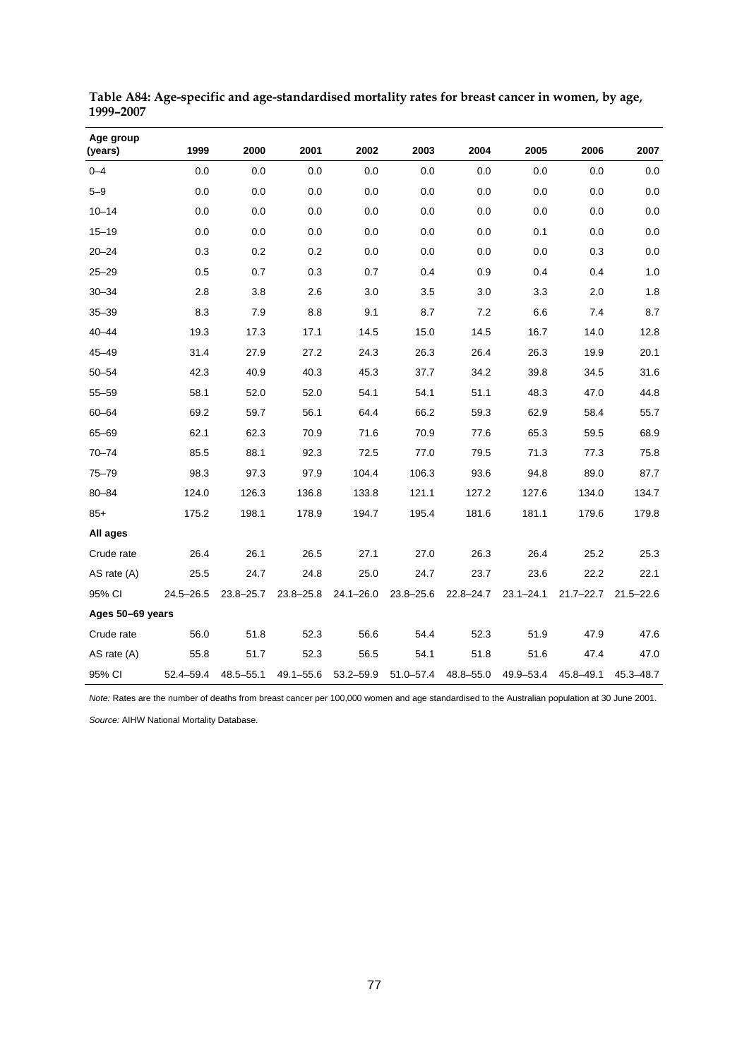**Table A84: Age-specific and age-standardised mortality rates for breast cancer in women, by age, 1999–2007**

| Age group (years) | 1999 | 2000 | 2001 | 2002 | 2003 | 2004 | 2005 | 2006 | 2007 |
|---|---|---|---|---|---|---|---|---|---|
| 0–4 | 0.0 | 0.0 | 0.0 | 0.0 | 0.0 | 0.0 | 0.0 | 0.0 | 0.0 |
| 5–9 | 0.0 | 0.0 | 0.0 | 0.0 | 0.0 | 0.0 | 0.0 | 0.0 | 0.0 |
| 10–14 | 0.0 | 0.0 | 0.0 | 0.0 | 0.0 | 0.0 | 0.0 | 0.0 | 0.0 |
| 15–19 | 0.0 | 0.0 | 0.0 | 0.0 | 0.0 | 0.0 | 0.1 | 0.0 | 0.0 |
| 20–24 | 0.3 | 0.2 | 0.2 | 0.0 | 0.0 | 0.0 | 0.0 | 0.3 | 0.0 |
| 25–29 | 0.5 | 0.7 | 0.3 | 0.7 | 0.4 | 0.9 | 0.4 | 0.4 | 1.0 |
| 30–34 | 2.8 | 3.8 | 2.6 | 3.0 | 3.5 | 3.0 | 3.3 | 2.0 | 1.8 |
| 35–39 | 8.3 | 7.9 | 8.8 | 9.1 | 8.7 | 7.2 | 6.6 | 7.4 | 8.7 |
| 40–44 | 19.3 | 17.3 | 17.1 | 14.5 | 15.0 | 14.5 | 16.7 | 14.0 | 12.8 |
| 45–49 | 31.4 | 27.9 | 27.2 | 24.3 | 26.3 | 26.4 | 26.3 | 19.9 | 20.1 |
| 50–54 | 42.3 | 40.9 | 40.3 | 45.3 | 37.7 | 34.2 | 39.8 | 34.5 | 31.6 |
| 55–59 | 58.1 | 52.0 | 52.0 | 54.1 | 54.1 | 51.1 | 48.3 | 47.0 | 44.8 |
| 60–64 | 69.2 | 59.7 | 56.1 | 64.4 | 66.2 | 59.3 | 62.9 | 58.4 | 55.7 |
| 65–69 | 62.1 | 62.3 | 70.9 | 71.6 | 70.9 | 77.6 | 65.3 | 59.5 | 68.9 |
| 70–74 | 85.5 | 88.1 | 92.3 | 72.5 | 77.0 | 79.5 | 71.3 | 77.3 | 75.8 |
| 75–79 | 98.3 | 97.3 | 97.9 | 104.4 | 106.3 | 93.6 | 94.8 | 89.0 | 87.7 |
| 80–84 | 124.0 | 126.3 | 136.8 | 133.8 | 121.1 | 127.2 | 127.6 | 134.0 | 134.7 |
| 85+ | 175.2 | 198.1 | 178.9 | 194.7 | 195.4 | 181.6 | 181.1 | 179.6 | 179.8 |
| **All ages** | | | | | | | | | |
| Crude rate | 26.4 | 26.1 | 26.5 | 27.1 | 27.0 | 26.3 | 26.4 | 25.2 | 25.3 |
| AS rate (A) | 25.5 | 24.7 | 24.8 | 25.0 | 24.7 | 23.7 | 23.6 | 22.2 | 22.1 |
| 95% CI | 24.5–26.5 | 23.8–25.7 | 23.8–25.8 | 24.1–26.0 | 23.8–25.6 | 22.8–24.7 | 23.1–24.1 | 21.7–22.7 | 21.5–22.6 |
| **Ages 50–69 years** | | | | | | | | | |
| Crude rate | 56.0 | 51.8 | 52.3 | 56.6 | 54.4 | 52.3 | 51.9 | 47.9 | 47.6 |
| AS rate (A) | 55.8 | 51.7 | 52.3 | 56.5 | 54.1 | 51.8 | 51.6 | 47.4 | 47.0 |
| 95% CI | 52.4–59.4 | 48.5–55.1 | 49.1–55.6 | 53.2–59.9 | 51.0–57.4 | 48.8–55.0 | 49.9–53.4 | 45.8–49.1 | 45.3–48.7 |

*Note:* Rates are the number of deaths from breast cancer per 100,000 women and age standardised to the Australian population at 30 June 2001.

*Source:* AIHW National Mortality Database.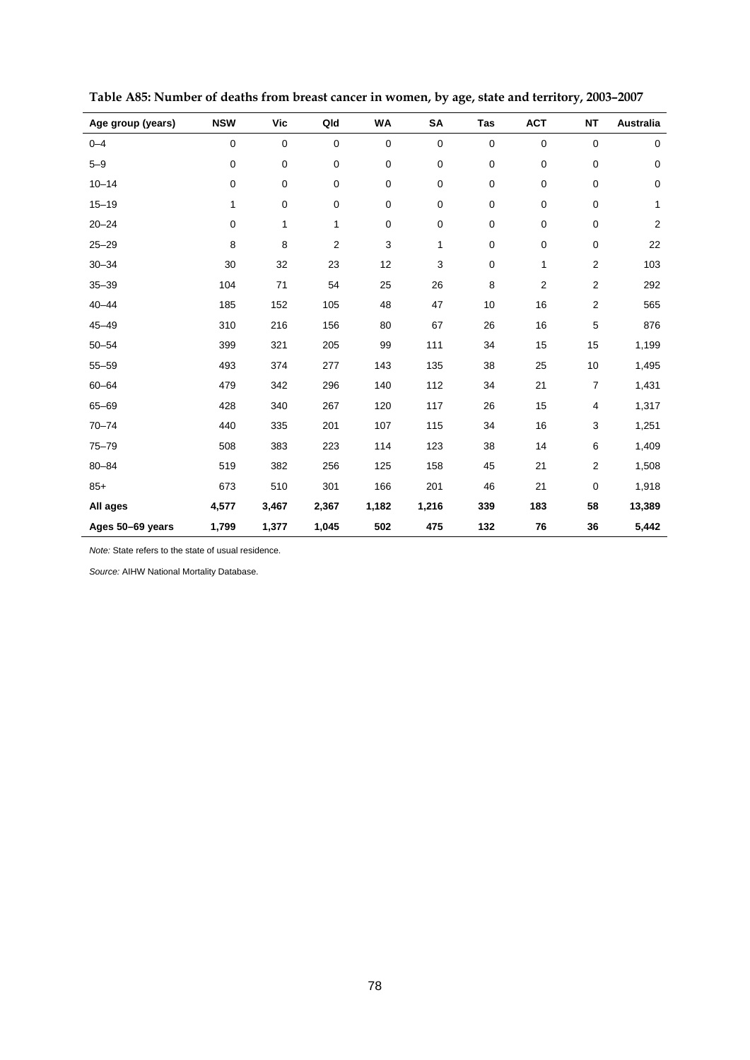**Table A85: Number of deaths from breast cancer in women, by age, state and territory, 2003–2007**

| Age group (years) | NSW | Vic | Qld | WA | SA | Tas | ACT | NT | Australia |
|---|---|---|---|---|---|---|---|---|---|
| 0–4 | 0 | 0 | 0 | 0 | 0 | 0 | 0 | 0 | 0 |
| 5–9 | 0 | 0 | 0 | 0 | 0 | 0 | 0 | 0 | 0 |
| 10–14 | 0 | 0 | 0 | 0 | 0 | 0 | 0 | 0 | 0 |
| 15–19 | 1 | 0 | 0 | 0 | 0 | 0 | 0 | 0 | 1 |
| 20–24 | 0 | 1 | 1 | 0 | 0 | 0 | 0 | 0 | 2 |
| 25–29 | 8 | 8 | 2 | 3 | 1 | 0 | 0 | 0 | 22 |
| 30–34 | 30 | 32 | 23 | 12 | 3 | 0 | 1 | 2 | 103 |
| 35–39 | 104 | 71 | 54 | 25 | 26 | 8 | 2 | 2 | 292 |
| 40–44 | 185 | 152 | 105 | 48 | 47 | 10 | 16 | 2 | 565 |
| 45–49 | 310 | 216 | 156 | 80 | 67 | 26 | 16 | 5 | 876 |
| 50–54 | 399 | 321 | 205 | 99 | 111 | 34 | 15 | 15 | 1,199 |
| 55–59 | 493 | 374 | 277 | 143 | 135 | 38 | 25 | 10 | 1,495 |
| 60–64 | 479 | 342 | 296 | 140 | 112 | 34 | 21 | 7 | 1,431 |
| 65–69 | 428 | 340 | 267 | 120 | 117 | 26 | 15 | 4 | 1,317 |
| 70–74 | 440 | 335 | 201 | 107 | 115 | 34 | 16 | 3 | 1,251 |
| 75–79 | 508 | 383 | 223 | 114 | 123 | 38 | 14 | 6 | 1,409 |
| 80–84 | 519 | 382 | 256 | 125 | 158 | 45 | 21 | 2 | 1,508 |
| 85+ | 673 | 510 | 301 | 166 | 201 | 46 | 21 | 0 | 1,918 |
| **All ages** | **4,577** | **3,467** | **2,367** | **1,182** | **1,216** | **339** | **183** | **58** | **13,389** |
| **Ages 50–69 years** | **1,799** | **1,377** | **1,045** | **502** | **475** | **132** | **76** | **36** | **5,442** |

*Note:* State refers to the state of usual residence.

*Source:* AIHW National Mortality Database.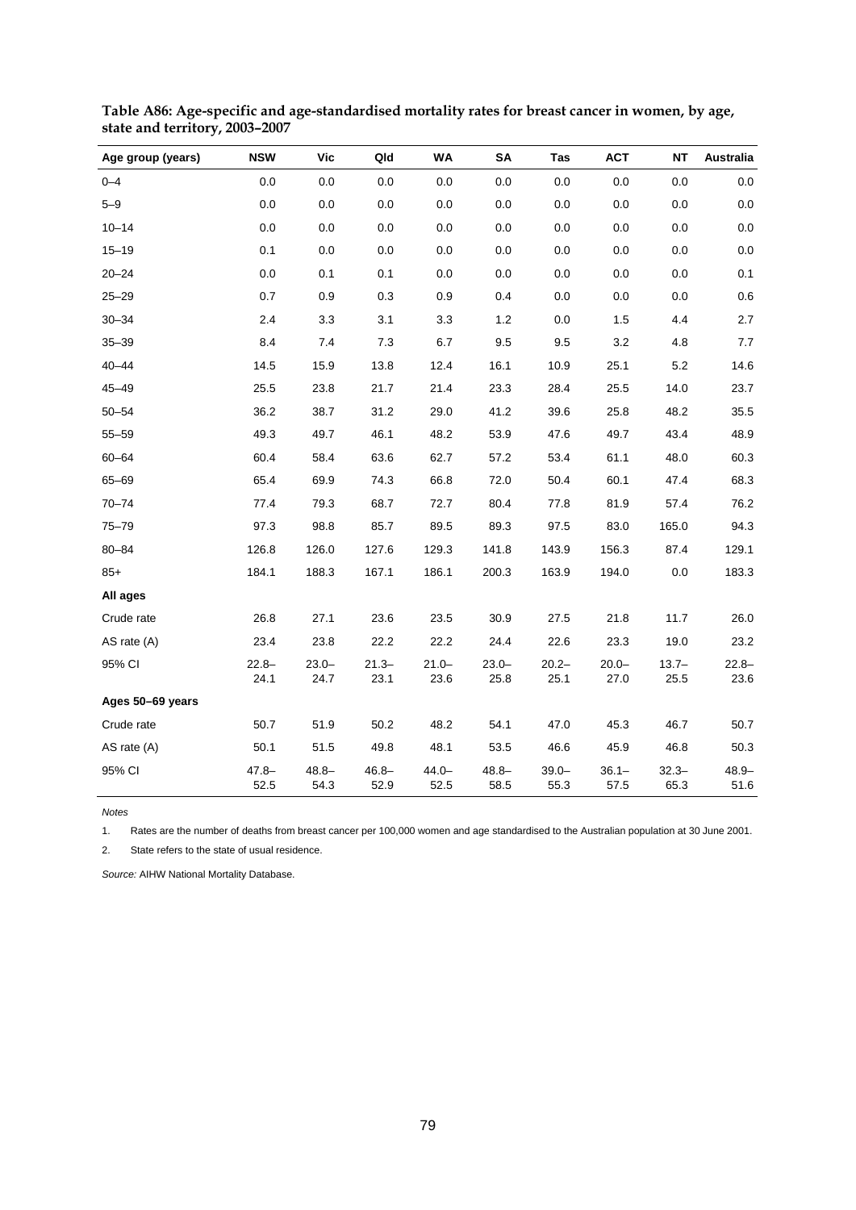**Table A86: Age-specific and age-standardised mortality rates for breast cancer in women, by age, state and territory, 2003–2007**

| Age group (years) | NSW | Vic | Qld | WA | SA | Tas | ACT | NT | Australia |
|---|---|---|---|---|---|---|---|---|---|
| 0–4 | 0.0 | 0.0 | 0.0 | 0.0 | 0.0 | 0.0 | 0.0 | 0.0 | 0.0 |
| 5–9 | 0.0 | 0.0 | 0.0 | 0.0 | 0.0 | 0.0 | 0.0 | 0.0 | 0.0 |
| 10–14 | 0.0 | 0.0 | 0.0 | 0.0 | 0.0 | 0.0 | 0.0 | 0.0 | 0.0 |
| 15–19 | 0.1 | 0.0 | 0.0 | 0.0 | 0.0 | 0.0 | 0.0 | 0.0 | 0.0 |
| 20–24 | 0.0 | 0.1 | 0.1 | 0.0 | 0.0 | 0.0 | 0.0 | 0.0 | 0.1 |
| 25–29 | 0.7 | 0.9 | 0.3 | 0.9 | 0.4 | 0.0 | 0.0 | 0.0 | 0.6 |
| 30–34 | 2.4 | 3.3 | 3.1 | 3.3 | 1.2 | 0.0 | 1.5 | 4.4 | 2.7 |
| 35–39 | 8.4 | 7.4 | 7.3 | 6.7 | 9.5 | 9.5 | 3.2 | 4.8 | 7.7 |
| 40–44 | 14.5 | 15.9 | 13.8 | 12.4 | 16.1 | 10.9 | 25.1 | 5.2 | 14.6 |
| 45–49 | 25.5 | 23.8 | 21.7 | 21.4 | 23.3 | 28.4 | 25.5 | 14.0 | 23.7 |
| 50–54 | 36.2 | 38.7 | 31.2 | 29.0 | 41.2 | 39.6 | 25.8 | 48.2 | 35.5 |
| 55–59 | 49.3 | 49.7 | 46.1 | 48.2 | 53.9 | 47.6 | 49.7 | 43.4 | 48.9 |
| 60–64 | 60.4 | 58.4 | 63.6 | 62.7 | 57.2 | 53.4 | 61.1 | 48.0 | 60.3 |
| 65–69 | 65.4 | 69.9 | 74.3 | 66.8 | 72.0 | 50.4 | 60.1 | 47.4 | 68.3 |
| 70–74 | 77.4 | 79.3 | 68.7 | 72.7 | 80.4 | 77.8 | 81.9 | 57.4 | 76.2 |
| 75–79 | 97.3 | 98.8 | 85.7 | 89.5 | 89.3 | 97.5 | 83.0 | 165.0 | 94.3 |
| 80–84 | 126.8 | 126.0 | 127.6 | 129.3 | 141.8 | 143.9 | 156.3 | 87.4 | 129.1 |
| 85+ | 184.1 | 188.3 | 167.1 | 186.1 | 200.3 | 163.9 | 194.0 | 0.0 | 183.3 |
| **All ages** | | | | | | | | | |
| Crude rate | 26.8 | 27.1 | 23.6 | 23.5 | 30.9 | 27.5 | 21.8 | 11.7 | 26.0 |
| AS rate (A) | 23.4 | 23.8 | 22.2 | 22.2 | 24.4 | 22.6 | 23.3 | 19.0 | 23.2 |
| 95% CI | 22.8–24.1 | 23.0–24.7 | 21.3–23.1 | 21.0–23.6 | 23.0–25.8 | 20.2–25.1 | 20.0–27.0 | 13.7–25.5 | 22.8–23.6 |
| **Ages 50–69 years** | | | | | | | | | |
| Crude rate | 50.7 | 51.9 | 50.2 | 48.2 | 54.1 | 47.0 | 45.3 | 46.7 | 50.7 |
| AS rate (A) | 50.1 | 51.5 | 49.8 | 48.1 | 53.5 | 46.6 | 45.9 | 46.8 | 50.3 |
| 95% CI | 47.8–52.5 | 48.8–54.3 | 46.8–52.9 | 44.0–52.5 | 48.8–58.5 | 39.0–55.3 | 36.1–57.5 | 32.3–65.3 | 48.9–51.6 |

*Notes*

1. Rates are the number of deaths from breast cancer per 100,000 women and age standardised to the Australian population at 30 June 2001.
2. State refers to the state of usual residence.

*Source:* AIHW National Mortality Database.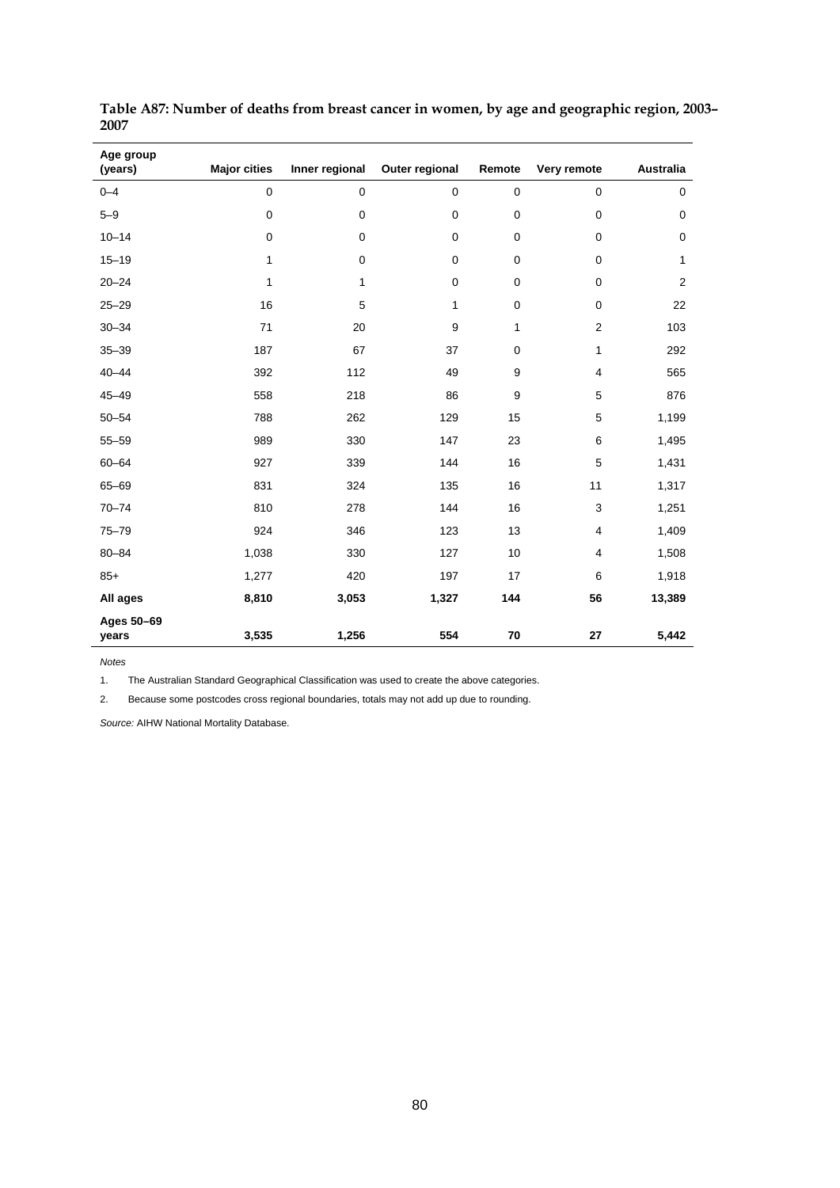**Table A87: Number of deaths from breast cancer in women, by age and geographic region, 2003–2007**

| Age group (years) | Major cities | Inner regional | Outer regional | Remote | Very remote | Australia |
|---|---|---|---|---|---|---|
| 0–4 | 0 | 0 | 0 | 0 | 0 | 0 |
| 5–9 | 0 | 0 | 0 | 0 | 0 | 0 |
| 10–14 | 0 | 0 | 0 | 0 | 0 | 0 |
| 15–19 | 1 | 0 | 0 | 0 | 0 | 1 |
| 20–24 | 1 | 1 | 0 | 0 | 0 | 2 |
| 25–29 | 16 | 5 | 1 | 0 | 0 | 22 |
| 30–34 | 71 | 20 | 9 | 1 | 2 | 103 |
| 35–39 | 187 | 67 | 37 | 0 | 1 | 292 |
| 40–44 | 392 | 112 | 49 | 9 | 4 | 565 |
| 45–49 | 558 | 218 | 86 | 9 | 5 | 876 |
| 50–54 | 788 | 262 | 129 | 15 | 5 | 1,199 |
| 55–59 | 989 | 330 | 147 | 23 | 6 | 1,495 |
| 60–64 | 927 | 339 | 144 | 16 | 5 | 1,431 |
| 65–69 | 831 | 324 | 135 | 16 | 11 | 1,317 |
| 70–74 | 810 | 278 | 144 | 16 | 3 | 1,251 |
| 75–79 | 924 | 346 | 123 | 13 | 4 | 1,409 |
| 80–84 | 1,038 | 330 | 127 | 10 | 4 | 1,508 |
| 85+ | 1,277 | 420 | 197 | 17 | 6 | 1,918 |
| **All ages** | **8,810** | **3,053** | **1,327** | **144** | **56** | **13,389** |
| **Ages 50–69 years** | **3,535** | **1,256** | **554** | **70** | **27** | **5,442** |

*Notes*

1. The Australian Standard Geographical Classification was used to create the above categories.

2. Because some postcodes cross regional boundaries, totals may not add up due to rounding.

*Source:* AIHW National Mortality Database.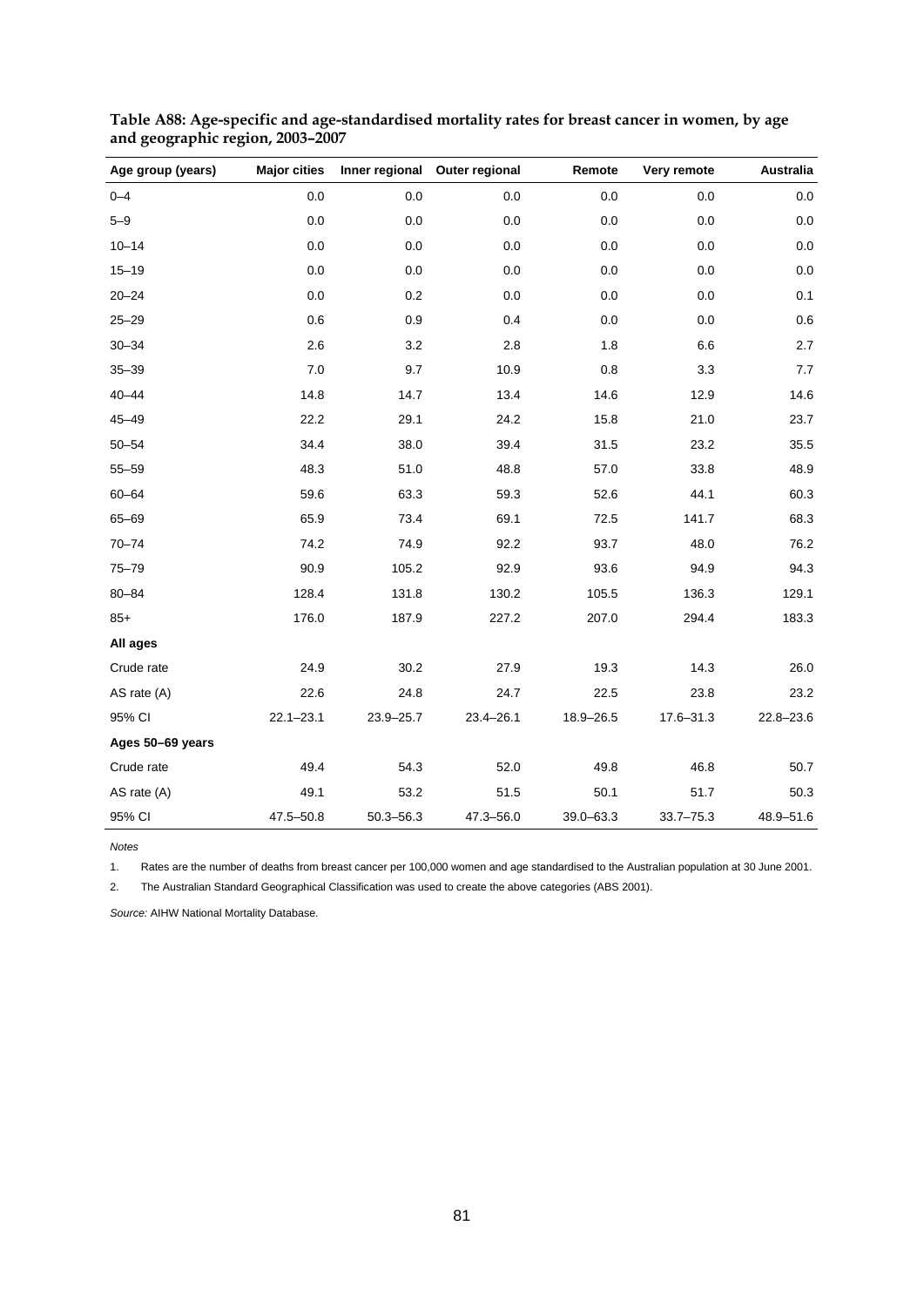**Table A88: Age-specific and age-standardised mortality rates for breast cancer in women, by age and geographic region, 2003–2007**

| Age group (years) | Major cities | Inner regional | Outer regional | Remote | Very remote | Australia |
|---|---|---|---|---|---|---|
| 0–4 | 0.0 | 0.0 | 0.0 | 0.0 | 0.0 | 0.0 |
| 5–9 | 0.0 | 0.0 | 0.0 | 0.0 | 0.0 | 0.0 |
| 10–14 | 0.0 | 0.0 | 0.0 | 0.0 | 0.0 | 0.0 |
| 15–19 | 0.0 | 0.0 | 0.0 | 0.0 | 0.0 | 0.0 |
| 20–24 | 0.0 | 0.2 | 0.0 | 0.0 | 0.0 | 0.1 |
| 25–29 | 0.6 | 0.9 | 0.4 | 0.0 | 0.0 | 0.6 |
| 30–34 | 2.6 | 3.2 | 2.8 | 1.8 | 6.6 | 2.7 |
| 35–39 | 7.0 | 9.7 | 10.9 | 0.8 | 3.3 | 7.7 |
| 40–44 | 14.8 | 14.7 | 13.4 | 14.6 | 12.9 | 14.6 |
| 45–49 | 22.2 | 29.1 | 24.2 | 15.8 | 21.0 | 23.7 |
| 50–54 | 34.4 | 38.0 | 39.4 | 31.5 | 23.2 | 35.5 |
| 55–59 | 48.3 | 51.0 | 48.8 | 57.0 | 33.8 | 48.9 |
| 60–64 | 59.6 | 63.3 | 59.3 | 52.6 | 44.1 | 60.3 |
| 65–69 | 65.9 | 73.4 | 69.1 | 72.5 | 141.7 | 68.3 |
| 70–74 | 74.2 | 74.9 | 92.2 | 93.7 | 48.0 | 76.2 |
| 75–79 | 90.9 | 105.2 | 92.9 | 93.6 | 94.9 | 94.3 |
| 80–84 | 128.4 | 131.8 | 130.2 | 105.5 | 136.3 | 129.1 |
| 85+ | 176.0 | 187.9 | 227.2 | 207.0 | 294.4 | 183.3 |
| **All ages** | | | | | | |
| Crude rate | 24.9 | 30.2 | 27.9 | 19.3 | 14.3 | 26.0 |
| AS rate (A) | 22.6 | 24.8 | 24.7 | 22.5 | 23.8 | 23.2 |
| 95% CI | 22.1–23.1 | 23.9–25.7 | 23.4–26.1 | 18.9–26.5 | 17.6–31.3 | 22.8–23.6 |
| **Ages 50–69 years** | | | | | | |
| Crude rate | 49.4 | 54.3 | 52.0 | 49.8 | 46.8 | 50.7 |
| AS rate (A) | 49.1 | 53.2 | 51.5 | 50.1 | 51.7 | 50.3 |
| 95% CI | 47.5–50.8 | 50.3–56.3 | 47.3–56.0 | 39.0–63.3 | 33.7–75.3 | 48.9–51.6 |

*Notes*

1. Rates are the number of deaths from breast cancer per 100,000 women and age standardised to the Australian population at 30 June 2001.
2. The Australian Standard Geographical Classification was used to create the above categories (ABS 2001).

*Source:* AIHW National Mortality Database.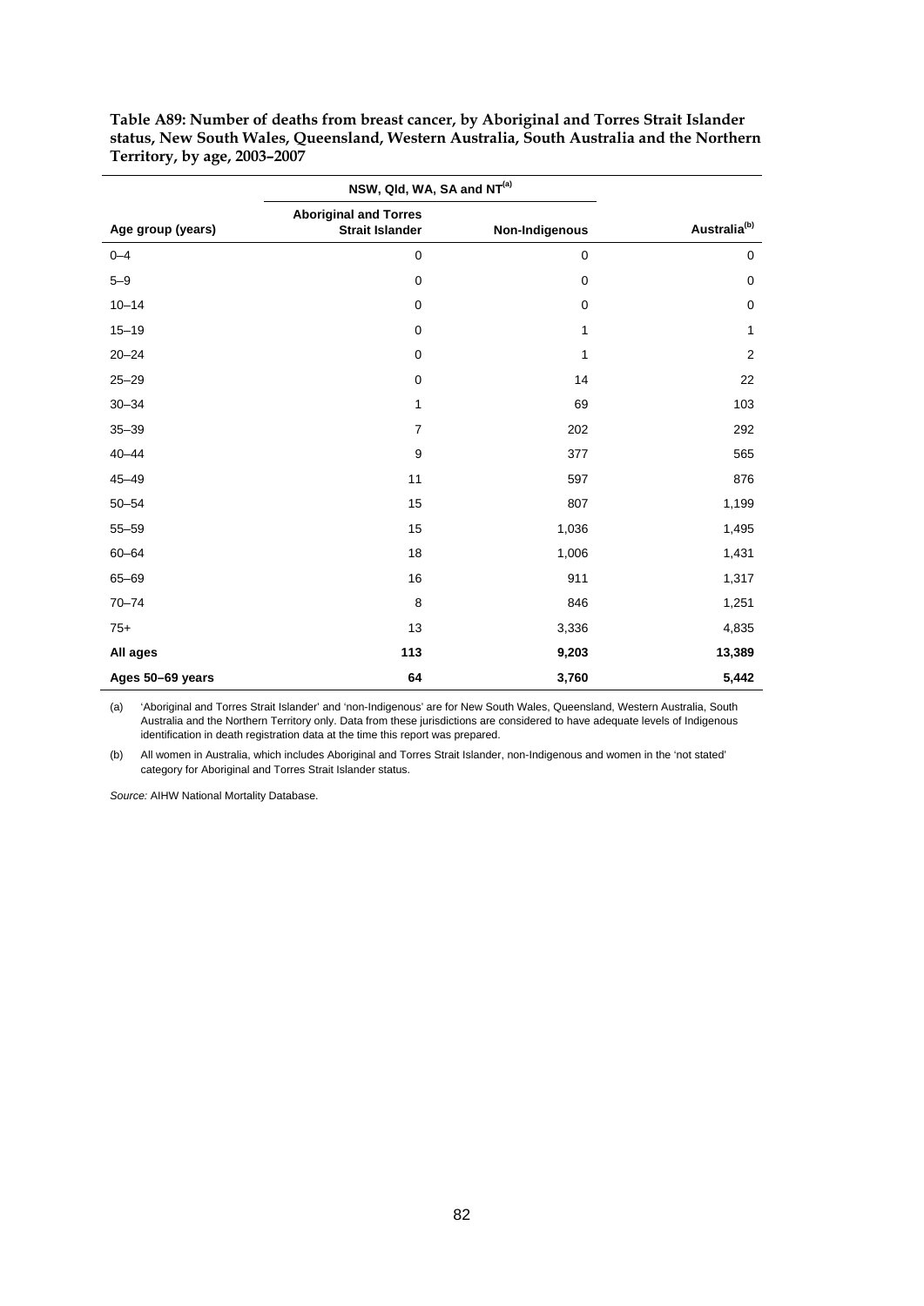**Table A89: Number of deaths from breast cancer, by Aboriginal and Torres Strait Islander status, New South Wales, Queensland, Western Australia, South Australia and the Northern Territory, by age, 2003–2007**

| | NSW, Qld, WA, SA and NT[(a)] | | |
|---|---|---|---|
| **Age group (years)** | **Aboriginal and Torres Strait Islander** | **Non-Indigenous** | **Australia[(b)]** |
| 0–4 | 0 | 0 | 0 |
| 5–9 | 0 | 0 | 0 |
| 10–14 | 0 | 0 | 0 |
| 15–19 | 0 | 1 | 1 |
| 20–24 | 0 | 1 | 2 |
| 25–29 | 0 | 14 | 22 |
| 30–34 | 1 | 69 | 103 |
| 35–39 | 7 | 202 | 292 |
| 40–44 | 9 | 377 | 565 |
| 45–49 | 11 | 597 | 876 |
| 50–54 | 15 | 807 | 1,199 |
| 55–59 | 15 | 1,036 | 1,495 |
| 60–64 | 18 | 1,006 | 1,431 |
| 65–69 | 16 | 911 | 1,317 |
| 70–74 | 8 | 846 | 1,251 |
| 75+ | 13 | 3,336 | 4,835 |
| **All ages** | **113** | **9,203** | **13,389** |
| **Ages 50–69 years** | **64** | **3,760** | **5,442** |

(a) 'Aboriginal and Torres Strait Islander' and 'non-Indigenous' are for New South Wales, Queensland, Western Australia, South Australia and the Northern Territory only. Data from these jurisdictions are considered to have adequate levels of Indigenous identification in death registration data at the time this report was prepared.

(b) All women in Australia, which includes Aboriginal and Torres Strait Islander, non-Indigenous and women in the 'not stated' category for Aboriginal and Torres Strait Islander status.

*Source:* AIHW National Mortality Database.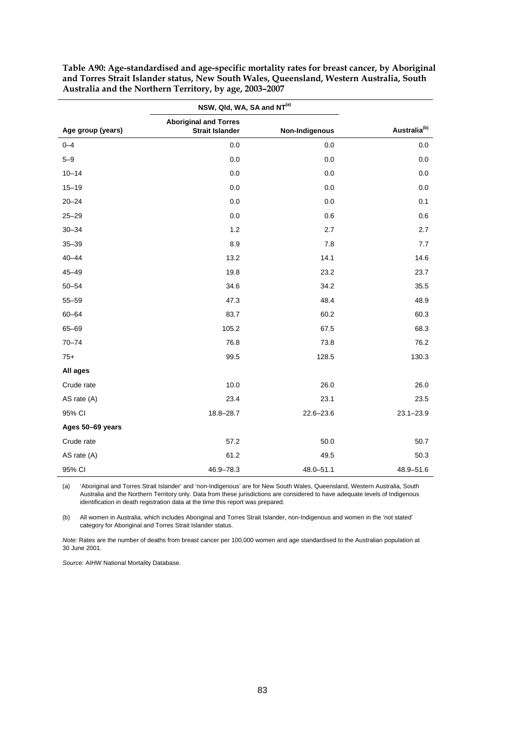**Table A90: Age-standardised and age-specific mortality rates for breast cancer, by Aboriginal and Torres Strait Islander status, New South Wales, Queensland, Western Australia, South Australia and the Northern Territory, by age, 2003–2007**

| | NSW, Qld, WA, SA and NT[(a)] | | |
|---|---|---|---|
| Age group (years) | Aboriginal and Torres Strait Islander | Non-Indigenous | Australia[(b)] |
| 0–4 | 0.0 | 0.0 | 0.0 |
| 5–9 | 0.0 | 0.0 | 0.0 |
| 10–14 | 0.0 | 0.0 | 0.0 |
| 15–19 | 0.0 | 0.0 | 0.0 |
| 20–24 | 0.0 | 0.0 | 0.1 |
| 25–29 | 0.0 | 0.6 | 0.6 |
| 30–34 | 1.2 | 2.7 | 2.7 |
| 35–39 | 8.9 | 7.8 | 7.7 |
| 40–44 | 13.2 | 14.1 | 14.6 |
| 45–49 | 19.8 | 23.2 | 23.7 |
| 50–54 | 34.6 | 34.2 | 35.5 |
| 55–59 | 47.3 | 48.4 | 48.9 |
| 60–64 | 83.7 | 60.2 | 60.3 |
| 65–69 | 105.2 | 67.5 | 68.3 |
| 70–74 | 76.8 | 73.8 | 76.2 |
| 75+ | 99.5 | 128.5 | 130.3 |
| **All ages** | | | |
| Crude rate | 10.0 | 26.0 | 26.0 |
| AS rate (A) | 23.4 | 23.1 | 23.5 |
| 95% CI | 18.8–28.7 | 22.6–23.6 | 23.1–23.9 |
| **Ages 50–69 years** | | | |
| Crude rate | 57.2 | 50.0 | 50.7 |
| AS rate (A) | 61.2 | 49.5 | 50.3 |
| 95% CI | 46.9–78.3 | 48.0–51.1 | 48.9–51.6 |

(a) 'Aboriginal and Torres Strait Islander' and 'non-Indigenous' are for New South Wales, Queensland, Western Australia, South Australia and the Northern Territory only. Data from these jurisdictions are considered to have adequate levels of Indigenous identification in death registration data at the time this report was prepared.

(b) All women in Australia, which includes Aboriginal and Torres Strait Islander, non-Indigenous and women in the 'not stated' category for Aboriginal and Torres Strait Islander status.

*Note:* Rates are the number of deaths from breast cancer per 100,000 women and age standardised to the Australian population at 30 June 2001.

*Source:* AIHW National Mortality Database.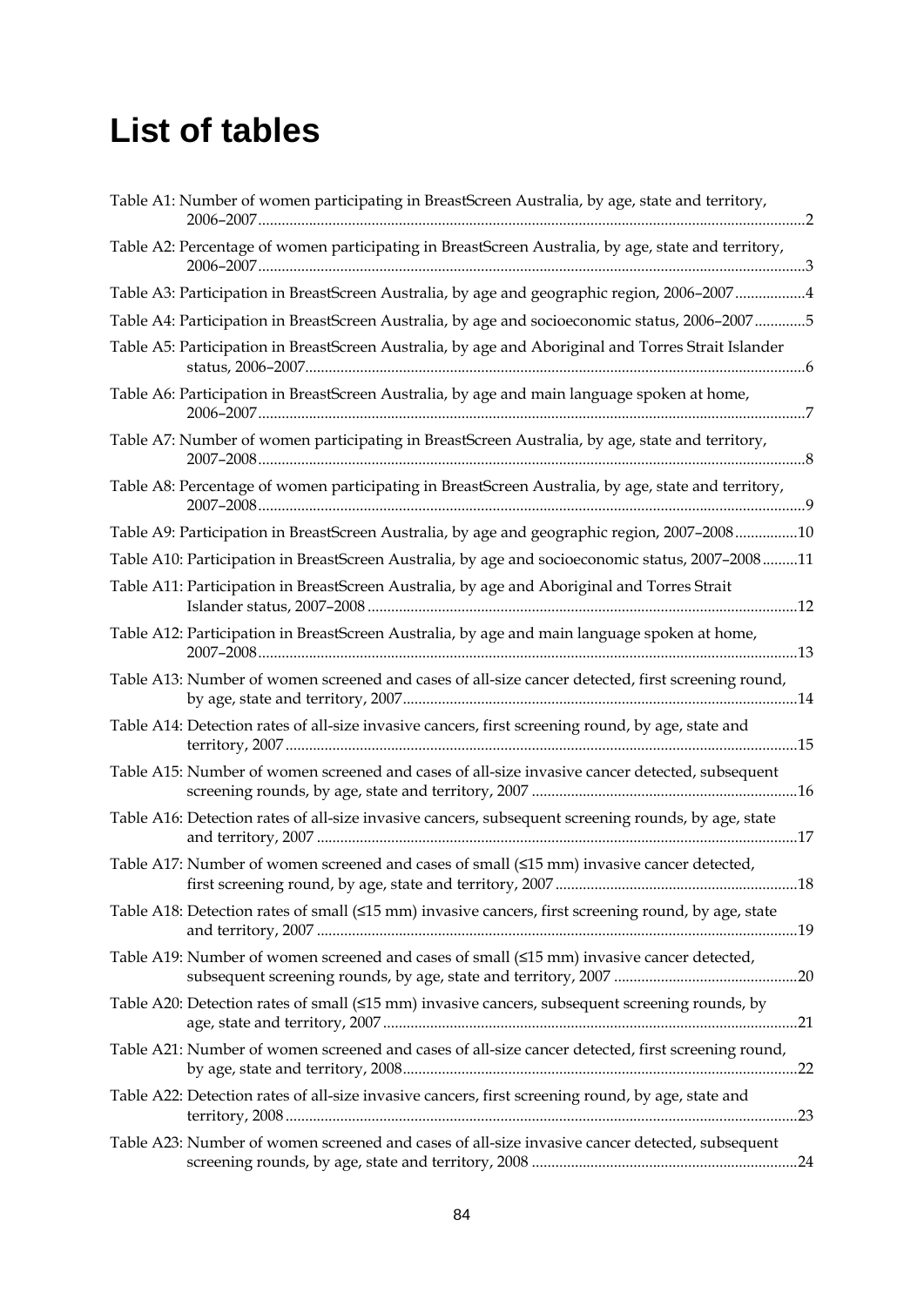# List of tables

Table A1: Number of women participating in BreastScreen Australia, by age, state and territory, 2006–2007 ... 2

Table A2: Percentage of women participating in BreastScreen Australia, by age, state and territory, 2006–2007 ... 3

Table A3: Participation in BreastScreen Australia, by age and geographic region, 2006–2007 ... 4

Table A4: Participation in BreastScreen Australia, by age and socioeconomic status, 2006–2007 ... 5

Table A5: Participation in BreastScreen Australia, by age and Aboriginal and Torres Strait Islander status, 2006–2007 ... 6

Table A6: Participation in BreastScreen Australia, by age and main language spoken at home, 2006–2007 ... 7

Table A7: Number of women participating in BreastScreen Australia, by age, state and territory, 2007–2008 ... 8

Table A8: Percentage of women participating in BreastScreen Australia, by age, state and territory, 2007–2008 ... 9

Table A9: Participation in BreastScreen Australia, by age and geographic region, 2007–2008 ... 10

Table A10: Participation in BreastScreen Australia, by age and socioeconomic status, 2007–2008 ... 11

Table A11: Participation in BreastScreen Australia, by age and Aboriginal and Torres Strait Islander status, 2007–2008 ... 12

Table A12: Participation in BreastScreen Australia, by age and main language spoken at home, 2007–2008 ... 13

Table A13: Number of women screened and cases of all-size cancer detected, first screening round, by age, state and territory, 2007 ... 14

Table A14: Detection rates of all-size invasive cancers, first screening round, by age, state and territory, 2007 ... 15

Table A15: Number of women screened and cases of all-size invasive cancer detected, subsequent screening rounds, by age, state and territory, 2007 ... 16

Table A16: Detection rates of all-size invasive cancers, subsequent screening rounds, by age, state and territory, 2007 ... 17

Table A17: Number of women screened and cases of small (≤15 mm) invasive cancer detected, first screening round, by age, state and territory, 2007 ... 18

Table A18: Detection rates of small (≤15 mm) invasive cancers, first screening round, by age, state and territory, 2007 ... 19

Table A19: Number of women screened and cases of small (≤15 mm) invasive cancer detected, subsequent screening rounds, by age, state and territory, 2007 ... 20

Table A20: Detection rates of small (≤15 mm) invasive cancers, subsequent screening rounds, by age, state and territory, 2007 ... 21

Table A21: Number of women screened and cases of all-size cancer detected, first screening round, by age, state and territory, 2008 ... 22

Table A22: Detection rates of all-size invasive cancers, first screening round, by age, state and territory, 2008 ... 23

Table A23: Number of women screened and cases of all-size invasive cancer detected, subsequent screening rounds, by age, state and territory, 2008 ... 24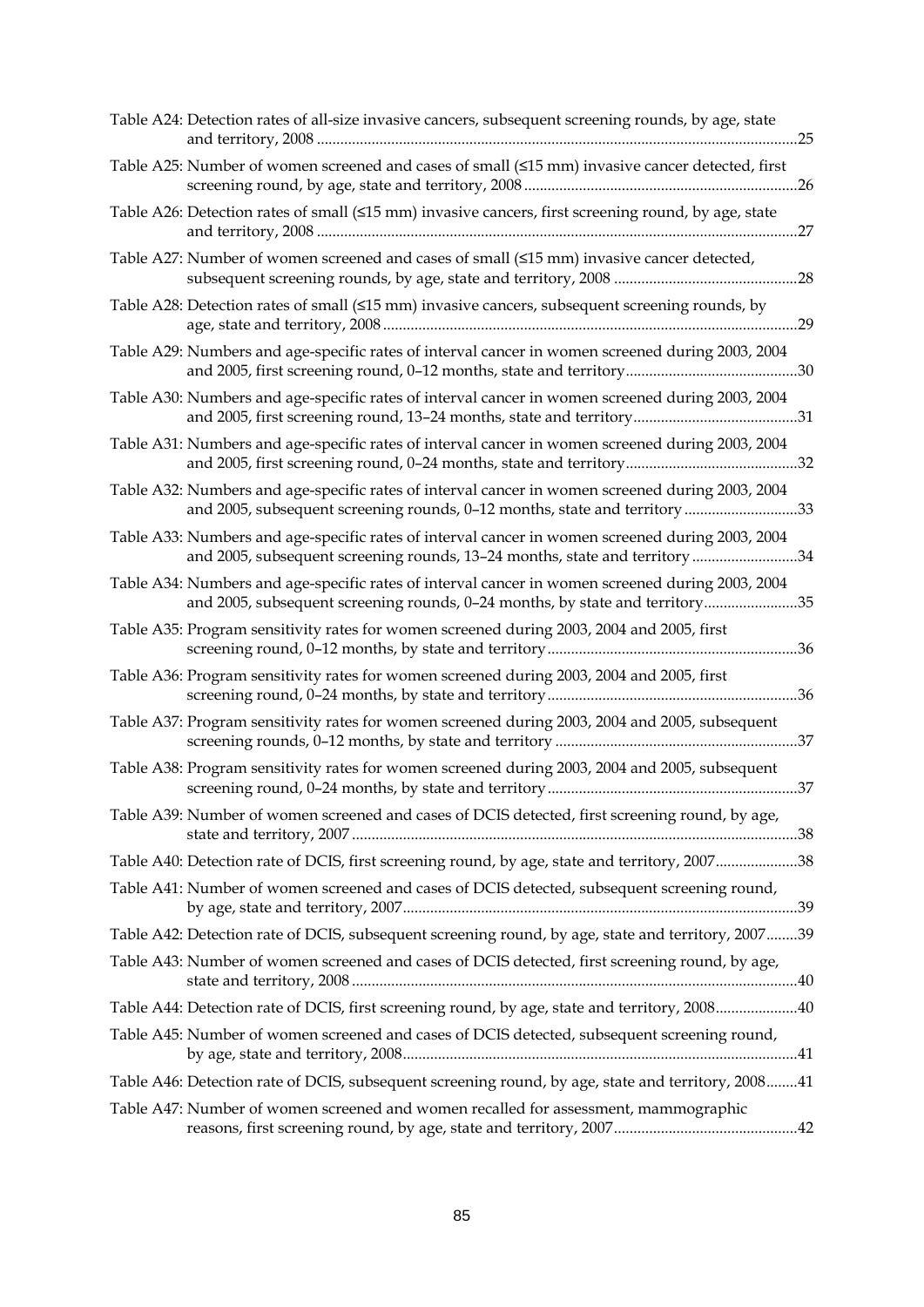Table A24: Detection rates of all-size invasive cancers, subsequent screening rounds, by age, state and territory, 2008 ....25

Table A25: Number of women screened and cases of small (≤15 mm) invasive cancer detected, first screening round, by age, state and territory, 2008 ....26

Table A26: Detection rates of small (≤15 mm) invasive cancers, first screening round, by age, state and territory, 2008 ....27

Table A27: Number of women screened and cases of small (≤15 mm) invasive cancer detected, subsequent screening rounds, by age, state and territory, 2008 ....28

Table A28: Detection rates of small (≤15 mm) invasive cancers, subsequent screening rounds, by age, state and territory, 2008 ....29

Table A29: Numbers and age-specific rates of interval cancer in women screened during 2003, 2004 and 2005, first screening round, 0–12 months, state and territory ....30

Table A30: Numbers and age-specific rates of interval cancer in women screened during 2003, 2004 and 2005, first screening round, 13–24 months, state and territory ....31

Table A31: Numbers and age-specific rates of interval cancer in women screened during 2003, 2004 and 2005, first screening round, 0–24 months, state and territory ....32

Table A32: Numbers and age-specific rates of interval cancer in women screened during 2003, 2004 and 2005, subsequent screening rounds, 0–12 months, state and territory ....33

Table A33: Numbers and age-specific rates of interval cancer in women screened during 2003, 2004 and 2005, subsequent screening rounds, 13–24 months, state and territory ....34

Table A34: Numbers and age-specific rates of interval cancer in women screened during 2003, 2004 and 2005, subsequent screening rounds, 0–24 months, by state and territory ....35

Table A35: Program sensitivity rates for women screened during 2003, 2004 and 2005, first screening round, 0–12 months, by state and territory ....36

Table A36: Program sensitivity rates for women screened during 2003, 2004 and 2005, first screening round, 0–24 months, by state and territory ....36

Table A37: Program sensitivity rates for women screened during 2003, 2004 and 2005, subsequent screening rounds, 0–12 months, by state and territory ....37

Table A38: Program sensitivity rates for women screened during 2003, 2004 and 2005, subsequent screening round, 0–24 months, by state and territory ....37

Table A39: Number of women screened and cases of DCIS detected, first screening round, by age, state and territory, 2007 ....38

Table A40: Detection rate of DCIS, first screening round, by age, state and territory, 2007 ....38

Table A41: Number of women screened and cases of DCIS detected, subsequent screening round, by age, state and territory, 2007 ....39

Table A42: Detection rate of DCIS, subsequent screening round, by age, state and territory, 2007 ....39

Table A43: Number of women screened and cases of DCIS detected, first screening round, by age, state and territory, 2008 ....40

Table A44: Detection rate of DCIS, first screening round, by age, state and territory, 2008 ....40

Table A45: Number of women screened and cases of DCIS detected, subsequent screening round, by age, state and territory, 2008 ....41

Table A46: Detection rate of DCIS, subsequent screening round, by age, state and territory, 2008 ....41

Table A47: Number of women screened and women recalled for assessment, mammographic reasons, first screening round, by age, state and territory, 2007 ....42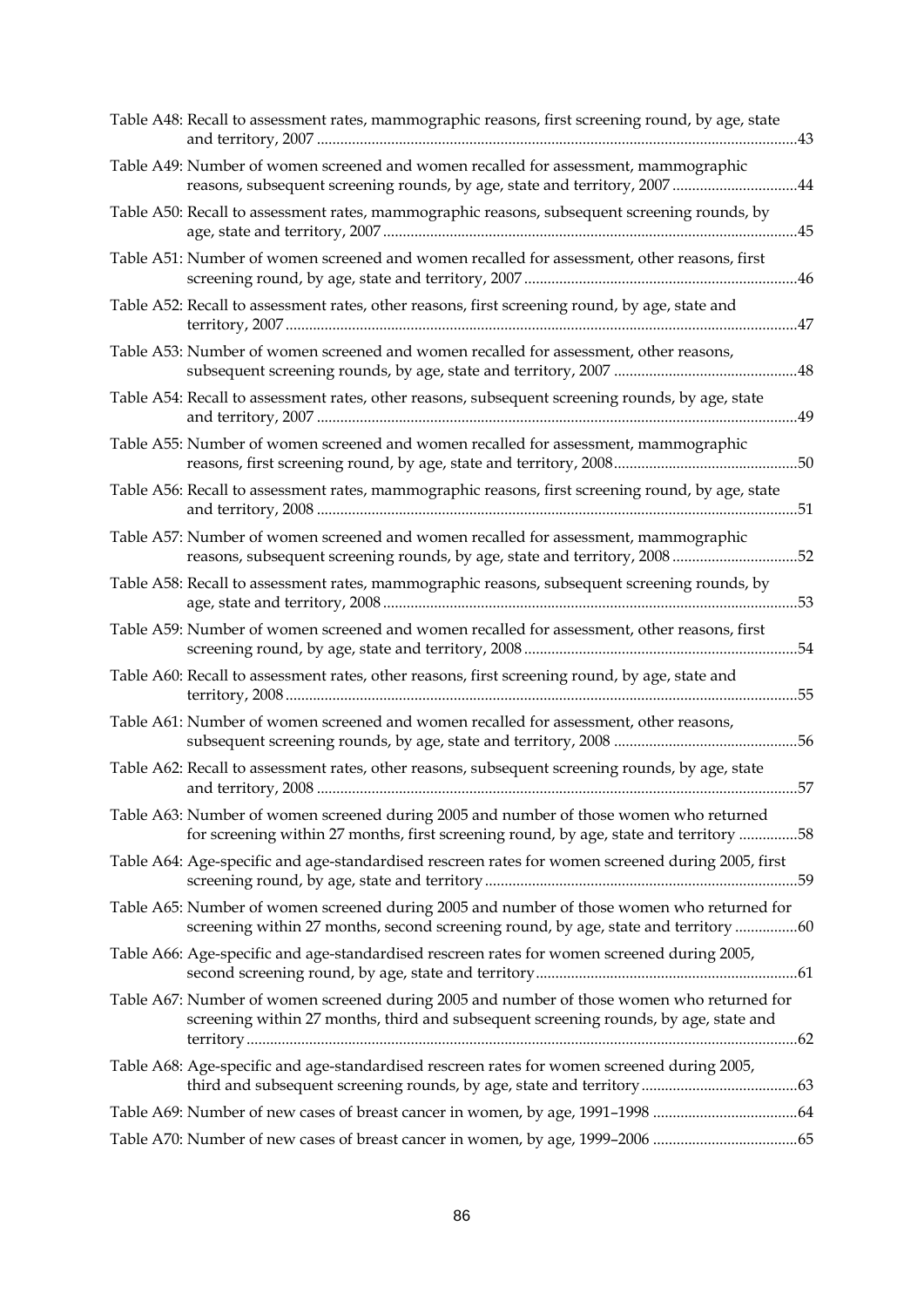Table A48: Recall to assessment rates, mammographic reasons, first screening round, by age, state and territory, 2007 ....................................................................................................................43

Table A49: Number of women screened and women recalled for assessment, mammographic reasons, subsequent screening rounds, by age, state and territory, 2007 ................................44

Table A50: Recall to assessment rates, mammographic reasons, subsequent screening rounds, by age, state and territory, 2007 ..........................................................................................................45

Table A51: Number of women screened and women recalled for assessment, other reasons, first screening round, by age, state and territory, 2007 ......................................................................46

Table A52: Recall to assessment rates, other reasons, first screening round, by age, state and territory, 2007 ..................................................................................................................................47

Table A53: Number of women screened and women recalled for assessment, other reasons, subsequent screening rounds, by age, state and territory, 2007 ...............................................48

Table A54: Recall to assessment rates, other reasons, subsequent screening rounds, by age, state and territory, 2007 ..........................................................................................................................49

Table A55: Number of women screened and women recalled for assessment, mammographic reasons, first screening round, by age, state and territory, 2008...............................................50

Table A56: Recall to assessment rates, mammographic reasons, first screening round, by age, state and territory, 2008 ..........................................................................................................................51

Table A57: Number of women screened and women recalled for assessment, mammographic reasons, subsequent screening rounds, by age, state and territory, 2008 ................................52

Table A58: Recall to assessment rates, mammographic reasons, subsequent screening rounds, by age, state and territory, 2008 ..........................................................................................................53

Table A59: Number of women screened and women recalled for assessment, other reasons, first screening round, by age, state and territory, 2008 ......................................................................54

Table A60: Recall to assessment rates, other reasons, first screening round, by age, state and territory, 2008 ..................................................................................................................................55

Table A61: Number of women screened and women recalled for assessment, other reasons, subsequent screening rounds, by age, state and territory, 2008 ...............................................56

Table A62: Recall to assessment rates, other reasons, subsequent screening rounds, by age, state and territory, 2008 ..........................................................................................................................57

Table A63: Number of women screened during 2005 and number of those women who returned for screening within 27 months, first screening round, by age, state and territory ...............58

Table A64: Age-specific and age-standardised rescreen rates for women screened during 2005, first screening round, by age, state and territory ...............................................................................59

Table A65: Number of women screened during 2005 and number of those women who returned for screening within 27 months, second screening round, by age, state and territory ................60

Table A66: Age-specific and age-standardised rescreen rates for women screened during 2005, second screening round, by age, state and territory...................................................................61

Table A67: Number of women screened during 2005 and number of those women who returned for screening within 27 months, third and subsequent screening rounds, by age, state and territory ...........................................................................................................................................62

Table A68: Age-specific and age-standardised rescreen rates for women screened during 2005, third and subsequent screening rounds, by age, state and territory ........................................63

Table A69: Number of new cases of breast cancer in women, by age, 1991–1998 .....................................64

Table A70: Number of new cases of breast cancer in women, by age, 1999–2006 .....................................65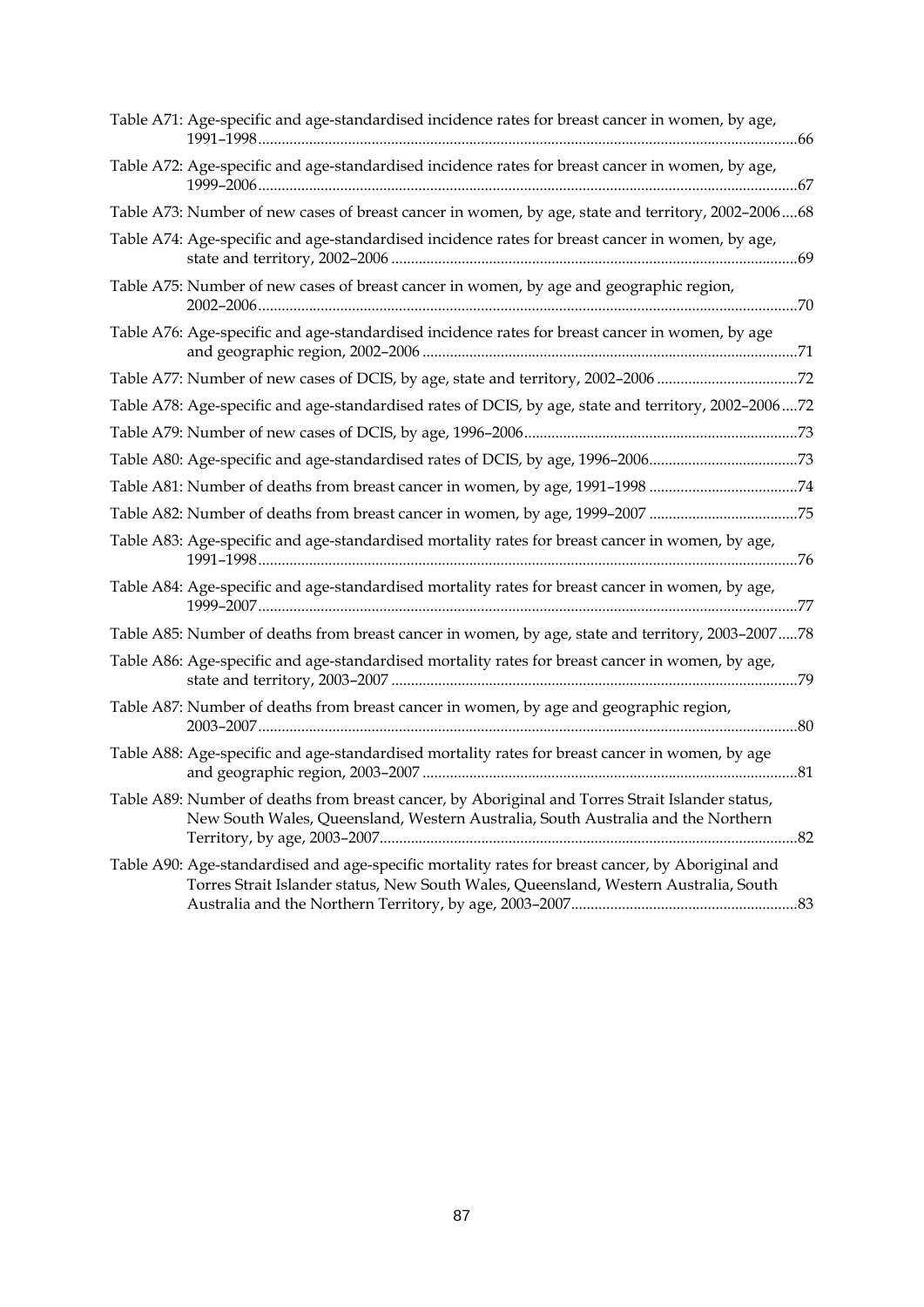Table A71: Age-specific and age-standardised incidence rates for breast cancer in women, by age, 1991–1998 .......................................................................................................................................66

Table A72: Age-specific and age-standardised incidence rates for breast cancer in women, by age, 1999–2006 .......................................................................................................................................67

Table A73: Number of new cases of breast cancer in women, by age, state and territory, 2002–2006 ....68

Table A74: Age-specific and age-standardised incidence rates for breast cancer in women, by age, state and territory, 2002–2006 ......................................................................................................69

Table A75: Number of new cases of breast cancer in women, by age and geographic region, 2002–2006 .......................................................................................................................................70

Table A76: Age-specific and age-standardised incidence rates for breast cancer in women, by age and geographic region, 2002–2006 ..............................................................................................71

Table A77: Number of new cases of DCIS, by age, state and territory, 2002–2006 ...................................72

Table A78: Age-specific and age-standardised rates of DCIS, by age, state and territory, 2002–2006 ....72

Table A79: Number of new cases of DCIS, by age, 1996–2006.....................................................................73

Table A80: Age-specific and age-standardised rates of DCIS, by age, 1996–2006......................................73

Table A81: Number of deaths from breast cancer in women, by age, 1991–1998 .....................................74

Table A82: Number of deaths from breast cancer in women, by age, 1999–2007 .....................................75

Table A83: Age-specific and age-standardised mortality rates for breast cancer in women, by age, 1991–1998 .......................................................................................................................................76

Table A84: Age-specific and age-standardised mortality rates for breast cancer in women, by age, 1999–2007 .......................................................................................................................................77

Table A85: Number of deaths from breast cancer in women, by age, state and territory, 2003–2007 .....78

Table A86: Age-specific and age-standardised mortality rates for breast cancer in women, by age, state and territory, 2003–2007 ......................................................................................................79

Table A87: Number of deaths from breast cancer in women, by age and geographic region, 2003–2007 .......................................................................................................................................80

Table A88: Age-specific and age-standardised mortality rates for breast cancer in women, by age and geographic region, 2003–2007 ..............................................................................................81

Table A89: Number of deaths from breast cancer, by Aboriginal and Torres Strait Islander status, New South Wales, Queensland, Western Australia, South Australia and the Northern Territory, by age, 2003–2007.........................................................................................................82

Table A90: Age-standardised and age-specific mortality rates for breast cancer, by Aboriginal and Torres Strait Islander status, New South Wales, Queensland, Western Australia, South Australia and the Northern Territory, by age, 2003–2007.........................................................83